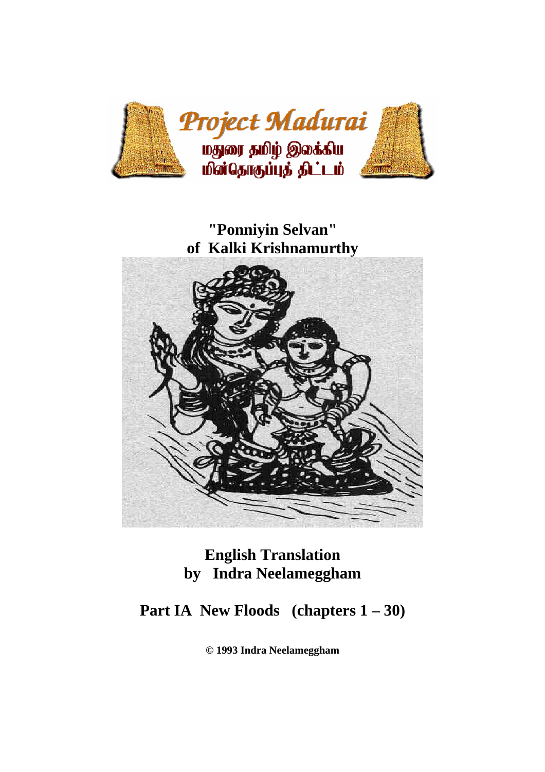Project Madurai

மதுரை தமிழ் இலக்கிய மின்தொகுப்புத் திட்டம்

# "Ponniyin Selvan" of Kalki Krishnamurthy

## English Translation by Indra Neelameggham

## Part IA New Floods (chapters 1 – 30)

**© 1993 Indra Neelameggham**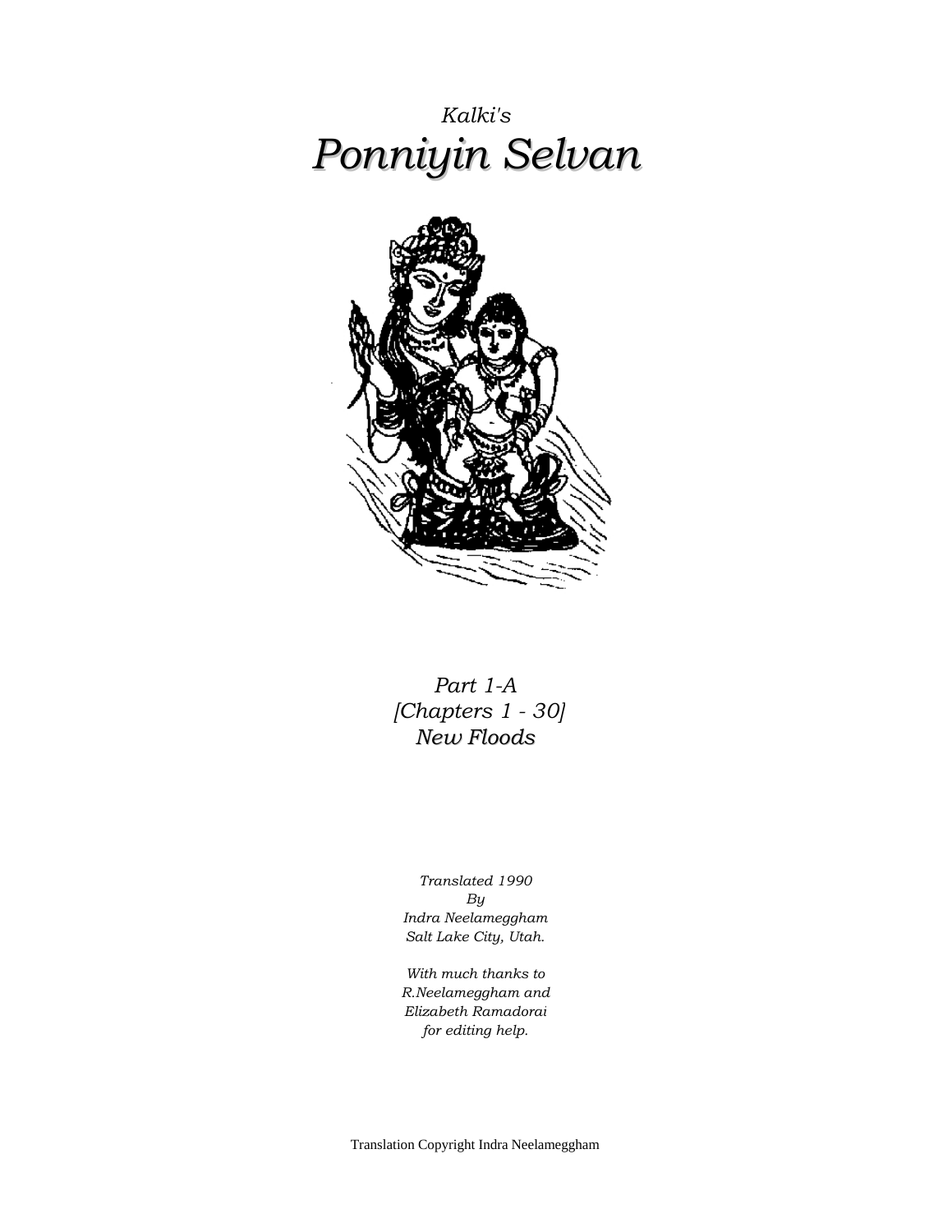*Kalki's*

# *Ponniyin Selvan*

*Part 1-A*
*[Chapters 1 - 30]*
*New Floods*

*Translated 1990*
*By*
*Indra Neelameggham*
*Salt Lake City, Utah.*

*With much thanks to*
*R.Neelameggham and*
*Elizabeth Ramadorai*
*for editing help.*

Translation Copyright Indra Neelameggham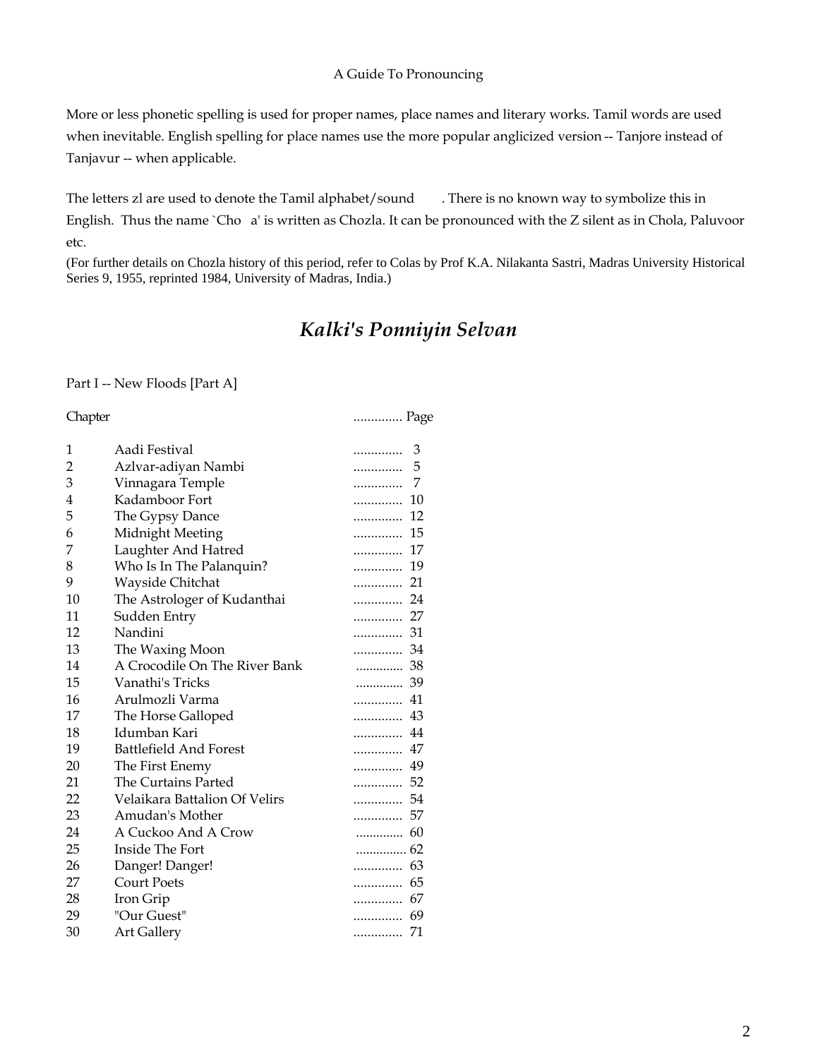A Guide To Pronouncing

More or less phonetic spelling is used for proper names, place names and literary works. Tamil words are used when inevitable. English spelling for place names use the more popular anglicized version -- Tanjore instead of Tanjavur -- when applicable.

The letters zl are used to denote the Tamil alphabet/sound . There is no known way to symbolize this in English. Thus the name `Cho a' is written as Chozla. It can be pronounced with the Z silent as in Chola, Paluvoor etc.

(For further details on Chozla history of this period, refer to Colas by Prof K.A. Nilakanta Sastri, Madras University Historical Series 9, 1955, reprinted 1984, University of Madras, India.)

# *Kalki's Ponniyin Selvan*

Part I -- New Floods [Part A]

| Chapter | | Page |
|---|---|---|
| 1 | Aadi Festival | 3 |
| 2 | Azlvar-adiyan Nambi | 5 |
| 3 | Vinnagara Temple | 7 |
| 4 | Kadamboor Fort | 10 |
| 5 | The Gypsy Dance | 12 |
| 6 | Midnight Meeting | 15 |
| 7 | Laughter And Hatred | 17 |
| 8 | Who Is In The Palanquin? | 19 |
| 9 | Wayside Chitchat | 21 |
| 10 | The Astrologer of Kudanthai | 24 |
| 11 | Sudden Entry | 27 |
| 12 | Nandini | 31 |
| 13 | The Waxing Moon | 34 |
| 14 | A Crocodile On The River Bank | 38 |
| 15 | Vanathi's Tricks | 39 |
| 16 | Arulmozli Varma | 41 |
| 17 | The Horse Galloped | 43 |
| 18 | Idumban Kari | 44 |
| 19 | Battlefield And Forest | 47 |
| 20 | The First Enemy | 49 |
| 21 | The Curtains Parted | 52 |
| 22 | Velaikara Battalion Of Velirs | 54 |
| 23 | Amudan's Mother | 57 |
| 24 | A Cuckoo And A Crow | 60 |
| 25 | Inside The Fort | 62 |
| 26 | Danger! Danger! | 63 |
| 27 | Court Poets | 65 |
| 28 | Iron Grip | 67 |
| 29 | "Our Guest" | 69 |
| 30 | Art Gallery | 71 |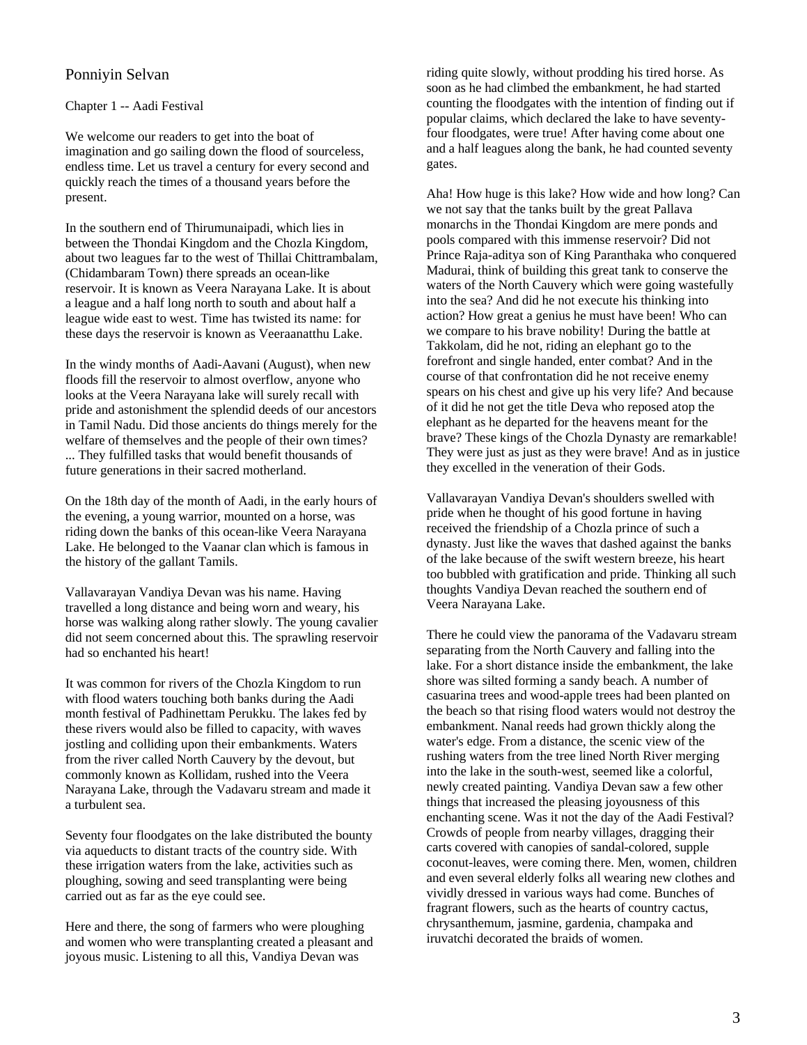# Ponniyin Selvan

## Chapter 1 -- Aadi Festival

We welcome our readers to get into the boat of imagination and go sailing down the flood of sourceless, endless time. Let us travel a century for every second and quickly reach the times of a thousand years before the present.

In the southern end of Thirumunaipadi, which lies in between the Thondai Kingdom and the Chozla Kingdom, about two leagues far to the west of Thillai Chittrambalam, (Chidambaram Town) there spreads an ocean-like reservoir. It is known as Veera Narayana Lake. It is about a league and a half long north to south and about half a league wide east to west. Time has twisted its name: for these days the reservoir is known as Veeraanatthu Lake.

In the windy months of Aadi-Aavani (August), when new floods fill the reservoir to almost overflow, anyone who looks at the Veera Narayana lake will surely recall with pride and astonishment the splendid deeds of our ancestors in Tamil Nadu. Did those ancients do things merely for the welfare of themselves and the people of their own times? ... They fulfilled tasks that would benefit thousands of future generations in their sacred motherland.

On the 18th day of the month of Aadi, in the early hours of the evening, a young warrior, mounted on a horse, was riding down the banks of this ocean-like Veera Narayana Lake. He belonged to the Vaanar clan which is famous in the history of the gallant Tamils.

Vallavarayan Vandiya Devan was his name. Having travelled a long distance and being worn and weary, his horse was walking along rather slowly. The young cavalier did not seem concerned about this. The sprawling reservoir had so enchanted his heart!

It was common for rivers of the Chozla Kingdom to run with flood waters touching both banks during the Aadi month festival of Padhinettam Perukku. The lakes fed by these rivers would also be filled to capacity, with waves jostling and colliding upon their embankments. Waters from the river called North Cauvery by the devout, but commonly known as Kollidam, rushed into the Veera Narayana Lake, through the Vadavaru stream and made it a turbulent sea.

Seventy four floodgates on the lake distributed the bounty via aqueducts to distant tracts of the country side. With these irrigation waters from the lake, activities such as ploughing, sowing and seed transplanting were being carried out as far as the eye could see.

Here and there, the song of farmers who were ploughing and women who were transplanting created a pleasant and joyous music. Listening to all this, Vandiya Devan was riding quite slowly, without prodding his tired horse. As soon as he had climbed the embankment, he had started counting the floodgates with the intention of finding out if popular claims, which declared the lake to have seventy-four floodgates, were true! After having come about one and a half leagues along the bank, he had counted seventy gates.

Aha! How huge is this lake? How wide and how long? Can we not say that the tanks built by the great Pallava monarchs in the Thondai Kingdom are mere ponds and pools compared with this immense reservoir? Did not Prince Raja-aditya son of King Paranthaka who conquered Madurai, think of building this great tank to conserve the waters of the North Cauvery which were going wastefully into the sea? And did he not execute his thinking into action? How great a genius he must have been! Who can we compare to his brave nobility! During the battle at Takkolam, did he not, riding an elephant go to the forefront and single handed, enter combat? And in the course of that confrontation did he not receive enemy spears on his chest and give up his very life? And because of it did he not get the title Deva who reposed atop the elephant as he departed for the heavens meant for the brave? These kings of the Chozla Dynasty are remarkable! They were just as just as they were brave! And as in justice they excelled in the veneration of their Gods.

Vallavarayan Vandiya Devan's shoulders swelled with pride when he thought of his good fortune in having received the friendship of a Chozla prince of such a dynasty. Just like the waves that dashed against the banks of the lake because of the swift western breeze, his heart too bubbled with gratification and pride. Thinking all such thoughts Vandiya Devan reached the southern end of Veera Narayana Lake.

There he could view the panorama of the Vadavaru stream separating from the North Cauvery and falling into the lake. For a short distance inside the embankment, the lake shore was silted forming a sandy beach. A number of casuarina trees and wood-apple trees had been planted on the beach so that rising flood waters would not destroy the embankment. Nanal reeds had grown thickly along the water's edge. From a distance, the scenic view of the rushing waters from the tree lined North River merging into the lake in the south-west, seemed like a colorful, newly created painting. Vandiya Devan saw a few other things that increased the pleasing joyousness of this enchanting scene. Was it not the day of the Aadi Festival? Crowds of people from nearby villages, dragging their carts covered with canopies of sandal-colored, supple coconut-leaves, were coming there. Men, women, children and even several elderly folks all wearing new clothes and vividly dressed in various ways had come. Bunches of fragrant flowers, such as the hearts of country cactus, chrysanthemum, jasmine, gardenia, champaka and iruvatchi decorated the braids of women.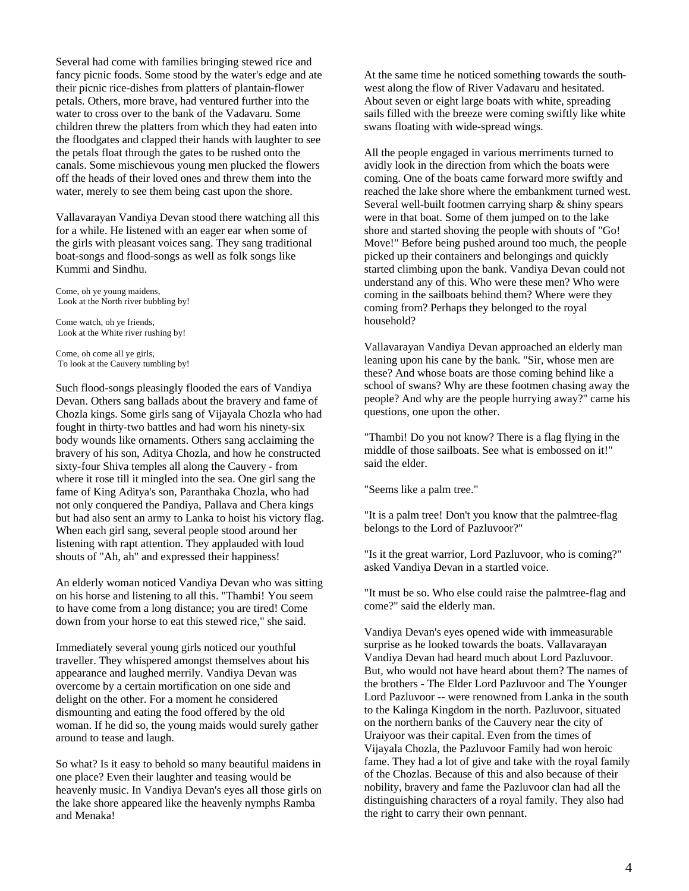Several had come with families bringing stewed rice and fancy picnic foods. Some stood by the water's edge and ate their picnic rice-dishes from platters of plantain-flower petals. Others, more brave, had ventured further into the water to cross over to the bank of the Vadavaru. Some children threw the platters from which they had eaten into the floodgates and clapped their hands with laughter to see the petals float through the gates to be rushed onto the canals. Some mischievous young men plucked the flowers off the heads of their loved ones and threw them into the water, merely to see them being cast upon the shore.

Vallavarayan Vandiya Devan stood there watching all this for a while. He listened with an eager ear when some of the girls with pleasant voices sang. They sang traditional boat-songs and flood-songs as well as folk songs like Kummi and Sindhu.

Come, oh ye young maidens,
Look at the North river bubbling by!

Come watch, oh ye friends,
Look at the White river rushing by!

Come, oh come all ye girls,
To look at the Cauvery tumbling by!

Such flood-songs pleasingly flooded the ears of Vandiya Devan. Others sang ballads about the bravery and fame of Chozla kings. Some girls sang of Vijayala Chozla who had fought in thirty-two battles and had worn his ninety-six body wounds like ornaments. Others sang acclaiming the bravery of his son, Aditya Chozla, and how he constructed sixty-four Shiva temples all along the Cauvery - from where it rose till it mingled into the sea. One girl sang the fame of King Aditya's son, Paranthaka Chozla, who had not only conquered the Pandiya, Pallava and Chera kings but had also sent an army to Lanka to hoist his victory flag. When each girl sang, several people stood around her listening with rapt attention. They applauded with loud shouts of "Ah, ah" and expressed their happiness!

An elderly woman noticed Vandiya Devan who was sitting on his horse and listening to all this. "Thambi! You seem to have come from a long distance; you are tired! Come down from your horse to eat this stewed rice," she said.

Immediately several young girls noticed our youthful traveller. They whispered amongst themselves about his appearance and laughed merrily. Vandiya Devan was overcome by a certain mortification on one side and delight on the other. For a moment he considered dismounting and eating the food offered by the old woman. If he did so, the young maids would surely gather around to tease and laugh.

So what? Is it easy to behold so many beautiful maidens in one place? Even their laughter and teasing would be heavenly music. In Vandiya Devan's eyes all those girls on the lake shore appeared like the heavenly nymphs Ramba and Menaka!

At the same time he noticed something towards the south-west along the flow of River Vadavaru and hesitated. About seven or eight large boats with white, spreading sails filled with the breeze were coming swiftly like white swans floating with wide-spread wings.

All the people engaged in various merriments turned to avidly look in the direction from which the boats were coming. One of the boats came forward more swiftly and reached the lake shore where the embankment turned west. Several well-built footmen carrying sharp & shiny spears were in that boat. Some of them jumped on to the lake shore and started shoving the people with shouts of "Go! Move!" Before being pushed around too much, the people picked up their containers and belongings and quickly started climbing upon the bank. Vandiya Devan could not understand any of this. Who were these men? Who were coming in the sailboats behind them? Where were they coming from? Perhaps they belonged to the royal household?

Vallavarayan Vandiya Devan approached an elderly man leaning upon his cane by the bank. "Sir, whose men are these? And whose boats are those coming behind like a school of swans? Why are these footmen chasing away the people? And why are the people hurrying away?" came his questions, one upon the other.

"Thambi! Do you not know? There is a flag flying in the middle of those sailboats. See what is embossed on it!" said the elder.

"Seems like a palm tree."

"It is a palm tree! Don't you know that the palmtree-flag belongs to the Lord of Pazluvoor?"

"Is it the great warrior, Lord Pazluvoor, who is coming?" asked Vandiya Devan in a startled voice.

"It must be so. Who else could raise the palmtree-flag and come?" said the elderly man.

Vandiya Devan's eyes opened wide with immeasurable surprise as he looked towards the boats. Vallavarayan Vandiya Devan had heard much about Lord Pazluvoor. But, who would not have heard about them? The names of the brothers - The Elder Lord Pazluvoor and The Younger Lord Pazluvoor -- were renowned from Lanka in the south to the Kalinga Kingdom in the north. Pazluvoor, situated on the northern banks of the Cauvery near the city of Uraiyoor was their capital. Even from the times of Vijayala Chozla, the Pazluvoor Family had won heroic fame. They had a lot of give and take with the royal family of the Chozlas. Because of this and also because of their nobility, bravery and fame the Pazluvoor clan had all the distinguishing characters of a royal family. They also had the right to carry their own pennant.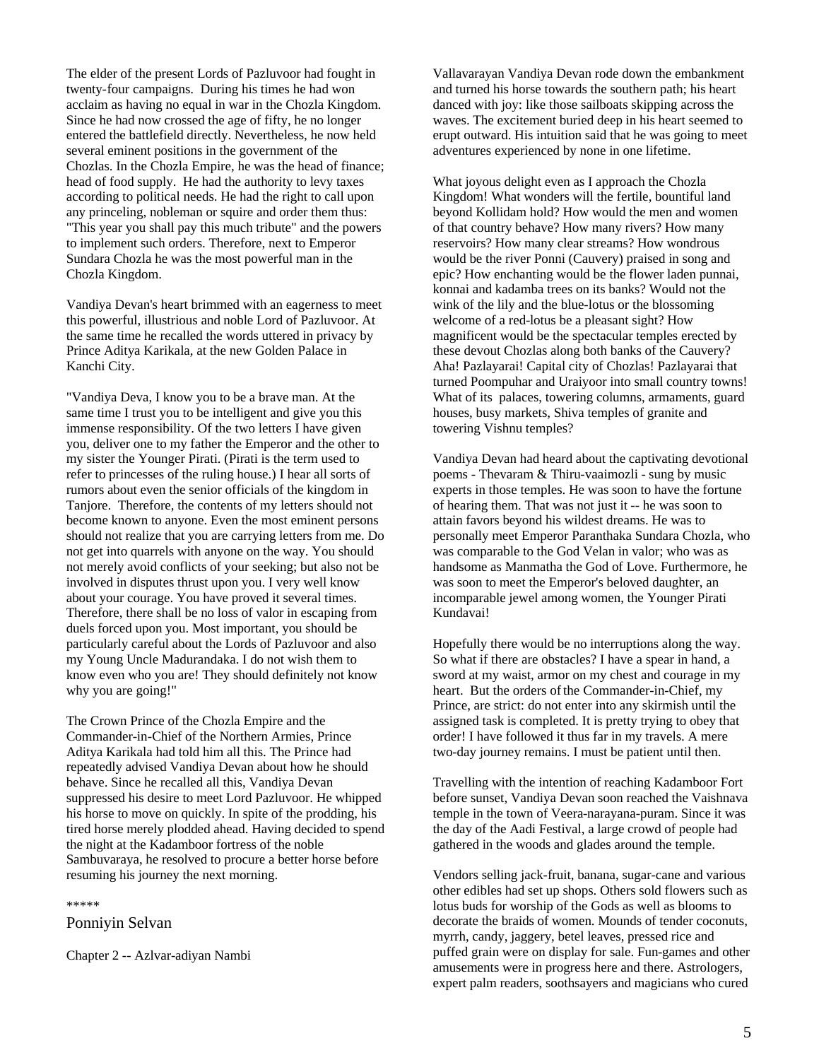The elder of the present Lords of Pazluvoor had fought in twenty-four campaigns. During his times he had won acclaim as having no equal in war in the Chozla Kingdom. Since he had now crossed the age of fifty, he no longer entered the battlefield directly. Nevertheless, he now held several eminent positions in the government of the Chozlas. In the Chozla Empire, he was the head of finance; head of food supply. He had the authority to levy taxes according to political needs. He had the right to call upon any princeling, nobleman or squire and order them thus: "This year you shall pay this much tribute" and the powers to implement such orders. Therefore, next to Emperor Sundara Chozla he was the most powerful man in the Chozla Kingdom.

Vandiya Devan's heart brimmed with an eagerness to meet this powerful, illustrious and noble Lord of Pazluvoor. At the same time he recalled the words uttered in privacy by Prince Aditya Karikala, at the new Golden Palace in Kanchi City.

"Vandiya Deva, I know you to be a brave man. At the same time I trust you to be intelligent and give you this immense responsibility. Of the two letters I have given you, deliver one to my father the Emperor and the other to my sister the Younger Pirati. (Pirati is the term used to refer to princesses of the ruling house.) I hear all sorts of rumors about even the senior officials of the kingdom in Tanjore. Therefore, the contents of my letters should not become known to anyone. Even the most eminent persons should not realize that you are carrying letters from me. Do not get into quarrels with anyone on the way. You should not merely avoid conflicts of your seeking; but also not be involved in disputes thrust upon you. I very well know about your courage. You have proved it several times. Therefore, there shall be no loss of valor in escaping from duels forced upon you. Most important, you should be particularly careful about the Lords of Pazluvoor and also my Young Uncle Madurandaka. I do not wish them to know even who you are! They should definitely not know why you are going!"

The Crown Prince of the Chozla Empire and the Commander-in-Chief of the Northern Armies, Prince Aditya Karikala had told him all this. The Prince had repeatedly advised Vandiya Devan about how he should behave. Since he recalled all this, Vandiya Devan suppressed his desire to meet Lord Pazluvoor. He whipped his horse to move on quickly. In spite of the prodding, his tired horse merely plodded ahead. Having decided to spend the night at the Kadamboor fortress of the noble Sambuvaraya, he resolved to procure a better horse before resuming his journey the next morning.

*****

## Ponniyin Selvan

### Chapter 2 -- Azlvar-adiyan Nambi

Vallavarayan Vandiya Devan rode down the embankment and turned his horse towards the southern path; his heart danced with joy: like those sailboats skipping across the waves. The excitement buried deep in his heart seemed to erupt outward. His intuition said that he was going to meet adventures experienced by none in one lifetime.

What joyous delight even as I approach the Chozla Kingdom! What wonders will the fertile, bountiful land beyond Kollidam hold? How would the men and women of that country behave? How many rivers? How many reservoirs? How many clear streams? How wondrous would be the river Ponni (Cauvery) praised in song and epic? How enchanting would be the flower laden punnai, konnai and kadamba trees on its banks? Would not the wink of the lily and the blue-lotus or the blossoming welcome of a red-lotus be a pleasant sight? How magnificent would be the spectacular temples erected by these devout Chozlas along both banks of the Cauvery? Aha! Pazlayarai! Capital city of Chozlas! Pazlayarai that turned Poompuhar and Uraiyoor into small country towns! What of its palaces, towering columns, armaments, guard houses, busy markets, Shiva temples of granite and towering Vishnu temples?

Vandiya Devan had heard about the captivating devotional poems - Thevaram & Thiru-vaaimozli - sung by music experts in those temples. He was soon to have the fortune of hearing them. That was not just it -- he was soon to attain favors beyond his wildest dreams. He was to personally meet Emperor Paranthaka Sundara Chozla, who was comparable to the God Velan in valor; who was as handsome as Manmatha the God of Love. Furthermore, he was soon to meet the Emperor's beloved daughter, an incomparable jewel among women, the Younger Pirati Kundavai!

Hopefully there would be no interruptions along the way. So what if there are obstacles? I have a spear in hand, a sword at my waist, armor on my chest and courage in my heart. But the orders of the Commander-in-Chief, my Prince, are strict: do not enter into any skirmish until the assigned task is completed. It is pretty trying to obey that order! I have followed it thus far in my travels. A mere two-day journey remains. I must be patient until then.

Travelling with the intention of reaching Kadamboor Fort before sunset, Vandiya Devan soon reached the Vaishnava temple in the town of Veera-narayana-puram. Since it was the day of the Aadi Festival, a large crowd of people had gathered in the woods and glades around the temple.

Vendors selling jack-fruit, banana, sugar-cane and various other edibles had set up shops. Others sold flowers such as lotus buds for worship of the Gods as well as blooms to decorate the braids of women. Mounds of tender coconuts, myrrh, candy, jaggery, betel leaves, pressed rice and puffed grain were on display for sale. Fun-games and other amusements were in progress here and there. Astrologers, expert palm readers, soothsayers and magicians who cured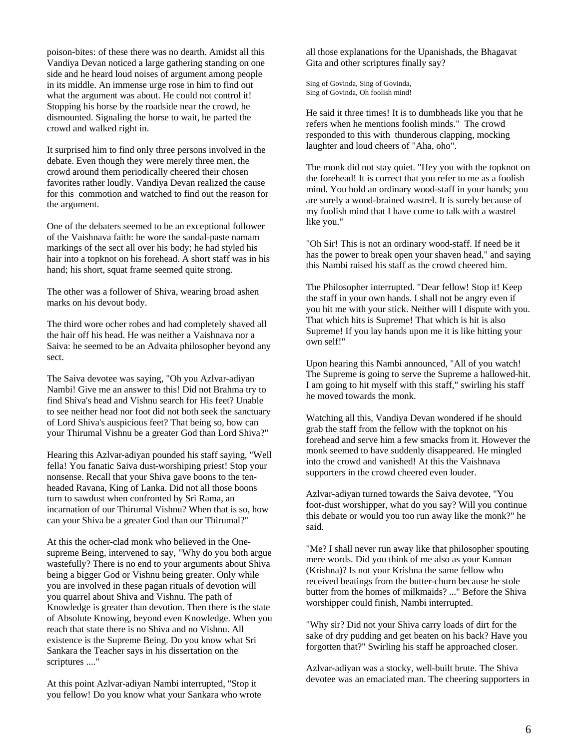poison-bites: of these there was no dearth. Amidst all this Vandiya Devan noticed a large gathering standing on one side and he heard loud noises of argument among people in its middle. An immense urge rose in him to find out what the argument was about. He could not control it! Stopping his horse by the roadside near the crowd, he dismounted. Signaling the horse to wait, he parted the crowd and walked right in.

It surprised him to find only three persons involved in the debate. Even though they were merely three men, the crowd around them periodically cheered their chosen favorites rather loudly. Vandiya Devan realized the cause for this commotion and watched to find out the reason for the argument.

One of the debaters seemed to be an exceptional follower of the Vaishnava faith: he wore the sandal-paste namam markings of the sect all over his body; he had styled his hair into a topknot on his forehead. A short staff was in his hand; his short, squat frame seemed quite strong.

The other was a follower of Shiva, wearing broad ashen marks on his devout body.

The third wore ocher robes and had completely shaved all the hair off his head. He was neither a Vaishnava nor a Saiva: he seemed to be an Advaita philosopher beyond any sect.

The Saiva devotee was saying, "Oh you Azlvar-adiyan Nambi! Give me an answer to this! Did not Brahma try to find Shiva's head and Vishnu search for His feet? Unable to see neither head nor foot did not both seek the sanctuary of Lord Shiva's auspicious feet? That being so, how can your Thirumal Vishnu be a greater God than Lord Shiva?"

Hearing this Azlvar-adiyan pounded his staff saying, "Well fella! You fanatic Saiva dust-worshiping priest! Stop your nonsense. Recall that your Shiva gave boons to the ten-headed Ravana, King of Lanka. Did not all those boons turn to sawdust when confronted by Sri Rama, an incarnation of our Thirumal Vishnu? When that is so, how can your Shiva be a greater God than our Thirumal?"

At this the ocher-clad monk who believed in the One-supreme Being, intervened to say, "Why do you both argue wastefully? There is no end to your arguments about Shiva being a bigger God or Vishnu being greater. Only while you are involved in these pagan rituals of devotion will you quarrel about Shiva and Vishnu. The path of Knowledge is greater than devotion. Then there is the state of Absolute Knowing, beyond even Knowledge. When you reach that state there is no Shiva and no Vishnu. All existence is the Supreme Being. Do you know what Sri Sankara the Teacher says in his dissertation on the scriptures ...."

At this point Azlvar-adiyan Nambi interrupted, "Stop it you fellow! Do you know what your Sankara who wrote all those explanations for the Upanishads, the Bhagavat Gita and other scriptures finally say?

Sing of Govinda, Sing of Govinda,  
Sing of Govinda, Oh foolish mind!

He said it three times! It is to dumbheads like you that he refers when he mentions foolish minds." The crowd responded to this with thunderous clapping, mocking laughter and loud cheers of "Aha, oho".

The monk did not stay quiet. "Hey you with the topknot on the forehead! It is correct that you refer to me as a foolish mind. You hold an ordinary wood-staff in your hands; you are surely a wood-brained wastrel. It is surely because of my foolish mind that I have come to talk with a wastrel like you."

"Oh Sir! This is not an ordinary wood-staff. If need be it has the power to break open your shaven head," and saying this Nambi raised his staff as the crowd cheered him.

The Philosopher interrupted. "Dear fellow! Stop it! Keep the staff in your own hands. I shall not be angry even if you hit me with your stick. Neither will I dispute with you. That which hits is Supreme! That which is hit is also Supreme! If you lay hands upon me it is like hitting your own self!"

Upon hearing this Nambi announced, "All of you watch! The Supreme is going to serve the Supreme a hallowed-hit. I am going to hit myself with this staff," swirling his staff he moved towards the monk.

Watching all this, Vandiya Devan wondered if he should grab the staff from the fellow with the topknot on his forehead and serve him a few smacks from it. However the monk seemed to have suddenly disappeared. He mingled into the crowd and vanished! At this the Vaishnava supporters in the crowd cheered even louder.

Azlvar-adiyan turned towards the Saiva devotee, "You foot-dust worshipper, what do you say? Will you continue this debate or would you too run away like the monk?" he said.

"Me? I shall never run away like that philosopher spouting mere words. Did you think of me also as your Kannan (Krishna)? Is not your Krishna the same fellow who received beatings from the butter-churn because he stole butter from the homes of milkmaids? ..." Before the Shiva worshipper could finish, Nambi interrupted.

"Why sir? Did not your Shiva carry loads of dirt for the sake of dry pudding and get beaten on his back? Have you forgotten that?" Swirling his staff he approached closer.

Azlvar-adiyan was a stocky, well-built brute. The Shiva devotee was an emaciated man. The cheering supporters in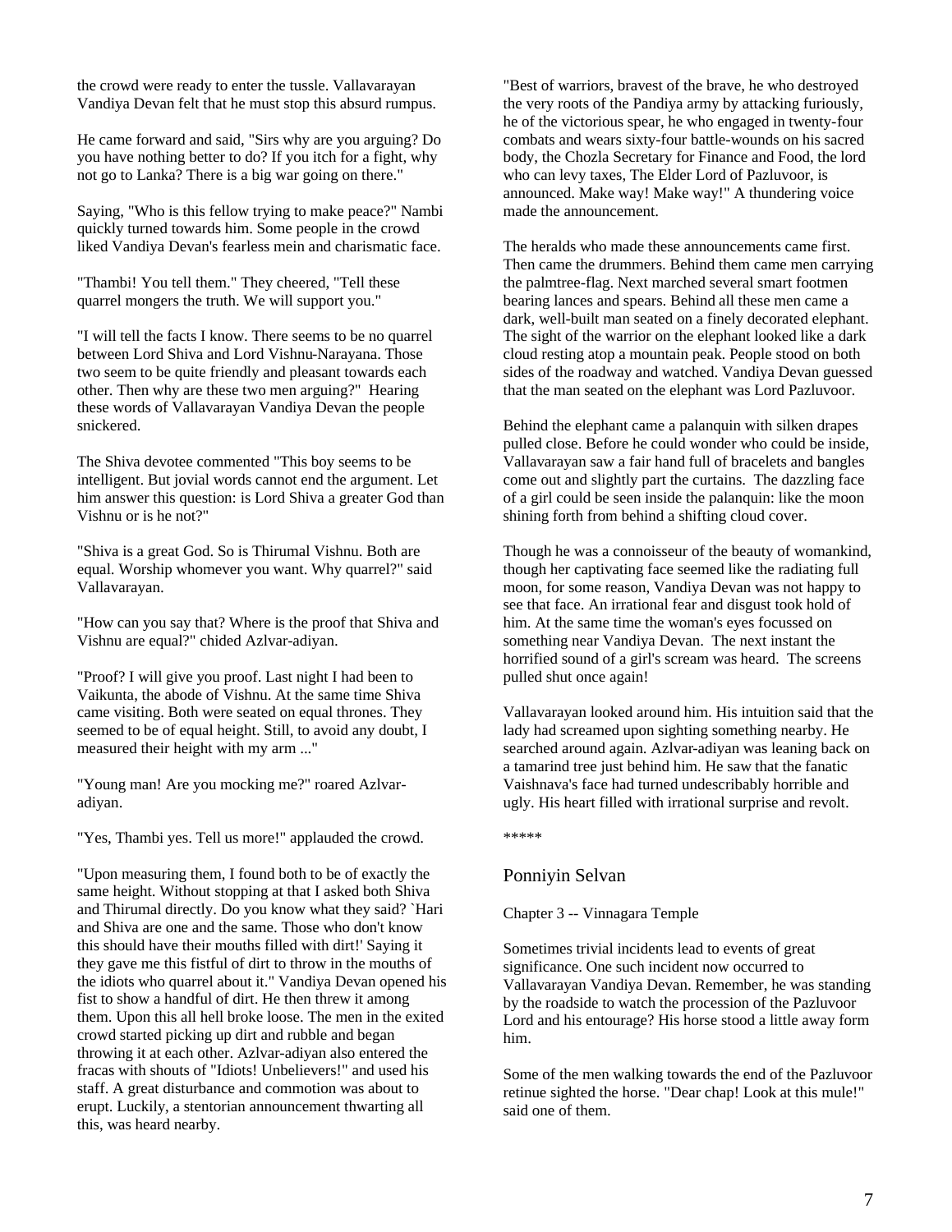the crowd were ready to enter the tussle. Vallavarayan Vandiya Devan felt that he must stop this absurd rumpus.

He came forward and said, "Sirs why are you arguing? Do you have nothing better to do? If you itch for a fight, why not go to Lanka? There is a big war going on there."

Saying, "Who is this fellow trying to make peace?" Nambi quickly turned towards him. Some people in the crowd liked Vandiya Devan's fearless mein and charismatic face.

"Thambi! You tell them." They cheered, "Tell these quarrel mongers the truth. We will support you."

"I will tell the facts I know. There seems to be no quarrel between Lord Shiva and Lord Vishnu-Narayana. Those two seem to be quite friendly and pleasant towards each other. Then why are these two men arguing?" Hearing these words of Vallavarayan Vandiya Devan the people snickered.

The Shiva devotee commented "This boy seems to be intelligent. But jovial words cannot end the argument. Let him answer this question: is Lord Shiva a greater God than Vishnu or is he not?"

"Shiva is a great God. So is Thirumal Vishnu. Both are equal. Worship whomever you want. Why quarrel?" said Vallavarayan.

"How can you say that? Where is the proof that Shiva and Vishnu are equal?" chided Azlvar-adiyan.

"Proof? I will give you proof. Last night I had been to Vaikunta, the abode of Vishnu. At the same time Shiva came visiting. Both were seated on equal thrones. They seemed to be of equal height. Still, to avoid any doubt, I measured their height with my arm ..."

"Young man! Are you mocking me?" roared Azlvar-adiyan.

"Yes, Thambi yes. Tell us more!" applauded the crowd.

"Upon measuring them, I found both to be of exactly the same height. Without stopping at that I asked both Shiva and Thirumal directly. Do you know what they said? `Hari and Shiva are one and the same. Those who don't know this should have their mouths filled with dirt!' Saying it they gave me this fistful of dirt to throw in the mouths of the idiots who quarrel about it." Vandiya Devan opened his fist to show a handful of dirt. He then threw it among them. Upon this all hell broke loose. The men in the exited crowd started picking up dirt and rubble and began throwing it at each other. Azlvar-adiyan also entered the fracas with shouts of "Idiots! Unbelievers!" and used his staff. A great disturbance and commotion was about to erupt. Luckily, a stentorian announcement thwarting all this, was heard nearby.

"Best of warriors, bravest of the brave, he who destroyed the very roots of the Pandiya army by attacking furiously, he of the victorious spear, he who engaged in twenty-four combats and wears sixty-four battle-wounds on his sacred body, the Chozla Secretary for Finance and Food, the lord who can levy taxes, The Elder Lord of Pazluvoor, is announced. Make way! Make way!" A thundering voice made the announcement.

The heralds who made these announcements came first. Then came the drummers. Behind them came men carrying the palmtree-flag. Next marched several smart footmen bearing lances and spears. Behind all these men came a dark, well-built man seated on a finely decorated elephant. The sight of the warrior on the elephant looked like a dark cloud resting atop a mountain peak. People stood on both sides of the roadway and watched. Vandiya Devan guessed that the man seated on the elephant was Lord Pazluvoor.

Behind the elephant came a palanquin with silken drapes pulled close. Before he could wonder who could be inside, Vallavarayan saw a fair hand full of bracelets and bangles come out and slightly part the curtains. The dazzling face of a girl could be seen inside the palanquin: like the moon shining forth from behind a shifting cloud cover.

Though he was a connoisseur of the beauty of womankind, though her captivating face seemed like the radiating full moon, for some reason, Vandiya Devan was not happy to see that face. An irrational fear and disgust took hold of him. At the same time the woman's eyes focussed on something near Vandiya Devan. The next instant the horrified sound of a girl's scream was heard. The screens pulled shut once again!

Vallavarayan looked around him. His intuition said that the lady had screamed upon sighting something nearby. He searched around again. Azlvar-adiyan was leaning back on a tamarind tree just behind him. He saw that the fanatic Vaishnava's face had turned undescribably horrible and ugly. His heart filled with irrational surprise and revolt.

*****

## Ponniyin Selvan

### Chapter 3 -- Vinnagara Temple

Sometimes trivial incidents lead to events of great significance. One such incident now occurred to Vallavarayan Vandiya Devan. Remember, he was standing by the roadside to watch the procession of the Pazluvoor Lord and his entourage? His horse stood a little away form him.

Some of the men walking towards the end of the Pazluvoor retinue sighted the horse. "Dear chap! Look at this mule!" said one of them.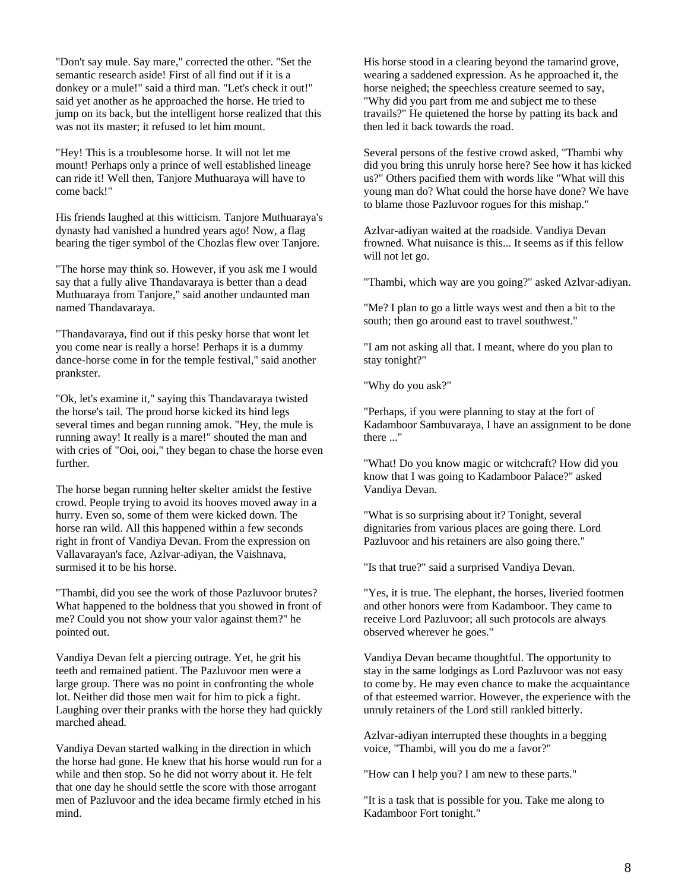"Don't say mule. Say mare," corrected the other. "Set the semantic research aside! First of all find out if it is a donkey or a mule!" said a third man. "Let's check it out!" said yet another as he approached the horse. He tried to jump on its back, but the intelligent horse realized that this was not its master; it refused to let him mount.

"Hey! This is a troublesome horse. It will not let me mount! Perhaps only a prince of well established lineage can ride it! Well then, Tanjore Muthuaraya will have to come back!"

His friends laughed at this witticism. Tanjore Muthuaraya's dynasty had vanished a hundred years ago! Now, a flag bearing the tiger symbol of the Chozlas flew over Tanjore.

"The horse may think so. However, if you ask me I would say that a fully alive Thandavaraya is better than a dead Muthuaraya from Tanjore," said another undaunted man named Thandavaraya.

"Thandavaraya, find out if this pesky horse that wont let you come near is really a horse! Perhaps it is a dummy dance-horse come in for the temple festival," said another prankster.

"Ok, let's examine it," saying this Thandavaraya twisted the horse's tail. The proud horse kicked its hind legs several times and began running amok. "Hey, the mule is running away! It really is a mare!" shouted the man and with cries of "Ooi, ooi," they began to chase the horse even further.

The horse began running helter skelter amidst the festive crowd. People trying to avoid its hooves moved away in a hurry. Even so, some of them were kicked down. The horse ran wild. All this happened within a few seconds right in front of Vandiya Devan. From the expression on Vallavarayan's face, Azlvar-adiyan, the Vaishnava, surmised it to be his horse.

"Thambi, did you see the work of those Pazluvoor brutes? What happened to the boldness that you showed in front of me? Could you not show your valor against them?" he pointed out.

Vandiya Devan felt a piercing outrage. Yet, he grit his teeth and remained patient. The Pazluvoor men were a large group. There was no point in confronting the whole lot. Neither did those men wait for him to pick a fight. Laughing over their pranks with the horse they had quickly marched ahead.

Vandiya Devan started walking in the direction in which the horse had gone. He knew that his horse would run for a while and then stop. So he did not worry about it. He felt that one day he should settle the score with those arrogant men of Pazluvoor and the idea became firmly etched in his mind.

His horse stood in a clearing beyond the tamarind grove, wearing a saddened expression. As he approached it, the horse neighed; the speechless creature seemed to say, "Why did you part from me and subject me to these travails?" He quietened the horse by patting its back and then led it back towards the road.

Several persons of the festive crowd asked, "Thambi why did you bring this unruly horse here? See how it has kicked us?" Others pacified them with words like "What will this young man do? What could the horse have done? We have to blame those Pazluvoor rogues for this mishap."

Azlvar-adiyan waited at the roadside. Vandiya Devan frowned. What nuisance is this... It seems as if this fellow will not let go.

"Thambi, which way are you going?" asked Azlvar-adiyan.

"Me? I plan to go a little ways west and then a bit to the south; then go around east to travel southwest."

"I am not asking all that. I meant, where do you plan to stay tonight?"

"Why do you ask?"

"Perhaps, if you were planning to stay at the fort of Kadamboor Sambuvaraya, I have an assignment to be done there ..."

"What! Do you know magic or witchcraft? How did you know that I was going to Kadamboor Palace?" asked Vandiya Devan.

"What is so surprising about it? Tonight, several dignitaries from various places are going there. Lord Pazluvoor and his retainers are also going there."

"Is that true?" said a surprised Vandiya Devan.

"Yes, it is true. The elephant, the horses, liveried footmen and other honors were from Kadamboor. They came to receive Lord Pazluvoor; all such protocols are always observed wherever he goes."

Vandiya Devan became thoughtful. The opportunity to stay in the same lodgings as Lord Pazluvoor was not easy to come by. He may even chance to make the acquaintance of that esteemed warrior. However, the experience with the unruly retainers of the Lord still rankled bitterly.

Azlvar-adiyan interrupted these thoughts in a begging voice, "Thambi, will you do me a favor?"

"How can I help you? I am new to these parts."

"It is a task that is possible for you. Take me along to Kadamboor Fort tonight."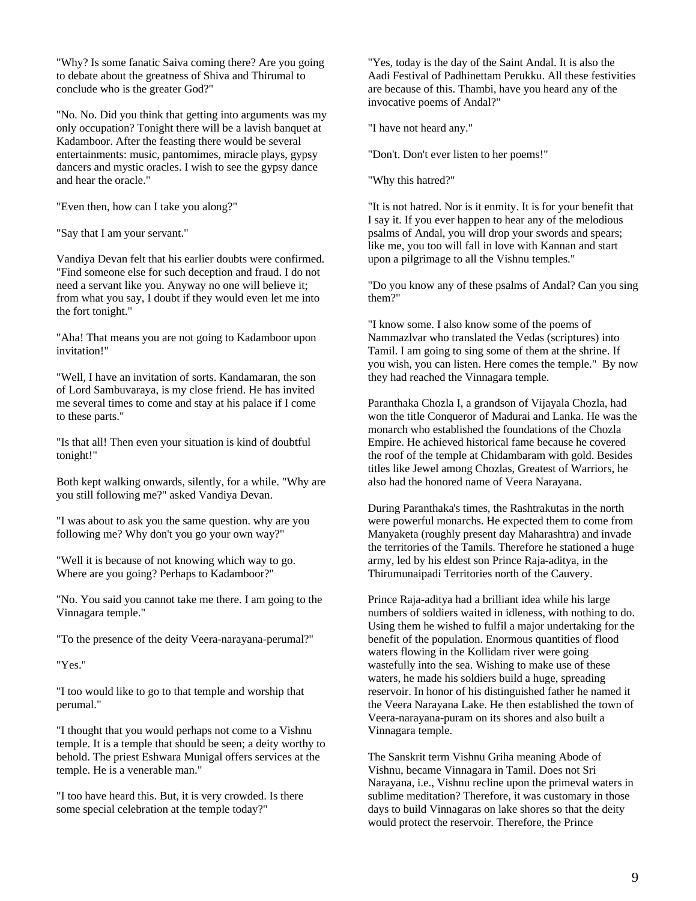"Why? Is some fanatic Saiva coming there? Are you going to debate about the greatness of Shiva and Thirumal to conclude who is the greater God?"

"No. No. Did you think that getting into arguments was my only occupation? Tonight there will be a lavish banquet at Kadamboor. After the feasting there would be several entertainments: music, pantomimes, miracle plays, gypsy dancers and mystic oracles. I wish to see the gypsy dance and hear the oracle."

"Even then, how can I take you along?"

"Say that I am your servant."

Vandiya Devan felt that his earlier doubts were confirmed. "Find someone else for such deception and fraud. I do not need a servant like you. Anyway no one will believe it; from what you say, I doubt if they would even let me into the fort tonight."

"Aha! That means you are not going to Kadamboor upon invitation!"

"Well, I have an invitation of sorts. Kandamaran, the son of Lord Sambuvaraya, is my close friend. He has invited me several times to come and stay at his palace if I come to these parts."

"Is that all! Then even your situation is kind of doubtful tonight!"

Both kept walking onwards, silently, for a while. "Why are you still following me?" asked Vandiya Devan.

"I was about to ask you the same question. why are you following me? Why don't you go your own way?"

"Well it is because of not knowing which way to go. Where are you going? Perhaps to Kadamboor?"

"No. You said you cannot take me there. I am going to the Vinnagara temple."

"To the presence of the deity Veera-narayana-perumal?"

"Yes."

"I too would like to go to that temple and worship that perumal."

"I thought that you would perhaps not come to a Vishnu temple. It is a temple that should be seen; a deity worthy to behold. The priest Eshwara Munigal offers services at the temple. He is a venerable man."

"I too have heard this. But, it is very crowded. Is there some special celebration at the temple today?"

"Yes, today is the day of the Saint Andal. It is also the Aadi Festival of Padhinettam Perukku. All these festivities are because of this. Thambi, have you heard any of the invocative poems of Andal?"

"I have not heard any."

"Don't. Don't ever listen to her poems!"

"Why this hatred?"

"It is not hatred. Nor is it enmity. It is for your benefit that I say it. If you ever happen to hear any of the melodious psalms of Andal, you will drop your swords and spears; like me, you too will fall in love with Kannan and start upon a pilgrimage to all the Vishnu temples."

"Do you know any of these psalms of Andal? Can you sing them?"

"I know some. I also know some of the poems of Nammazlvar who translated the Vedas (scriptures) into Tamil. I am going to sing some of them at the shrine. If you wish, you can listen. Here comes the temple." By now they had reached the Vinnagara temple.

Paranthaka Chozla I, a grandson of Vijayala Chozla, had won the title Conqueror of Madurai and Lanka. He was the monarch who established the foundations of the Chozla Empire. He achieved historical fame because he covered the roof of the temple at Chidambaram with gold. Besides titles like Jewel among Chozlas, Greatest of Warriors, he also had the honored name of Veera Narayana.

During Paranthaka's times, the Rashtrakutas in the north were powerful monarchs. He expected them to come from Manyaketa (roughly present day Maharashtra) and invade the territories of the Tamils. Therefore he stationed a huge army, led by his eldest son Prince Raja-aditya, in the Thirumunaipadi Territories north of the Cauvery.

Prince Raja-aditya had a brilliant idea while his large numbers of soldiers waited in idleness, with nothing to do. Using them he wished to fulfil a major undertaking for the benefit of the population. Enormous quantities of flood waters flowing in the Kollidam river were going wastefully into the sea. Wishing to make use of these waters, he made his soldiers build a huge, spreading reservoir. In honor of his distinguished father he named it the Veera Narayana Lake. He then established the town of Veera-narayana-puram on its shores and also built a Vinnagara temple.

The Sanskrit term Vishnu Griha meaning Abode of Vishnu, became Vinnagara in Tamil. Does not Sri Narayana, i.e., Vishnu recline upon the primeval waters in sublime meditation? Therefore, it was customary in those days to build Vinnagaras on lake shores so that the deity would protect the reservoir. Therefore, the Prince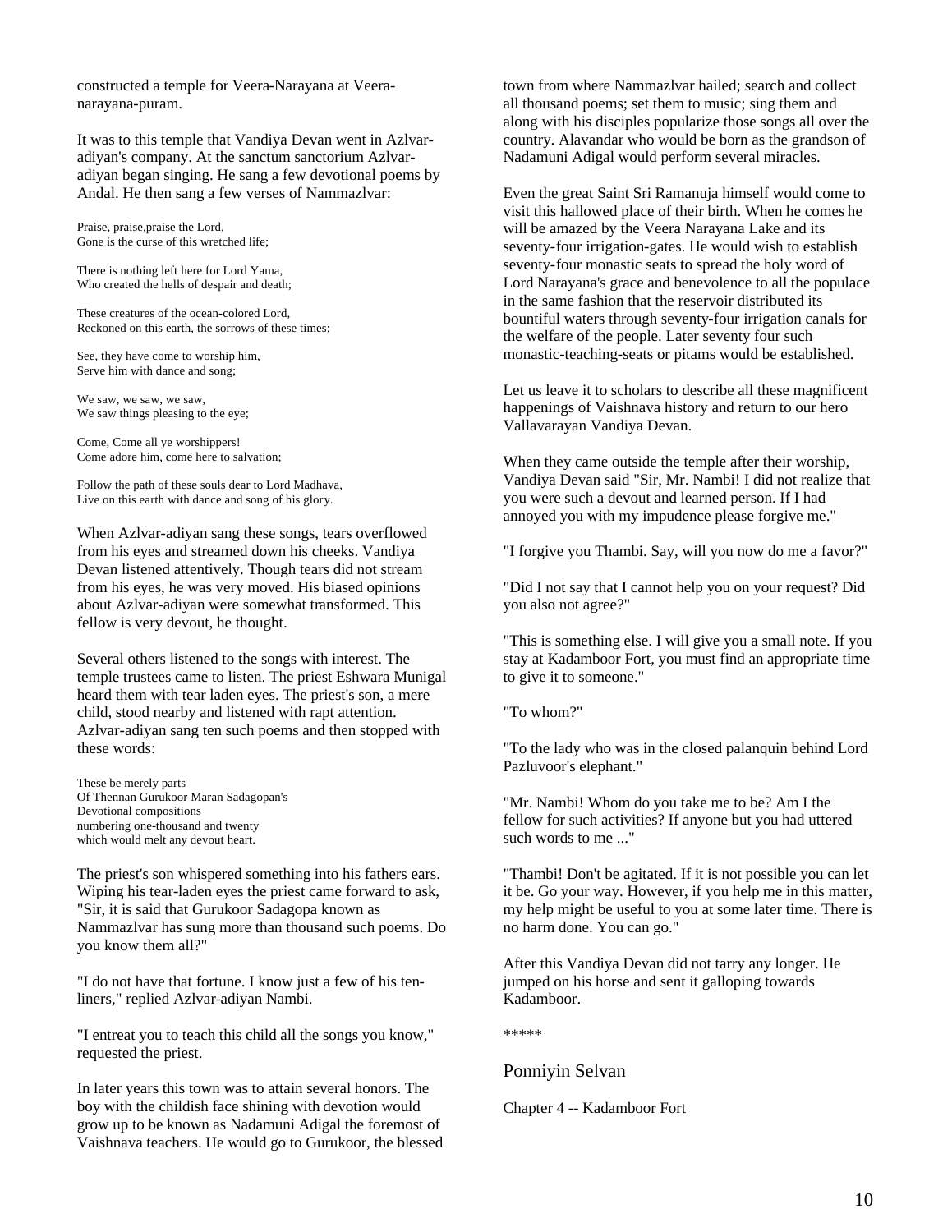constructed a temple for Veera-Narayana at Veera-narayana-puram.

It was to this temple that Vandiya Devan went in Azlvar-adiyan's company. At the sanctum sanctorium Azlvar-adiyan began singing. He sang a few devotional poems by Andal. He then sang a few verses of Nammazlvar:

Praise, praise,praise the Lord,
Gone is the curse of this wretched life;

There is nothing left here for Lord Yama,
Who created the hells of despair and death;

These creatures of the ocean-colored Lord,
Reckoned on this earth, the sorrows of these times;

See, they have come to worship him,
Serve him with dance and song;

We saw, we saw, we saw,
We saw things pleasing to the eye;

Come, Come all ye worshippers!
Come adore him, come here to salvation;

Follow the path of these souls dear to Lord Madhava,
Live on this earth with dance and song of his glory.

When Azlvar-adiyan sang these songs, tears overflowed from his eyes and streamed down his cheeks. Vandiya Devan listened attentively. Though tears did not stream from his eyes, he was very moved. His biased opinions about Azlvar-adiyan were somewhat transformed. This fellow is very devout, he thought.

Several others listened to the songs with interest. The temple trustees came to listen. The priest Eshwara Munigal heard them with tear laden eyes. The priest's son, a mere child, stood nearby and listened with rapt attention. Azlvar-adiyan sang ten such poems and then stopped with these words:

These be merely parts
Of Thennan Gurukoor Maran Sadagopan's
Devotional compositions
numbering one-thousand and twenty
which would melt any devout heart.

The priest's son whispered something into his fathers ears. Wiping his tear-laden eyes the priest came forward to ask, "Sir, it is said that Gurukoor Sadagopa known as Nammazlvar has sung more than thousand such poems. Do you know them all?"

"I do not have that fortune. I know just a few of his ten-liners," replied Azlvar-adiyan Nambi.

"I entreat you to teach this child all the songs you know," requested the priest.

In later years this town was to attain several honors. The boy with the childish face shining with devotion would grow up to be known as Nadamuni Adigal the foremost of Vaishnava teachers. He would go to Gurukoor, the blessed town from where Nammazlvar hailed; search and collect all thousand poems; set them to music; sing them and along with his disciples popularize those songs all over the country. Alavandar who would be born as the grandson of Nadamuni Adigal would perform several miracles.

Even the great Saint Sri Ramanuja himself would come to visit this hallowed place of their birth. When he comes he will be amazed by the Veera Narayana Lake and its seventy-four irrigation-gates. He would wish to establish seventy-four monastic seats to spread the holy word of Lord Narayana's grace and benevolence to all the populace in the same fashion that the reservoir distributed its bountiful waters through seventy-four irrigation canals for the welfare of the people. Later seventy four such monastic-teaching-seats or pitams would be established.

Let us leave it to scholars to describe all these magnificent happenings of Vaishnava history and return to our hero Vallavarayan Vandiya Devan.

When they came outside the temple after their worship, Vandiya Devan said "Sir, Mr. Nambi! I did not realize that you were such a devout and learned person. If I had annoyed you with my impudence please forgive me."

"I forgive you Thambi. Say, will you now do me a favor?"

"Did I not say that I cannot help you on your request? Did you also not agree?"

"This is something else. I will give you a small note. If you stay at Kadamboor Fort, you must find an appropriate time to give it to someone."

"To whom?"

"To the lady who was in the closed palanquin behind Lord Pazluvoor's elephant."

"Mr. Nambi! Whom do you take me to be? Am I the fellow for such activities? If anyone but you had uttered such words to me ..."

"Thambi! Don't be agitated. If it is not possible you can let it be. Go your way. However, if you help me in this matter, my help might be useful to you at some later time. There is no harm done. You can go."

After this Vandiya Devan did not tarry any longer. He jumped on his horse and sent it galloping towards Kadamboor.

*****

## Ponniyin Selvan

### Chapter 4 -- Kadamboor Fort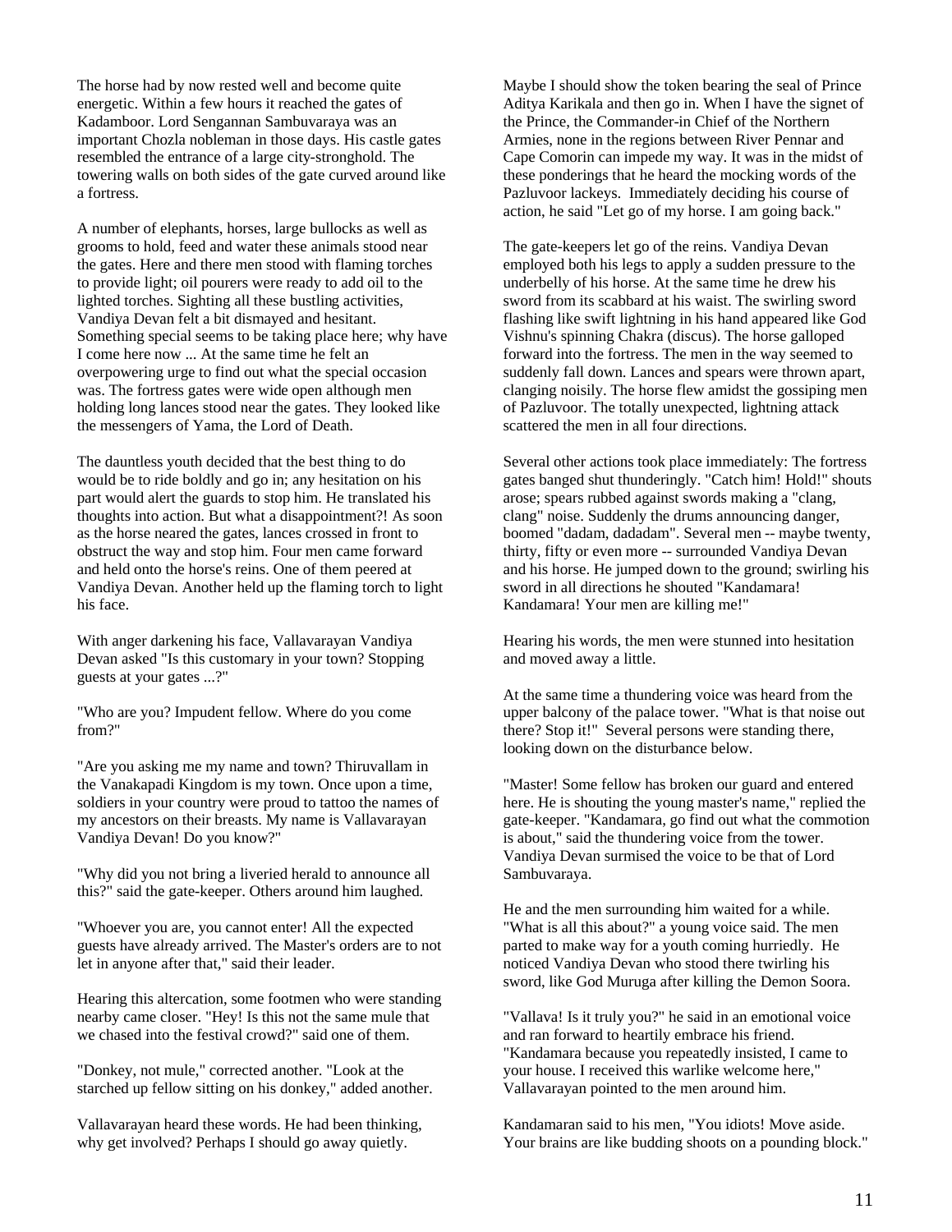The horse had by now rested well and become quite energetic. Within a few hours it reached the gates of Kadamboor. Lord Sengannan Sambuvaraya was an important Chozla nobleman in those days. His castle gates resembled the entrance of a large city-stronghold. The towering walls on both sides of the gate curved around like a fortress.

A number of elephants, horses, large bullocks as well as grooms to hold, feed and water these animals stood near the gates. Here and there men stood with flaming torches to provide light; oil pourers were ready to add oil to the lighted torches. Sighting all these bustling activities, Vandiya Devan felt a bit dismayed and hesitant. Something special seems to be taking place here; why have I come here now ... At the same time he felt an overpowering urge to find out what the special occasion was. The fortress gates were wide open although men holding long lances stood near the gates. They looked like the messengers of Yama, the Lord of Death.

The dauntless youth decided that the best thing to do would be to ride boldly and go in; any hesitation on his part would alert the guards to stop him. He translated his thoughts into action. But what a disappointment?! As soon as the horse neared the gates, lances crossed in front to obstruct the way and stop him. Four men came forward and held onto the horse's reins. One of them peered at Vandiya Devan. Another held up the flaming torch to light his face.

With anger darkening his face, Vallavarayan Vandiya Devan asked "Is this customary in your town? Stopping guests at your gates ...?"

"Who are you? Impudent fellow. Where do you come from?"

"Are you asking me my name and town? Thiruvallam in the Vanakapadi Kingdom is my town. Once upon a time, soldiers in your country were proud to tattoo the names of my ancestors on their breasts. My name is Vallavarayan Vandiya Devan! Do you know?"

"Why did you not bring a liveried herald to announce all this?" said the gate-keeper. Others around him laughed.

"Whoever you are, you cannot enter! All the expected guests have already arrived. The Master's orders are to not let in anyone after that," said their leader.

Hearing this altercation, some footmen who were standing nearby came closer. "Hey! Is this not the same mule that we chased into the festival crowd?" said one of them.

"Donkey, not mule," corrected another. "Look at the starched up fellow sitting on his donkey," added another.

Vallavarayan heard these words. He had been thinking, why get involved? Perhaps I should go away quietly. Maybe I should show the token bearing the seal of Prince Aditya Karikala and then go in. When I have the signet of the Prince, the Commander-in Chief of the Northern Armies, none in the regions between River Pennar and Cape Comorin can impede my way. It was in the midst of these ponderings that he heard the mocking words of the Pazluvoor lackeys. Immediately deciding his course of action, he said "Let go of my horse. I am going back."

The gate-keepers let go of the reins. Vandiya Devan employed both his legs to apply a sudden pressure to the underbelly of his horse. At the same time he drew his sword from its scabbard at his waist. The swirling sword flashing like swift lightning in his hand appeared like God Vishnu's spinning Chakra (discus). The horse galloped forward into the fortress. The men in the way seemed to suddenly fall down. Lances and spears were thrown apart, clanging noisily. The horse flew amidst the gossiping men of Pazluvoor. The totally unexpected, lightning attack scattered the men in all four directions.

Several other actions took place immediately: The fortress gates banged shut thunderingly. "Catch him! Hold!" shouts arose; spears rubbed against swords making a "clang, clang" noise. Suddenly the drums announcing danger, boomed "dadam, dadadam". Several men -- maybe twenty, thirty, fifty or even more -- surrounded Vandiya Devan and his horse. He jumped down to the ground; swirling his sword in all directions he shouted "Kandamara! Kandamara! Your men are killing me!"

Hearing his words, the men were stunned into hesitation and moved away a little.

At the same time a thundering voice was heard from the upper balcony of the palace tower. "What is that noise out there? Stop it!" Several persons were standing there, looking down on the disturbance below.

"Master! Some fellow has broken our guard and entered here. He is shouting the young master's name," replied the gate-keeper. "Kandamara, go find out what the commotion is about," said the thundering voice from the tower. Vandiya Devan surmised the voice to be that of Lord Sambuvaraya.

He and the men surrounding him waited for a while. "What is all this about?" a young voice said. The men parted to make way for a youth coming hurriedly. He noticed Vandiya Devan who stood there twirling his sword, like God Muruga after killing the Demon Soora.

"Vallava! Is it truly you?" he said in an emotional voice and ran forward to heartily embrace his friend. "Kandamara because you repeatedly insisted, I came to your house. I received this warlike welcome here," Vallavarayan pointed to the men around him.

Kandamaran said to his men, "You idiots! Move aside. Your brains are like budding shoots on a pounding block."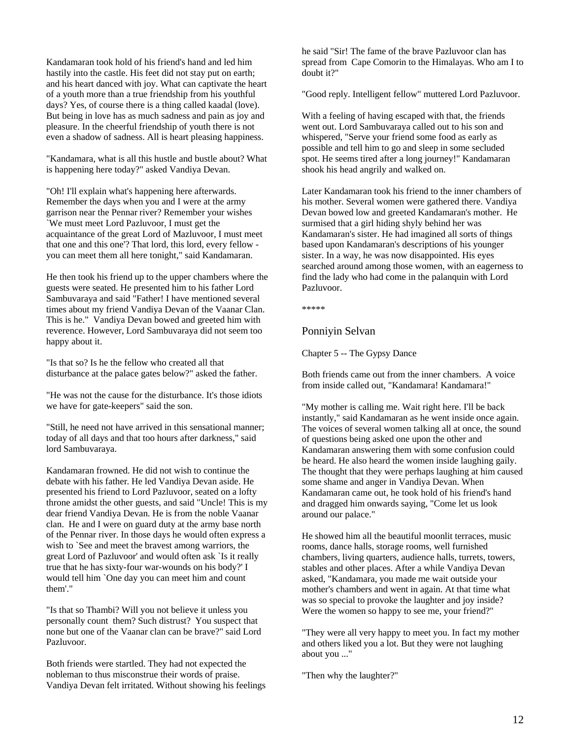Kandamaran took hold of his friend's hand and led him hastily into the castle. His feet did not stay put on earth; and his heart danced with joy. What can captivate the heart of a youth more than a true friendship from his youthful days? Yes, of course there is a thing called kaadal (love). But being in love has as much sadness and pain as joy and pleasure. In the cheerful friendship of youth there is not even a shadow of sadness. All is heart pleasing happiness.

"Kandamara, what is all this hustle and bustle about? What is happening here today?" asked Vandiya Devan.

"Oh! I'll explain what's happening here afterwards. Remember the days when you and I were at the army garrison near the Pennar river? Remember your wishes `We must meet Lord Pazluvoor, I must get the acquaintance of the great Lord of Mazluvoor, I must meet that one and this one'? That lord, this lord, every fellow - you can meet them all here tonight," said Kandamaran.

He then took his friend up to the upper chambers where the guests were seated. He presented him to his father Lord Sambuvaraya and said "Father! I have mentioned several times about my friend Vandiya Devan of the Vaanar Clan. This is he." Vandiya Devan bowed and greeted him with reverence. However, Lord Sambuvaraya did not seem too happy about it.

"Is that so? Is he the fellow who created all that disturbance at the palace gates below?" asked the father.

"He was not the cause for the disturbance. It's those idiots we have for gate-keepers" said the son.

"Still, he need not have arrived in this sensational manner; today of all days and that too hours after darkness," said lord Sambuvaraya.

Kandamaran frowned. He did not wish to continue the debate with his father. He led Vandiya Devan aside. He presented his friend to Lord Pazluvoor, seated on a lofty throne amidst the other guests, and said "Uncle! This is my dear friend Vandiya Devan. He is from the noble Vaanar clan. He and I were on guard duty at the army base north of the Pennar river. In those days he would often express a wish to `See and meet the bravest among warriors, the great Lord of Pazluvoor' and would often ask `Is it really true that he has sixty-four war-wounds on his body?' I would tell him `One day you can meet him and count them'."

"Is that so Thambi? Will you not believe it unless you personally count them? Such distrust? You suspect that none but one of the Vaanar clan can be brave?" said Lord Pazluvoor.

Both friends were startled. They had not expected the nobleman to thus misconstrue their words of praise. Vandiya Devan felt irritated. Without showing his feelings he said "Sir! The fame of the brave Pazluvoor clan has spread from Cape Comorin to the Himalayas. Who am I to doubt it?"

"Good reply. Intelligent fellow" muttered Lord Pazluvoor.

With a feeling of having escaped with that, the friends went out. Lord Sambuvaraya called out to his son and whispered, "Serve your friend some food as early as possible and tell him to go and sleep in some secluded spot. He seems tired after a long journey!" Kandamaran shook his head angrily and walked on.

Later Kandamaran took his friend to the inner chambers of his mother. Several women were gathered there. Vandiya Devan bowed low and greeted Kandamaran's mother. He surmised that a girl hiding shyly behind her was Kandamaran's sister. He had imagined all sorts of things based upon Kandamaran's descriptions of his younger sister. In a way, he was now disappointed. His eyes searched around among those women, with an eagerness to find the lady who had come in the palanquin with Lord Pazluvoor.

\*\*\*\*\*

## Ponniyin Selvan

### Chapter 5 -- The Gypsy Dance

Both friends came out from the inner chambers. A voice from inside called out, "Kandamara! Kandamara!"

"My mother is calling me. Wait right here. I'll be back instantly," said Kandamaran as he went inside once again. The voices of several women talking all at once, the sound of questions being asked one upon the other and Kandamaran answering them with some confusion could be heard. He also heard the women inside laughing gaily. The thought that they were perhaps laughing at him caused some shame and anger in Vandiya Devan. When Kandamaran came out, he took hold of his friend's hand and dragged him onwards saying, "Come let us look around our palace."

He showed him all the beautiful moonlit terraces, music rooms, dance halls, storage rooms, well furnished chambers, living quarters, audience halls, turrets, towers, stables and other places. After a while Vandiya Devan asked, "Kandamara, you made me wait outside your mother's chambers and went in again. At that time what was so special to provoke the laughter and joy inside? Were the women so happy to see me, your friend?"

"They were all very happy to meet you. In fact my mother and others liked you a lot. But they were not laughing about you ..."

"Then why the laughter?"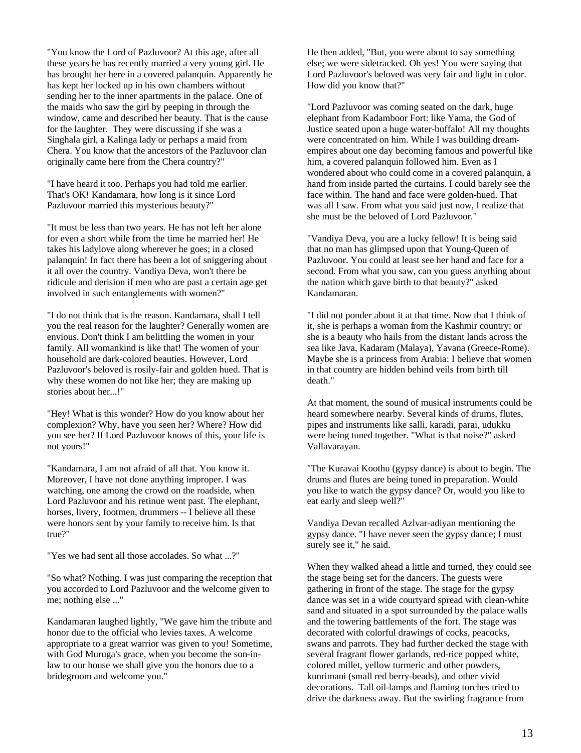"You know the Lord of Pazluvoor? At this age, after all these years he has recently married a very young girl. He has brought her here in a covered palanquin. Apparently he has kept her locked up in his own chambers without sending her to the inner apartments in the palace. One of the maids who saw the girl by peeping in through the window, came and described her beauty. That is the cause for the laughter. They were discussing if she was a Singhala girl, a Kalinga lady or perhaps a maid from Chera. You know that the ancestors of the Pazluvoor clan originally came here from the Chera country?"

"I have heard it too. Perhaps you had told me earlier. That's OK! Kandamara, how long is it since Lord Pazluvoor married this mysterious beauty?"

"It must be less than two years. He has not left her alone for even a short while from the time he married her! He takes his ladylove along wherever he goes; in a closed palanquin! In fact there has been a lot of sniggering about it all over the country. Vandiya Deva, won't there be ridicule and derision if men who are past a certain age get involved in such entanglements with women?"

"I do not think that is the reason. Kandamara, shall I tell you the real reason for the laughter? Generally women are envious. Don't think I am belittling the women in your family. All womankind is like that! The women of your household are dark-colored beauties. However, Lord Pazluvoor's beloved is rosily-fair and golden hued. That is why these women do not like her; they are making up stories about her...!"

"Hey! What is this wonder? How do you know about her complexion? Why, have you seen her? Where? How did you see her? If Lord Pazluvoor knows of this, your life is not yours!"

"Kandamara, I am not afraid of all that. You know it. Moreover, I have not done anything improper. I was watching, one among the crowd on the roadside, when Lord Pazluvoor and his retinue went past. The elephant, horses, livery, footmen, drummers -- I believe all these were honors sent by your family to receive him. Is that true?"

"Yes we had sent all those accolades. So what ...?"

"So what? Nothing. I was just comparing the reception that you accorded to Lord Pazluvoor and the welcome given to me; nothing else ..."

Kandamaran laughed lightly, "We gave him the tribute and honor due to the official who levies taxes. A welcome appropriate to a great warrior was given to you! Sometime, with God Muruga's grace, when you become the son-in-law to our house we shall give you the honors due to a bridegroom and welcome you."

He then added, "But, you were about to say something else; we were sidetracked. Oh yes! You were saying that Lord Pazluvoor's beloved was very fair and light in color. How did you know that?"

"Lord Pazluvoor was coming seated on the dark, huge elephant from Kadamboor Fort: like Yama, the God of Justice seated upon a huge water-buffalo! All my thoughts were concentrated on him. While I was building dream-empires about one day becoming famous and powerful like him, a covered palanquin followed him. Even as I wondered about who could come in a covered palanquin, a hand from inside parted the curtains. I could barely see the face within. The hand and face were golden-hued. That was all I saw. From what you said just now, I realize that she must be the beloved of Lord Pazluvoor."

"Vandiya Deva, you are a lucky fellow! It is being said that no man has glimpsed upon that Young-Queen of Pazluvoor. You could at least see her hand and face for a second. From what you saw, can you guess anything about the nation which gave birth to that beauty?" asked Kandamaran.

"I did not ponder about it at that time. Now that I think of it, she is perhaps a woman from the Kashmir country; or she is a beauty who hails from the distant lands across the sea like Java, Kadaram (Malaya), Yavana (Greece-Rome). Maybe she is a princess from Arabia: I believe that women in that country are hidden behind veils from birth till death."

At that moment, the sound of musical instruments could be heard somewhere nearby. Several kinds of drums, flutes, pipes and instruments like salli, karadi, parai, udukku were being tuned together. "What is that noise?" asked Vallavarayan.

"The Kuravai Koothu (gypsy dance) is about to begin. The drums and flutes are being tuned in preparation. Would you like to watch the gypsy dance? Or, would you like to eat early and sleep well?"

Vandiya Devan recalled Azlvar-adiyan mentioning the gypsy dance. "I have never seen the gypsy dance; I must surely see it," he said.

When they walked ahead a little and turned, they could see the stage being set for the dancers. The guests were gathering in front of the stage. The stage for the gypsy dance was set in a wide courtyard spread with clean-white sand and situated in a spot surrounded by the palace walls and the towering battlements of the fort. The stage was decorated with colorful drawings of cocks, peacocks, swans and parrots. They had further decked the stage with several fragrant flower garlands, red-rice popped white, colored millet, yellow turmeric and other powders, kunrimani (small red berry-beads), and other vivid decorations. Tall oil-lamps and flaming torches tried to drive the darkness away. But the swirling fragrance from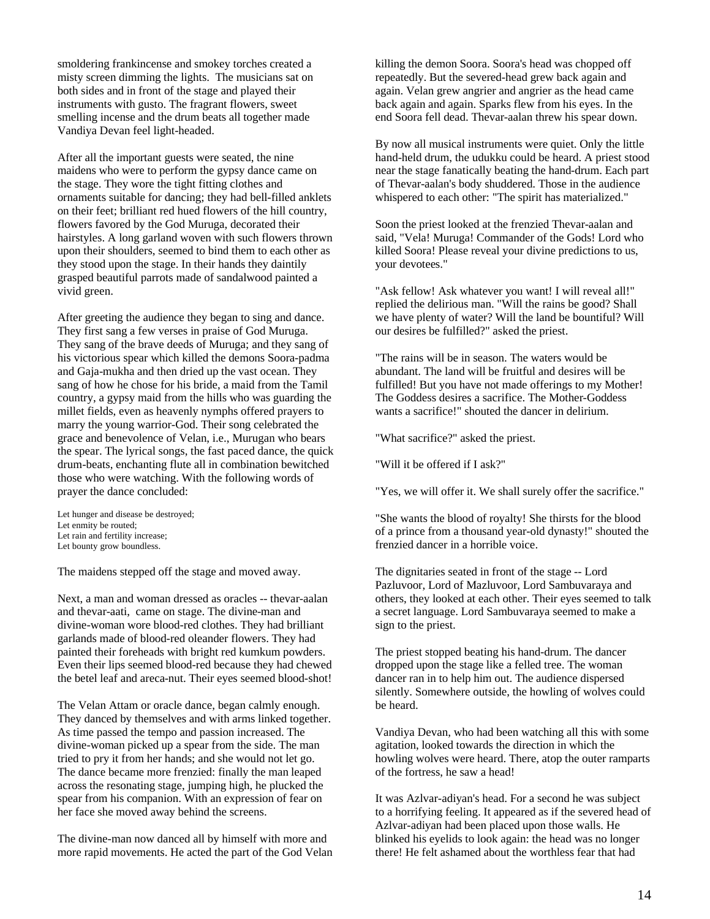smoldering frankincense and smokey torches created a misty screen dimming the lights. The musicians sat on both sides and in front of the stage and played their instruments with gusto. The fragrant flowers, sweet smelling incense and the drum beats all together made Vandiya Devan feel light-headed.

After all the important guests were seated, the nine maidens who were to perform the gypsy dance came on the stage. They wore the tight fitting clothes and ornaments suitable for dancing; they had bell-filled anklets on their feet; brilliant red hued flowers of the hill country, flowers favored by the God Muruga, decorated their hairstyles. A long garland woven with such flowers thrown upon their shoulders, seemed to bind them to each other as they stood upon the stage. In their hands they daintily grasped beautiful parrots made of sandalwood painted a vivid green.

After greeting the audience they began to sing and dance. They first sang a few verses in praise of God Muruga. They sang of the brave deeds of Muruga; and they sang of his victorious spear which killed the demons Soora-padma and Gaja-mukha and then dried up the vast ocean. They sang of how he chose for his bride, a maid from the Tamil country, a gypsy maid from the hills who was guarding the millet fields, even as heavenly nymphs offered prayers to marry the young warrior-God. Their song celebrated the grace and benevolence of Velan, i.e., Murugan who bears the spear. The lyrical songs, the fast paced dance, the quick drum-beats, enchanting flute all in combination bewitched those who were watching. With the following words of prayer the dance concluded:

Let hunger and disease be destroyed;  
Let enmity be routed;  
Let rain and fertility increase;  
Let bounty grow boundless.

The maidens stepped off the stage and moved away.

Next, a man and woman dressed as oracles -- thevar-aalan and thevar-aati, came on stage. The divine-man and divine-woman wore blood-red clothes. They had brilliant garlands made of blood-red oleander flowers. They had painted their foreheads with bright red kumkum powders. Even their lips seemed blood-red because they had chewed the betel leaf and areca-nut. Their eyes seemed blood-shot!

The Velan Attam or oracle dance, began calmly enough. They danced by themselves and with arms linked together. As time passed the tempo and passion increased. The divine-woman picked up a spear from the side. The man tried to pry it from her hands; and she would not let go. The dance became more frenzied: finally the man leaped across the resonating stage, jumping high, he plucked the spear from his companion. With an expression of fear on her face she moved away behind the screens.

The divine-man now danced all by himself with more and more rapid movements. He acted the part of the God Velan killing the demon Soora. Soora's head was chopped off repeatedly. But the severed-head grew back again and again. Velan grew angrier and angrier as the head came back again and again. Sparks flew from his eyes. In the end Soora fell dead. Thevar-aalan threw his spear down.

By now all musical instruments were quiet. Only the little hand-held drum, the udukku could be heard. A priest stood near the stage fanatically beating the hand-drum. Each part of Thevar-aalan's body shuddered. Those in the audience whispered to each other: "The spirit has materialized."

Soon the priest looked at the frenzied Thevar-aalan and said, "Vela! Muruga! Commander of the Gods! Lord who killed Soora! Please reveal your divine predictions to us, your devotees."

"Ask fellow! Ask whatever you want! I will reveal all!" replied the delirious man. "Will the rains be good? Shall we have plenty of water? Will the land be bountiful? Will our desires be fulfilled?" asked the priest.

"The rains will be in season. The waters would be abundant. The land will be fruitful and desires will be fulfilled! But you have not made offerings to my Mother! The Goddess desires a sacrifice. The Mother-Goddess wants a sacrifice!" shouted the dancer in delirium.

"What sacrifice?" asked the priest.

"Will it be offered if I ask?"

"Yes, we will offer it. We shall surely offer the sacrifice."

"She wants the blood of royalty! She thirsts for the blood of a prince from a thousand year-old dynasty!" shouted the frenzied dancer in a horrible voice.

The dignitaries seated in front of the stage -- Lord Pazluvoor, Lord of Mazluvoor, Lord Sambuvaraya and others, they looked at each other. Their eyes seemed to talk a secret language. Lord Sambuvaraya seemed to make a sign to the priest.

The priest stopped beating his hand-drum. The dancer dropped upon the stage like a felled tree. The woman dancer ran in to help him out. The audience dispersed silently. Somewhere outside, the howling of wolves could be heard.

Vandiya Devan, who had been watching all this with some agitation, looked towards the direction in which the howling wolves were heard. There, atop the outer ramparts of the fortress, he saw a head!

It was Azlvar-adiyan's head. For a second he was subject to a horrifying feeling. It appeared as if the severed head of Azlvar-adiyan had been placed upon those walls. He blinked his eyelids to look again: the head was no longer there! He felt ashamed about the worthless fear that had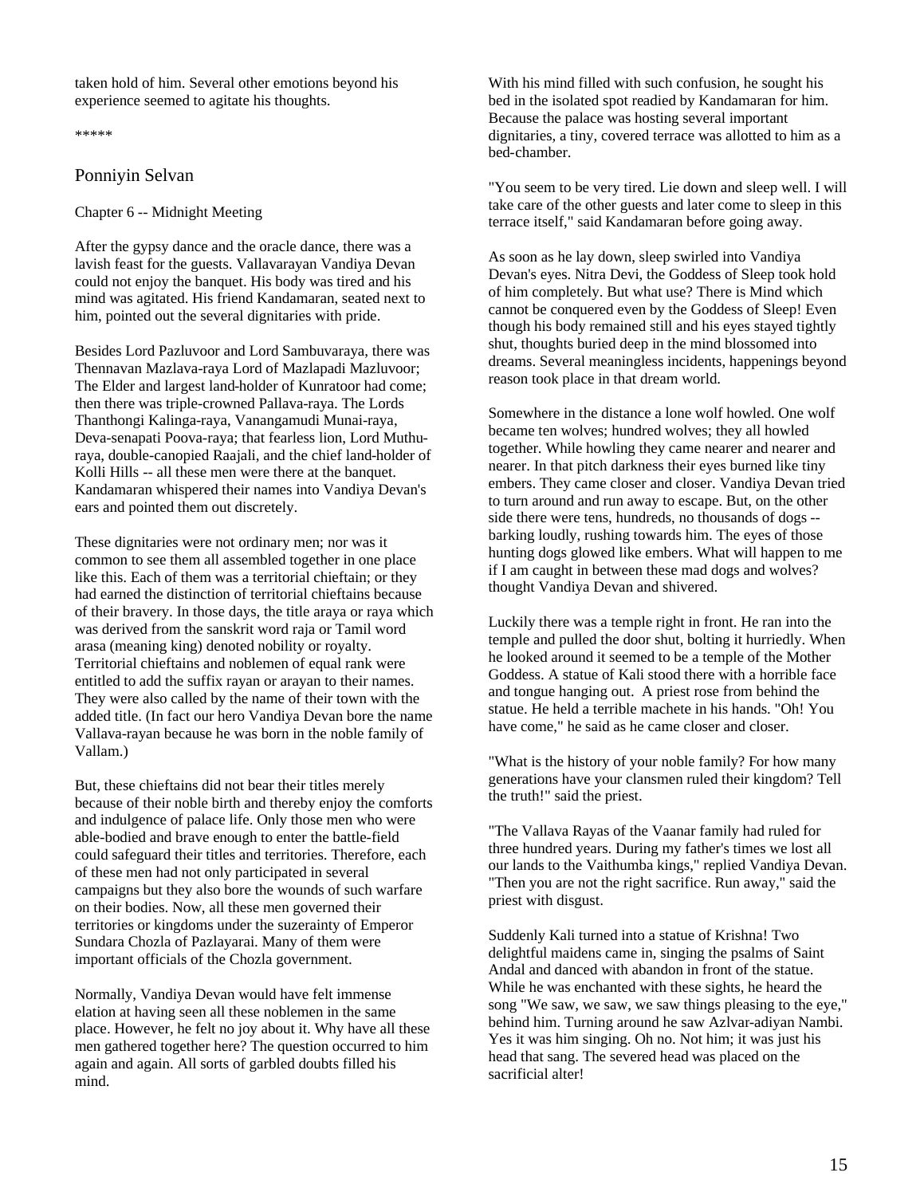taken hold of him. Several other emotions beyond his experience seemed to agitate his thoughts.

*****

## Ponniyin Selvan

### Chapter 6 -- Midnight Meeting

After the gypsy dance and the oracle dance, there was a lavish feast for the guests. Vallavarayan Vandiya Devan could not enjoy the banquet. His body was tired and his mind was agitated. His friend Kandamaran, seated next to him, pointed out the several dignitaries with pride.

Besides Lord Pazluvoor and Lord Sambuvaraya, there was Thennavan Mazlava-raya Lord of Mazlapadi Mazluvoor; The Elder and largest land-holder of Kunratoor had come; then there was triple-crowned Pallava-raya. The Lords Thanthongi Kalinga-raya, Vanangamudi Munai-raya, Deva-senapati Poova-raya; that fearless lion, Lord Muthu-raya, double-canopied Raajali, and the chief land-holder of Kolli Hills -- all these men were there at the banquet. Kandamaran whispered their names into Vandiya Devan's ears and pointed them out discretely.

These dignitaries were not ordinary men; nor was it common to see them all assembled together in one place like this. Each of them was a territorial chieftain; or they had earned the distinction of territorial chieftains because of their bravery. In those days, the title araya or raya which was derived from the sanskrit word raja or Tamil word arasa (meaning king) denoted nobility or royalty. Territorial chieftains and noblemen of equal rank were entitled to add the suffix rayan or arayan to their names. They were also called by the name of their town with the added title. (In fact our hero Vandiya Devan bore the name Vallava-rayan because he was born in the noble family of Vallam.)

But, these chieftains did not bear their titles merely because of their noble birth and thereby enjoy the comforts and indulgence of palace life. Only those men who were able-bodied and brave enough to enter the battle-field could safeguard their titles and territories. Therefore, each of these men had not only participated in several campaigns but they also bore the wounds of such warfare on their bodies. Now, all these men governed their territories or kingdoms under the suzerainty of Emperor Sundara Chozla of Pazlayarai. Many of them were important officials of the Chozla government.

Normally, Vandiya Devan would have felt immense elation at having seen all these noblemen in the same place. However, he felt no joy about it. Why have all these men gathered together here? The question occurred to him again and again. All sorts of garbled doubts filled his mind.

With his mind filled with such confusion, he sought his bed in the isolated spot readied by Kandamaran for him. Because the palace was hosting several important dignitaries, a tiny, covered terrace was allotted to him as a bed-chamber.

"You seem to be very tired. Lie down and sleep well. I will take care of the other guests and later come to sleep in this terrace itself," said Kandamaran before going away.

As soon as he lay down, sleep swirled into Vandiya Devan's eyes. Nitra Devi, the Goddess of Sleep took hold of him completely. But what use? There is Mind which cannot be conquered even by the Goddess of Sleep! Even though his body remained still and his eyes stayed tightly shut, thoughts buried deep in the mind blossomed into dreams. Several meaningless incidents, happenings beyond reason took place in that dream world.

Somewhere in the distance a lone wolf howled. One wolf became ten wolves; hundred wolves; they all howled together. While howling they came nearer and nearer and nearer. In that pitch darkness their eyes burned like tiny embers. They came closer and closer. Vandiya Devan tried to turn around and run away to escape. But, on the other side there were tens, hundreds, no thousands of dogs -- barking loudly, rushing towards him. The eyes of those hunting dogs glowed like embers. What will happen to me if I am caught in between these mad dogs and wolves? thought Vandiya Devan and shivered.

Luckily there was a temple right in front. He ran into the temple and pulled the door shut, bolting it hurriedly. When he looked around it seemed to be a temple of the Mother Goddess. A statue of Kali stood there with a horrible face and tongue hanging out. A priest rose from behind the statue. He held a terrible machete in his hands. "Oh! You have come," he said as he came closer and closer.

"What is the history of your noble family? For how many generations have your clansmen ruled their kingdom? Tell the truth!" said the priest.

"The Vallava Rayas of the Vaanar family had ruled for three hundred years. During my father's times we lost all our lands to the Vaithumba kings," replied Vandiya Devan. "Then you are not the right sacrifice. Run away," said the priest with disgust.

Suddenly Kali turned into a statue of Krishna! Two delightful maidens came in, singing the psalms of Saint Andal and danced with abandon in front of the statue. While he was enchanted with these sights, he heard the song "We saw, we saw, we saw things pleasing to the eye," behind him. Turning around he saw Azlvar-adiyan Nambi. Yes it was him singing. Oh no. Not him; it was just his head that sang. The severed head was placed on the sacrificial alter!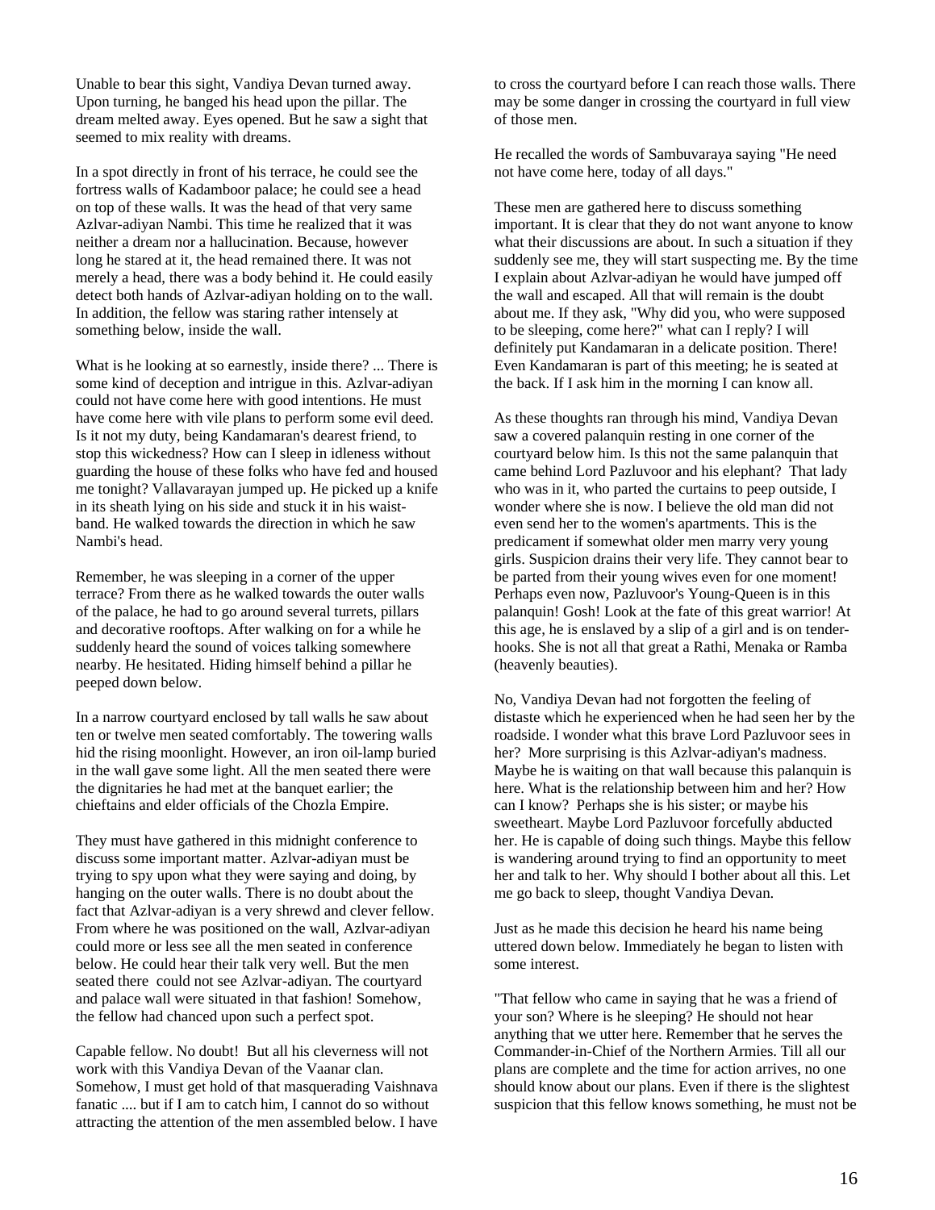Unable to bear this sight, Vandiya Devan turned away. Upon turning, he banged his head upon the pillar. The dream melted away. Eyes opened. But he saw a sight that seemed to mix reality with dreams.

In a spot directly in front of his terrace, he could see the fortress walls of Kadamboor palace; he could see a head on top of these walls. It was the head of that very same Azlvar-adiyan Nambi. This time he realized that it was neither a dream nor a hallucination. Because, however long he stared at it, the head remained there. It was not merely a head, there was a body behind it. He could easily detect both hands of Azlvar-adiyan holding on to the wall. In addition, the fellow was staring rather intensely at something below, inside the wall.

What is he looking at so earnestly, inside there? ... There is some kind of deception and intrigue in this. Azlvar-adiyan could not have come here with good intentions. He must have come here with vile plans to perform some evil deed. Is it not my duty, being Kandamaran's dearest friend, to stop this wickedness? How can I sleep in idleness without guarding the house of these folks who have fed and housed me tonight? Vallavarayan jumped up. He picked up a knife in its sheath lying on his side and stuck it in his waist-band. He walked towards the direction in which he saw Nambi's head.

Remember, he was sleeping in a corner of the upper terrace? From there as he walked towards the outer walls of the palace, he had to go around several turrets, pillars and decorative rooftops. After walking on for a while he suddenly heard the sound of voices talking somewhere nearby. He hesitated. Hiding himself behind a pillar he peeped down below.

In a narrow courtyard enclosed by tall walls he saw about ten or twelve men seated comfortably. The towering walls hid the rising moonlight. However, an iron oil-lamp buried in the wall gave some light. All the men seated there were the dignitaries he had met at the banquet earlier; the chieftains and elder officials of the Chozla Empire.

They must have gathered in this midnight conference to discuss some important matter. Azlvar-adiyan must be trying to spy upon what they were saying and doing, by hanging on the outer walls. There is no doubt about the fact that Azlvar-adiyan is a very shrewd and clever fellow. From where he was positioned on the wall, Azlvar-adiyan could more or less see all the men seated in conference below. He could hear their talk very well. But the men seated there could not see Azlvar-adiyan. The courtyard and palace wall were situated in that fashion! Somehow, the fellow had chanced upon such a perfect spot.

Capable fellow. No doubt! But all his cleverness will not work with this Vandiya Devan of the Vaanar clan. Somehow, I must get hold of that masquerading Vaishnava fanatic .... but if I am to catch him, I cannot do so without attracting the attention of the men assembled below. I have to cross the courtyard before I can reach those walls. There may be some danger in crossing the courtyard in full view of those men.

He recalled the words of Sambuvaraya saying "He need not have come here, today of all days."

These men are gathered here to discuss something important. It is clear that they do not want anyone to know what their discussions are about. In such a situation if they suddenly see me, they will start suspecting me. By the time I explain about Azlvar-adiyan he would have jumped off the wall and escaped. All that will remain is the doubt about me. If they ask, "Why did you, who were supposed to be sleeping, come here?" what can I reply? I will definitely put Kandamaran in a delicate position. There! Even Kandamaran is part of this meeting; he is seated at the back. If I ask him in the morning I can know all.

As these thoughts ran through his mind, Vandiya Devan saw a covered palanquin resting in one corner of the courtyard below him. Is this not the same palanquin that came behind Lord Pazluvoor and his elephant? That lady who was in it, who parted the curtains to peep outside, I wonder where she is now. I believe the old man did not even send her to the women's apartments. This is the predicament if somewhat older men marry very young girls. Suspicion drains their very life. They cannot bear to be parted from their young wives even for one moment! Perhaps even now, Pazluvoor's Young-Queen is in this palanquin! Gosh! Look at the fate of this great warrior! At this age, he is enslaved by a slip of a girl and is on tender-hooks. She is not all that great a Rathi, Menaka or Ramba (heavenly beauties).

No, Vandiya Devan had not forgotten the feeling of distaste which he experienced when he had seen her by the roadside. I wonder what this brave Lord Pazluvoor sees in her? More surprising is this Azlvar-adiyan's madness. Maybe he is waiting on that wall because this palanquin is here. What is the relationship between him and her? How can I know? Perhaps she is his sister; or maybe his sweetheart. Maybe Lord Pazluvoor forcefully abducted her. He is capable of doing such things. Maybe this fellow is wandering around trying to find an opportunity to meet her and talk to her. Why should I bother about all this. Let me go back to sleep, thought Vandiya Devan.

Just as he made this decision he heard his name being uttered down below. Immediately he began to listen with some interest.

"That fellow who came in saying that he was a friend of your son? Where is he sleeping? He should not hear anything that we utter here. Remember that he serves the Commander-in-Chief of the Northern Armies. Till all our plans are complete and the time for action arrives, no one should know about our plans. Even if there is the slightest suspicion that this fellow knows something, he must not be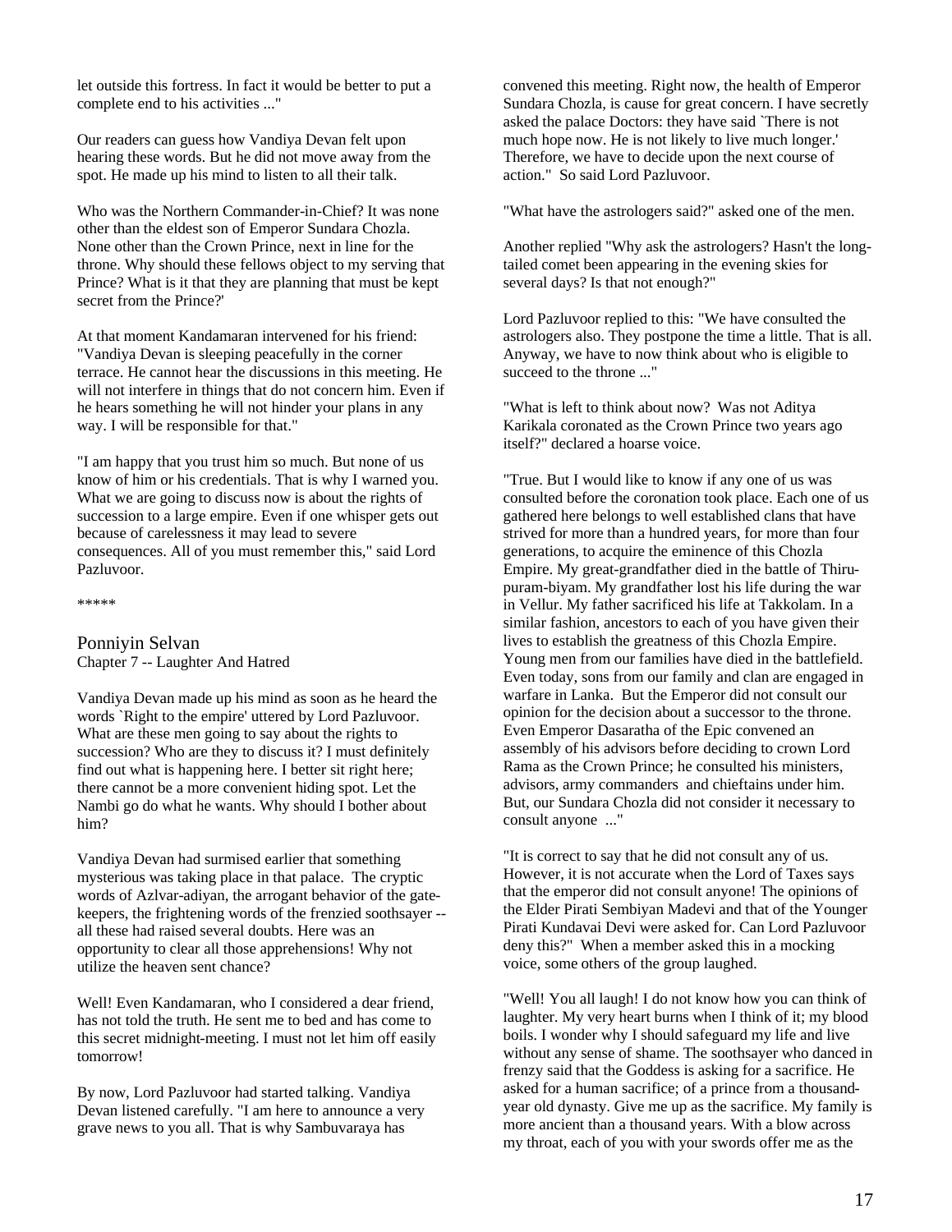let outside this fortress. In fact it would be better to put a complete end to his activities ..."

Our readers can guess how Vandiya Devan felt upon hearing these words. But he did not move away from the spot. He made up his mind to listen to all their talk.

Who was the Northern Commander-in-Chief? It was none other than the eldest son of Emperor Sundara Chozla. None other than the Crown Prince, next in line for the throne. Why should these fellows object to my serving that Prince? What is it that they are planning that must be kept secret from the Prince?'

At that moment Kandamaran intervened for his friend: "Vandiya Devan is sleeping peacefully in the corner terrace. He cannot hear the discussions in this meeting. He will not interfere in things that do not concern him. Even if he hears something he will not hinder your plans in any way. I will be responsible for that."

"I am happy that you trust him so much. But none of us know of him or his credentials. That is why I warned you. What we are going to discuss now is about the rights of succession to a large empire. Even if one whisper gets out because of carelessness it may lead to severe consequences. All of you must remember this," said Lord Pazluvoor.

*****

## Ponniyin Selvan

### Chapter 7 -- Laughter And Hatred

Vandiya Devan made up his mind as soon as he heard the words `Right to the empire' uttered by Lord Pazluvoor. What are these men going to say about the rights to succession? Who are they to discuss it? I must definitely find out what is happening here. I better sit right here; there cannot be a more convenient hiding spot. Let the Nambi go do what he wants. Why should I bother about him?

Vandiya Devan had surmised earlier that something mysterious was taking place in that palace. The cryptic words of Azlvar-adiyan, the arrogant behavior of the gate-keepers, the frightening words of the frenzied soothsayer -- all these had raised several doubts. Here was an opportunity to clear all those apprehensions! Why not utilize the heaven sent chance?

Well! Even Kandamaran, who I considered a dear friend, has not told the truth. He sent me to bed and has come to this secret midnight-meeting. I must not let him off easily tomorrow!

By now, Lord Pazluvoor had started talking. Vandiya Devan listened carefully. "I am here to announce a very grave news to you all. That is why Sambuvaraya has convened this meeting. Right now, the health of Emperor Sundara Chozla, is cause for great concern. I have secretly asked the palace Doctors: they have said `There is not much hope now. He is not likely to live much longer.' Therefore, we have to decide upon the next course of action." So said Lord Pazluvoor.

"What have the astrologers said?" asked one of the men.

Another replied "Why ask the astrologers? Hasn't the long-tailed comet been appearing in the evening skies for several days? Is that not enough?"

Lord Pazluvoor replied to this: "We have consulted the astrologers also. They postpone the time a little. That is all. Anyway, we have to now think about who is eligible to succeed to the throne ..."

"What is left to think about now? Was not Aditya Karikala coronated as the Crown Prince two years ago itself?" declared a hoarse voice.

"True. But I would like to know if any one of us was consulted before the coronation took place. Each one of us gathered here belongs to well established clans that have strived for more than a hundred years, for more than four generations, to acquire the eminence of this Chozla Empire. My great-grandfather died in the battle of Thiru-puram-biyam. My grandfather lost his life during the war in Vellur. My father sacrificed his life at Takkolam. In a similar fashion, ancestors to each of you have given their lives to establish the greatness of this Chozla Empire. Young men from our families have died in the battlefield. Even today, sons from our family and clan are engaged in warfare in Lanka. But the Emperor did not consult our opinion for the decision about a successor to the throne. Even Emperor Dasaratha of the Epic convened an assembly of his advisors before deciding to crown Lord Rama as the Crown Prince; he consulted his ministers, advisors, army commanders and chieftains under him. But, our Sundara Chozla did not consider it necessary to consult anyone ..."

"It is correct to say that he did not consult any of us. However, it is not accurate when the Lord of Taxes says that the emperor did not consult anyone! The opinions of the Elder Pirati Sembiyan Madevi and that of the Younger Pirati Kundavai Devi were asked for. Can Lord Pazluvoor deny this?" When a member asked this in a mocking voice, some others of the group laughed.

"Well! You all laugh! I do not know how you can think of laughter. My very heart burns when I think of it; my blood boils. I wonder why I should safeguard my life and live without any sense of shame. The soothsayer who danced in frenzy said that the Goddess is asking for a sacrifice. He asked for a human sacrifice; of a prince from a thousand-year old dynasty. Give me up as the sacrifice. My family is more ancient than a thousand years. With a blow across my throat, each of you with your swords offer me as the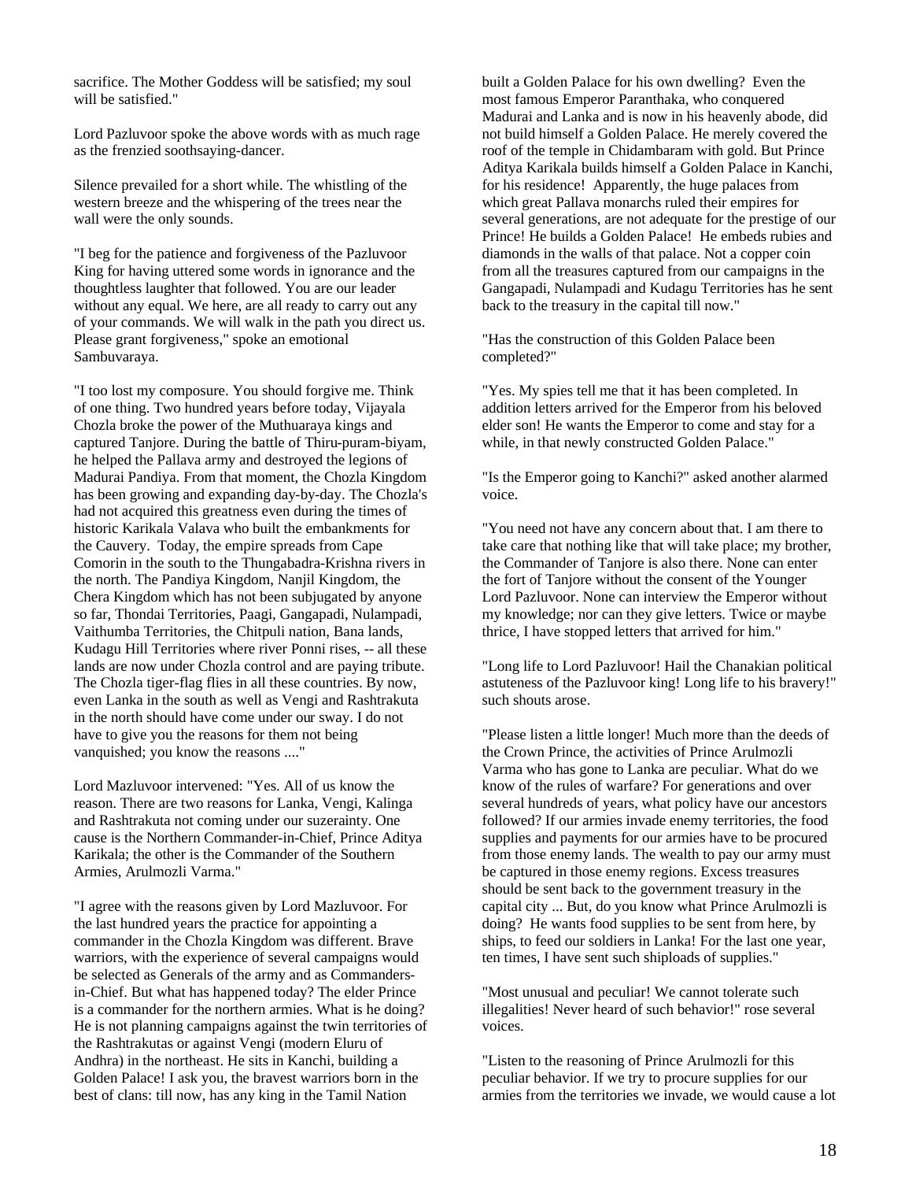sacrifice. The Mother Goddess will be satisfied; my soul will be satisfied."

Lord Pazluvoor spoke the above words with as much rage as the frenzied soothsaying-dancer.

Silence prevailed for a short while. The whistling of the western breeze and the whispering of the trees near the wall were the only sounds.

"I beg for the patience and forgiveness of the Pazluvoor King for having uttered some words in ignorance and the thoughtless laughter that followed. You are our leader without any equal. We here, are all ready to carry out any of your commands. We will walk in the path you direct us. Please grant forgiveness," spoke an emotional Sambuvaraya.

"I too lost my composure. You should forgive me. Think of one thing. Two hundred years before today, Vijayala Chozla broke the power of the Muthuaraya kings and captured Tanjore. During the battle of Thiru-puram-biyam, he helped the Pallava army and destroyed the legions of Madurai Pandiya. From that moment, the Chozla Kingdom has been growing and expanding day-by-day. The Chozla's had not acquired this greatness even during the times of historic Karikala Valava who built the embankments for the Cauvery. Today, the empire spreads from Cape Comorin in the south to the Thungabadra-Krishna rivers in the north. The Pandiya Kingdom, Nanjil Kingdom, the Chera Kingdom which has not been subjugated by anyone so far, Thondai Territories, Paagi, Gangapadi, Nulampadi, Vaithumba Territories, the Chitpuli nation, Bana lands, Kudagu Hill Territories where river Ponni rises, -- all these lands are now under Chozla control and are paying tribute. The Chozla tiger-flag flies in all these countries. By now, even Lanka in the south as well as Vengi and Rashtrakuta in the north should have come under our sway. I do not have to give you the reasons for them not being vanquished; you know the reasons ...."

Lord Mazluvoor intervened: "Yes. All of us know the reason. There are two reasons for Lanka, Vengi, Kalinga and Rashtrakuta not coming under our suzerainty. One cause is the Northern Commander-in-Chief, Prince Aditya Karikala; the other is the Commander of the Southern Armies, Arulmozli Varma."

"I agree with the reasons given by Lord Mazluvoor. For the last hundred years the practice for appointing a commander in the Chozla Kingdom was different. Brave warriors, with the experience of several campaigns would be selected as Generals of the army and as Commanders-in-Chief. But what has happened today? The elder Prince is a commander for the northern armies. What is he doing? He is not planning campaigns against the twin territories of the Rashtrakutas or against Vengi (modern Eluru of Andhra) in the northeast. He sits in Kanchi, building a Golden Palace! I ask you, the bravest warriors born in the best of clans: till now, has any king in the Tamil Nation built a Golden Palace for his own dwelling? Even the most famous Emperor Paranthaka, who conquered Madurai and Lanka and is now in his heavenly abode, did not build himself a Golden Palace. He merely covered the roof of the temple in Chidambaram with gold. But Prince Aditya Karikala builds himself a Golden Palace in Kanchi, for his residence! Apparently, the huge palaces from which great Pallava monarchs ruled their empires for several generations, are not adequate for the prestige of our Prince! He builds a Golden Palace! He embeds rubies and diamonds in the walls of that palace. Not a copper coin from all the treasures captured from our campaigns in the Gangapadi, Nulampadi and Kudagu Territories has he sent back to the treasury in the capital till now."

"Has the construction of this Golden Palace been completed?"

"Yes. My spies tell me that it has been completed. In addition letters arrived for the Emperor from his beloved elder son! He wants the Emperor to come and stay for a while, in that newly constructed Golden Palace."

"Is the Emperor going to Kanchi?" asked another alarmed voice.

"You need not have any concern about that. I am there to take care that nothing like that will take place; my brother, the Commander of Tanjore is also there. None can enter the fort of Tanjore without the consent of the Younger Lord Pazluvoor. None can interview the Emperor without my knowledge; nor can they give letters. Twice or maybe thrice, I have stopped letters that arrived for him."

"Long life to Lord Pazluvoor! Hail the Chanakian political astuteness of the Pazluvoor king! Long life to his bravery!" such shouts arose.

"Please listen a little longer! Much more than the deeds of the Crown Prince, the activities of Prince Arulmozli Varma who has gone to Lanka are peculiar. What do we know of the rules of warfare? For generations and over several hundreds of years, what policy have our ancestors followed? If our armies invade enemy territories, the food supplies and payments for our armies have to be procured from those enemy lands. The wealth to pay our army must be captured in those enemy regions. Excess treasures should be sent back to the government treasury in the capital city ... But, do you know what Prince Arulmozli is doing? He wants food supplies to be sent from here, by ships, to feed our soldiers in Lanka! For the last one year, ten times, I have sent such shiploads of supplies."

"Most unusual and peculiar! We cannot tolerate such illegalities! Never heard of such behavior!" rose several voices.

"Listen to the reasoning of Prince Arulmozli for this peculiar behavior. If we try to procure supplies for our armies from the territories we invade, we would cause a lot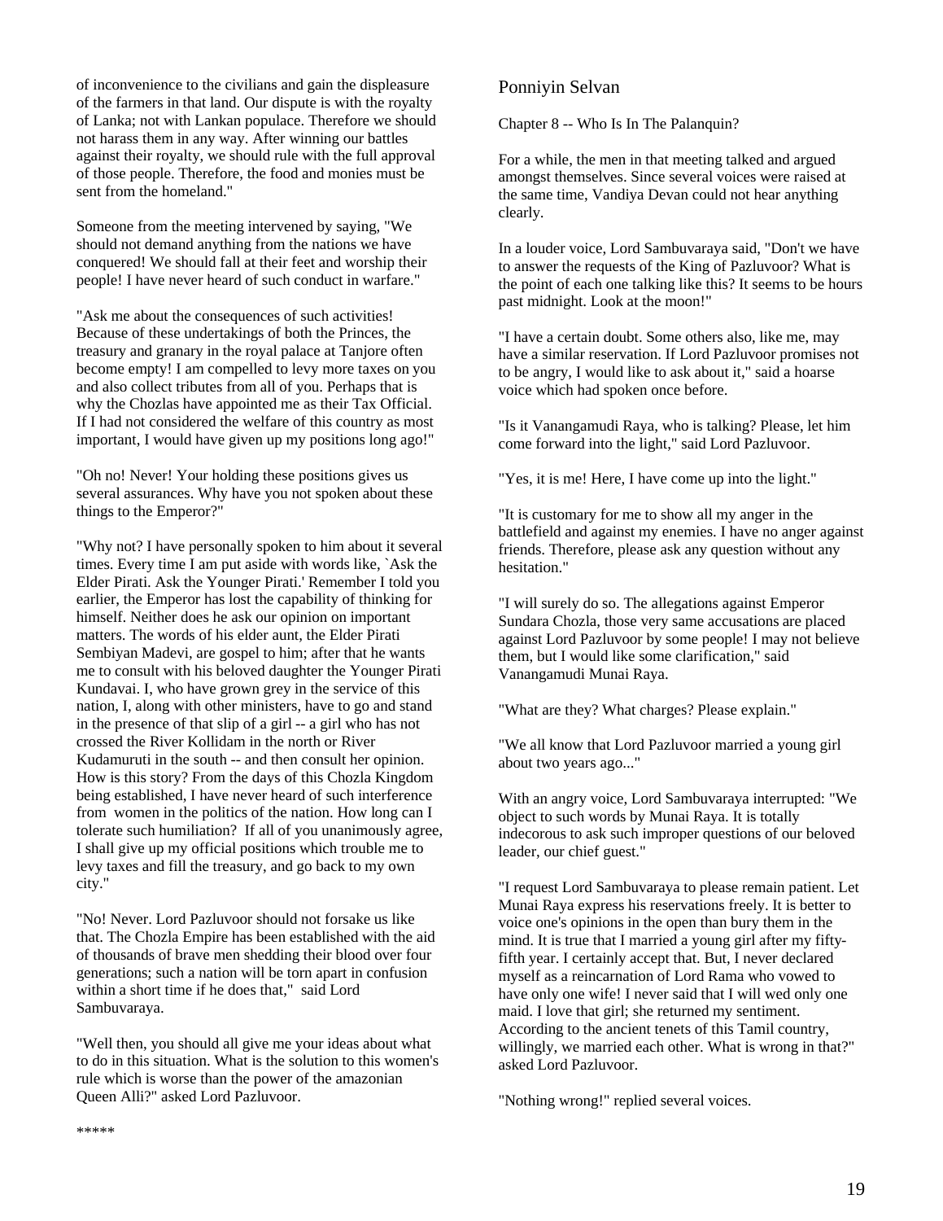of inconvenience to the civilians and gain the displeasure of the farmers in that land. Our dispute is with the royalty of Lanka; not with Lankan populace. Therefore we should not harass them in any way. After winning our battles against their royalty, we should rule with the full approval of those people. Therefore, the food and monies must be sent from the homeland."

Someone from the meeting intervened by saying, "We should not demand anything from the nations we have conquered! We should fall at their feet and worship their people! I have never heard of such conduct in warfare."

"Ask me about the consequences of such activities! Because of these undertakings of both the Princes, the treasury and granary in the royal palace at Tanjore often become empty! I am compelled to levy more taxes on you and also collect tributes from all of you. Perhaps that is why the Chozlas have appointed me as their Tax Official. If I had not considered the welfare of this country as most important, I would have given up my positions long ago!"

"Oh no! Never! Your holding these positions gives us several assurances. Why have you not spoken about these things to the Emperor?"

"Why not? I have personally spoken to him about it several times. Every time I am put aside with words like, `Ask the Elder Pirati. Ask the Younger Pirati.' Remember I told you earlier, the Emperor has lost the capability of thinking for himself. Neither does he ask our opinion on important matters. The words of his elder aunt, the Elder Pirati Sembiyan Madevi, are gospel to him; after that he wants me to consult with his beloved daughter the Younger Pirati Kundavai. I, who have grown grey in the service of this nation, I, along with other ministers, have to go and stand in the presence of that slip of a girl -- a girl who has not crossed the River Kollidam in the north or River Kudamuruti in the south -- and then consult her opinion. How is this story? From the days of this Chozla Kingdom being established, I have never heard of such interference from women in the politics of the nation. How long can I tolerate such humiliation? If all of you unanimously agree, I shall give up my official positions which trouble me to levy taxes and fill the treasury, and go back to my own city."

"No! Never. Lord Pazluvoor should not forsake us like that. The Chozla Empire has been established with the aid of thousands of brave men shedding their blood over four generations; such a nation will be torn apart in confusion within a short time if he does that," said Lord Sambuvaraya.

"Well then, you should all give me your ideas about what to do in this situation. What is the solution to this women's rule which is worse than the power of the amazonian Queen Alli?" asked Lord Pazluvoor.

\*\*\*\*\*

## Ponniyin Selvan

### Chapter 8 -- Who Is In The Palanquin?

For a while, the men in that meeting talked and argued amongst themselves. Since several voices were raised at the same time, Vandiya Devan could not hear anything clearly.

In a louder voice, Lord Sambuvaraya said, "Don't we have to answer the requests of the King of Pazluvoor? What is the point of each one talking like this? It seems to be hours past midnight. Look at the moon!"

"I have a certain doubt. Some others also, like me, may have a similar reservation. If Lord Pazluvoor promises not to be angry, I would like to ask about it," said a hoarse voice which had spoken once before.

"Is it Vanangamudi Raya, who is talking? Please, let him come forward into the light," said Lord Pazluvoor.

"Yes, it is me! Here, I have come up into the light."

"It is customary for me to show all my anger in the battlefield and against my enemies. I have no anger against friends. Therefore, please ask any question without any hesitation."

"I will surely do so. The allegations against Emperor Sundara Chozla, those very same accusations are placed against Lord Pazluvoor by some people! I may not believe them, but I would like some clarification," said Vanangamudi Munai Raya.

"What are they? What charges? Please explain."

"We all know that Lord Pazluvoor married a young girl about two years ago..."

With an angry voice, Lord Sambuvaraya interrupted: "We object to such words by Munai Raya. It is totally indecorous to ask such improper questions of our beloved leader, our chief guest."

"I request Lord Sambuvaraya to please remain patient. Let Munai Raya express his reservations freely. It is better to voice one's opinions in the open than bury them in the mind. It is true that I married a young girl after my fifty-fifth year. I certainly accept that. But, I never declared myself as a reincarnation of Lord Rama who vowed to have only one wife! I never said that I will wed only one maid. I love that girl; she returned my sentiment. According to the ancient tenets of this Tamil country, willingly, we married each other. What is wrong in that?" asked Lord Pazluvoor.

"Nothing wrong!" replied several voices.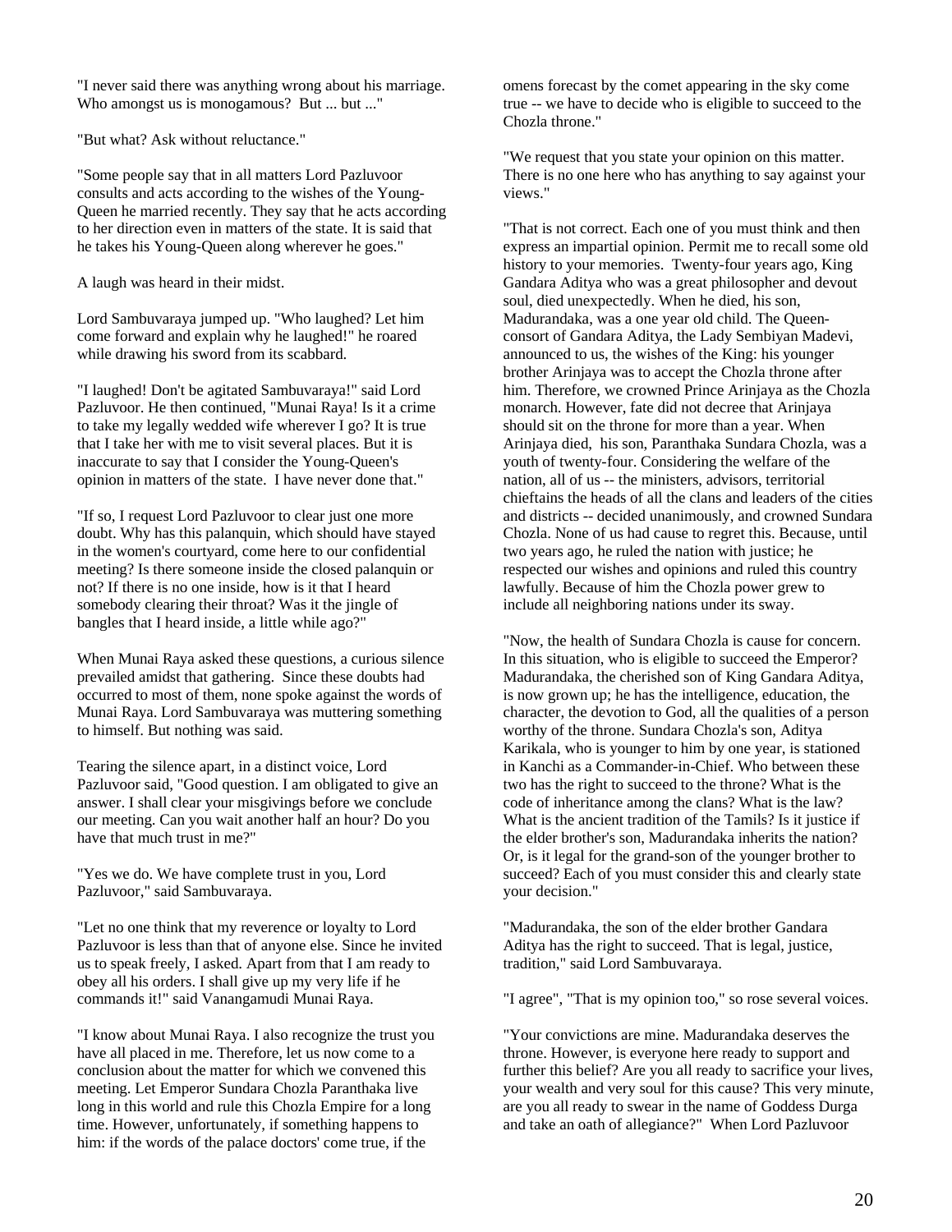"I never said there was anything wrong about his marriage. Who amongst us is monogamous? But ... but ..."

"But what? Ask without reluctance."

"Some people say that in all matters Lord Pazluvoor consults and acts according to the wishes of the Young-Queen he married recently. They say that he acts according to her direction even in matters of the state. It is said that he takes his Young-Queen along wherever he goes."

A laugh was heard in their midst.

Lord Sambuvaraya jumped up. "Who laughed? Let him come forward and explain why he laughed!" he roared while drawing his sword from its scabbard.

"I laughed! Don't be agitated Sambuvaraya!" said Lord Pazluvoor. He then continued, "Munai Raya! Is it a crime to take my legally wedded wife wherever I go? It is true that I take her with me to visit several places. But it is inaccurate to say that I consider the Young-Queen's opinion in matters of the state. I have never done that."

"If so, I request Lord Pazluvoor to clear just one more doubt. Why has this palanquin, which should have stayed in the women's courtyard, come here to our confidential meeting? Is there someone inside the closed palanquin or not? If there is no one inside, how is it that I heard somebody clearing their throat? Was it the jingle of bangles that I heard inside, a little while ago?"

When Munai Raya asked these questions, a curious silence prevailed amidst that gathering. Since these doubts had occurred to most of them, none spoke against the words of Munai Raya. Lord Sambuvaraya was muttering something to himself. But nothing was said.

Tearing the silence apart, in a distinct voice, Lord Pazluvoor said, "Good question. I am obligated to give an answer. I shall clear your misgivings before we conclude our meeting. Can you wait another half an hour? Do you have that much trust in me?"

"Yes we do. We have complete trust in you, Lord Pazluvoor," said Sambuvaraya.

"Let no one think that my reverence or loyalty to Lord Pazluvoor is less than that of anyone else. Since he invited us to speak freely, I asked. Apart from that I am ready to obey all his orders. I shall give up my very life if he commands it!" said Vanangamudi Munai Raya.

"I know about Munai Raya. I also recognize the trust you have all placed in me. Therefore, let us now come to a conclusion about the matter for which we convened this meeting. Let Emperor Sundara Chozla Paranthaka live long in this world and rule this Chozla Empire for a long time. However, unfortunately, if something happens to him: if the words of the palace doctors' come true, if the omens forecast by the comet appearing in the sky come true -- we have to decide who is eligible to succeed to the Chozla throne."

"We request that you state your opinion on this matter. There is no one here who has anything to say against your views."

"That is not correct. Each one of you must think and then express an impartial opinion. Permit me to recall some old history to your memories. Twenty-four years ago, King Gandara Aditya who was a great philosopher and devout soul, died unexpectedly. When he died, his son, Madurandaka, was a one year old child. The Queen-consort of Gandara Aditya, the Lady Sembiyan Madevi, announced to us, the wishes of the King: his younger brother Arinjaya was to accept the Chozla throne after him. Therefore, we crowned Prince Arinjaya as the Chozla monarch. However, fate did not decree that Arinjaya should sit on the throne for more than a year. When Arinjaya died, his son, Paranthaka Sundara Chozla, was a youth of twenty-four. Considering the welfare of the nation, all of us -- the ministers, advisors, territorial chieftains the heads of all the clans and leaders of the cities and districts -- decided unanimously, and crowned Sundara Chozla. None of us had cause to regret this. Because, until two years ago, he ruled the nation with justice; he respected our wishes and opinions and ruled this country lawfully. Because of him the Chozla power grew to include all neighboring nations under its sway.

"Now, the health of Sundara Chozla is cause for concern. In this situation, who is eligible to succeed the Emperor? Madurandaka, the cherished son of King Gandara Aditya, is now grown up; he has the intelligence, education, the character, the devotion to God, all the qualities of a person worthy of the throne. Sundara Chozla's son, Aditya Karikala, who is younger to him by one year, is stationed in Kanchi as a Commander-in-Chief. Who between these two has the right to succeed to the throne? What is the code of inheritance among the clans? What is the law? What is the ancient tradition of the Tamils? Is it justice if the elder brother's son, Madurandaka inherits the nation? Or, is it legal for the grand-son of the younger brother to succeed? Each of you must consider this and clearly state your decision."

"Madurandaka, the son of the elder brother Gandara Aditya has the right to succeed. That is legal, justice, tradition," said Lord Sambuvaraya.

"I agree", "That is my opinion too," so rose several voices.

"Your convictions are mine. Madurandaka deserves the throne. However, is everyone here ready to support and further this belief? Are you all ready to sacrifice your lives, your wealth and very soul for this cause? This very minute, are you all ready to swear in the name of Goddess Durga and take an oath of allegiance?" When Lord Pazluvoor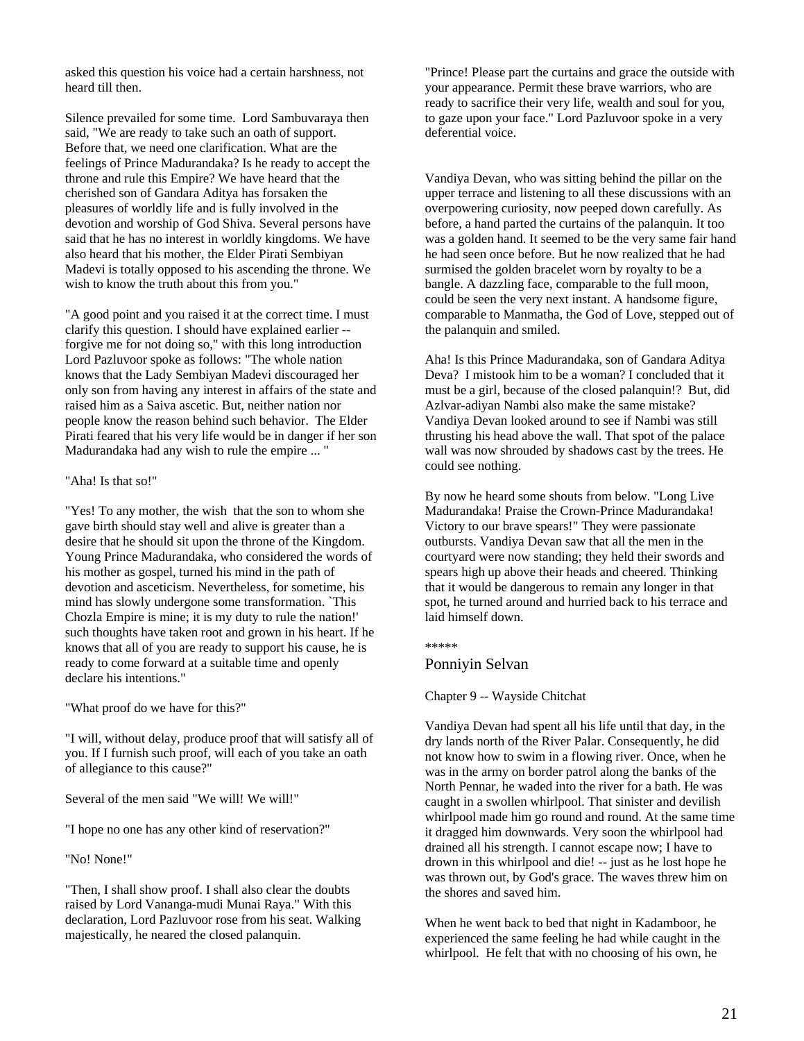asked this question his voice had a certain harshness, not heard till then.

Silence prevailed for some time. Lord Sambuvaraya then said, "We are ready to take such an oath of support. Before that, we need one clarification. What are the feelings of Prince Madurandaka? Is he ready to accept the throne and rule this Empire? We have heard that the cherished son of Gandara Aditya has forsaken the pleasures of worldly life and is fully involved in the devotion and worship of God Shiva. Several persons have said that he has no interest in worldly kingdoms. We have also heard that his mother, the Elder Pirati Sembiyan Madevi is totally opposed to his ascending the throne. We wish to know the truth about this from you."

"A good point and you raised it at the correct time. I must clarify this question. I should have explained earlier -- forgive me for not doing so," with this long introduction Lord Pazluvoor spoke as follows: "The whole nation knows that the Lady Sembiyan Madevi discouraged her only son from having any interest in affairs of the state and raised him as a Saiva ascetic. But, neither nation nor people know the reason behind such behavior. The Elder Pirati feared that his very life would be in danger if her son Madurandaka had any wish to rule the empire ... "

"Aha! Is that so!"

"Yes! To any mother, the wish that the son to whom she gave birth should stay well and alive is greater than a desire that he should sit upon the throne of the Kingdom. Young Prince Madurandaka, who considered the words of his mother as gospel, turned his mind in the path of devotion and asceticism. Nevertheless, for sometime, his mind has slowly undergone some transformation. `This Chozla Empire is mine; it is my duty to rule the nation!' such thoughts have taken root and grown in his heart. If he knows that all of you are ready to support his cause, he is ready to come forward at a suitable time and openly declare his intentions."

"What proof do we have for this?"

"I will, without delay, produce proof that will satisfy all of you. If I furnish such proof, will each of you take an oath of allegiance to this cause?"

Several of the men said "We will! We will!"

"I hope no one has any other kind of reservation?"

"No! None!"

"Then, I shall show proof. I shall also clear the doubts raised by Lord Vananga-mudi Munai Raya." With this declaration, Lord Pazluvoor rose from his seat. Walking majestically, he neared the closed palanquin.

"Prince! Please part the curtains and grace the outside with your appearance. Permit these brave warriors, who are ready to sacrifice their very life, wealth and soul for you, to gaze upon your face." Lord Pazluvoor spoke in a very deferential voice.

Vandiya Devan, who was sitting behind the pillar on the upper terrace and listening to all these discussions with an overpowering curiosity, now peeped down carefully. As before, a hand parted the curtains of the palanquin. It too was a golden hand. It seemed to be the very same fair hand he had seen once before. But he now realized that he had surmised the golden bracelet worn by royalty to be a bangle. A dazzling face, comparable to the full moon, could be seen the very next instant. A handsome figure, comparable to Manmatha, the God of Love, stepped out of the palanquin and smiled.

Aha! Is this Prince Madurandaka, son of Gandara Aditya Deva? I mistook him to be a woman? I concluded that it must be a girl, because of the closed palanquin!? But, did Azlvar-adiyan Nambi also make the same mistake? Vandiya Devan looked around to see if Nambi was still thrusting his head above the wall. That spot of the palace wall was now shrouded by shadows cast by the trees. He could see nothing.

By now he heard some shouts from below. "Long Live Madurandaka! Praise the Crown-Prince Madurandaka! Victory to our brave spears!" They were passionate outbursts. Vandiya Devan saw that all the men in the courtyard were now standing; they held their swords and spears high up above their heads and cheered. Thinking that it would be dangerous to remain any longer in that spot, he turned around and hurried back to his terrace and laid himself down.

*****

## Ponniyin Selvan

### Chapter 9 -- Wayside Chitchat

Vandiya Devan had spent all his life until that day, in the dry lands north of the River Palar. Consequently, he did not know how to swim in a flowing river. Once, when he was in the army on border patrol along the banks of the North Pennar, he waded into the river for a bath. He was caught in a swollen whirlpool. That sinister and devilish whirlpool made him go round and round. At the same time it dragged him downwards. Very soon the whirlpool had drained all his strength. I cannot escape now; I have to drown in this whirlpool and die! -- just as he lost hope he was thrown out, by God's grace. The waves threw him on the shores and saved him.

When he went back to bed that night in Kadamboor, he experienced the same feeling he had while caught in the whirlpool. He felt that with no choosing of his own, he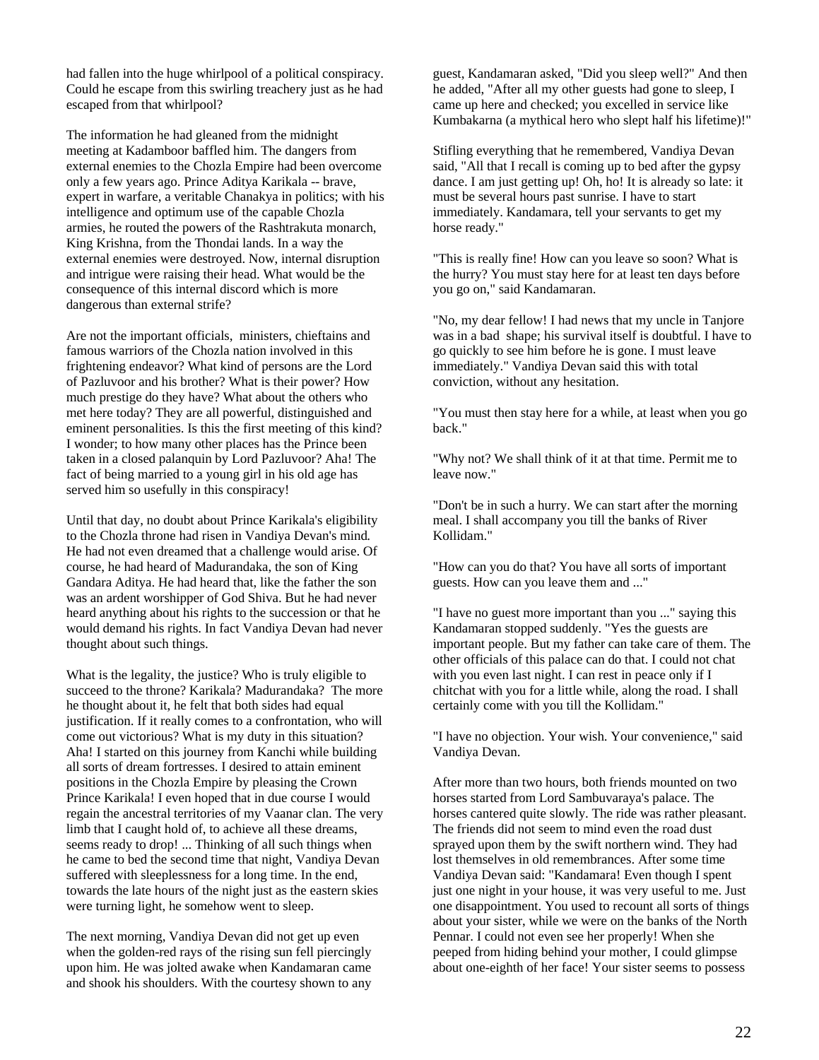had fallen into the huge whirlpool of a political conspiracy. Could he escape from this swirling treachery just as he had escaped from that whirlpool?

The information he had gleaned from the midnight meeting at Kadamboor baffled him. The dangers from external enemies to the Chozla Empire had been overcome only a few years ago. Prince Aditya Karikala -- brave, expert in warfare, a veritable Chanakya in politics; with his intelligence and optimum use of the capable Chozla armies, he routed the powers of the Rashtrakuta monarch, King Krishna, from the Thondai lands. In a way the external enemies were destroyed. Now, internal disruption and intrigue were raising their head. What would be the consequence of this internal discord which is more dangerous than external strife?

Are not the important officials, ministers, chieftains and famous warriors of the Chozla nation involved in this frightening endeavor? What kind of persons are the Lord of Pazluvoor and his brother? What is their power? How much prestige do they have? What about the others who met here today? They are all powerful, distinguished and eminent personalities. Is this the first meeting of this kind? I wonder; to how many other places has the Prince been taken in a closed palanquin by Lord Pazluvoor? Aha! The fact of being married to a young girl in his old age has served him so usefully in this conspiracy!

Until that day, no doubt about Prince Karikala's eligibility to the Chozla throne had risen in Vandiya Devan's mind. He had not even dreamed that a challenge would arise. Of course, he had heard of Madurandaka, the son of King Gandara Aditya. He had heard that, like the father the son was an ardent worshipper of God Shiva. But he had never heard anything about his rights to the succession or that he would demand his rights. In fact Vandiya Devan had never thought about such things.

What is the legality, the justice? Who is truly eligible to succeed to the throne? Karikala? Madurandaka? The more he thought about it, he felt that both sides had equal justification. If it really comes to a confrontation, who will come out victorious? What is my duty in this situation? Aha! I started on this journey from Kanchi while building all sorts of dream fortresses. I desired to attain eminent positions in the Chozla Empire by pleasing the Crown Prince Karikala! I even hoped that in due course I would regain the ancestral territories of my Vaanar clan. The very limb that I caught hold of, to achieve all these dreams, seems ready to drop! ... Thinking of all such things when he came to bed the second time that night, Vandiya Devan suffered with sleeplessness for a long time. In the end, towards the late hours of the night just as the eastern skies were turning light, he somehow went to sleep.

The next morning, Vandiya Devan did not get up even when the golden-red rays of the rising sun fell piercingly upon him. He was jolted awake when Kandamaran came and shook his shoulders. With the courtesy shown to any guest, Kandamaran asked, "Did you sleep well?" And then he added, "After all my other guests had gone to sleep, I came up here and checked; you excelled in service like Kumbakarna (a mythical hero who slept half his lifetime)!"

Stifling everything that he remembered, Vandiya Devan said, "All that I recall is coming up to bed after the gypsy dance. I am just getting up! Oh, ho! It is already so late: it must be several hours past sunrise. I have to start immediately. Kandamara, tell your servants to get my horse ready."

"This is really fine! How can you leave so soon? What is the hurry? You must stay here for at least ten days before you go on," said Kandamaran.

"No, my dear fellow! I had news that my uncle in Tanjore was in a bad shape; his survival itself is doubtful. I have to go quickly to see him before he is gone. I must leave immediately." Vandiya Devan said this with total conviction, without any hesitation.

"You must then stay here for a while, at least when you go back."

"Why not? We shall think of it at that time. Permit me to leave now."

"Don't be in such a hurry. We can start after the morning meal. I shall accompany you till the banks of River Kollidam."

"How can you do that? You have all sorts of important guests. How can you leave them and ..."

"I have no guest more important than you ..." saying this Kandamaran stopped suddenly. "Yes the guests are important people. But my father can take care of them. The other officials of this palace can do that. I could not chat with you even last night. I can rest in peace only if I chitchat with you for a little while, along the road. I shall certainly come with you till the Kollidam."

"I have no objection. Your wish. Your convenience," said Vandiya Devan.

After more than two hours, both friends mounted on two horses started from Lord Sambuvaraya's palace. The horses cantered quite slowly. The ride was rather pleasant. The friends did not seem to mind even the road dust sprayed upon them by the swift northern wind. They had lost themselves in old remembrances. After some time Vandiya Devan said: "Kandamara! Even though I spent just one night in your house, it was very useful to me. Just one disappointment. You used to recount all sorts of things about your sister, while we were on the banks of the North Pennar. I could not even see her properly! When she peeped from hiding behind your mother, I could glimpse about one-eighth of her face! Your sister seems to possess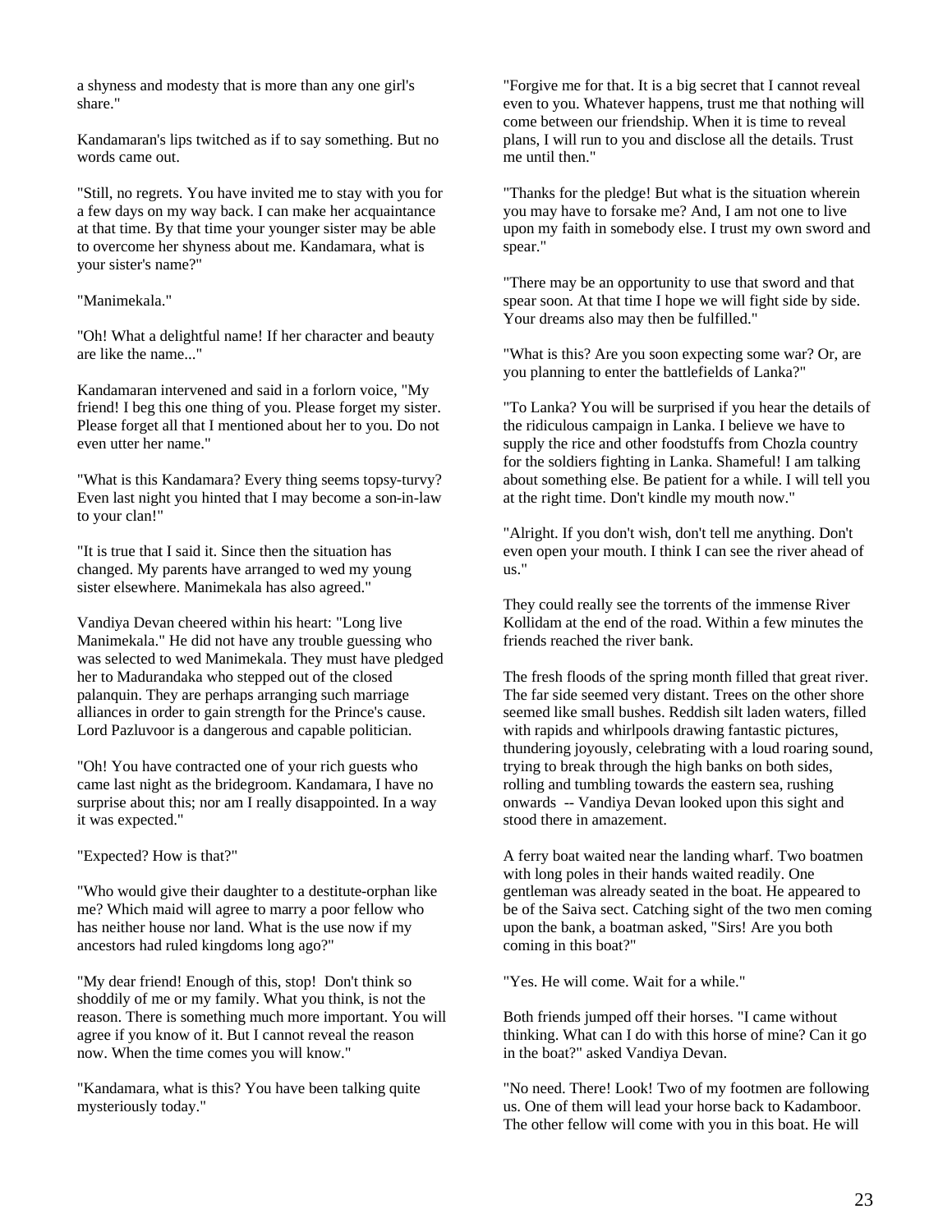a shyness and modesty that is more than any one girl's share."

Kandamaran's lips twitched as if to say something. But no words came out.

"Still, no regrets. You have invited me to stay with you for a few days on my way back. I can make her acquaintance at that time. By that time your younger sister may be able to overcome her shyness about me. Kandamara, what is your sister's name?"

"Manimekala."

"Oh! What a delightful name! If her character and beauty are like the name..."

Kandamaran intervened and said in a forlorn voice, "My friend! I beg this one thing of you. Please forget my sister. Please forget all that I mentioned about her to you. Do not even utter her name."

"What is this Kandamara? Every thing seems topsy-turvy? Even last night you hinted that I may become a son-in-law to your clan!"

"It is true that I said it. Since then the situation has changed. My parents have arranged to wed my young sister elsewhere. Manimekala has also agreed."

Vandiya Devan cheered within his heart: "Long live Manimekala." He did not have any trouble guessing who was selected to wed Manimekala. They must have pledged her to Madurandaka who stepped out of the closed palanquin. They are perhaps arranging such marriage alliances in order to gain strength for the Prince's cause. Lord Pazluvoor is a dangerous and capable politician.

"Oh! You have contracted one of your rich guests who came last night as the bridegroom. Kandamara, I have no surprise about this; nor am I really disappointed. In a way it was expected."

"Expected? How is that?"

"Who would give their daughter to a destitute-orphan like me? Which maid will agree to marry a poor fellow who has neither house nor land. What is the use now if my ancestors had ruled kingdoms long ago?"

"My dear friend! Enough of this, stop! Don't think so shoddily of me or my family. What you think, is not the reason. There is something much more important. You will agree if you know of it. But I cannot reveal the reason now. When the time comes you will know."

"Kandamara, what is this? You have been talking quite mysteriously today."

"Forgive me for that. It is a big secret that I cannot reveal even to you. Whatever happens, trust me that nothing will come between our friendship. When it is time to reveal plans, I will run to you and disclose all the details. Trust me until then."

"Thanks for the pledge! But what is the situation wherein you may have to forsake me? And, I am not one to live upon my faith in somebody else. I trust my own sword and spear."

"There may be an opportunity to use that sword and that spear soon. At that time I hope we will fight side by side. Your dreams also may then be fulfilled."

"What is this? Are you soon expecting some war? Or, are you planning to enter the battlefields of Lanka?"

"To Lanka? You will be surprised if you hear the details of the ridiculous campaign in Lanka. I believe we have to supply the rice and other foodstuffs from Chozla country for the soldiers fighting in Lanka. Shameful! I am talking about something else. Be patient for a while. I will tell you at the right time. Don't kindle my mouth now."

"Alright. If you don't wish, don't tell me anything. Don't even open your mouth. I think I can see the river ahead of us."

They could really see the torrents of the immense River Kollidam at the end of the road. Within a few minutes the friends reached the river bank.

The fresh floods of the spring month filled that great river. The far side seemed very distant. Trees on the other shore seemed like small bushes. Reddish silt laden waters, filled with rapids and whirlpools drawing fantastic pictures, thundering joyously, celebrating with a loud roaring sound, trying to break through the high banks on both sides, rolling and tumbling towards the eastern sea, rushing onwards -- Vandiya Devan looked upon this sight and stood there in amazement.

A ferry boat waited near the landing wharf. Two boatmen with long poles in their hands waited readily. One gentleman was already seated in the boat. He appeared to be of the Saiva sect. Catching sight of the two men coming upon the bank, a boatman asked, "Sirs! Are you both coming in this boat?"

"Yes. He will come. Wait for a while."

Both friends jumped off their horses. "I came without thinking. What can I do with this horse of mine? Can it go in the boat?" asked Vandiya Devan.

"No need. There! Look! Two of my footmen are following us. One of them will lead your horse back to Kadamboor. The other fellow will come with you in this boat. He will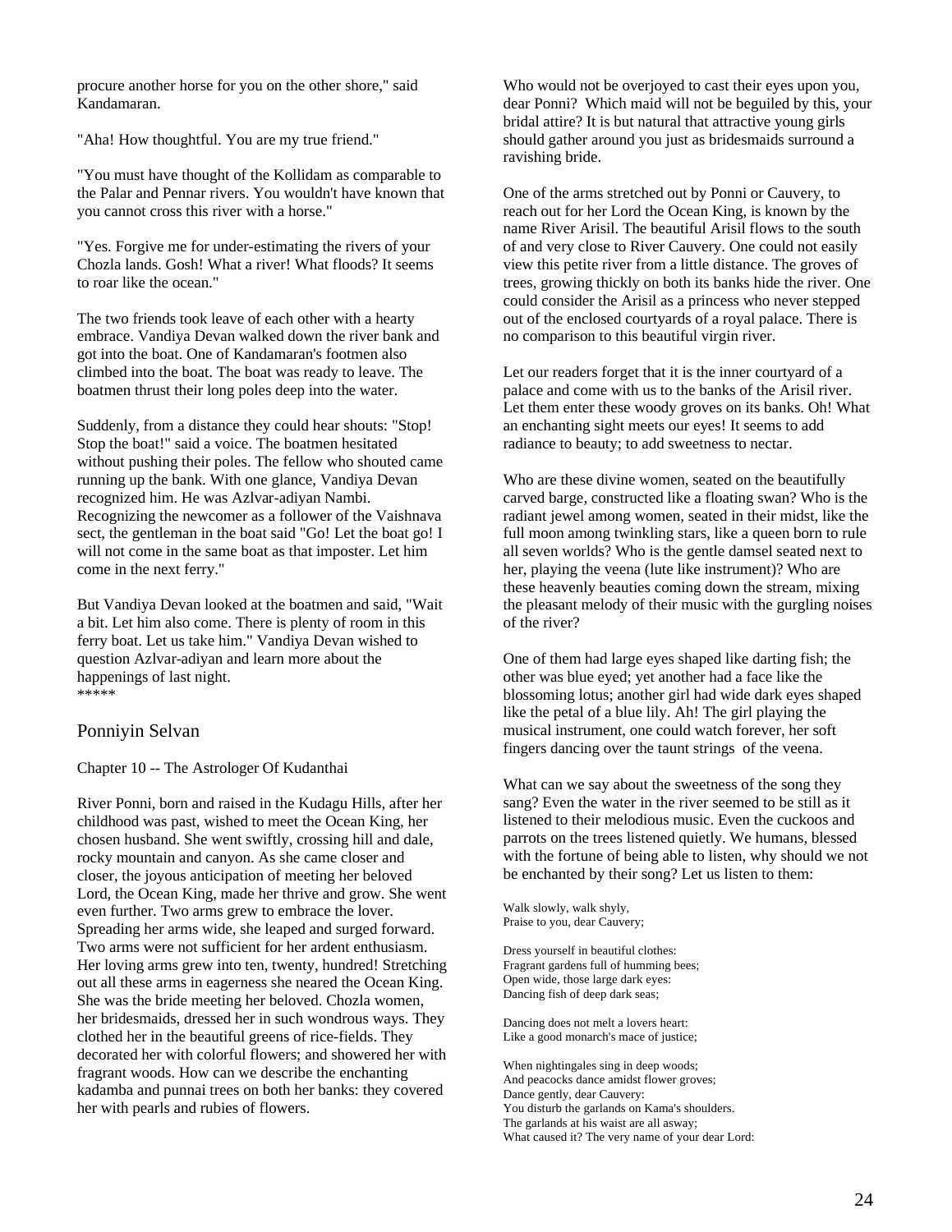procure another horse for you on the other shore," said Kandamaran.

"Aha! How thoughtful. You are my true friend."

"You must have thought of the Kollidam as comparable to the Palar and Pennar rivers. You wouldn't have known that you cannot cross this river with a horse."

"Yes. Forgive me for under-estimating the rivers of your Chozla lands. Gosh! What a river! What floods? It seems to roar like the ocean."

The two friends took leave of each other with a hearty embrace. Vandiya Devan walked down the river bank and got into the boat. One of Kandamaran's footmen also climbed into the boat. The boat was ready to leave. The boatmen thrust their long poles deep into the water.

Suddenly, from a distance they could hear shouts: "Stop! Stop the boat!" said a voice. The boatmen hesitated without pushing their poles. The fellow who shouted came running up the bank. With one glance, Vandiya Devan recognized him. He was Azlvar-adiyan Nambi. Recognizing the newcomer as a follower of the Vaishnava sect, the gentleman in the boat said "Go! Let the boat go! I will not come in the same boat as that imposter. Let him come in the next ferry."

But Vandiya Devan looked at the boatmen and said, "Wait a bit. Let him also come. There is plenty of room in this ferry boat. Let us take him." Vandiya Devan wished to question Azlvar-adiyan and learn more about the happenings of last night.
*****

## Ponniyin Selvan

### Chapter 10 -- The Astrologer Of Kudanthai

River Ponni, born and raised in the Kudagu Hills, after her childhood was past, wished to meet the Ocean King, her chosen husband. She went swiftly, crossing hill and dale, rocky mountain and canyon. As she came closer and closer, the joyous anticipation of meeting her beloved Lord, the Ocean King, made her thrive and grow. She went even further. Two arms grew to embrace the lover. Spreading her arms wide, she leaped and surged forward. Two arms were not sufficient for her ardent enthusiasm. Her loving arms grew into ten, twenty, hundred! Stretching out all these arms in eagerness she neared the Ocean King. She was the bride meeting her beloved. Chozla women, her bridesmaids, dressed her in such wondrous ways. They clothed her in the beautiful greens of rice-fields. They decorated her with colorful flowers; and showered her with fragrant woods. How can we describe the enchanting kadamba and punnai trees on both her banks: they covered her with pearls and rubies of flowers.

Who would not be overjoyed to cast their eyes upon you, dear Ponni? Which maid will not be beguiled by this, your bridal attire? It is but natural that attractive young girls should gather around you just as bridesmaids surround a ravishing bride.

One of the arms stretched out by Ponni or Cauvery, to reach out for her Lord the Ocean King, is known by the name River Arisil. The beautiful Arisil flows to the south of and very close to River Cauvery. One could not easily view this petite river from a little distance. The groves of trees, growing thickly on both its banks hide the river. One could consider the Arisil as a princess who never stepped out of the enclosed courtyards of a royal palace. There is no comparison to this beautiful virgin river.

Let our readers forget that it is the inner courtyard of a palace and come with us to the banks of the Arisil river. Let them enter these woody groves on its banks. Oh! What an enchanting sight meets our eyes! It seems to add radiance to beauty; to add sweetness to nectar.

Who are these divine women, seated on the beautifully carved barge, constructed like a floating swan? Who is the radiant jewel among women, seated in their midst, like the full moon among twinkling stars, like a queen born to rule all seven worlds? Who is the gentle damsel seated next to her, playing the veena (lute like instrument)? Who are these heavenly beauties coming down the stream, mixing the pleasant melody of their music with the gurgling noises of the river?

One of them had large eyes shaped like darting fish; the other was blue eyed; yet another had a face like the blossoming lotus; another girl had wide dark eyes shaped like the petal of a blue lily. Ah! The girl playing the musical instrument, one could watch forever, her soft fingers dancing over the taunt strings of the veena.

What can we say about the sweetness of the song they sang? Even the water in the river seemed to be still as it listened to their melodious music. Even the cuckoos and parrots on the trees listened quietly. We humans, blessed with the fortune of being able to listen, why should we not be enchanted by their song? Let us listen to them:

Walk slowly, walk shyly,
Praise to you, dear Cauvery;

Dress yourself in beautiful clothes:
Fragrant gardens full of humming bees;
Open wide, those large dark eyes:
Dancing fish of deep dark seas;

Dancing does not melt a lovers heart:
Like a good monarch's mace of justice;

When nightingales sing in deep woods;
And peacocks dance amidst flower groves;
Dance gently, dear Cauvery:
You disturb the garlands on Kama's shoulders.
The garlands at his waist are all asway;
What caused it? The very name of your dear Lord: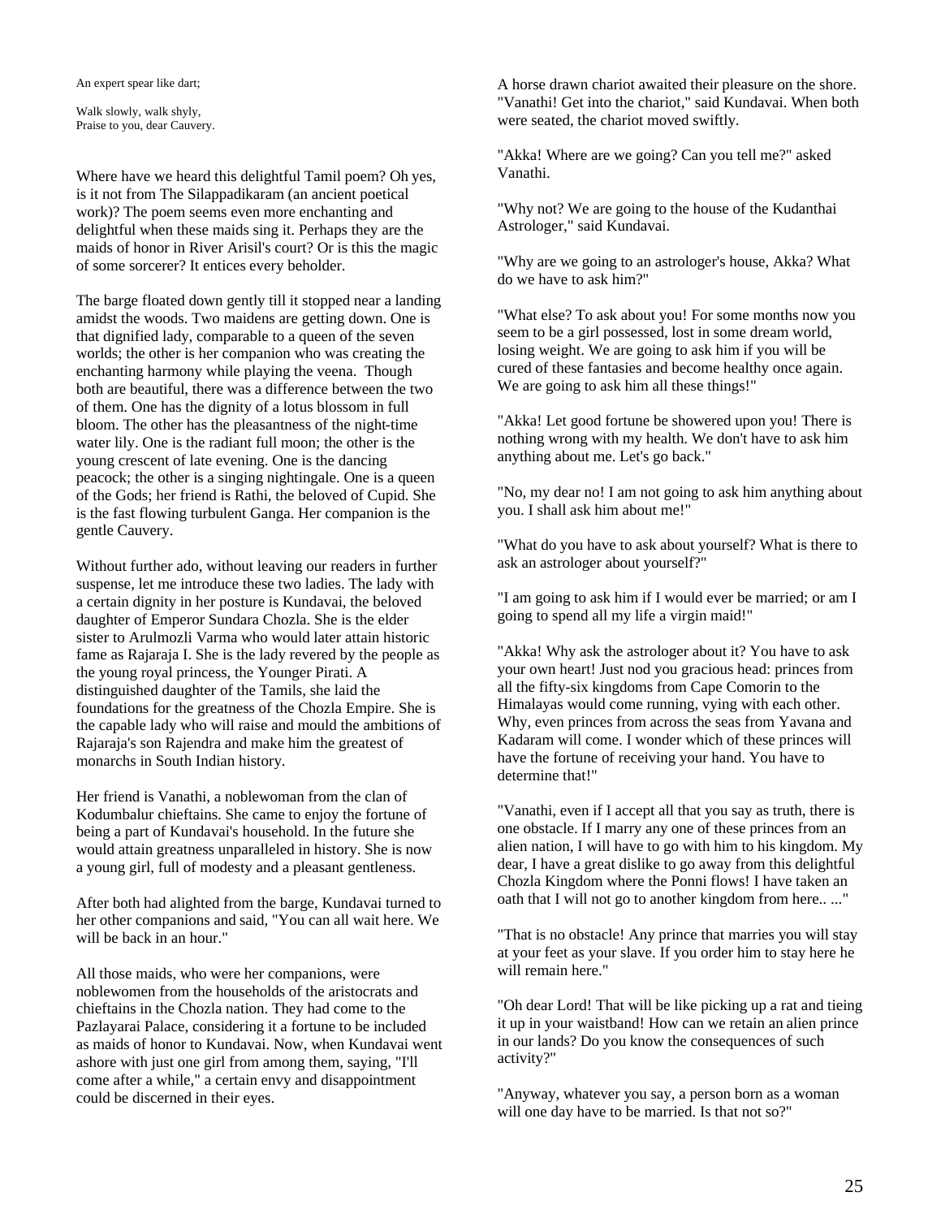An expert spear like dart;

Walk slowly, walk shyly,
Praise to you, dear Cauvery.

Where have we heard this delightful Tamil poem? Oh yes, is it not from The Silappadikaram (an ancient poetical work)? The poem seems even more enchanting and delightful when these maids sing it. Perhaps they are the maids of honor in River Arisil's court? Or is this the magic of some sorcerer? It entices every beholder.

The barge floated down gently till it stopped near a landing amidst the woods. Two maidens are getting down. One is that dignified lady, comparable to a queen of the seven worlds; the other is her companion who was creating the enchanting harmony while playing the veena. Though both are beautiful, there was a difference between the two of them. One has the dignity of a lotus blossom in full bloom. The other has the pleasantness of the night-time water lily. One is the radiant full moon; the other is the young crescent of late evening. One is the dancing peacock; the other is a singing nightingale. One is a queen of the Gods; her friend is Rathi, the beloved of Cupid. She is the fast flowing turbulent Ganga. Her companion is the gentle Cauvery.

Without further ado, without leaving our readers in further suspense, let me introduce these two ladies. The lady with a certain dignity in her posture is Kundavai, the beloved daughter of Emperor Sundara Chozla. She is the elder sister to Arulmozli Varma who would later attain historic fame as Rajaraja I. She is the lady revered by the people as the young royal princess, the Younger Pirati. A distinguished daughter of the Tamils, she laid the foundations for the greatness of the Chozla Empire. She is the capable lady who will raise and mould the ambitions of Rajaraja's son Rajendra and make him the greatest of monarchs in South Indian history.

Her friend is Vanathi, a noblewoman from the clan of Kodumbalur chieftains. She came to enjoy the fortune of being a part of Kundavai's household. In the future she would attain greatness unparalleled in history. She is now a young girl, full of modesty and a pleasant gentleness.

After both had alighted from the barge, Kundavai turned to her other companions and said, "You can all wait here. We will be back in an hour."

All those maids, who were her companions, were noblewomen from the households of the aristocrats and chieftains in the Chozla nation. They had come to the Pazlayarai Palace, considering it a fortune to be included as maids of honor to Kundavai. Now, when Kundavai went ashore with just one girl from among them, saying, "I'll come after a while," a certain envy and disappointment could be discerned in their eyes.

A horse drawn chariot awaited their pleasure on the shore. "Vanathi! Get into the chariot," said Kundavai. When both were seated, the chariot moved swiftly.

"Akka! Where are we going? Can you tell me?" asked Vanathi.

"Why not? We are going to the house of the Kudanthai Astrologer," said Kundavai.

"Why are we going to an astrologer's house, Akka? What do we have to ask him?"

"What else? To ask about you! For some months now you seem to be a girl possessed, lost in some dream world, losing weight. We are going to ask him if you will be cured of these fantasies and become healthy once again. We are going to ask him all these things!"

"Akka! Let good fortune be showered upon you! There is nothing wrong with my health. We don't have to ask him anything about me. Let's go back."

"No, my dear no! I am not going to ask him anything about you. I shall ask him about me!"

"What do you have to ask about yourself? What is there to ask an astrologer about yourself?"

"I am going to ask him if I would ever be married; or am I going to spend all my life a virgin maid!"

"Akka! Why ask the astrologer about it? You have to ask your own heart! Just nod you gracious head: princes from all the fifty-six kingdoms from Cape Comorin to the Himalayas would come running, vying with each other. Why, even princes from across the seas from Yavana and Kadaram will come. I wonder which of these princes will have the fortune of receiving your hand. You have to determine that!"

"Vanathi, even if I accept all that you say as truth, there is one obstacle. If I marry any one of these princes from an alien nation, I will have to go with him to his kingdom. My dear, I have a great dislike to go away from this delightful Chozla Kingdom where the Ponni flows! I have taken an oath that I will not go to another kingdom from here.. ..."

"That is no obstacle! Any prince that marries you will stay at your feet as your slave. If you order him to stay here he will remain here."

"Oh dear Lord! That will be like picking up a rat and tieing it up in your waistband! How can we retain an alien prince in our lands? Do you know the consequences of such activity?"

"Anyway, whatever you say, a person born as a woman will one day have to be married. Is that not so?"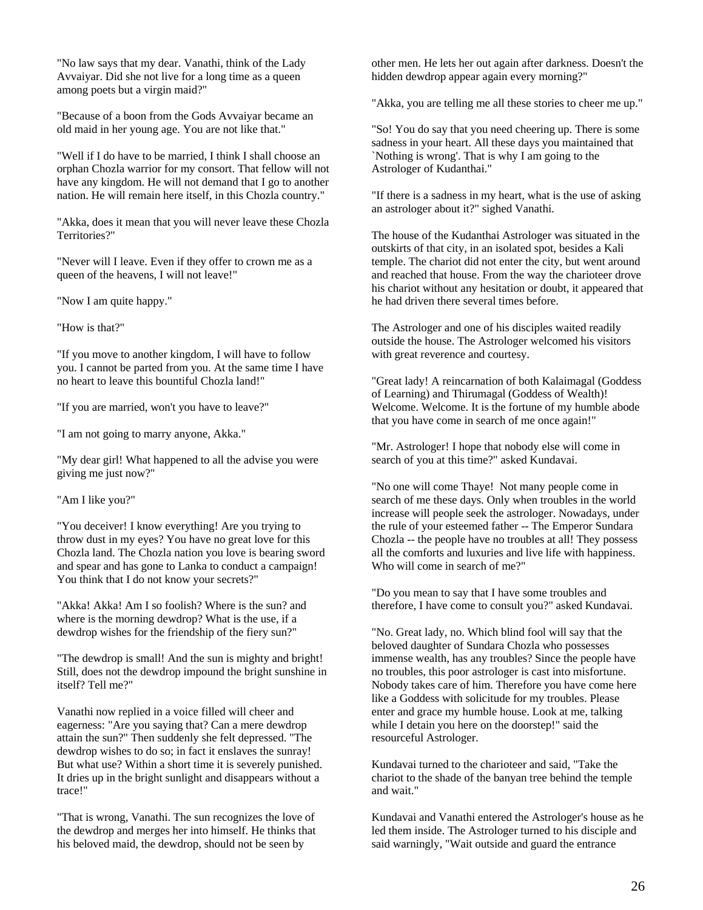"No law says that my dear. Vanathi, think of the Lady Avvaiyar. Did she not live for a long time as a queen among poets but a virgin maid?"

"Because of a boon from the Gods Avvaiyar became an old maid in her young age. You are not like that."

"Well if I do have to be married, I think I shall choose an orphan Chozla warrior for my consort. That fellow will not have any kingdom. He will not demand that I go to another nation. He will remain here itself, in this Chozla country."

"Akka, does it mean that you will never leave these Chozla Territories?"

"Never will I leave. Even if they offer to crown me as a queen of the heavens, I will not leave!"

"Now I am quite happy."

"How is that?"

"If you move to another kingdom, I will have to follow you. I cannot be parted from you. At the same time I have no heart to leave this bountiful Chozla land!"

"If you are married, won't you have to leave?"

"I am not going to marry anyone, Akka."

"My dear girl! What happened to all the advise you were giving me just now?"

"Am I like you?"

"You deceiver! I know everything! Are you trying to throw dust in my eyes? You have no great love for this Chozla land. The Chozla nation you love is bearing sword and spear and has gone to Lanka to conduct a campaign! You think that I do not know your secrets?"

"Akka! Akka! Am I so foolish? Where is the sun? and where is the morning dewdrop? What is the use, if a dewdrop wishes for the friendship of the fiery sun?"

"The dewdrop is small! And the sun is mighty and bright! Still, does not the dewdrop impound the bright sunshine in itself? Tell me?"

Vanathi now replied in a voice filled will cheer and eagerness: "Are you saying that? Can a mere dewdrop attain the sun?" Then suddenly she felt depressed. "The dewdrop wishes to do so; in fact it enslaves the sunray! But what use? Within a short time it is severely punished. It dries up in the bright sunlight and disappears without a trace!"

"That is wrong, Vanathi. The sun recognizes the love of the dewdrop and merges her into himself. He thinks that his beloved maid, the dewdrop, should not be seen by other men. He lets her out again after darkness. Doesn't the hidden dewdrop appear again every morning?"

"Akka, you are telling me all these stories to cheer me up."

"So! You do say that you need cheering up. There is some sadness in your heart. All these days you maintained that `Nothing is wrong'. That is why I am going to the Astrologer of Kudanthai."

"If there is a sadness in my heart, what is the use of asking an astrologer about it?" sighed Vanathi.

The house of the Kudanthai Astrologer was situated in the outskirts of that city, in an isolated spot, besides a Kali temple. The chariot did not enter the city, but went around and reached that house. From the way the charioteer drove his chariot without any hesitation or doubt, it appeared that he had driven there several times before.

The Astrologer and one of his disciples waited readily outside the house. The Astrologer welcomed his visitors with great reverence and courtesy.

"Great lady! A reincarnation of both Kalaimagal (Goddess of Learning) and Thirumagal (Goddess of Wealth)! Welcome. Welcome. It is the fortune of my humble abode that you have come in search of me once again!"

"Mr. Astrologer! I hope that nobody else will come in search of you at this time?" asked Kundavai.

"No one will come Thaye! Not many people come in search of me these days. Only when troubles in the world increase will people seek the astrologer. Nowadays, under the rule of your esteemed father -- The Emperor Sundara Chozla -- the people have no troubles at all! They possess all the comforts and luxuries and live life with happiness. Who will come in search of me?"

"Do you mean to say that I have some troubles and therefore, I have come to consult you?" asked Kundavai.

"No. Great lady, no. Which blind fool will say that the beloved daughter of Sundara Chozla who possesses immense wealth, has any troubles? Since the people have no troubles, this poor astrologer is cast into misfortune. Nobody takes care of him. Therefore you have come here like a Goddess with solicitude for my troubles. Please enter and grace my humble house. Look at me, talking while I detain you here on the doorstep!" said the resourceful Astrologer.

Kundavai turned to the charioteer and said, "Take the chariot to the shade of the banyan tree behind the temple and wait."

Kundavai and Vanathi entered the Astrologer's house as he led them inside. The Astrologer turned to his disciple and said warningly, "Wait outside and guard the entrance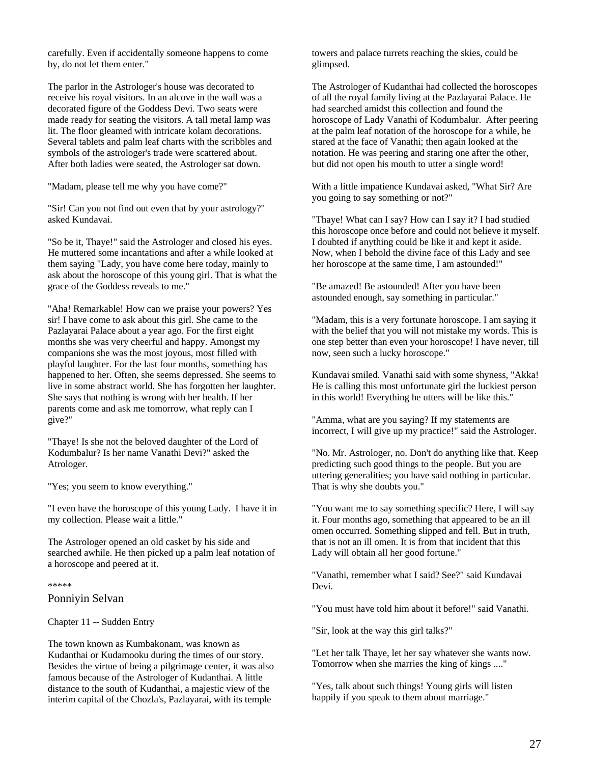carefully. Even if accidentally someone happens to come by, do not let them enter."

The parlor in the Astrologer's house was decorated to receive his royal visitors. In an alcove in the wall was a decorated figure of the Goddess Devi. Two seats were made ready for seating the visitors. A tall metal lamp was lit. The floor gleamed with intricate kolam decorations. Several tablets and palm leaf charts with the scribbles and symbols of the astrologer's trade were scattered about. After both ladies were seated, the Astrologer sat down.

"Madam, please tell me why you have come?"

"Sir! Can you not find out even that by your astrology?" asked Kundavai.

"So be it, Thaye!" said the Astrologer and closed his eyes. He muttered some incantations and after a while looked at them saying "Lady, you have come here today, mainly to ask about the horoscope of this young girl. That is what the grace of the Goddess reveals to me."

"Aha! Remarkable! How can we praise your powers? Yes sir! I have come to ask about this girl. She came to the Pazlayarai Palace about a year ago. For the first eight months she was very cheerful and happy. Amongst my companions she was the most joyous, most filled with playful laughter. For the last four months, something has happened to her. Often, she seems depressed. She seems to live in some abstract world. She has forgotten her laughter. She says that nothing is wrong with her health. If her parents come and ask me tomorrow, what reply can I give?"

"Thaye! Is she not the beloved daughter of the Lord of Kodumbalur? Is her name Vanathi Devi?" asked the Atrologer.

"Yes; you seem to know everything."

"I even have the horoscope of this young Lady. I have it in my collection. Please wait a little."

The Astrologer opened an old casket by his side and searched awhile. He then picked up a palm leaf notation of a horoscope and peered at it.

*****

## Ponniyin Selvan

### Chapter 11 -- Sudden Entry

The town known as Kumbakonam, was known as Kudanthai or Kudamooku during the times of our story. Besides the virtue of being a pilgrimage center, it was also famous because of the Astrologer of Kudanthai. A little distance to the south of Kudanthai, a majestic view of the interim capital of the Chozla's, Pazlayarai, with its temple towers and palace turrets reaching the skies, could be glimpsed.

The Astrologer of Kudanthai had collected the horoscopes of all the royal family living at the Pazlayarai Palace. He had searched amidst this collection and found the horoscope of Lady Vanathi of Kodumbalur. After peering at the palm leaf notation of the horoscope for a while, he stared at the face of Vanathi; then again looked at the notation. He was peering and staring one after the other, but did not open his mouth to utter a single word!

With a little impatience Kundavai asked, "What Sir? Are you going to say something or not?"

"Thaye! What can I say? How can I say it? I had studied this horoscope once before and could not believe it myself. I doubted if anything could be like it and kept it aside. Now, when I behold the divine face of this Lady and see her horoscope at the same time, I am astounded!"

"Be amazed! Be astounded! After you have been astounded enough, say something in particular."

"Madam, this is a very fortunate horoscope. I am saying it with the belief that you will not mistake my words. This is one step better than even your horoscope! I have never, till now, seen such a lucky horoscope."

Kundavai smiled. Vanathi said with some shyness, "Akka! He is calling this most unfortunate girl the luckiest person in this world! Everything he utters will be like this."

"Amma, what are you saying? If my statements are incorrect, I will give up my practice!" said the Astrologer.

"No. Mr. Astrologer, no. Don't do anything like that. Keep predicting such good things to the people. But you are uttering generalities; you have said nothing in particular. That is why she doubts you."

"You want me to say something specific? Here, I will say it. Four months ago, something that appeared to be an ill omen occurred. Something slipped and fell. But in truth, that is not an ill omen. It is from that incident that this Lady will obtain all her good fortune."

"Vanathi, remember what I said? See?" said Kundavai Devi.

"You must have told him about it before!" said Vanathi.

"Sir, look at the way this girl talks?"

"Let her talk Thaye, let her say whatever she wants now. Tomorrow when she marries the king of kings ...."

"Yes, talk about such things! Young girls will listen happily if you speak to them about marriage."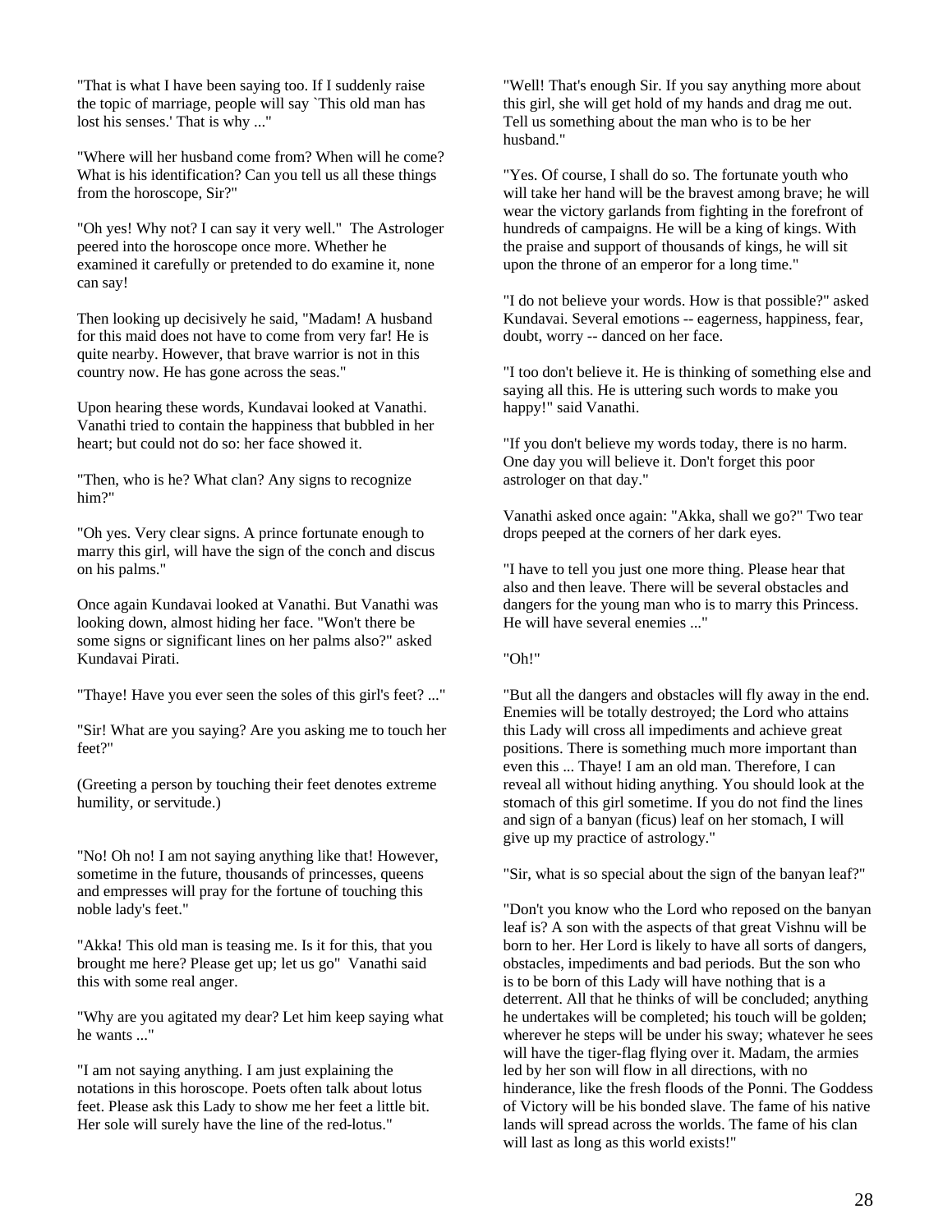"That is what I have been saying too. If I suddenly raise the topic of marriage, people will say `This old man has lost his senses.' That is why ..."

"Where will her husband come from? When will he come? What is his identification? Can you tell us all these things from the horoscope, Sir?"

"Oh yes! Why not? I can say it very well." The Astrologer peered into the horoscope once more. Whether he examined it carefully or pretended to do examine it, none can say!

Then looking up decisively he said, "Madam! A husband for this maid does not have to come from very far! He is quite nearby. However, that brave warrior is not in this country now. He has gone across the seas."

Upon hearing these words, Kundavai looked at Vanathi. Vanathi tried to contain the happiness that bubbled in her heart; but could not do so: her face showed it.

"Then, who is he? What clan? Any signs to recognize him?"

"Oh yes. Very clear signs. A prince fortunate enough to marry this girl, will have the sign of the conch and discus on his palms."

Once again Kundavai looked at Vanathi. But Vanathi was looking down, almost hiding her face. "Won't there be some signs or significant lines on her palms also?" asked Kundavai Pirati.

"Thaye! Have you ever seen the soles of this girl's feet? ..."

"Sir! What are you saying? Are you asking me to touch her feet?"

(Greeting a person by touching their feet denotes extreme humility, or servitude.)

"No! Oh no! I am not saying anything like that! However, sometime in the future, thousands of princesses, queens and empresses will pray for the fortune of touching this noble lady's feet."

"Akka! This old man is teasing me. Is it for this, that you brought me here? Please get up; let us go" Vanathi said this with some real anger.

"Why are you agitated my dear? Let him keep saying what he wants ..."

"I am not saying anything. I am just explaining the notations in this horoscope. Poets often talk about lotus feet. Please ask this Lady to show me her feet a little bit. Her sole will surely have the line of the red-lotus."

"Well! That's enough Sir. If you say anything more about this girl, she will get hold of my hands and drag me out. Tell us something about the man who is to be her husband."

"Yes. Of course, I shall do so. The fortunate youth who will take her hand will be the bravest among brave; he will wear the victory garlands from fighting in the forefront of hundreds of campaigns. He will be a king of kings. With the praise and support of thousands of kings, he will sit upon the throne of an emperor for a long time."

"I do not believe your words. How is that possible?" asked Kundavai. Several emotions -- eagerness, happiness, fear, doubt, worry -- danced on her face.

"I too don't believe it. He is thinking of something else and saying all this. He is uttering such words to make you happy!" said Vanathi.

"If you don't believe my words today, there is no harm. One day you will believe it. Don't forget this poor astrologer on that day."

Vanathi asked once again: "Akka, shall we go?" Two tear drops peeped at the corners of her dark eyes.

"I have to tell you just one more thing. Please hear that also and then leave. There will be several obstacles and dangers for the young man who is to marry this Princess. He will have several enemies ..."

"Oh!"

"But all the dangers and obstacles will fly away in the end. Enemies will be totally destroyed; the Lord who attains this Lady will cross all impediments and achieve great positions. There is something much more important than even this ... Thaye! I am an old man. Therefore, I can reveal all without hiding anything. You should look at the stomach of this girl sometime. If you do not find the lines and sign of a banyan (ficus) leaf on her stomach, I will give up my practice of astrology."

"Sir, what is so special about the sign of the banyan leaf?"

"Don't you know who the Lord who reposed on the banyan leaf is? A son with the aspects of that great Vishnu will be born to her. Her Lord is likely to have all sorts of dangers, obstacles, impediments and bad periods. But the son who is to be born of this Lady will have nothing that is a deterrent. All that he thinks of will be concluded; anything he undertakes will be completed; his touch will be golden; wherever he steps will be under his sway; whatever he sees will have the tiger-flag flying over it. Madam, the armies led by her son will flow in all directions, with no hinderance, like the fresh floods of the Ponni. The Goddess of Victory will be his bonded slave. The fame of his native lands will spread across the worlds. The fame of his clan will last as long as this world exists!"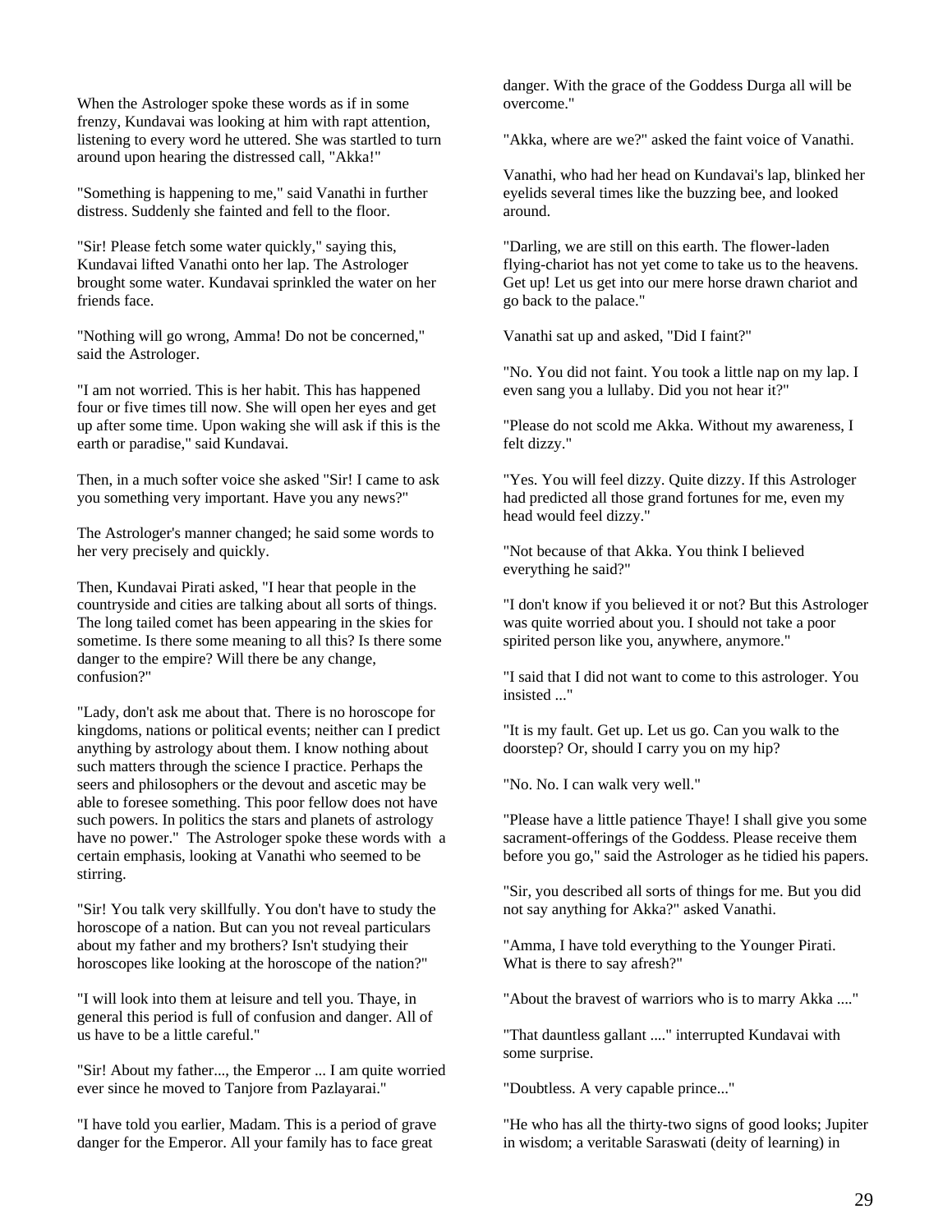When the Astrologer spoke these words as if in some frenzy, Kundavai was looking at him with rapt attention, listening to every word he uttered. She was startled to turn around upon hearing the distressed call, "Akka!"

"Something is happening to me," said Vanathi in further distress. Suddenly she fainted and fell to the floor.

"Sir! Please fetch some water quickly," saying this, Kundavai lifted Vanathi onto her lap. The Astrologer brought some water. Kundavai sprinkled the water on her friends face.

"Nothing will go wrong, Amma! Do not be concerned," said the Astrologer.

"I am not worried. This is her habit. This has happened four or five times till now. She will open her eyes and get up after some time. Upon waking she will ask if this is the earth or paradise," said Kundavai.

Then, in a much softer voice she asked "Sir! I came to ask you something very important. Have you any news?"

The Astrologer's manner changed; he said some words to her very precisely and quickly.

Then, Kundavai Pirati asked, "I hear that people in the countryside and cities are talking about all sorts of things. The long tailed comet has been appearing in the skies for sometime. Is there some meaning to all this? Is there some danger to the empire? Will there be any change, confusion?"

"Lady, don't ask me about that. There is no horoscope for kingdoms, nations or political events; neither can I predict anything by astrology about them. I know nothing about such matters through the science I practice. Perhaps the seers and philosophers or the devout and ascetic may be able to foresee something. This poor fellow does not have such powers. In politics the stars and planets of astrology have no power." The Astrologer spoke these words with a certain emphasis, looking at Vanathi who seemed to be stirring.

"Sir! You talk very skillfully. You don't have to study the horoscope of a nation. But can you not reveal particulars about my father and my brothers? Isn't studying their horoscopes like looking at the horoscope of the nation?"

"I will look into them at leisure and tell you. Thaye, in general this period is full of confusion and danger. All of us have to be a little careful."

"Sir! About my father..., the Emperor ... I am quite worried ever since he moved to Tanjore from Pazlayarai."

"I have told you earlier, Madam. This is a period of grave danger for the Emperor. All your family has to face great danger. With the grace of the Goddess Durga all will be overcome."

"Akka, where are we?" asked the faint voice of Vanathi.

Vanathi, who had her head on Kundavai's lap, blinked her eyelids several times like the buzzing bee, and looked around.

"Darling, we are still on this earth. The flower-laden flying-chariot has not yet come to take us to the heavens. Get up! Let us get into our mere horse drawn chariot and go back to the palace."

Vanathi sat up and asked, "Did I faint?"

"No. You did not faint. You took a little nap on my lap. I even sang you a lullaby. Did you not hear it?"

"Please do not scold me Akka. Without my awareness, I felt dizzy."

"Yes. You will feel dizzy. Quite dizzy. If this Astrologer had predicted all those grand fortunes for me, even my head would feel dizzy."

"Not because of that Akka. You think I believed everything he said?"

"I don't know if you believed it or not? But this Astrologer was quite worried about you. I should not take a poor spirited person like you, anywhere, anymore."

"I said that I did not want to come to this astrologer. You insisted ..."

"It is my fault. Get up. Let us go. Can you walk to the doorstep? Or, should I carry you on my hip?

"No. No. I can walk very well."

"Please have a little patience Thaye! I shall give you some sacrament-offerings of the Goddess. Please receive them before you go," said the Astrologer as he tidied his papers.

"Sir, you described all sorts of things for me. But you did not say anything for Akka?" asked Vanathi.

"Amma, I have told everything to the Younger Pirati. What is there to say afresh?"

"About the bravest of warriors who is to marry Akka ...."

"That dauntless gallant ...." interrupted Kundavai with some surprise.

"Doubtless. A very capable prince..."

"He who has all the thirty-two signs of good looks; Jupiter in wisdom; a veritable Saraswati (deity of learning) in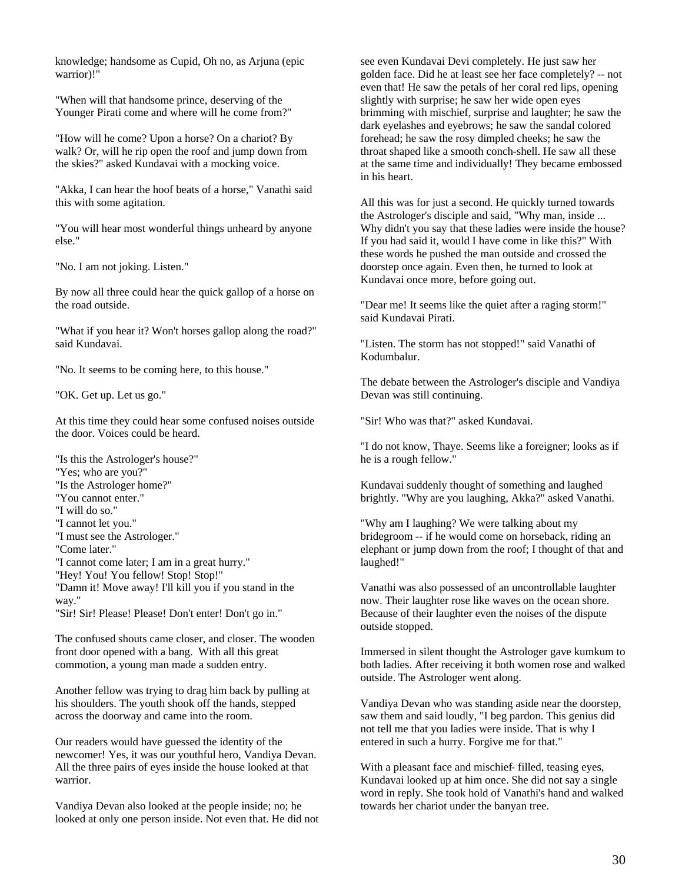knowledge; handsome as Cupid, Oh no, as Arjuna (epic warrior)!"

"When will that handsome prince, deserving of the Younger Pirati come and where will he come from?"

"How will he come? Upon a horse? On a chariot? By walk? Or, will he rip open the roof and jump down from the skies?" asked Kundavai with a mocking voice.

"Akka, I can hear the hoof beats of a horse," Vanathi said this with some agitation.

"You will hear most wonderful things unheard by anyone else."

"No. I am not joking. Listen."

By now all three could hear the quick gallop of a horse on the road outside.

"What if you hear it? Won't horses gallop along the road?" said Kundavai.

"No. It seems to be coming here, to this house."

"OK. Get up. Let us go."

At this time they could hear some confused noises outside the door. Voices could be heard.

"Is this the Astrologer's house?"
"Yes; who are you?"
"Is the Astrologer home?"
"You cannot enter."
"I will do so."
"I cannot let you."
"I must see the Astrologer."
"Come later."
"I cannot come later; I am in a great hurry."
"Hey! You! You fellow! Stop! Stop!"
"Damn it! Move away! I'll kill you if you stand in the way."
"Sir! Sir! Please! Please! Don't enter! Don't go in."

The confused shouts came closer, and closer. The wooden front door opened with a bang. With all this great commotion, a young man made a sudden entry.

Another fellow was trying to drag him back by pulling at his shoulders. The youth shook off the hands, stepped across the doorway and came into the room.

Our readers would have guessed the identity of the newcomer! Yes, it was our youthful hero, Vandiya Devan. All the three pairs of eyes inside the house looked at that warrior.

Vandiya Devan also looked at the people inside; no; he looked at only one person inside. Not even that. He did not see even Kundavai Devi completely. He just saw her golden face. Did he at least see her face completely? -- not even that! He saw the petals of her coral red lips, opening slightly with surprise; he saw her wide open eyes brimming with mischief, surprise and laughter; he saw the dark eyelashes and eyebrows; he saw the sandal colored forehead; he saw the rosy dimpled cheeks; he saw the throat shaped like a smooth conch-shell. He saw all these at the same time and individually! They became embossed in his heart.

All this was for just a second. He quickly turned towards the Astrologer's disciple and said, "Why man, inside ... Why didn't you say that these ladies were inside the house? If you had said it, would I have come in like this?" With these words he pushed the man outside and crossed the doorstep once again. Even then, he turned to look at Kundavai once more, before going out.

"Dear me! It seems like the quiet after a raging storm!" said Kundavai Pirati.

"Listen. The storm has not stopped!" said Vanathi of Kodumbalur.

The debate between the Astrologer's disciple and Vandiya Devan was still continuing.

"Sir! Who was that?" asked Kundavai.

"I do not know, Thaye. Seems like a foreigner; looks as if he is a rough fellow."

Kundavai suddenly thought of something and laughed brightly. "Why are you laughing, Akka?" asked Vanathi.

"Why am I laughing? We were talking about my bridegroom -- if he would come on horseback, riding an elephant or jump down from the roof; I thought of that and laughed!"

Vanathi was also possessed of an uncontrollable laughter now. Their laughter rose like waves on the ocean shore. Because of their laughter even the noises of the dispute outside stopped.

Immersed in silent thought the Astrologer gave kumkum to both ladies. After receiving it both women rose and walked outside. The Astrologer went along.

Vandiya Devan who was standing aside near the doorstep, saw them and said loudly, "I beg pardon. This genius did not tell me that you ladies were inside. That is why I entered in such a hurry. Forgive me for that."

With a pleasant face and mischief- filled, teasing eyes, Kundavai looked up at him once. She did not say a single word in reply. She took hold of Vanathi's hand and walked towards her chariot under the banyan tree.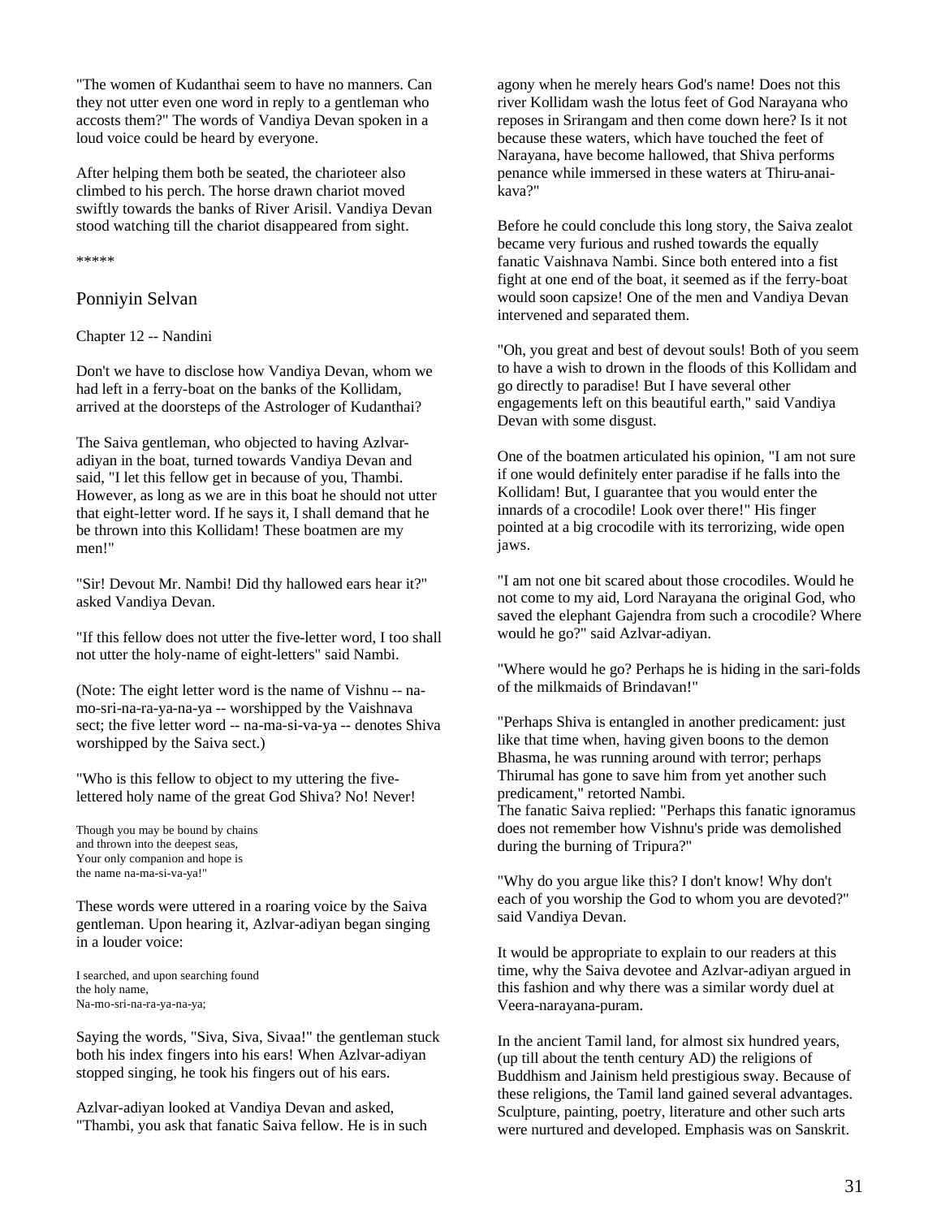"The women of Kudanthai seem to have no manners. Can they not utter even one word in reply to a gentleman who accosts them?" The words of Vandiya Devan spoken in a loud voice could be heard by everyone.

After helping them both be seated, the charioteer also climbed to his perch. The horse drawn chariot moved swiftly towards the banks of River Arisil. Vandiya Devan stood watching till the chariot disappeared from sight.

*****

## Ponniyin Selvan

### Chapter 12 -- Nandini

Don't we have to disclose how Vandiya Devan, whom we had left in a ferry-boat on the banks of the Kollidam, arrived at the doorsteps of the Astrologer of Kudanthai?

The Saiva gentleman, who objected to having Azlvar-adiyan in the boat, turned towards Vandiya Devan and said, "I let this fellow get in because of you, Thambi. However, as long as we are in this boat he should not utter that eight-letter word. If he says it, I shall demand that he be thrown into this Kollidam! These boatmen are my men!"

"Sir! Devout Mr. Nambi! Did thy hallowed ears hear it?" asked Vandiya Devan.

"If this fellow does not utter the five-letter word, I too shall not utter the holy-name of eight-letters" said Nambi.

(Note: The eight letter word is the name of Vishnu -- na-mo-sri-na-ra-ya-na-ya -- worshipped by the Vaishnava sect; the five letter word -- na-ma-si-va-ya -- denotes Shiva worshipped by the Saiva sect.)

"Who is this fellow to object to my uttering the five-lettered holy name of the great God Shiva? No! Never!

Though you may be bound by chains
and thrown into the deepest seas,
Your only companion and hope is
the name na-ma-si-va-ya!"

These words were uttered in a roaring voice by the Saiva gentleman. Upon hearing it, Azlvar-adiyan began singing in a louder voice:

I searched, and upon searching found
the holy name,
Na-mo-sri-na-ra-ya-na-ya;

Saying the words, "Siva, Siva, Sivaa!" the gentleman stuck both his index fingers into his ears! When Azlvar-adiyan stopped singing, he took his fingers out of his ears.

Azlvar-adiyan looked at Vandiya Devan and asked, "Thambi, you ask that fanatic Saiva fellow. He is in such agony when he merely hears God's name! Does not this river Kollidam wash the lotus feet of God Narayana who reposes in Srirangam and then come down here? Is it not because these waters, which have touched the feet of Narayana, have become hallowed, that Shiva performs penance while immersed in these waters at Thiru-anai-kava?"

Before he could conclude this long story, the Saiva zealot became very furious and rushed towards the equally fanatic Vaishnava Nambi. Since both entered into a fist fight at one end of the boat, it seemed as if the ferry-boat would soon capsize! One of the men and Vandiya Devan intervened and separated them.

"Oh, you great and best of devout souls! Both of you seem to have a wish to drown in the floods of this Kollidam and go directly to paradise! But I have several other engagements left on this beautiful earth," said Vandiya Devan with some disgust.

One of the boatmen articulated his opinion, "I am not sure if one would definitely enter paradise if he falls into the Kollidam! But, I guarantee that you would enter the innards of a crocodile! Look over there!" His finger pointed at a big crocodile with its terrorizing, wide open jaws.

"I am not one bit scared about those crocodiles. Would he not come to my aid, Lord Narayana the original God, who saved the elephant Gajendra from such a crocodile? Where would he go?" said Azlvar-adiyan.

"Where would he go? Perhaps he is hiding in the sari-folds of the milkmaids of Brindavan!"

"Perhaps Shiva is entangled in another predicament: just like that time when, having given boons to the demon Bhasma, he was running around with terror; perhaps Thirumal has gone to save him from yet another such predicament," retorted Nambi.
The fanatic Saiva replied: "Perhaps this fanatic ignoramus does not remember how Vishnu's pride was demolished during the burning of Tripura?"

"Why do you argue like this? I don't know! Why don't each of you worship the God to whom you are devoted?" said Vandiya Devan.

It would be appropriate to explain to our readers at this time, why the Saiva devotee and Azlvar-adiyan argued in this fashion and why there was a similar wordy duel at Veera-narayana-puram.

In the ancient Tamil land, for almost six hundred years, (up till about the tenth century AD) the religions of Buddhism and Jainism held prestigious sway. Because of these religions, the Tamil land gained several advantages. Sculpture, painting, poetry, literature and other such arts were nurtured and developed. Emphasis was on Sanskrit.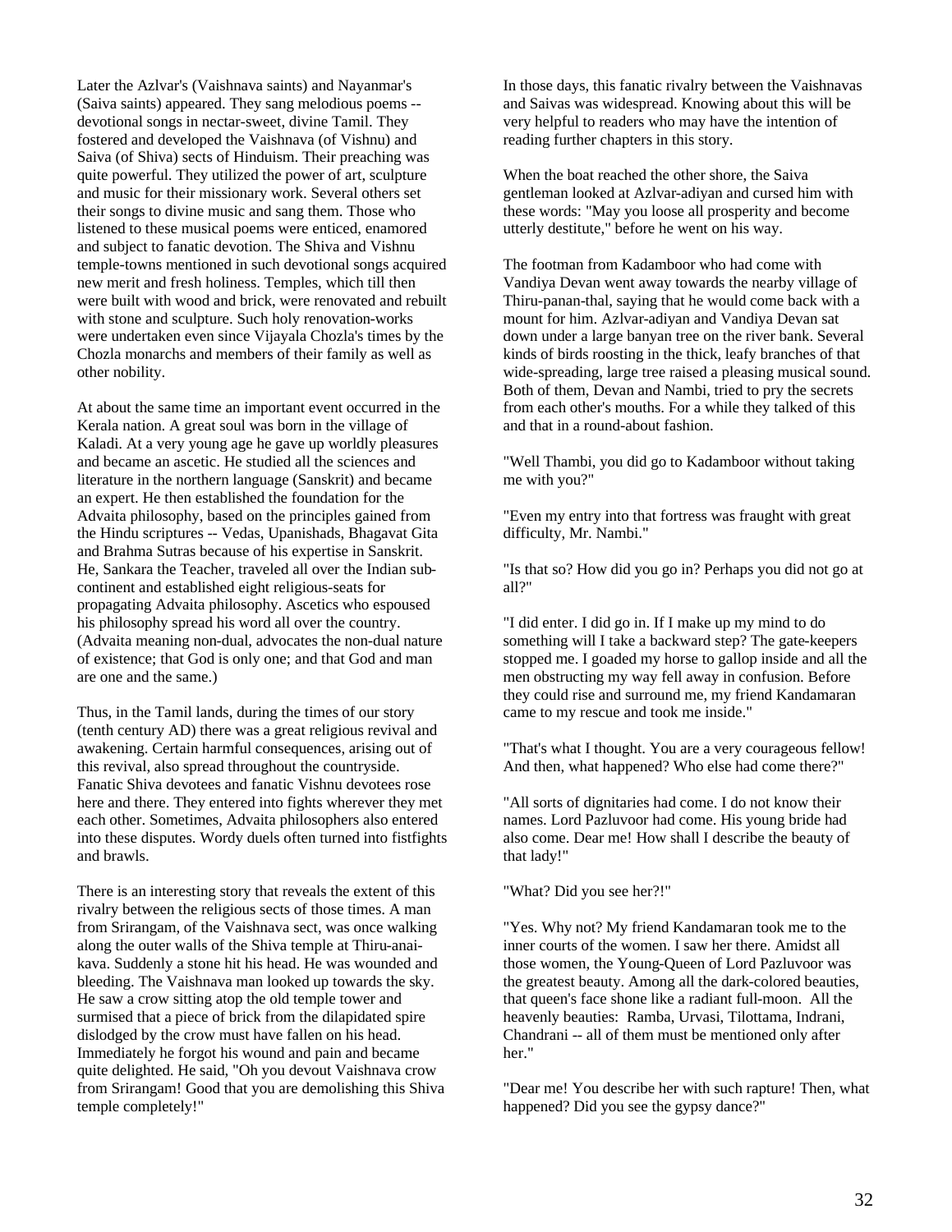Later the Azlvar's (Vaishnava saints) and Nayanmar's (Saiva saints) appeared. They sang melodious poems -- devotional songs in nectar-sweet, divine Tamil. They fostered and developed the Vaishnava (of Vishnu) and Saiva (of Shiva) sects of Hinduism. Their preaching was quite powerful. They utilized the power of art, sculpture and music for their missionary work. Several others set their songs to divine music and sang them. Those who listened to these musical poems were enticed, enamored and subject to fanatic devotion. The Shiva and Vishnu temple-towns mentioned in such devotional songs acquired new merit and fresh holiness. Temples, which till then were built with wood and brick, were renovated and rebuilt with stone and sculpture. Such holy renovation-works were undertaken even since Vijayala Chozla's times by the Chozla monarchs and members of their family as well as other nobility.

At about the same time an important event occurred in the Kerala nation. A great soul was born in the village of Kaladi. At a very young age he gave up worldly pleasures and became an ascetic. He studied all the sciences and literature in the northern language (Sanskrit) and became an expert. He then established the foundation for the Advaita philosophy, based on the principles gained from the Hindu scriptures -- Vedas, Upanishads, Bhagavat Gita and Brahma Sutras because of his expertise in Sanskrit. He, Sankara the Teacher, traveled all over the Indian sub-continent and established eight religious-seats for propagating Advaita philosophy. Ascetics who espoused his philosophy spread his word all over the country. (Advaita meaning non-dual, advocates the non-dual nature of existence; that God is only one; and that God and man are one and the same.)

Thus, in the Tamil lands, during the times of our story (tenth century AD) there was a great religious revival and awakening. Certain harmful consequences, arising out of this revival, also spread throughout the countryside. Fanatic Shiva devotees and fanatic Vishnu devotees rose here and there. They entered into fights wherever they met each other. Sometimes, Advaita philosophers also entered into these disputes. Wordy duels often turned into fistfights and brawls.

There is an interesting story that reveals the extent of this rivalry between the religious sects of those times. A man from Srirangam, of the Vaishnava sect, was once walking along the outer walls of the Shiva temple at Thiru-anai-kava. Suddenly a stone hit his head. He was wounded and bleeding. The Vaishnava man looked up towards the sky. He saw a crow sitting atop the old temple tower and surmised that a piece of brick from the dilapidated spire dislodged by the crow must have fallen on his head. Immediately he forgot his wound and pain and became quite delighted. He said, "Oh you devout Vaishnava crow from Srirangam! Good that you are demolishing this Shiva temple completely!"

In those days, this fanatic rivalry between the Vaishnavas and Saivas was widespread. Knowing about this will be very helpful to readers who may have the intention of reading further chapters in this story.

When the boat reached the other shore, the Saiva gentleman looked at Azlvar-adiyan and cursed him with these words: "May you loose all prosperity and become utterly destitute," before he went on his way.

The footman from Kadamboor who had come with Vandiya Devan went away towards the nearby village of Thiru-panan-thal, saying that he would come back with a mount for him. Azlvar-adiyan and Vandiya Devan sat down under a large banyan tree on the river bank. Several kinds of birds roosting in the thick, leafy branches of that wide-spreading, large tree raised a pleasing musical sound. Both of them, Devan and Nambi, tried to pry the secrets from each other's mouths. For a while they talked of this and that in a round-about fashion.

"Well Thambi, you did go to Kadamboor without taking me with you?"

"Even my entry into that fortress was fraught with great difficulty, Mr. Nambi."

"Is that so? How did you go in? Perhaps you did not go at all?"

"I did enter. I did go in. If I make up my mind to do something will I take a backward step? The gate-keepers stopped me. I goaded my horse to gallop inside and all the men obstructing my way fell away in confusion. Before they could rise and surround me, my friend Kandamaran came to my rescue and took me inside."

"That's what I thought. You are a very courageous fellow! And then, what happened? Who else had come there?"

"All sorts of dignitaries had come. I do not know their names. Lord Pazluvoor had come. His young bride had also come. Dear me! How shall I describe the beauty of that lady!"

"What? Did you see her?!"

"Yes. Why not? My friend Kandamaran took me to the inner courts of the women. I saw her there. Amidst all those women, the Young-Queen of Lord Pazluvoor was the greatest beauty. Among all the dark-colored beauties, that queen's face shone like a radiant full-moon. All the heavenly beauties: Ramba, Urvasi, Tilottama, Indrani, Chandrani -- all of them must be mentioned only after her."

"Dear me! You describe her with such rapture! Then, what happened? Did you see the gypsy dance?"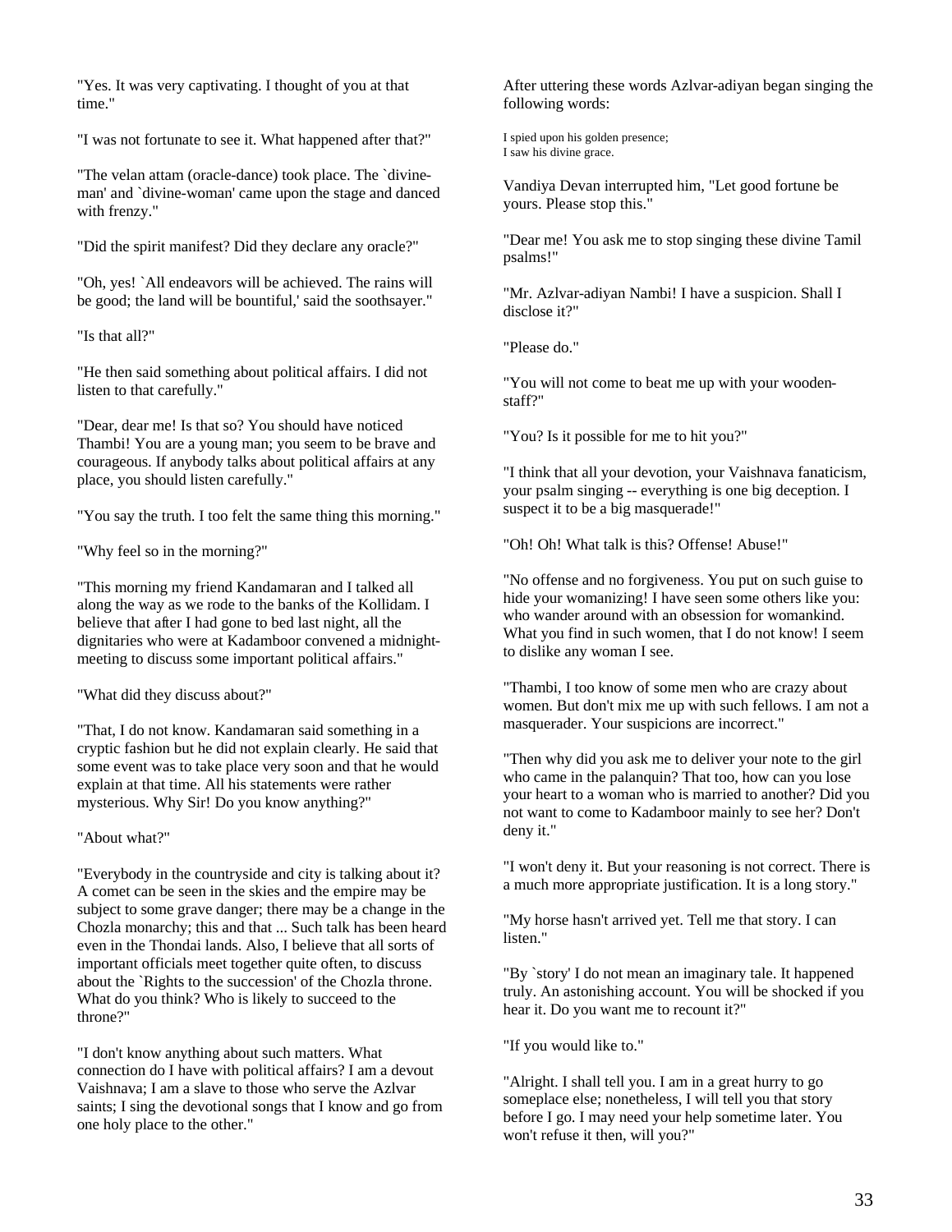"Yes. It was very captivating. I thought of you at that time."

"I was not fortunate to see it. What happened after that?"

"The velan attam (oracle-dance) took place. The `divine-man' and `divine-woman' came upon the stage and danced with frenzy."

"Did the spirit manifest? Did they declare any oracle?"

"Oh, yes! `All endeavors will be achieved. The rains will be good; the land will be bountiful,' said the soothsayer."

"Is that all?"

"He then said something about political affairs. I did not listen to that carefully."

"Dear, dear me! Is that so? You should have noticed Thambi! You are a young man; you seem to be brave and courageous. If anybody talks about political affairs at any place, you should listen carefully."

"You say the truth. I too felt the same thing this morning."

"Why feel so in the morning?"

"This morning my friend Kandamaran and I talked all along the way as we rode to the banks of the Kollidam. I believe that after I had gone to bed last night, all the dignitaries who were at Kadamboor convened a midnight-meeting to discuss some important political affairs."

"What did they discuss about?"

"That, I do not know. Kandamaran said something in a cryptic fashion but he did not explain clearly. He said that some event was to take place very soon and that he would explain at that time. All his statements were rather mysterious. Why Sir! Do you know anything?"

"About what?"

"Everybody in the countryside and city is talking about it? A comet can be seen in the skies and the empire may be subject to some grave danger; there may be a change in the Chozla monarchy; this and that ... Such talk has been heard even in the Thondai lands. Also, I believe that all sorts of important officials meet together quite often, to discuss about the `Rights to the succession' of the Chozla throne. What do you think? Who is likely to succeed to the throne?"

"I don't know anything about such matters. What connection do I have with political affairs? I am a devout Vaishnava; I am a slave to those who serve the Azlvar saints; I sing the devotional songs that I know and go from one holy place to the other."

After uttering these words Azlvar-adiyan began singing the following words:

I spied upon his golden presence;
I saw his divine grace.

Vandiya Devan interrupted him, "Let good fortune be yours. Please stop this."

"Dear me! You ask me to stop singing these divine Tamil psalms!"

"Mr. Azlvar-adiyan Nambi! I have a suspicion. Shall I disclose it?"

"Please do."

"You will not come to beat me up with your wooden-staff?"

"You? Is it possible for me to hit you?"

"I think that all your devotion, your Vaishnava fanaticism, your psalm singing -- everything is one big deception. I suspect it to be a big masquerade!"

"Oh! Oh! What talk is this? Offense! Abuse!"

"No offense and no forgiveness. You put on such guise to hide your womanizing! I have seen some others like you: who wander around with an obsession for womankind. What you find in such women, that I do not know! I seem to dislike any woman I see.

"Thambi, I too know of some men who are crazy about women. But don't mix me up with such fellows. I am not a masquerader. Your suspicions are incorrect."

"Then why did you ask me to deliver your note to the girl who came in the palanquin? That too, how can you lose your heart to a woman who is married to another? Did you not want to come to Kadamboor mainly to see her? Don't deny it."

"I won't deny it. But your reasoning is not correct. There is a much more appropriate justification. It is a long story."

"My horse hasn't arrived yet. Tell me that story. I can listen."

"By `story' I do not mean an imaginary tale. It happened truly. An astonishing account. You will be shocked if you hear it. Do you want me to recount it?"

"If you would like to."

"Alright. I shall tell you. I am in a great hurry to go someplace else; nonetheless, I will tell you that story before I go. I may need your help sometime later. You won't refuse it then, will you?"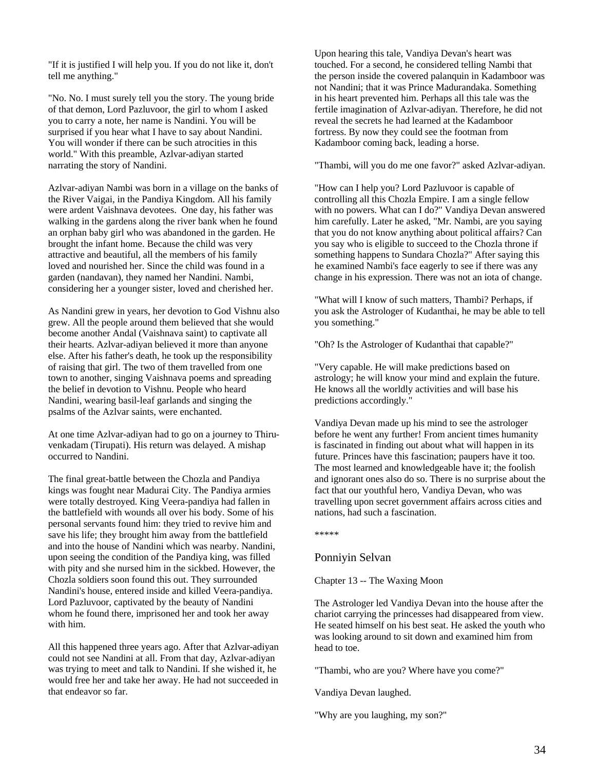"If it is justified I will help you. If you do not like it, don't tell me anything."

"No. No. I must surely tell you the story. The young bride of that demon, Lord Pazluvoor, the girl to whom I asked you to carry a note, her name is Nandini. You will be surprised if you hear what I have to say about Nandini. You will wonder if there can be such atrocities in this world." With this preamble, Azlvar-adiyan started narrating the story of Nandini.

Azlvar-adiyan Nambi was born in a village on the banks of the River Vaigai, in the Pandiya Kingdom. All his family were ardent Vaishnava devotees. One day, his father was walking in the gardens along the river bank when he found an orphan baby girl who was abandoned in the garden. He brought the infant home. Because the child was very attractive and beautiful, all the members of his family loved and nourished her. Since the child was found in a garden (nandavan), they named her Nandini. Nambi, considering her a younger sister, loved and cherished her.

As Nandini grew in years, her devotion to God Vishnu also grew. All the people around them believed that she would become another Andal (Vaishnava saint) to captivate all their hearts. Azlvar-adiyan believed it more than anyone else. After his father's death, he took up the responsibility of raising that girl. The two of them travelled from one town to another, singing Vaishnava poems and spreading the belief in devotion to Vishnu. People who heard Nandini, wearing basil-leaf garlands and singing the psalms of the Azlvar saints, were enchanted.

At one time Azlvar-adiyan had to go on a journey to Thiru-venkadam (Tirupati). His return was delayed. A mishap occurred to Nandini.

The final great-battle between the Chozla and Pandiya kings was fought near Madurai City. The Pandiya armies were totally destroyed. King Veera-pandiya had fallen in the battlefield with wounds all over his body. Some of his personal servants found him: they tried to revive him and save his life; they brought him away from the battlefield and into the house of Nandini which was nearby. Nandini, upon seeing the condition of the Pandiya king, was filled with pity and she nursed him in the sickbed. However, the Chozla soldiers soon found this out. They surrounded Nandini's house, entered inside and killed Veera-pandiya. Lord Pazluvoor, captivated by the beauty of Nandini whom he found there, imprisoned her and took her away with him.

All this happened three years ago. After that Azlvar-adiyan could not see Nandini at all. From that day, Azlvar-adiyan was trying to meet and talk to Nandini. If she wished it, he would free her and take her away. He had not succeeded in that endeavor so far.

Upon hearing this tale, Vandiya Devan's heart was touched. For a second, he considered telling Nambi that the person inside the covered palanquin in Kadamboor was not Nandini; that it was Prince Madurandaka. Something in his heart prevented him. Perhaps all this tale was the fertile imagination of Azlvar-adiyan. Therefore, he did not reveal the secrets he had learned at the Kadamboor fortress. By now they could see the footman from Kadamboor coming back, leading a horse.

"Thambi, will you do me one favor?" asked Azlvar-adiyan.

"How can I help you? Lord Pazluvoor is capable of controlling all this Chozla Empire. I am a single fellow with no powers. What can I do?" Vandiya Devan answered him carefully. Later he asked, "Mr. Nambi, are you saying that you do not know anything about political affairs? Can you say who is eligible to succeed to the Chozla throne if something happens to Sundara Chozla?" After saying this he examined Nambi's face eagerly to see if there was any change in his expression. There was not an iota of change.

"What will I know of such matters, Thambi? Perhaps, if you ask the Astrologer of Kudanthai, he may be able to tell you something."

"Oh? Is the Astrologer of Kudanthai that capable?"

"Very capable. He will make predictions based on astrology; he will know your mind and explain the future. He knows all the worldly activities and will base his predictions accordingly."

Vandiya Devan made up his mind to see the astrologer before he went any further! From ancient times humanity is fascinated in finding out about what will happen in its future. Princes have this fascination; paupers have it too. The most learned and knowledgeable have it; the foolish and ignorant ones also do so. There is no surprise about the fact that our youthful hero, Vandiya Devan, who was travelling upon secret government affairs across cities and nations, had such a fascination.

*****

## Ponniyin Selvan

### Chapter 13 -- The Waxing Moon

The Astrologer led Vandiya Devan into the house after the chariot carrying the princesses had disappeared from view. He seated himself on his best seat. He asked the youth who was looking around to sit down and examined him from head to toe.

"Thambi, who are you? Where have you come?"

Vandiya Devan laughed.

"Why are you laughing, my son?"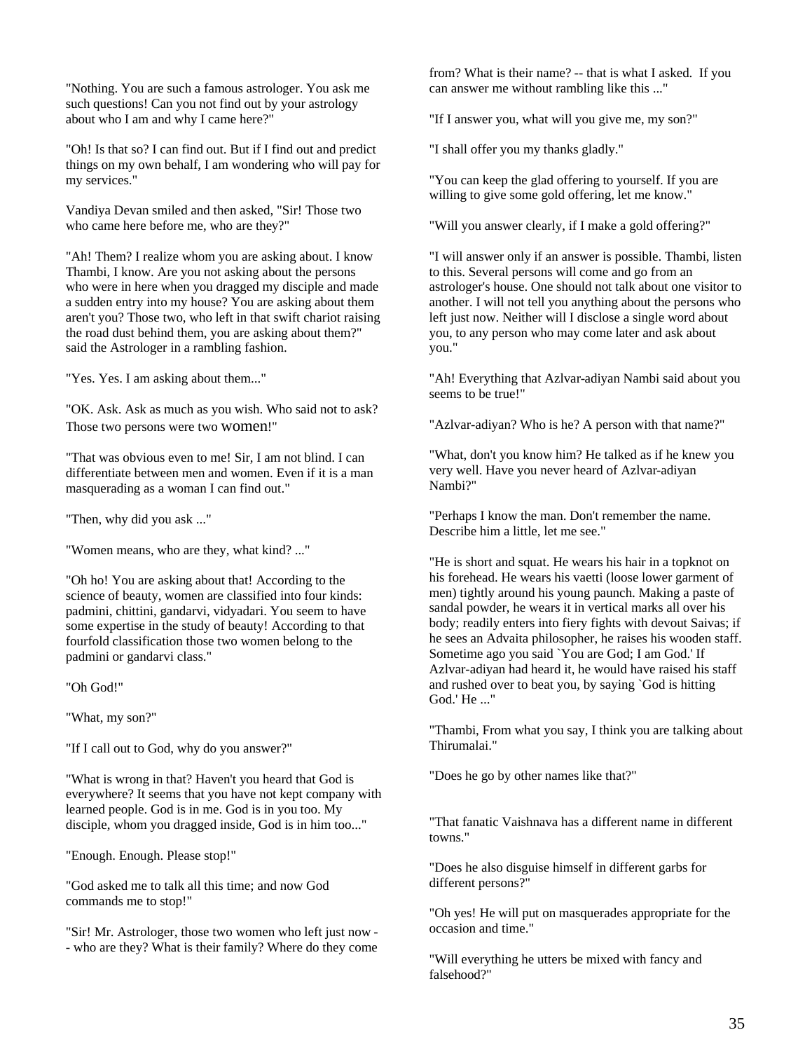"Nothing. You are such a famous astrologer. You ask me such questions! Can you not find out by your astrology about who I am and why I came here?"

"Oh! Is that so? I can find out. But if I find out and predict things on my own behalf, I am wondering who will pay for my services."

Vandiya Devan smiled and then asked, "Sir! Those two who came here before me, who are they?"

"Ah! Them? I realize whom you are asking about. I know Thambi, I know. Are you not asking about the persons who were in here when you dragged my disciple and made a sudden entry into my house? You are asking about them aren't you? Those two, who left in that swift chariot raising the road dust behind them, you are asking about them?" said the Astrologer in a rambling fashion.

"Yes. Yes. I am asking about them..."

"OK. Ask. Ask as much as you wish. Who said not to ask? Those two persons were two women!"

"That was obvious even to me! Sir, I am not blind. I can differentiate between men and women. Even if it is a man masquerading as a woman I can find out."

"Then, why did you ask ..."

"Women means, who are they, what kind? ..."

"Oh ho! You are asking about that! According to the science of beauty, women are classified into four kinds: padmini, chittini, gandarvi, vidyadari. You seem to have some expertise in the study of beauty! According to that fourfold classification those two women belong to the padmini or gandarvi class."

"Oh God!"

"What, my son?"

"If I call out to God, why do you answer?"

"What is wrong in that? Haven't you heard that God is everywhere? It seems that you have not kept company with learned people. God is in me. God is in you too. My disciple, whom you dragged inside, God is in him too..."

"Enough. Enough. Please stop!"

"God asked me to talk all this time; and now God commands me to stop!"

"Sir! Mr. Astrologer, those two women who left just now -- who are they? What is their family? Where do they come from? What is their name? -- that is what I asked. If you can answer me without rambling like this ..."

"If I answer you, what will you give me, my son?"

"I shall offer you my thanks gladly."

"You can keep the glad offering to yourself. If you are willing to give some gold offering, let me know."

"Will you answer clearly, if I make a gold offering?"

"I will answer only if an answer is possible. Thambi, listen to this. Several persons will come and go from an astrologer's house. One should not talk about one visitor to another. I will not tell you anything about the persons who left just now. Neither will I disclose a single word about you, to any person who may come later and ask about you."

"Ah! Everything that Azlvar-adiyan Nambi said about you seems to be true!"

"Azlvar-adiyan? Who is he? A person with that name?"

"What, don't you know him? He talked as if he knew you very well. Have you never heard of Azlvar-adiyan Nambi?"

"Perhaps I know the man. Don't remember the name. Describe him a little, let me see."

"He is short and squat. He wears his hair in a topknot on his forehead. He wears his vaetti (loose lower garment of men) tightly around his young paunch. Making a paste of sandal powder, he wears it in vertical marks all over his body; readily enters into fiery fights with devout Saivas; if he sees an Advaita philosopher, he raises his wooden staff. Sometime ago you said `You are God; I am God.' If Azlvar-adiyan had heard it, he would have raised his staff and rushed over to beat you, by saying `God is hitting God.' He ..."

"Thambi, From what you say, I think you are talking about Thirumalai."

"Does he go by other names like that?"

"That fanatic Vaishnava has a different name in different towns."

"Does he also disguise himself in different garbs for different persons?"

"Oh yes! He will put on masquerades appropriate for the occasion and time."

"Will everything he utters be mixed with fancy and falsehood?"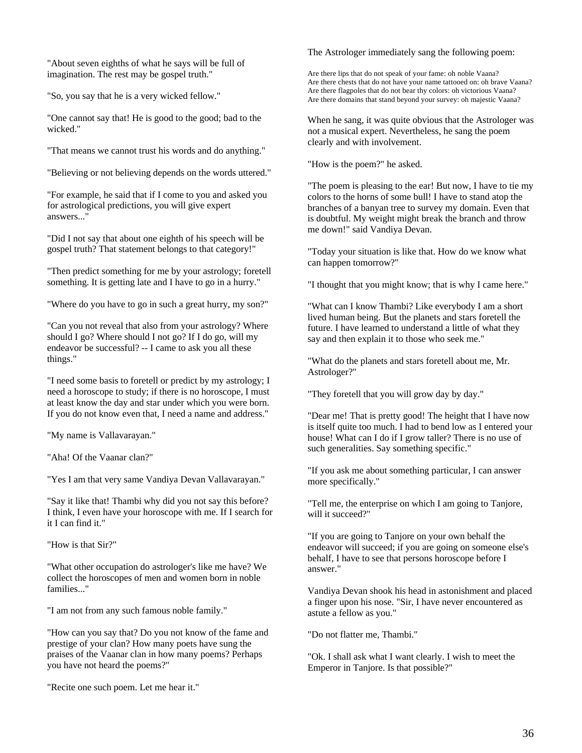"About seven eighths of what he says will be full of imagination. The rest may be gospel truth."

"So, you say that he is a very wicked fellow."

"One cannot say that! He is good to the good; bad to the wicked."

"That means we cannot trust his words and do anything."

"Believing or not believing depends on the words uttered."

"For example, he said that if I come to you and asked you for astrological predictions, you will give expert answers..."

"Did I not say that about one eighth of his speech will be gospel truth? That statement belongs to that category!"

"Then predict something for me by your astrology; foretell something. It is getting late and I have to go in a hurry."

"Where do you have to go in such a great hurry, my son?"

"Can you not reveal that also from your astrology? Where should I go? Where should I not go? If I do go, will my endeavor be successful? -- I came to ask you all these things."

"I need some basis to foretell or predict by my astrology; I need a horoscope to study; if there is no horoscope, I must at least know the day and star under which you were born. If you do not know even that, I need a name and address."

"My name is Vallavarayan."

"Aha! Of the Vaanar clan?"

"Yes I am that very same Vandiya Devan Vallavarayan."

"Say it like that! Thambi why did you not say this before? I think, I even have your horoscope with me. If I search for it I can find it."

"How is that Sir?"

"What other occupation do astrologer's like me have? We collect the horoscopes of men and women born in noble families..."

"I am not from any such famous noble family."

"How can you say that? Do you not know of the fame and prestige of your clan? How many poets have sung the praises of the Vaanar clan in how many poems? Perhaps you have not heard the poems?"

"Recite one such poem. Let me hear it."

The Astrologer immediately sang the following poem:

Are there lips that do not speak of your fame: oh noble Vaana?
Are there chests that do not have your name tattooed on: oh brave Vaana?
Are there flagpoles that do not bear thy colors: oh victorious Vaana?
Are there domains that stand beyond your survey: oh majestic Vaana?

When he sang, it was quite obvious that the Astrologer was not a musical expert. Nevertheless, he sang the poem clearly and with involvement.

"How is the poem?" he asked.

"The poem is pleasing to the ear! But now, I have to tie my colors to the horns of some bull! I have to stand atop the branches of a banyan tree to survey my domain. Even that is doubtful. My weight might break the branch and throw me down!" said Vandiya Devan.

"Today your situation is like that. How do we know what can happen tomorrow?"

"I thought that you might know; that is why I came here."

"What can I know Thambi? Like everybody I am a short lived human being. But the planets and stars foretell the future. I have learned to understand a little of what they say and then explain it to those who seek me."

"What do the planets and stars foretell about me, Mr. Astrologer?"

"They foretell that you will grow day by day."

"Dear me! That is pretty good! The height that I have now is itself quite too much. I had to bend low as I entered your house! What can I do if I grow taller? There is no use of such generalities. Say something specific."

"If you ask me about something particular, I can answer more specifically."

"Tell me, the enterprise on which I am going to Tanjore, will it succeed?"

"If you are going to Tanjore on your own behalf the endeavor will succeed; if you are going on someone else's behalf, I have to see that persons horoscope before I answer."

Vandiya Devan shook his head in astonishment and placed a finger upon his nose. "Sir, I have never encountered as astute a fellow as you."

"Do not flatter me, Thambi."

"Ok. I shall ask what I want clearly. I wish to meet the Emperor in Tanjore. Is that possible?"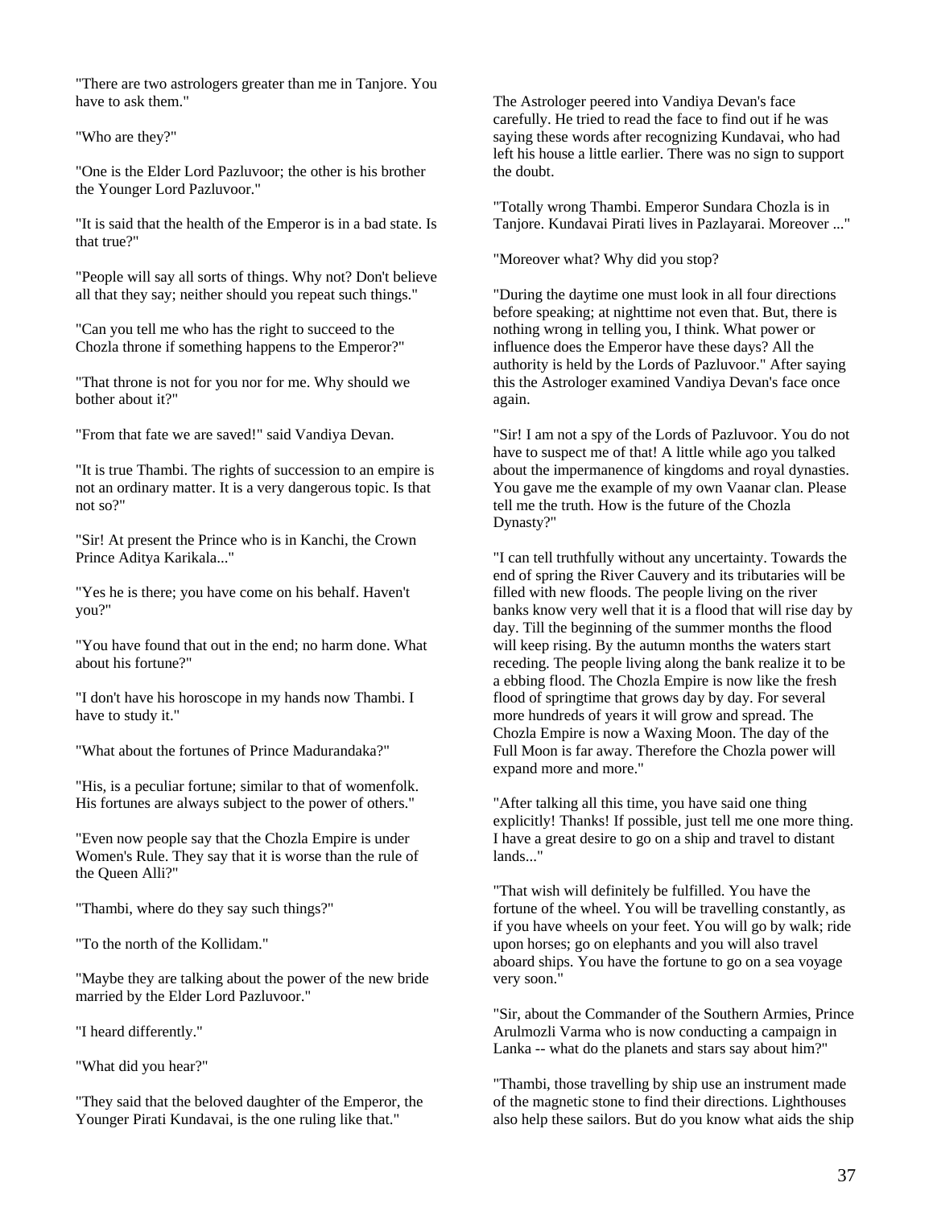"There are two astrologers greater than me in Tanjore. You have to ask them."

"Who are they?"

"One is the Elder Lord Pazluvoor; the other is his brother the Younger Lord Pazluvoor."

"It is said that the health of the Emperor is in a bad state. Is that true?"

"People will say all sorts of things. Why not? Don't believe all that they say; neither should you repeat such things."

"Can you tell me who has the right to succeed to the Chozla throne if something happens to the Emperor?"

"That throne is not for you nor for me. Why should we bother about it?"

"From that fate we are saved!" said Vandiya Devan.

"It is true Thambi. The rights of succession to an empire is not an ordinary matter. It is a very dangerous topic. Is that not so?"

"Sir! At present the Prince who is in Kanchi, the Crown Prince Aditya Karikala..."

"Yes he is there; you have come on his behalf. Haven't you?"

"You have found that out in the end; no harm done. What about his fortune?"

"I don't have his horoscope in my hands now Thambi. I have to study it."

"What about the fortunes of Prince Madurandaka?"

"His, is a peculiar fortune; similar to that of womenfolk. His fortunes are always subject to the power of others."

"Even now people say that the Chozla Empire is under Women's Rule. They say that it is worse than the rule of the Queen Alli?"

"Thambi, where do they say such things?"

"To the north of the Kollidam."

"Maybe they are talking about the power of the new bride married by the Elder Lord Pazluvoor."

"I heard differently."

"What did you hear?"

"They said that the beloved daughter of the Emperor, the Younger Pirati Kundavai, is the one ruling like that."

The Astrologer peered into Vandiya Devan's face carefully. He tried to read the face to find out if he was saying these words after recognizing Kundavai, who had left his house a little earlier. There was no sign to support the doubt.

"Totally wrong Thambi. Emperor Sundara Chozla is in Tanjore. Kundavai Pirati lives in Pazlayarai. Moreover ..."

"Moreover what? Why did you stop?

"During the daytime one must look in all four directions before speaking; at nighttime not even that. But, there is nothing wrong in telling you, I think. What power or influence does the Emperor have these days? All the authority is held by the Lords of Pazluvoor." After saying this the Astrologer examined Vandiya Devan's face once again.

"Sir! I am not a spy of the Lords of Pazluvoor. You do not have to suspect me of that! A little while ago you talked about the impermanence of kingdoms and royal dynasties. You gave me the example of my own Vaanar clan. Please tell me the truth. How is the future of the Chozla Dynasty?"

"I can tell truthfully without any uncertainty. Towards the end of spring the River Cauvery and its tributaries will be filled with new floods. The people living on the river banks know very well that it is a flood that will rise day by day. Till the beginning of the summer months the flood will keep rising. By the autumn months the waters start receding. The people living along the bank realize it to be a ebbing flood. The Chozla Empire is now like the fresh flood of springtime that grows day by day. For several more hundreds of years it will grow and spread. The Chozla Empire is now a Waxing Moon. The day of the Full Moon is far away. Therefore the Chozla power will expand more and more."

"After talking all this time, you have said one thing explicitly! Thanks! If possible, just tell me one more thing. I have a great desire to go on a ship and travel to distant lands..."

"That wish will definitely be fulfilled. You have the fortune of the wheel. You will be travelling constantly, as if you have wheels on your feet. You will go by walk; ride upon horses; go on elephants and you will also travel aboard ships. You have the fortune to go on a sea voyage very soon."

"Sir, about the Commander of the Southern Armies, Prince Arulmozli Varma who is now conducting a campaign in Lanka -- what do the planets and stars say about him?"

"Thambi, those travelling by ship use an instrument made of the magnetic stone to find their directions. Lighthouses also help these sailors. But do you know what aids the ship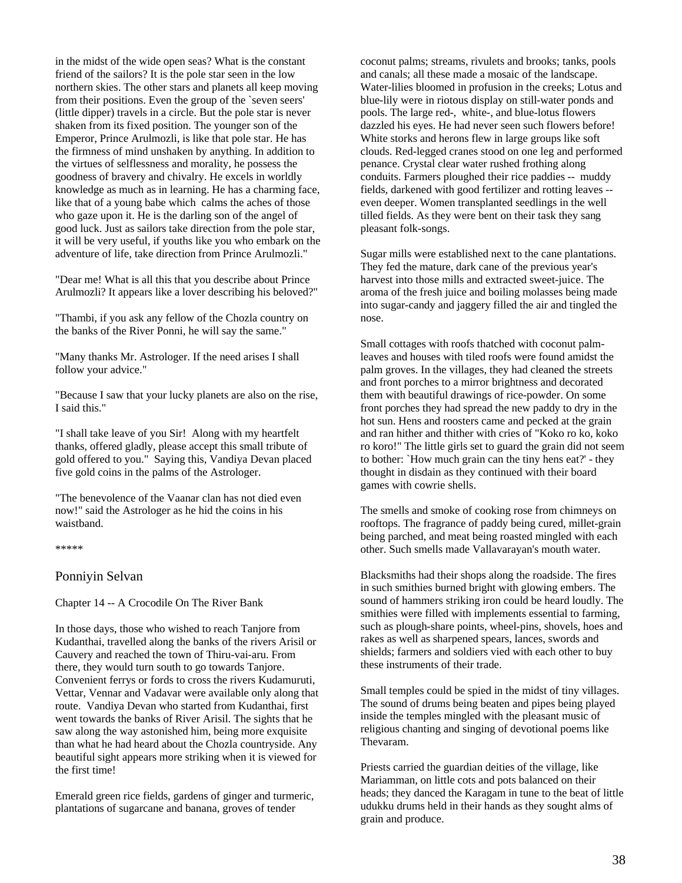in the midst of the wide open seas? What is the constant friend of the sailors? It is the pole star seen in the low northern skies. The other stars and planets all keep moving from their positions. Even the group of the `seven seers' (little dipper) travels in a circle. But the pole star is never shaken from its fixed position. The younger son of the Emperor, Prince Arulmozli, is like that pole star. He has the firmness of mind unshaken by anything. In addition to the virtues of selflessness and morality, he possess the goodness of bravery and chivalry. He excels in worldly knowledge as much as in learning. He has a charming face, like that of a young babe which calms the aches of those who gaze upon it. He is the darling son of the angel of good luck. Just as sailors take direction from the pole star, it will be very useful, if youths like you who embark on the adventure of life, take direction from Prince Arulmozli."

"Dear me! What is all this that you describe about Prince Arulmozli? It appears like a lover describing his beloved?"

"Thambi, if you ask any fellow of the Chozla country on the banks of the River Ponni, he will say the same."

"Many thanks Mr. Astrologer. If the need arises I shall follow your advice."

"Because I saw that your lucky planets are also on the rise, I said this."

"I shall take leave of you Sir! Along with my heartfelt thanks, offered gladly, please accept this small tribute of gold offered to you." Saying this, Vandiya Devan placed five gold coins in the palms of the Astrologer.

"The benevolence of the Vaanar clan has not died even now!" said the Astrologer as he hid the coins in his waistband.

*****

## Ponniyin Selvan

### Chapter 14 -- A Crocodile On The River Bank

In those days, those who wished to reach Tanjore from Kudanthai, travelled along the banks of the rivers Arisil or Cauvery and reached the town of Thiru-vai-aru. From there, they would turn south to go towards Tanjore. Convenient ferrys or fords to cross the rivers Kudamuruti, Vettar, Vennar and Vadavar were available only along that route. Vandiya Devan who started from Kudanthai, first went towards the banks of River Arisil. The sights that he saw along the way astonished him, being more exquisite than what he had heard about the Chozla countryside. Any beautiful sight appears more striking when it is viewed for the first time!

Emerald green rice fields, gardens of ginger and turmeric, plantations of sugarcane and banana, groves of tender coconut palms; streams, rivulets and brooks; tanks, pools and canals; all these made a mosaic of the landscape. Water-lilies bloomed in profusion in the creeks; Lotus and blue-lily were in riotous display on still-water ponds and pools. The large red-, white-, and blue-lotus flowers dazzled his eyes. He had never seen such flowers before! White storks and herons flew in large groups like soft clouds. Red-legged cranes stood on one leg and performed penance. Crystal clear water rushed frothing along conduits. Farmers ploughed their rice paddies -- muddy fields, darkened with good fertilizer and rotting leaves -- even deeper. Women transplanted seedlings in the well tilled fields. As they were bent on their task they sang pleasant folk-songs.

Sugar mills were established next to the cane plantations. They fed the mature, dark cane of the previous year's harvest into those mills and extracted sweet-juice. The aroma of the fresh juice and boiling molasses being made into sugar-candy and jaggery filled the air and tingled the nose.

Small cottages with roofs thatched with coconut palm-leaves and houses with tiled roofs were found amidst the palm groves. In the villages, they had cleaned the streets and front porches to a mirror brightness and decorated them with beautiful drawings of rice-powder. On some front porches they had spread the new paddy to dry in the hot sun. Hens and roosters came and pecked at the grain and ran hither and thither with cries of "Koko ro ko, koko ro koro!" The little girls set to guard the grain did not seem to bother: `How much grain can the tiny hens eat?' - they thought in disdain as they continued with their board games with cowrie shells.

The smells and smoke of cooking rose from chimneys on rooftops. The fragrance of paddy being cured, millet-grain being parched, and meat being roasted mingled with each other. Such smells made Vallavarayan's mouth water.

Blacksmiths had their shops along the roadside. The fires in such smithies burned bright with glowing embers. The sound of hammers striking iron could be heard loudly. The smithies were filled with implements essential to farming, such as plough-share points, wheel-pins, shovels, hoes and rakes as well as sharpened spears, lances, swords and shields; farmers and soldiers vied with each other to buy these instruments of their trade.

Small temples could be spied in the midst of tiny villages. The sound of drums being beaten and pipes being played inside the temples mingled with the pleasant music of religious chanting and singing of devotional poems like Thevaram.

Priests carried the guardian deities of the village, like Mariamman, on little cots and pots balanced on their heads; they danced the Karagam in tune to the beat of little udukku drums held in their hands as they sought alms of grain and produce.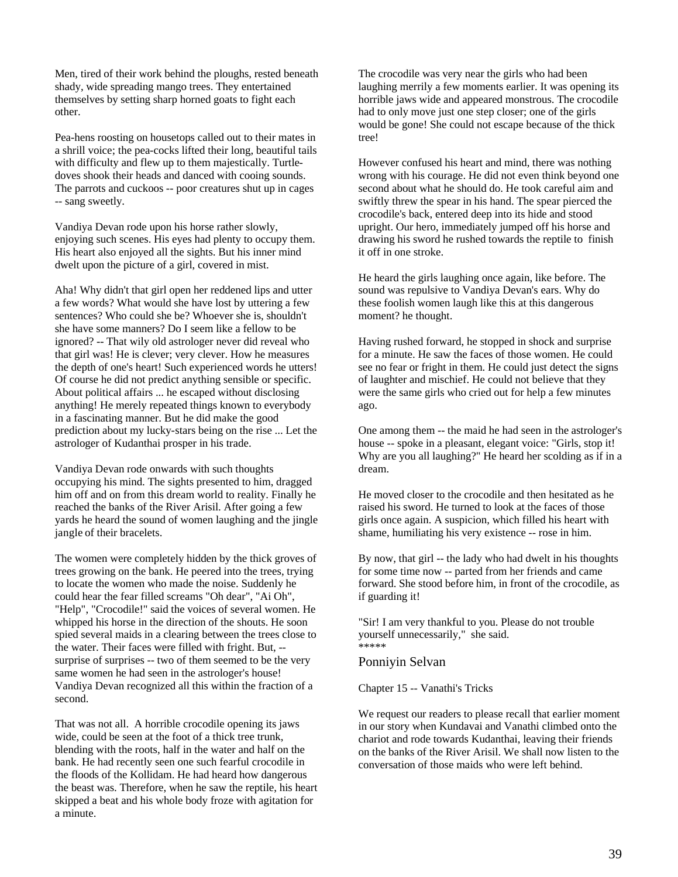Men, tired of their work behind the ploughs, rested beneath shady, wide spreading mango trees. They entertained themselves by setting sharp horned goats to fight each other.

Pea-hens roosting on housetops called out to their mates in a shrill voice; the pea-cocks lifted their long, beautiful tails with difficulty and flew up to them majestically. Turtle-doves shook their heads and danced with cooing sounds. The parrots and cuckoos -- poor creatures shut up in cages -- sang sweetly.

Vandiya Devan rode upon his horse rather slowly, enjoying such scenes. His eyes had plenty to occupy them. His heart also enjoyed all the sights. But his inner mind dwelt upon the picture of a girl, covered in mist.

Aha! Why didn't that girl open her reddened lips and utter a few words? What would she have lost by uttering a few sentences? Who could she be? Whoever she is, shouldn't she have some manners? Do I seem like a fellow to be ignored? -- That wily old astrologer never did reveal who that girl was! He is clever; very clever. How he measures the depth of one's heart! Such experienced words he utters! Of course he did not predict anything sensible or specific. About political affairs ... he escaped without disclosing anything! He merely repeated things known to everybody in a fascinating manner. But he did make the good prediction about my lucky-stars being on the rise ... Let the astrologer of Kudanthai prosper in his trade.

Vandiya Devan rode onwards with such thoughts occupying his mind. The sights presented to him, dragged him off and on from this dream world to reality. Finally he reached the banks of the River Arisil. After going a few yards he heard the sound of women laughing and the jingle jangle of their bracelets.

The women were completely hidden by the thick groves of trees growing on the bank. He peered into the trees, trying to locate the women who made the noise. Suddenly he could hear the fear filled screams "Oh dear", "Ai Oh", "Help", "Crocodile!" said the voices of several women. He whipped his horse in the direction of the shouts. He soon spied several maids in a clearing between the trees close to the water. Their faces were filled with fright. But, -- surprise of surprises -- two of them seemed to be the very same women he had seen in the astrologer's house! Vandiya Devan recognized all this within the fraction of a second.

That was not all. A horrible crocodile opening its jaws wide, could be seen at the foot of a thick tree trunk, blending with the roots, half in the water and half on the bank. He had recently seen one such fearful crocodile in the floods of the Kollidam. He had heard how dangerous the beast was. Therefore, when he saw the reptile, his heart skipped a beat and his whole body froze with agitation for a minute.

The crocodile was very near the girls who had been laughing merrily a few moments earlier. It was opening its horrible jaws wide and appeared monstrous. The crocodile had to only move just one step closer; one of the girls would be gone! She could not escape because of the thick tree!

However confused his heart and mind, there was nothing wrong with his courage. He did not even think beyond one second about what he should do. He took careful aim and swiftly threw the spear in his hand. The spear pierced the crocodile's back, entered deep into its hide and stood upright. Our hero, immediately jumped off his horse and drawing his sword he rushed towards the reptile to finish it off in one stroke.

He heard the girls laughing once again, like before. The sound was repulsive to Vandiya Devan's ears. Why do these foolish women laugh like this at this dangerous moment? he thought.

Having rushed forward, he stopped in shock and surprise for a minute. He saw the faces of those women. He could see no fear or fright in them. He could just detect the signs of laughter and mischief. He could not believe that they were the same girls who cried out for help a few minutes ago.

One among them -- the maid he had seen in the astrologer's house -- spoke in a pleasant, elegant voice: "Girls, stop it! Why are you all laughing?" He heard her scolding as if in a dream.

He moved closer to the crocodile and then hesitated as he raised his sword. He turned to look at the faces of those girls once again. A suspicion, which filled his heart with shame, humiliating his very existence -- rose in him.

By now, that girl -- the lady who had dwelt in his thoughts for some time now -- parted from her friends and came forward. She stood before him, in front of the crocodile, as if guarding it!

"Sir! I am very thankful to you. Please do not trouble yourself unnecessarily," she said.

*****

## Ponniyin Selvan

### Chapter 15 -- Vanathi's Tricks

We request our readers to please recall that earlier moment in our story when Kundavai and Vanathi climbed onto the chariot and rode towards Kudanthai, leaving their friends on the banks of the River Arisil. We shall now listen to the conversation of those maids who were left behind.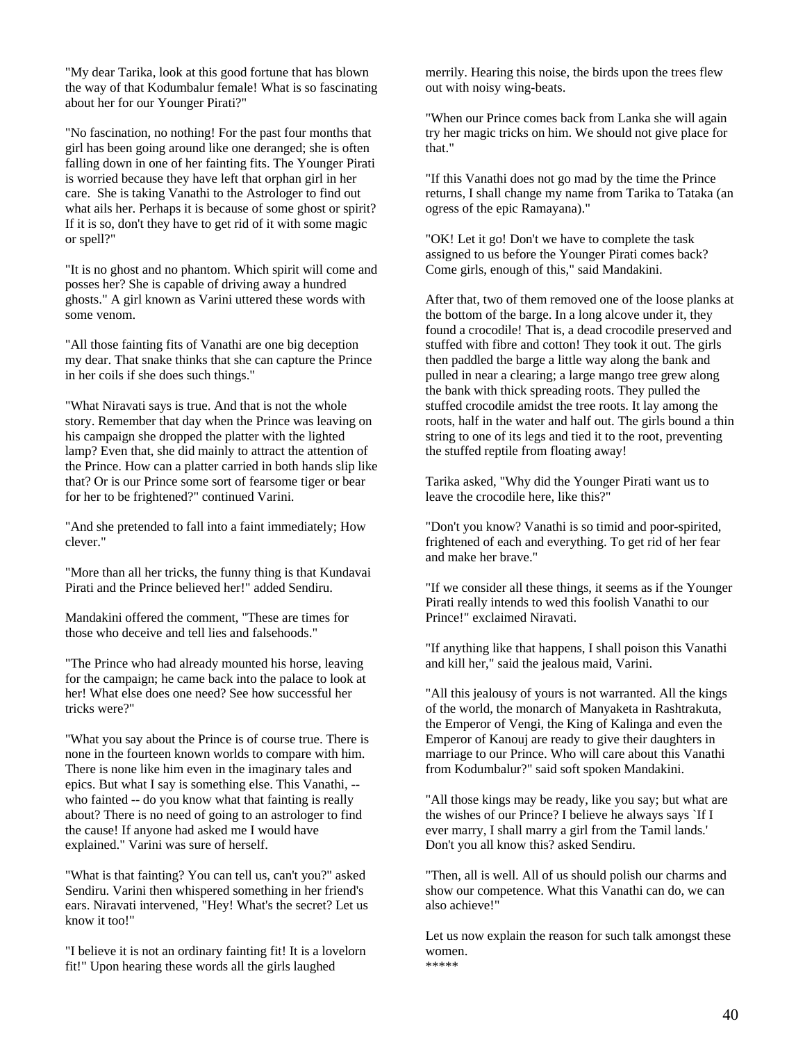"My dear Tarika, look at this good fortune that has blown the way of that Kodumbalur female! What is so fascinating about her for our Younger Pirati?"

"No fascination, no nothing! For the past four months that girl has been going around like one deranged; she is often falling down in one of her fainting fits. The Younger Pirati is worried because they have left that orphan girl in her care. She is taking Vanathi to the Astrologer to find out what ails her. Perhaps it is because of some ghost or spirit? If it is so, don't they have to get rid of it with some magic or spell?"

"It is no ghost and no phantom. Which spirit will come and posses her? She is capable of driving away a hundred ghosts." A girl known as Varini uttered these words with some venom.

"All those fainting fits of Vanathi are one big deception my dear. That snake thinks that she can capture the Prince in her coils if she does such things."

"What Niravati says is true. And that is not the whole story. Remember that day when the Prince was leaving on his campaign she dropped the platter with the lighted lamp? Even that, she did mainly to attract the attention of the Prince. How can a platter carried in both hands slip like that? Or is our Prince some sort of fearsome tiger or bear for her to be frightened?" continued Varini.

"And she pretended to fall into a faint immediately; How clever."

"More than all her tricks, the funny thing is that Kundavai Pirati and the Prince believed her!" added Sendiru.

Mandakini offered the comment, "These are times for those who deceive and tell lies and falsehoods."

"The Prince who had already mounted his horse, leaving for the campaign; he came back into the palace to look at her! What else does one need? See how successful her tricks were?"

"What you say about the Prince is of course true. There is none in the fourteen known worlds to compare with him. There is none like him even in the imaginary tales and epics. But what I say is something else. This Vanathi, -- who fainted -- do you know what that fainting is really about? There is no need of going to an astrologer to find the cause! If anyone had asked me I would have explained." Varini was sure of herself.

"What is that fainting? You can tell us, can't you?" asked Sendiru. Varini then whispered something in her friend's ears. Niravati intervened, "Hey! What's the secret? Let us know it too!"

"I believe it is not an ordinary fainting fit! It is a lovelorn fit!" Upon hearing these words all the girls laughed merrily. Hearing this noise, the birds upon the trees flew out with noisy wing-beats.

"When our Prince comes back from Lanka she will again try her magic tricks on him. We should not give place for that."

"If this Vanathi does not go mad by the time the Prince returns, I shall change my name from Tarika to Tataka (an ogress of the epic Ramayana)."

"OK! Let it go! Don't we have to complete the task assigned to us before the Younger Pirati comes back? Come girls, enough of this," said Mandakini.

After that, two of them removed one of the loose planks at the bottom of the barge. In a long alcove under it, they found a crocodile! That is, a dead crocodile preserved and stuffed with fibre and cotton! They took it out. The girls then paddled the barge a little way along the bank and pulled in near a clearing; a large mango tree grew along the bank with thick spreading roots. They pulled the stuffed crocodile amidst the tree roots. It lay among the roots, half in the water and half out. The girls bound a thin string to one of its legs and tied it to the root, preventing the stuffed reptile from floating away!

Tarika asked, "Why did the Younger Pirati want us to leave the crocodile here, like this?"

"Don't you know? Vanathi is so timid and poor-spirited, frightened of each and everything. To get rid of her fear and make her brave."

"If we consider all these things, it seems as if the Younger Pirati really intends to wed this foolish Vanathi to our Prince!" exclaimed Niravati.

"If anything like that happens, I shall poison this Vanathi and kill her," said the jealous maid, Varini.

"All this jealousy of yours is not warranted. All the kings of the world, the monarch of Manyaketa in Rashtrakuta, the Emperor of Vengi, the King of Kalinga and even the Emperor of Kanouj are ready to give their daughters in marriage to our Prince. Who will care about this Vanathi from Kodumbalur?" said soft spoken Mandakini.

"All those kings may be ready, like you say; but what are the wishes of our Prince? I believe he always says `If I ever marry, I shall marry a girl from the Tamil lands.' Don't you all know this? asked Sendiru.

"Then, all is well. All of us should polish our charms and show our competence. What this Vanathi can do, we can also achieve!"

Let us now explain the reason for such talk amongst these women.

*****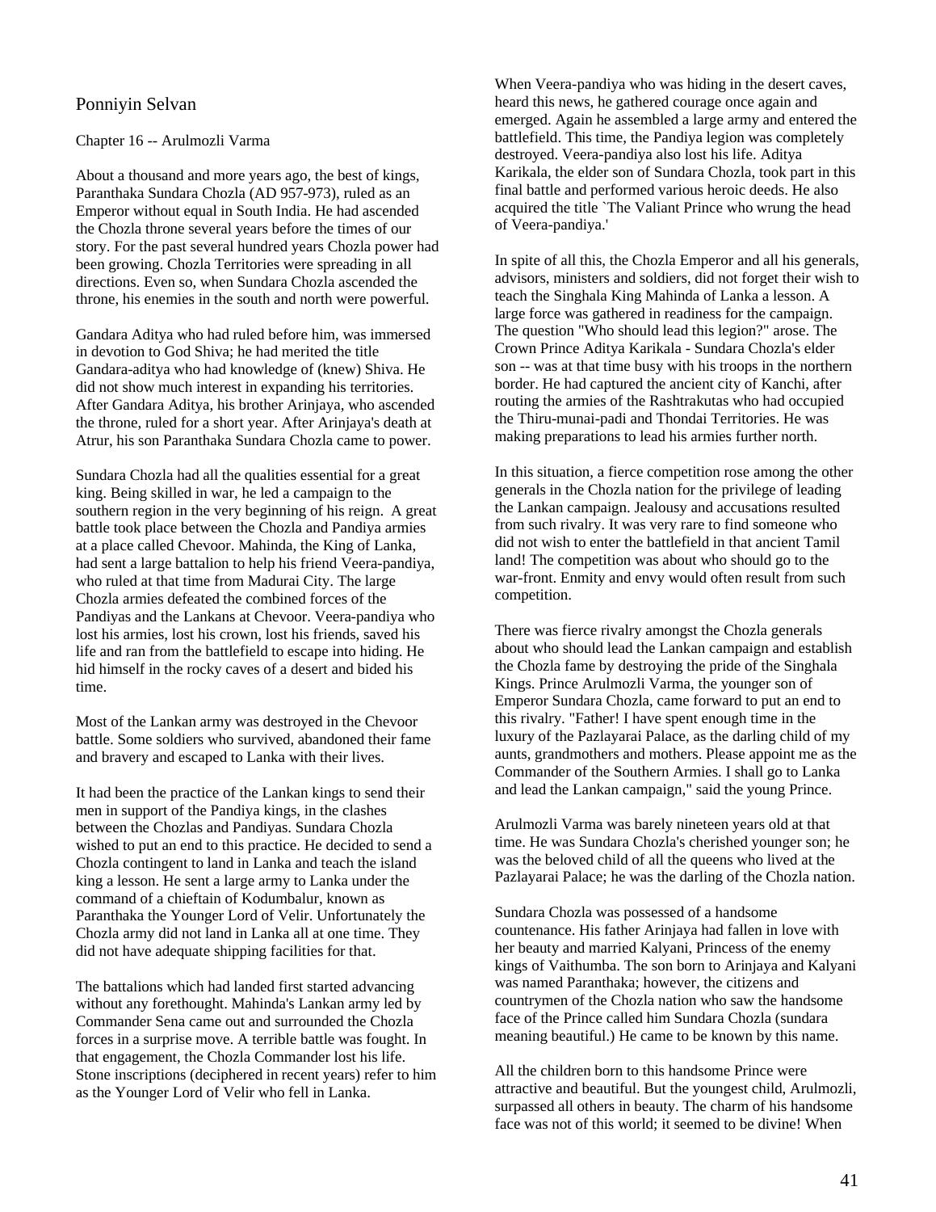## Ponniyin Selvan

### Chapter 16 -- Arulmozli Varma

About a thousand and more years ago, the best of kings, Paranthaka Sundara Chozla (AD 957-973), ruled as an Emperor without equal in South India. He had ascended the Chozla throne several years before the times of our story. For the past several hundred years Chozla power had been growing. Chozla Territories were spreading in all directions. Even so, when Sundara Chozla ascended the throne, his enemies in the south and north were powerful.

Gandara Aditya who had ruled before him, was immersed in devotion to God Shiva; he had merited the title Gandara-aditya who had knowledge of (knew) Shiva. He did not show much interest in expanding his territories. After Gandara Aditya, his brother Arinjaya, who ascended the throne, ruled for a short year. After Arinjaya's death at Atrur, his son Paranthaka Sundara Chozla came to power.

Sundara Chozla had all the qualities essential for a great king. Being skilled in war, he led a campaign to the southern region in the very beginning of his reign. A great battle took place between the Chozla and Pandiya armies at a place called Chevoor. Mahinda, the King of Lanka, had sent a large battalion to help his friend Veera-pandiya, who ruled at that time from Madurai City. The large Chozla armies defeated the combined forces of the Pandiyas and the Lankans at Chevoor. Veera-pandiya who lost his armies, lost his crown, lost his friends, saved his life and ran from the battlefield to escape into hiding. He hid himself in the rocky caves of a desert and bided his time.

Most of the Lankan army was destroyed in the Chevoor battle. Some soldiers who survived, abandoned their fame and bravery and escaped to Lanka with their lives.

It had been the practice of the Lankan kings to send their men in support of the Pandiya kings, in the clashes between the Chozlas and Pandiyas. Sundara Chozla wished to put an end to this practice. He decided to send a Chozla contingent to land in Lanka and teach the island king a lesson. He sent a large army to Lanka under the command of a chieftain of Kodumbalur, known as Paranthaka the Younger Lord of Velir. Unfortunately the Chozla army did not land in Lanka all at one time. They did not have adequate shipping facilities for that.

The battalions which had landed first started advancing without any forethought. Mahinda's Lankan army led by Commander Sena came out and surrounded the Chozla forces in a surprise move. A terrible battle was fought. In that engagement, the Chozla Commander lost his life. Stone inscriptions (deciphered in recent years) refer to him as the Younger Lord of Velir who fell in Lanka.

When Veera-pandiya who was hiding in the desert caves, heard this news, he gathered courage once again and emerged. Again he assembled a large army and entered the battlefield. This time, the Pandiya legion was completely destroyed. Veera-pandiya also lost his life. Aditya Karikala, the elder son of Sundara Chozla, took part in this final battle and performed various heroic deeds. He also acquired the title `The Valiant Prince who wrung the head of Veera-pandiya.'

In spite of all this, the Chozla Emperor and all his generals, advisors, ministers and soldiers, did not forget their wish to teach the Singhala King Mahinda of Lanka a lesson. A large force was gathered in readiness for the campaign. The question "Who should lead this legion?" arose. The Crown Prince Aditya Karikala - Sundara Chozla's elder son -- was at that time busy with his troops in the northern border. He had captured the ancient city of Kanchi, after routing the armies of the Rashtrakutas who had occupied the Thiru-munai-padi and Thondai Territories. He was making preparations to lead his armies further north.

In this situation, a fierce competition rose among the other generals in the Chozla nation for the privilege of leading the Lankan campaign. Jealousy and accusations resulted from such rivalry. It was very rare to find someone who did not wish to enter the battlefield in that ancient Tamil land! The competition was about who should go to the war-front. Enmity and envy would often result from such competition.

There was fierce rivalry amongst the Chozla generals about who should lead the Lankan campaign and establish the Chozla fame by destroying the pride of the Singhala Kings. Prince Arulmozli Varma, the younger son of Emperor Sundara Chozla, came forward to put an end to this rivalry. "Father! I have spent enough time in the luxury of the Pazlayarai Palace, as the darling child of my aunts, grandmothers and mothers. Please appoint me as the Commander of the Southern Armies. I shall go to Lanka and lead the Lankan campaign," said the young Prince.

Arulmozli Varma was barely nineteen years old at that time. He was Sundara Chozla's cherished younger son; he was the beloved child of all the queens who lived at the Pazlayarai Palace; he was the darling of the Chozla nation.

Sundara Chozla was possessed of a handsome countenance. His father Arinjaya had fallen in love with her beauty and married Kalyani, Princess of the enemy kings of Vaithumba. The son born to Arinjaya and Kalyani was named Paranthaka; however, the citizens and countrymen of the Chozla nation who saw the handsome face of the Prince called him Sundara Chozla (sundara meaning beautiful.) He came to be known by this name.

All the children born to this handsome Prince were attractive and beautiful. But the youngest child, Arulmozli, surpassed all others in beauty. The charm of his handsome face was not of this world; it seemed to be divine! When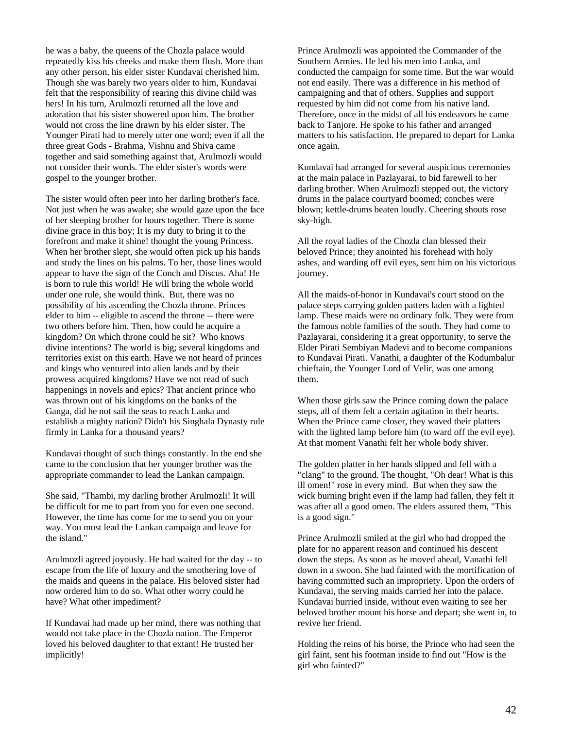he was a baby, the queens of the Chozla palace would repeatedly kiss his cheeks and make them flush. More than any other person, his elder sister Kundavai cherished him. Though she was barely two years older to him, Kundavai felt that the responsibility of rearing this divine child was hers! In his turn, Arulmozli returned all the love and adoration that his sister showered upon him. The brother would not cross the line drawn by his elder sister. The Younger Pirati had to merely utter one word; even if all the three great Gods - Brahma, Vishnu and Shiva came together and said something against that, Arulmozli would not consider their words. The elder sister's words were gospel to the younger brother.

The sister would often peer into her darling brother's face. Not just when he was awake; she would gaze upon the face of her sleeping brother for hours together. There is some divine grace in this boy; It is my duty to bring it to the forefront and make it shine! thought the young Princess. When her brother slept, she would often pick up his hands and study the lines on his palms. To her, those lines would appear to have the sign of the Conch and Discus. Aha! He is born to rule this world! He will bring the whole world under one rule, she would think. But, there was no possibility of his ascending the Chozla throne. Princes elder to him -- eligible to ascend the throne -- there were two others before him. Then, how could he acquire a kingdom? On which throne could he sit? Who knows divine intentions? The world is big; several kingdoms and territories exist on this earth. Have we not heard of princes and kings who ventured into alien lands and by their prowess acquired kingdoms? Have we not read of such happenings in novels and epics? That ancient prince who was thrown out of his kingdoms on the banks of the Ganga, did he not sail the seas to reach Lanka and establish a mighty nation? Didn't his Singhala Dynasty rule firmly in Lanka for a thousand years?

Kundavai thought of such things constantly. In the end she came to the conclusion that her younger brother was the appropriate commander to lead the Lankan campaign.

She said, "Thambi, my darling brother Arulmozli! It will be difficult for me to part from you for even one second. However, the time has come for me to send you on your way. You must lead the Lankan campaign and leave for the island."

Arulmozli agreed joyously. He had waited for the day -- to escape from the life of luxury and the smothering love of the maids and queens in the palace. His beloved sister had now ordered him to do so. What other worry could he have? What other impediment?

If Kundavai had made up her mind, there was nothing that would not take place in the Chozla nation. The Emperor loved his beloved daughter to that extant! He trusted her implicitly!

Prince Arulmozli was appointed the Commander of the Southern Armies. He led his men into Lanka, and conducted the campaign for some time. But the war would not end easily. There was a difference in his method of campaigning and that of others. Supplies and support requested by him did not come from his native land. Therefore, once in the midst of all his endeavors he came back to Tanjore. He spoke to his father and arranged matters to his satisfaction. He prepared to depart for Lanka once again.

Kundavai had arranged for several auspicious ceremonies at the main palace in Pazlayarai, to bid farewell to her darling brother. When Arulmozli stepped out, the victory drums in the palace courtyard boomed; conches were blown; kettle-drums beaten loudly. Cheering shouts rose sky-high.

All the royal ladies of the Chozla clan blessed their beloved Prince; they anointed his forehead with holy ashes, and warding off evil eyes, sent him on his victorious journey.

All the maids-of-honor in Kundavai's court stood on the palace steps carrying golden patters laden with a lighted lamp. These maids were no ordinary folk. They were from the famous noble families of the south. They had come to Pazlayarai, considering it a great opportunity, to serve the Elder Pirati Sembiyan Madevi and to become companions to Kundavai Pirati. Vanathi, a daughter of the Kodumbalur chieftain, the Younger Lord of Velir, was one among them.

When those girls saw the Prince coming down the palace steps, all of them felt a certain agitation in their hearts. When the Prince came closer, they waved their platters with the lighted lamp before him (to ward off the evil eye). At that moment Vanathi felt her whole body shiver.

The golden platter in her hands slipped and fell with a "clang" to the ground. The thought, "Oh dear! What is this ill omen!" rose in every mind. But when they saw the wick burning bright even if the lamp had fallen, they felt it was after all a good omen. The elders assured them, "This is a good sign."

Prince Arulmozli smiled at the girl who had dropped the plate for no apparent reason and continued his descent down the steps. As soon as he moved ahead, Vanathi fell down in a swoon. She had fainted with the mortification of having committed such an impropriety. Upon the orders of Kundavai, the serving maids carried her into the palace. Kundavai hurried inside, without even waiting to see her beloved brother mount his horse and depart; she went in, to revive her friend.

Holding the reins of his horse, the Prince who had seen the girl faint, sent his footman inside to find out "How is the girl who fainted?"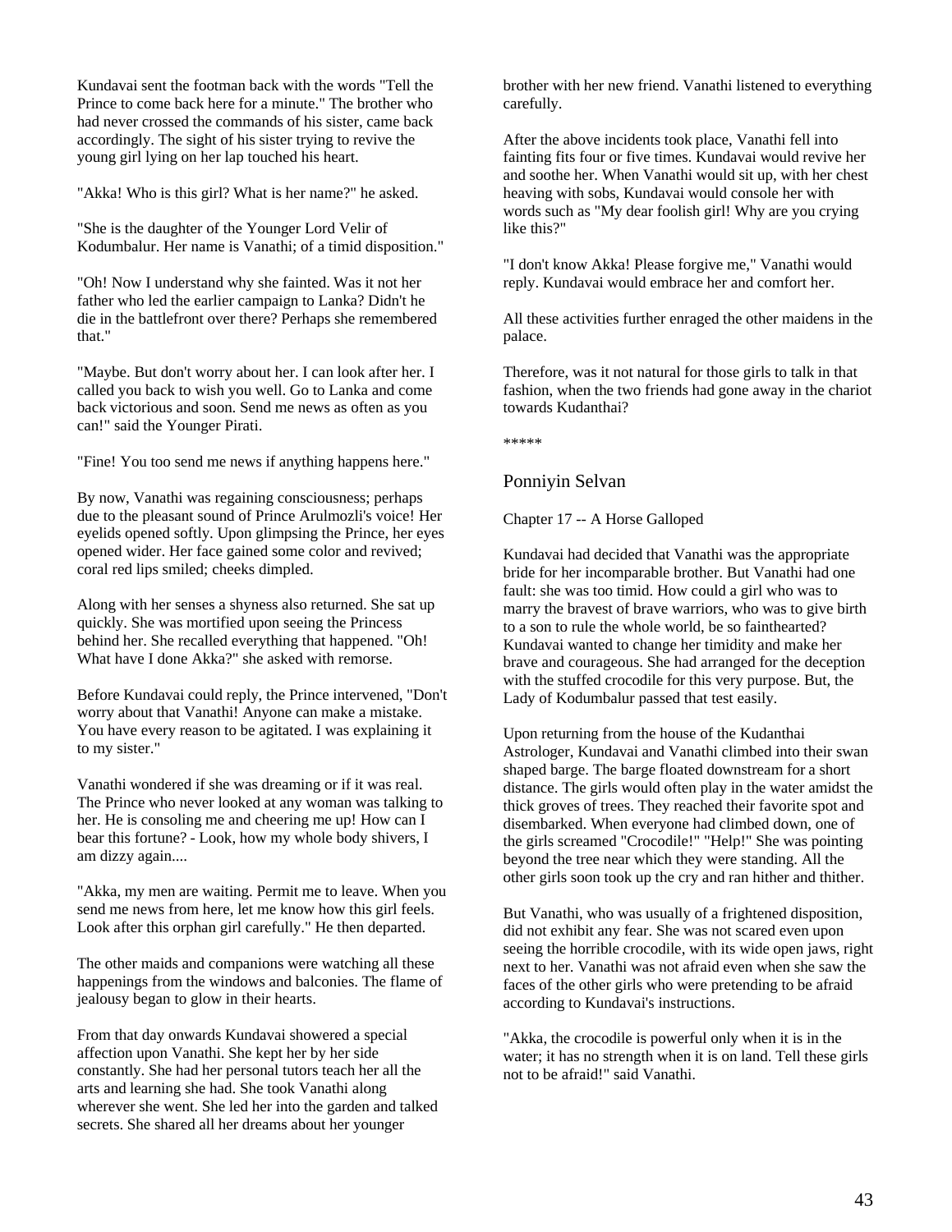Kundavai sent the footman back with the words "Tell the Prince to come back here for a minute." The brother who had never crossed the commands of his sister, came back accordingly. The sight of his sister trying to revive the young girl lying on her lap touched his heart.

"Akka! Who is this girl? What is her name?" he asked.

"She is the daughter of the Younger Lord Velir of Kodumbalur. Her name is Vanathi; of a timid disposition."

"Oh! Now I understand why she fainted. Was it not her father who led the earlier campaign to Lanka? Didn't he die in the battlefront over there? Perhaps she remembered that."

"Maybe. But don't worry about her. I can look after her. I called you back to wish you well. Go to Lanka and come back victorious and soon. Send me news as often as you can!" said the Younger Pirati.

"Fine! You too send me news if anything happens here."

By now, Vanathi was regaining consciousness; perhaps due to the pleasant sound of Prince Arulmozli's voice! Her eyelids opened softly. Upon glimpsing the Prince, her eyes opened wider. Her face gained some color and revived; coral red lips smiled; cheeks dimpled.

Along with her senses a shyness also returned. She sat up quickly. She was mortified upon seeing the Princess behind her. She recalled everything that happened. "Oh! What have I done Akka?" she asked with remorse.

Before Kundavai could reply, the Prince intervened, "Don't worry about that Vanathi! Anyone can make a mistake. You have every reason to be agitated. I was explaining it to my sister."

Vanathi wondered if she was dreaming or if it was real. The Prince who never looked at any woman was talking to her. He is consoling me and cheering me up! How can I bear this fortune? - Look, how my whole body shivers, I am dizzy again....

"Akka, my men are waiting. Permit me to leave. When you send me news from here, let me know how this girl feels. Look after this orphan girl carefully." He then departed.

The other maids and companions were watching all these happenings from the windows and balconies. The flame of jealousy began to glow in their hearts.

From that day onwards Kundavai showered a special affection upon Vanathi. She kept her by her side constantly. She had her personal tutors teach her all the arts and learning she had. She took Vanathi along wherever she went. She led her into the garden and talked secrets. She shared all her dreams about her younger brother with her new friend. Vanathi listened to everything carefully.

After the above incidents took place, Vanathi fell into fainting fits four or five times. Kundavai would revive her and soothe her. When Vanathi would sit up, with her chest heaving with sobs, Kundavai would console her with words such as "My dear foolish girl! Why are you crying like this?"

"I don't know Akka! Please forgive me," Vanathi would reply. Kundavai would embrace her and comfort her.

All these activities further enraged the other maidens in the palace.

Therefore, was it not natural for those girls to talk in that fashion, when the two friends had gone away in the chariot towards Kudanthai?

*****

## Ponniyin Selvan

### Chapter 17 -- A Horse Galloped

Kundavai had decided that Vanathi was the appropriate bride for her incomparable brother. But Vanathi had one fault: she was too timid. How could a girl who was to marry the bravest of brave warriors, who was to give birth to a son to rule the whole world, be so fainthearted? Kundavai wanted to change her timidity and make her brave and courageous. She had arranged for the deception with the stuffed crocodile for this very purpose. But, the Lady of Kodumbalur passed that test easily.

Upon returning from the house of the Kudanthai Astrologer, Kundavai and Vanathi climbed into their swan shaped barge. The barge floated downstream for a short distance. The girls would often play in the water amidst the thick groves of trees. They reached their favorite spot and disembarked. When everyone had climbed down, one of the girls screamed "Crocodile!" "Help!" She was pointing beyond the tree near which they were standing. All the other girls soon took up the cry and ran hither and thither.

But Vanathi, who was usually of a frightened disposition, did not exhibit any fear. She was not scared even upon seeing the horrible crocodile, with its wide open jaws, right next to her. Vanathi was not afraid even when she saw the faces of the other girls who were pretending to be afraid according to Kundavai's instructions.

"Akka, the crocodile is powerful only when it is in the water; it has no strength when it is on land. Tell these girls not to be afraid!" said Vanathi.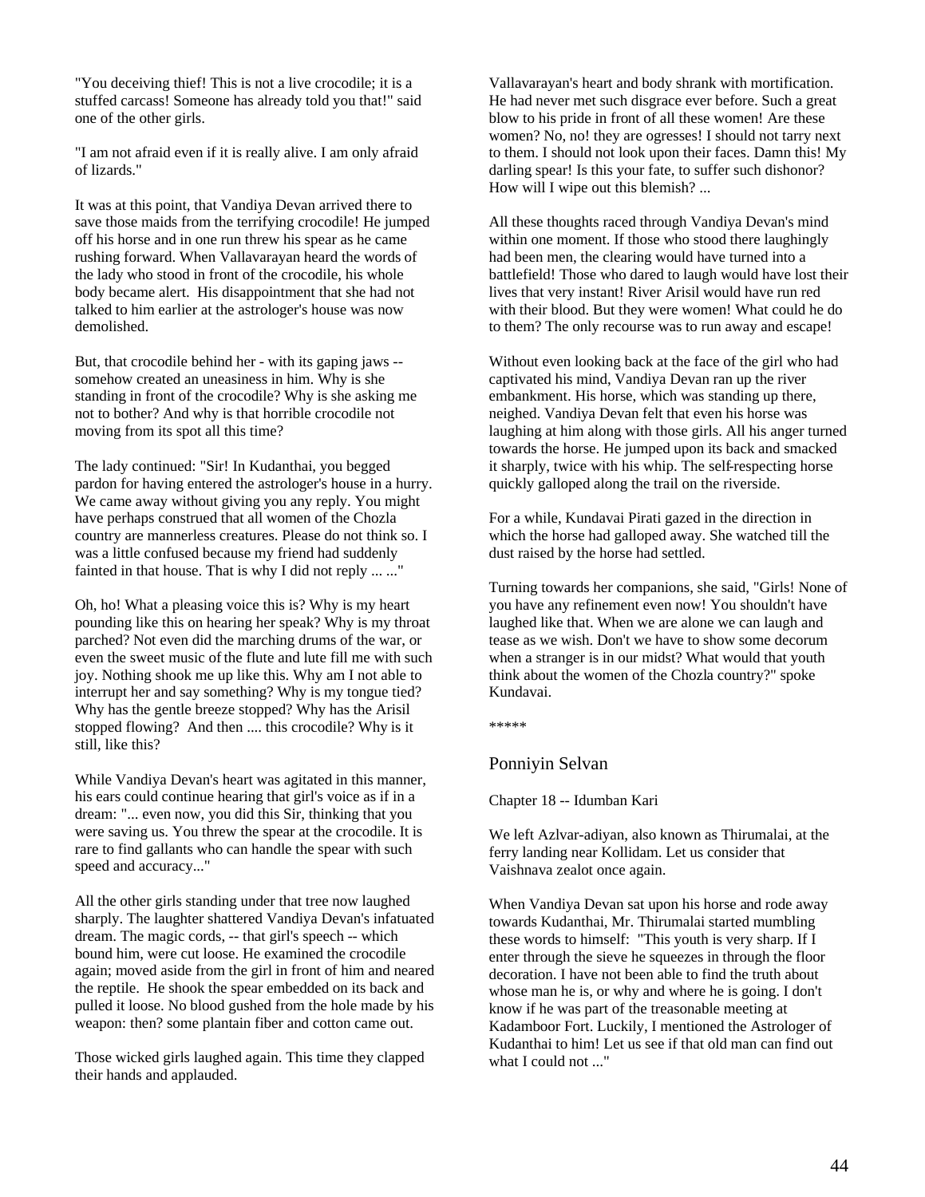"You deceiving thief! This is not a live crocodile; it is a stuffed carcass! Someone has already told you that!" said one of the other girls.

"I am not afraid even if it is really alive. I am only afraid of lizards."

It was at this point, that Vandiya Devan arrived there to save those maids from the terrifying crocodile! He jumped off his horse and in one run threw his spear as he came rushing forward. When Vallavarayan heard the words of the lady who stood in front of the crocodile, his whole body became alert. His disappointment that she had not talked to him earlier at the astrologer's house was now demolished.

But, that crocodile behind her - with its gaping jaws -- somehow created an uneasiness in him. Why is she standing in front of the crocodile? Why is she asking me not to bother? And why is that horrible crocodile not moving from its spot all this time?

The lady continued: "Sir! In Kudanthai, you begged pardon for having entered the astrologer's house in a hurry. We came away without giving you any reply. You might have perhaps construed that all women of the Chozla country are mannerless creatures. Please do not think so. I was a little confused because my friend had suddenly fainted in that house. That is why I did not reply ... ..."

Oh, ho! What a pleasing voice this is? Why is my heart pounding like this on hearing her speak? Why is my throat parched? Not even did the marching drums of the war, or even the sweet music of the flute and lute fill me with such joy. Nothing shook me up like this. Why am I not able to interrupt her and say something? Why is my tongue tied? Why has the gentle breeze stopped? Why has the Arisil stopped flowing? And then .... this crocodile? Why is it still, like this?

While Vandiya Devan's heart was agitated in this manner, his ears could continue hearing that girl's voice as if in a dream: "... even now, you did this Sir, thinking that you were saving us. You threw the spear at the crocodile. It is rare to find gallants who can handle the spear with such speed and accuracy..."

All the other girls standing under that tree now laughed sharply. The laughter shattered Vandiya Devan's infatuated dream. The magic cords, -- that girl's speech -- which bound him, were cut loose. He examined the crocodile again; moved aside from the girl in front of him and neared the reptile. He shook the spear embedded on its back and pulled it loose. No blood gushed from the hole made by his weapon: then? some plantain fiber and cotton came out.

Those wicked girls laughed again. This time they clapped their hands and applauded.

Vallavarayan's heart and body shrank with mortification. He had never met such disgrace ever before. Such a great blow to his pride in front of all these women! Are these women? No, no! they are ogresses! I should not tarry next to them. I should not look upon their faces. Damn this! My darling spear! Is this your fate, to suffer such dishonor? How will I wipe out this blemish? ...

All these thoughts raced through Vandiya Devan's mind within one moment. If those who stood there laughingly had been men, the clearing would have turned into a battlefield! Those who dared to laugh would have lost their lives that very instant! River Arisil would have run red with their blood. But they were women! What could he do to them? The only recourse was to run away and escape!

Without even looking back at the face of the girl who had captivated his mind, Vandiya Devan ran up the river embankment. His horse, which was standing up there, neighed. Vandiya Devan felt that even his horse was laughing at him along with those girls. All his anger turned towards the horse. He jumped upon its back and smacked it sharply, twice with his whip. The self-respecting horse quickly galloped along the trail on the riverside.

For a while, Kundavai Pirati gazed in the direction in which the horse had galloped away. She watched till the dust raised by the horse had settled.

Turning towards her companions, she said, "Girls! None of you have any refinement even now! You shouldn't have laughed like that. When we are alone we can laugh and tease as we wish. Don't we have to show some decorum when a stranger is in our midst? What would that youth think about the women of the Chozla country?" spoke Kundavai.

*****

## Ponniyin Selvan

### Chapter 18 -- Idumban Kari

We left Azlvar-adiyan, also known as Thirumalai, at the ferry landing near Kollidam. Let us consider that Vaishnava zealot once again.

When Vandiya Devan sat upon his horse and rode away towards Kudanthai, Mr. Thirumalai started mumbling these words to himself: "This youth is very sharp. If I enter through the sieve he squeezes in through the floor decoration. I have not been able to find the truth about whose man he is, or why and where he is going. I don't know if he was part of the treasonable meeting at Kadamboor Fort. Luckily, I mentioned the Astrologer of Kudanthai to him! Let us see if that old man can find out what I could not ..."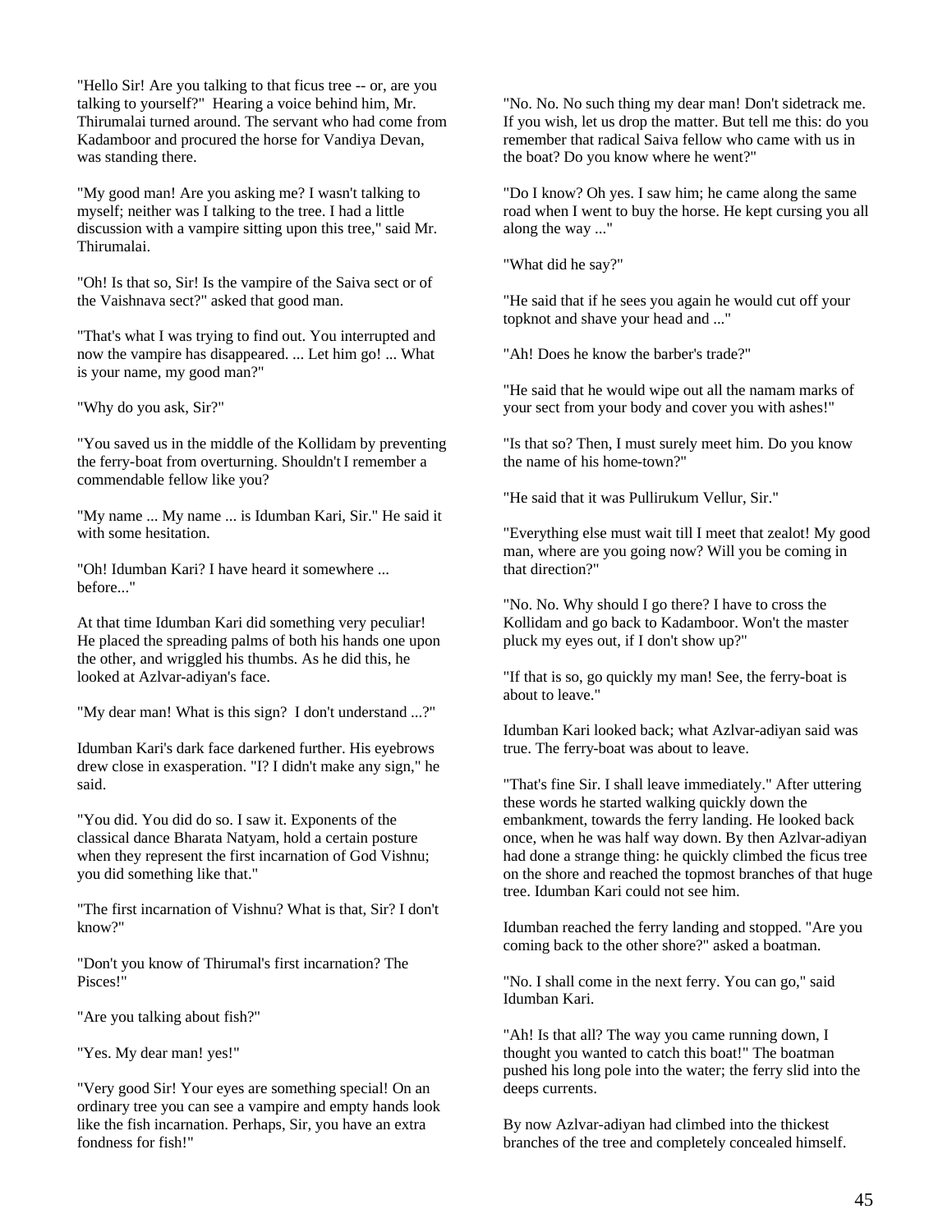"Hello Sir! Are you talking to that ficus tree -- or, are you talking to yourself?" Hearing a voice behind him, Mr. Thirumalai turned around. The servant who had come from Kadamboor and procured the horse for Vandiya Devan, was standing there.

"My good man! Are you asking me? I wasn't talking to myself; neither was I talking to the tree. I had a little discussion with a vampire sitting upon this tree," said Mr. Thirumalai.

"Oh! Is that so, Sir! Is the vampire of the Saiva sect or of the Vaishnava sect?" asked that good man.

"That's what I was trying to find out. You interrupted and now the vampire has disappeared. ... Let him go! ... What is your name, my good man?"

"Why do you ask, Sir?"

"You saved us in the middle of the Kollidam by preventing the ferry-boat from overturning. Shouldn't I remember a commendable fellow like you?

"My name ... My name ... is Idumban Kari, Sir." He said it with some hesitation.

"Oh! Idumban Kari? I have heard it somewhere ... before..."

At that time Idumban Kari did something very peculiar! He placed the spreading palms of both his hands one upon the other, and wriggled his thumbs. As he did this, he looked at Azlvar-adiyan's face.

"My dear man! What is this sign? I don't understand ...?"

Idumban Kari's dark face darkened further. His eyebrows drew close in exasperation. "I? I didn't make any sign," he said.

"You did. You did do so. I saw it. Exponents of the classical dance Bharata Natyam, hold a certain posture when they represent the first incarnation of God Vishnu; you did something like that."

"The first incarnation of Vishnu? What is that, Sir? I don't know?"

"Don't you know of Thirumal's first incarnation? The Pisces!"

"Are you talking about fish?"

"Yes. My dear man! yes!"

"Very good Sir! Your eyes are something special! On an ordinary tree you can see a vampire and empty hands look like the fish incarnation. Perhaps, Sir, you have an extra fondness for fish!"

"No. No. No such thing my dear man! Don't sidetrack me. If you wish, let us drop the matter. But tell me this: do you remember that radical Saiva fellow who came with us in the boat? Do you know where he went?"

"Do I know? Oh yes. I saw him; he came along the same road when I went to buy the horse. He kept cursing you all along the way ..."

"What did he say?"

"He said that if he sees you again he would cut off your topknot and shave your head and ..."

"Ah! Does he know the barber's trade?"

"He said that he would wipe out all the namam marks of your sect from your body and cover you with ashes!"

"Is that so? Then, I must surely meet him. Do you know the name of his home-town?"

"He said that it was Pullirukum Vellur, Sir."

"Everything else must wait till I meet that zealot! My good man, where are you going now? Will you be coming in that direction?"

"No. No. Why should I go there? I have to cross the Kollidam and go back to Kadamboor. Won't the master pluck my eyes out, if I don't show up?"

"If that is so, go quickly my man! See, the ferry-boat is about to leave."

Idumban Kari looked back; what Azlvar-adiyan said was true. The ferry-boat was about to leave.

"That's fine Sir. I shall leave immediately." After uttering these words he started walking quickly down the embankment, towards the ferry landing. He looked back once, when he was half way down. By then Azlvar-adiyan had done a strange thing: he quickly climbed the ficus tree on the shore and reached the topmost branches of that huge tree. Idumban Kari could not see him.

Idumban reached the ferry landing and stopped. "Are you coming back to the other shore?" asked a boatman.

"No. I shall come in the next ferry. You can go," said Idumban Kari.

"Ah! Is that all? The way you came running down, I thought you wanted to catch this boat!" The boatman pushed his long pole into the water; the ferry slid into the deeps currents.

By now Azlvar-adiyan had climbed into the thickest branches of the tree and completely concealed himself.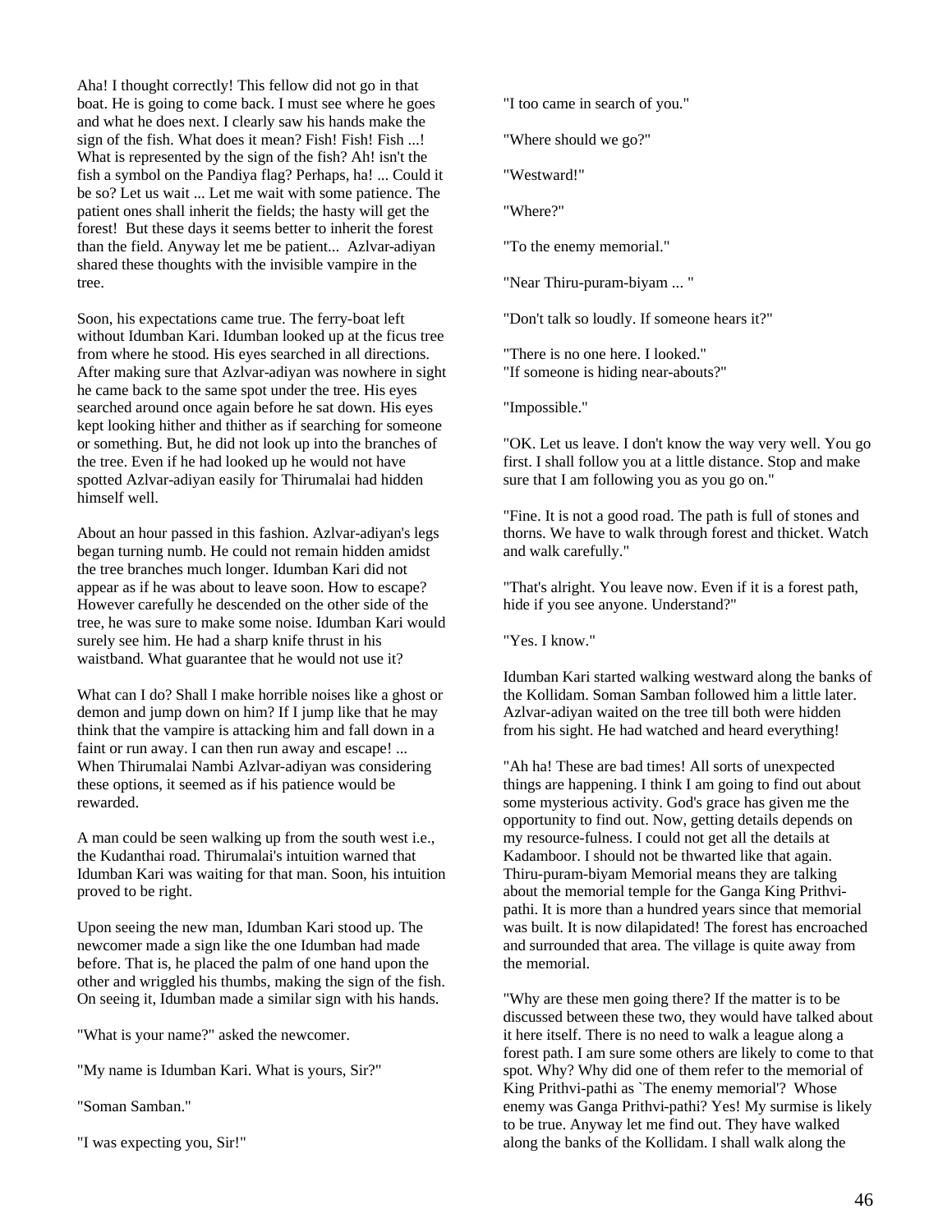Aha! I thought correctly! This fellow did not go in that boat. He is going to come back. I must see where he goes and what he does next. I clearly saw his hands make the sign of the fish. What does it mean? Fish! Fish! Fish ...! What is represented by the sign of the fish? Ah! isn't the fish a symbol on the Pandiya flag? Perhaps, ha! ... Could it be so? Let us wait ... Let me wait with some patience. The patient ones shall inherit the fields; the hasty will get the forest! But these days it seems better to inherit the forest than the field. Anyway let me be patient... Azlvar-adiyan shared these thoughts with the invisible vampire in the tree.

Soon, his expectations came true. The ferry-boat left without Idumban Kari. Idumban looked up at the ficus tree from where he stood. His eyes searched in all directions. After making sure that Azlvar-adiyan was nowhere in sight he came back to the same spot under the tree. His eyes searched around once again before he sat down. His eyes kept looking hither and thither as if searching for someone or something. But, he did not look up into the branches of the tree. Even if he had looked up he would not have spotted Azlvar-adiyan easily for Thirumalai had hidden himself well.

About an hour passed in this fashion. Azlvar-adiyan's legs began turning numb. He could not remain hidden amidst the tree branches much longer. Idumban Kari did not appear as if he was about to leave soon. How to escape? However carefully he descended on the other side of the tree, he was sure to make some noise. Idumban Kari would surely see him. He had a sharp knife thrust in his waistband. What guarantee that he would not use it?

What can I do? Shall I make horrible noises like a ghost or demon and jump down on him? If I jump like that he may think that the vampire is attacking him and fall down in a faint or run away. I can then run away and escape! ... When Thirumalai Nambi Azlvar-adiyan was considering these options, it seemed as if his patience would be rewarded.

A man could be seen walking up from the south west i.e., the Kudanthai road. Thirumalai's intuition warned that Idumban Kari was waiting for that man. Soon, his intuition proved to be right.

Upon seeing the new man, Idumban Kari stood up. The newcomer made a sign like the one Idumban had made before. That is, he placed the palm of one hand upon the other and wriggled his thumbs, making the sign of the fish. On seeing it, Idumban made a similar sign with his hands.

"What is your name?" asked the newcomer.

"My name is Idumban Kari. What is yours, Sir?"

"Soman Samban."

"I was expecting you, Sir!"

"I too came in search of you."

"Where should we go?"

"Westward!"

"Where?"

"To the enemy memorial."

"Near Thiru-puram-biyam ... "

"Don't talk so loudly. If someone hears it?"

"There is no one here. I looked."
"If someone is hiding near-abouts?"

"Impossible."

"OK. Let us leave. I don't know the way very well. You go first. I shall follow you at a little distance. Stop and make sure that I am following you as you go on."

"Fine. It is not a good road. The path is full of stones and thorns. We have to walk through forest and thicket. Watch and walk carefully."

"That's alright. You leave now. Even if it is a forest path, hide if you see anyone. Understand?"

"Yes. I know."

Idumban Kari started walking westward along the banks of the Kollidam. Soman Samban followed him a little later. Azlvar-adiyan waited on the tree till both were hidden from his sight. He had watched and heard everything!

"Ah ha! These are bad times! All sorts of unexpected things are happening. I think I am going to find out about some mysterious activity. God's grace has given me the opportunity to find out. Now, getting details depends on my resource-fulness. I could not get all the details at Kadamboor. I should not be thwarted like that again. Thiru-puram-biyam Memorial means they are talking about the memorial temple for the Ganga King Prithvi-pathi. It is more than a hundred years since that memorial was built. It is now dilapidated! The forest has encroached and surrounded that area. The village is quite away from the memorial.

"Why are these men going there? If the matter is to be discussed between these two, they would have talked about it here itself. There is no need to walk a league along a forest path. I am sure some others are likely to come to that spot. Why? Why did one of them refer to the memorial of King Prithvi-pathi as `The enemy memorial'? Whose enemy was Ganga Prithvi-pathi? Yes! My surmise is likely to be true. Anyway let me find out. They have walked along the banks of the Kollidam. I shall walk along the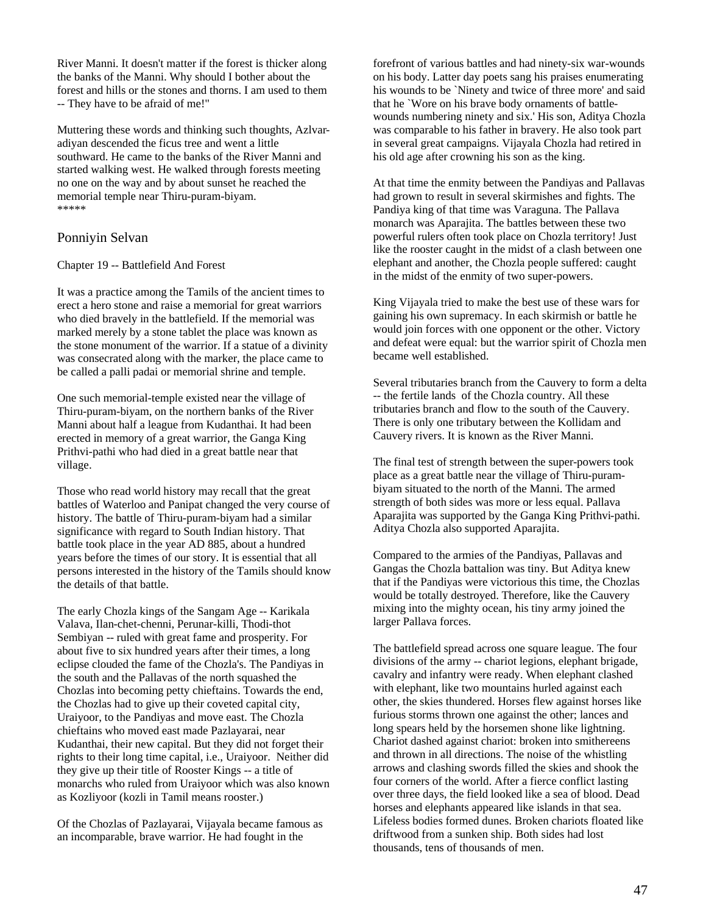River Manni. It doesn't matter if the forest is thicker along the banks of the Manni. Why should I bother about the forest and hills or the stones and thorns. I am used to them -- They have to be afraid of me!"

Muttering these words and thinking such thoughts, Azlvar-adiyan descended the ficus tree and went a little southward. He came to the banks of the River Manni and started walking west. He walked through forests meeting no one on the way and by about sunset he reached the memorial temple near Thiru-puram-biyam.
*****

## Ponniyin Selvan

### Chapter 19 -- Battlefield And Forest

It was a practice among the Tamils of the ancient times to erect a hero stone and raise a memorial for great warriors who died bravely in the battlefield. If the memorial was marked merely by a stone tablet the place was known as the stone monument of the warrior. If a statue of a divinity was consecrated along with the marker, the place came to be called a palli padai or memorial shrine and temple.

One such memorial-temple existed near the village of Thiru-puram-biyam, on the northern banks of the River Manni about half a league from Kudanthai. It had been erected in memory of a great warrior, the Ganga King Prithvi-pathi who had died in a great battle near that village.

Those who read world history may recall that the great battles of Waterloo and Panipat changed the very course of history. The battle of Thiru-puram-biyam had a similar significance with regard to South Indian history. That battle took place in the year AD 885, about a hundred years before the times of our story. It is essential that all persons interested in the history of the Tamils should know the details of that battle.

The early Chozla kings of the Sangam Age -- Karikala Valava, Ilan-chet-chenni, Perunar-killi, Thodi-thot Sembiyan -- ruled with great fame and prosperity. For about five to six hundred years after their times, a long eclipse clouded the fame of the Chozla's. The Pandiyas in the south and the Pallavas of the north squashed the Chozlas into becoming petty chieftains. Towards the end, the Chozlas had to give up their coveted capital city, Uraiyoor, to the Pandiyas and move east. The Chozla chieftains who moved east made Pazlayarai, near Kudanthai, their new capital. But they did not forget their rights to their long time capital, i.e., Uraiyoor. Neither did they give up their title of Rooster Kings -- a title of monarchs who ruled from Uraiyoor which was also known as Kozliyoor (kozli in Tamil means rooster.)

Of the Chozlas of Pazlayarai, Vijayala became famous as an incomparable, brave warrior. He had fought in the forefront of various battles and had ninety-six war-wounds on his body. Latter day poets sang his praises enumerating his wounds to be `Ninety and twice of three more' and said that he `Wore on his brave body ornaments of battle-wounds numbering ninety and six.' His son, Aditya Chozla was comparable to his father in bravery. He also took part in several great campaigns. Vijayala Chozla had retired in his old age after crowning his son as the king.

At that time the enmity between the Pandiyas and Pallavas had grown to result in several skirmishes and fights. The Pandiya king of that time was Varaguna. The Pallava monarch was Aparajita. The battles between these two powerful rulers often took place on Chozla territory! Just like the rooster caught in the midst of a clash between one elephant and another, the Chozla people suffered: caught in the midst of the enmity of two super-powers.

King Vijayala tried to make the best use of these wars for gaining his own supremacy. In each skirmish or battle he would join forces with one opponent or the other. Victory and defeat were equal: but the warrior spirit of Chozla men became well established.

Several tributaries branch from the Cauvery to form a delta -- the fertile lands of the Chozla country. All these tributaries branch and flow to the south of the Cauvery. There is only one tributary between the Kollidam and Cauvery rivers. It is known as the River Manni.

The final test of strength between the super-powers took place as a great battle near the village of Thiru-puram-biyam situated to the north of the Manni. The armed strength of both sides was more or less equal. Pallava Aparajita was supported by the Ganga King Prithvi-pathi. Aditya Chozla also supported Aparajita.

Compared to the armies of the Pandiyas, Pallavas and Gangas the Chozla battalion was tiny. But Aditya knew that if the Pandiyas were victorious this time, the Chozlas would be totally destroyed. Therefore, like the Cauvery mixing into the mighty ocean, his tiny army joined the larger Pallava forces.

The battlefield spread across one square league. The four divisions of the army -- chariot legions, elephant brigade, cavalry and infantry were ready. When elephant clashed with elephant, like two mountains hurled against each other, the skies thundered. Horses flew against horses like furious storms thrown one against the other; lances and long spears held by the horsemen shone like lightning. Chariot dashed against chariot: broken into smithereens and thrown in all directions. The noise of the whistling arrows and clashing swords filled the skies and shook the four corners of the world. After a fierce conflict lasting over three days, the field looked like a sea of blood. Dead horses and elephants appeared like islands in that sea. Lifeless bodies formed dunes. Broken chariots floated like driftwood from a sunken ship. Both sides had lost thousands, tens of thousands of men.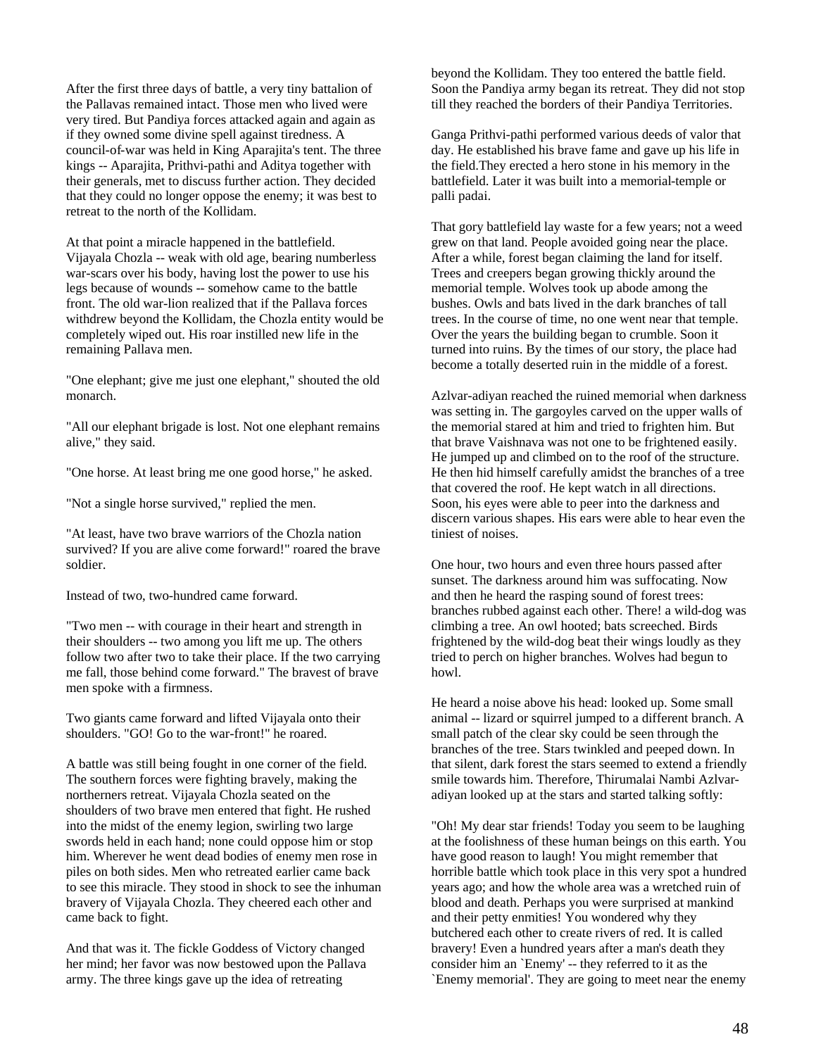After the first three days of battle, a very tiny battalion of the Pallavas remained intact. Those men who lived were very tired. But Pandiya forces attacked again and again as if they owned some divine spell against tiredness. A council-of-war was held in King Aparajita's tent. The three kings -- Aparajita, Prithvi-pathi and Aditya together with their generals, met to discuss further action. They decided that they could no longer oppose the enemy; it was best to retreat to the north of the Kollidam.

At that point a miracle happened in the battlefield. Vijayala Chozla -- weak with old age, bearing numberless war-scars over his body, having lost the power to use his legs because of wounds -- somehow came to the battle front. The old war-lion realized that if the Pallava forces withdrew beyond the Kollidam, the Chozla entity would be completely wiped out. His roar instilled new life in the remaining Pallava men.

"One elephant; give me just one elephant," shouted the old monarch.

"All our elephant brigade is lost. Not one elephant remains alive," they said.

"One horse. At least bring me one good horse," he asked.

"Not a single horse survived," replied the men.

"At least, have two brave warriors of the Chozla nation survived? If you are alive come forward!" roared the brave soldier.

Instead of two, two-hundred came forward.

"Two men -- with courage in their heart and strength in their shoulders -- two among you lift me up. The others follow two after two to take their place. If the two carrying me fall, those behind come forward." The bravest of brave men spoke with a firmness.

Two giants came forward and lifted Vijayala onto their shoulders. "GO! Go to the war-front!" he roared.

A battle was still being fought in one corner of the field. The southern forces were fighting bravely, making the northerners retreat. Vijayala Chozla seated on the shoulders of two brave men entered that fight. He rushed into the midst of the enemy legion, swirling two large swords held in each hand; none could oppose him or stop him. Wherever he went dead bodies of enemy men rose in piles on both sides. Men who retreated earlier came back to see this miracle. They stood in shock to see the inhuman bravery of Vijayala Chozla. They cheered each other and came back to fight.

And that was it. The fickle Goddess of Victory changed her mind; her favor was now bestowed upon the Pallava army. The three kings gave up the idea of retreating beyond the Kollidam. They too entered the battle field. Soon the Pandiya army began its retreat. They did not stop till they reached the borders of their Pandiya Territories.

Ganga Prithvi-pathi performed various deeds of valor that day. He established his brave fame and gave up his life in the field.They erected a hero stone in his memory in the battlefield. Later it was built into a memorial-temple or palli padai.

That gory battlefield lay waste for a few years; not a weed grew on that land. People avoided going near the place. After a while, forest began claiming the land for itself. Trees and creepers began growing thickly around the memorial temple. Wolves took up abode among the bushes. Owls and bats lived in the dark branches of tall trees. In the course of time, no one went near that temple. Over the years the building began to crumble. Soon it turned into ruins. By the times of our story, the place had become a totally deserted ruin in the middle of a forest.

Azlvar-adiyan reached the ruined memorial when darkness was setting in. The gargoyles carved on the upper walls of the memorial stared at him and tried to frighten him. But that brave Vaishnava was not one to be frightened easily. He jumped up and climbed on to the roof of the structure. He then hid himself carefully amidst the branches of a tree that covered the roof. He kept watch in all directions. Soon, his eyes were able to peer into the darkness and discern various shapes. His ears were able to hear even the tiniest of noises.

One hour, two hours and even three hours passed after sunset. The darkness around him was suffocating. Now and then he heard the rasping sound of forest trees: branches rubbed against each other. There! a wild-dog was climbing a tree. An owl hooted; bats screeched. Birds frightened by the wild-dog beat their wings loudly as they tried to perch on higher branches. Wolves had begun to howl.

He heard a noise above his head: looked up. Some small animal -- lizard or squirrel jumped to a different branch. A small patch of the clear sky could be seen through the branches of the tree. Stars twinkled and peeped down. In that silent, dark forest the stars seemed to extend a friendly smile towards him. Therefore, Thirumalai Nambi Azlvar-adiyan looked up at the stars and started talking softly:

"Oh! My dear star friends! Today you seem to be laughing at the foolishness of these human beings on this earth. You have good reason to laugh! You might remember that horrible battle which took place in this very spot a hundred years ago; and how the whole area was a wretched ruin of blood and death. Perhaps you were surprised at mankind and their petty enmities! You wondered why they butchered each other to create rivers of red. It is called bravery! Even a hundred years after a man's death they consider him an `Enemy' -- they referred to it as the `Enemy memorial'. They are going to meet near the enemy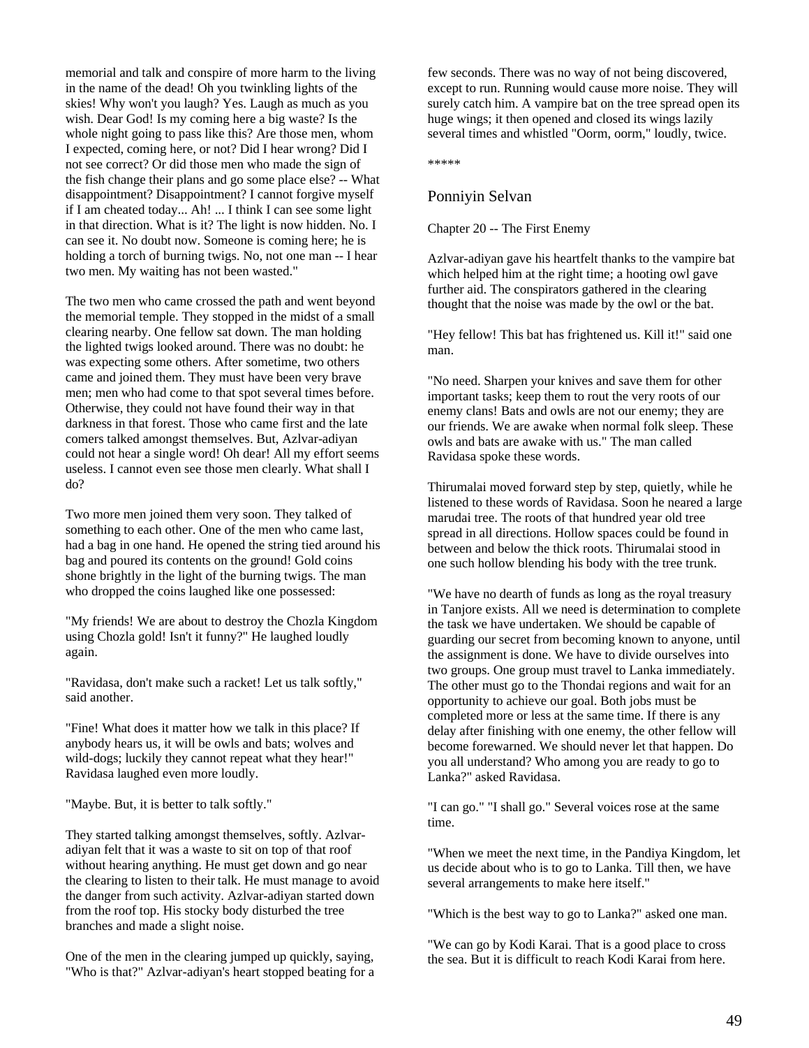memorial and talk and conspire of more harm to the living in the name of the dead! Oh you twinkling lights of the skies! Why won't you laugh? Yes. Laugh as much as you wish. Dear God! Is my coming here a big waste? Is the whole night going to pass like this? Are those men, whom I expected, coming here, or not? Did I hear wrong? Did I not see correct? Or did those men who made the sign of the fish change their plans and go some place else? -- What disappointment? Disappointment? I cannot forgive myself if I am cheated today... Ah! ... I think I can see some light in that direction. What is it? The light is now hidden. No. I can see it. No doubt now. Someone is coming here; he is holding a torch of burning twigs. No, not one man -- I hear two men. My waiting has not been wasted."

The two men who came crossed the path and went beyond the memorial temple. They stopped in the midst of a small clearing nearby. One fellow sat down. The man holding the lighted twigs looked around. There was no doubt: he was expecting some others. After sometime, two others came and joined them. They must have been very brave men; men who had come to that spot several times before. Otherwise, they could not have found their way in that darkness in that forest. Those who came first and the late comers talked amongst themselves. But, Azlvar-adiyan could not hear a single word! Oh dear! All my effort seems useless. I cannot even see those men clearly. What shall I do?

Two more men joined them very soon. They talked of something to each other. One of the men who came last, had a bag in one hand. He opened the string tied around his bag and poured its contents on the ground! Gold coins shone brightly in the light of the burning twigs. The man who dropped the coins laughed like one possessed:

"My friends! We are about to destroy the Chozla Kingdom using Chozla gold! Isn't it funny?" He laughed loudly again.

"Ravidasa, don't make such a racket! Let us talk softly," said another.

"Fine! What does it matter how we talk in this place? If anybody hears us, it will be owls and bats; wolves and wild-dogs; luckily they cannot repeat what they hear!" Ravidasa laughed even more loudly.

"Maybe. But, it is better to talk softly."

They started talking amongst themselves, softly. Azlvar-adiyan felt that it was a waste to sit on top of that roof without hearing anything. He must get down and go near the clearing to listen to their talk. He must manage to avoid the danger from such activity. Azlvar-adiyan started down from the roof top. His stocky body disturbed the tree branches and made a slight noise.

One of the men in the clearing jumped up quickly, saying, "Who is that?" Azlvar-adiyan's heart stopped beating for a few seconds. There was no way of not being discovered, except to run. Running would cause more noise. They will surely catch him. A vampire bat on the tree spread open its huge wings; it then opened and closed its wings lazily several times and whistled "Oorm, oorm," loudly, twice.

*****

## Ponniyin Selvan

Chapter 20 -- The First Enemy

Azlvar-adiyan gave his heartfelt thanks to the vampire bat which helped him at the right time; a hooting owl gave further aid. The conspirators gathered in the clearing thought that the noise was made by the owl or the bat.

"Hey fellow! This bat has frightened us. Kill it!" said one man.

"No need. Sharpen your knives and save them for other important tasks; keep them to rout the very roots of our enemy clans! Bats and owls are not our enemy; they are our friends. We are awake when normal folk sleep. These owls and bats are awake with us." The man called Ravidasa spoke these words.

Thirumalai moved forward step by step, quietly, while he listened to these words of Ravidasa. Soon he neared a large marudai tree. The roots of that hundred year old tree spread in all directions. Hollow spaces could be found in between and below the thick roots. Thirumalai stood in one such hollow blending his body with the tree trunk.

"We have no dearth of funds as long as the royal treasury in Tanjore exists. All we need is determination to complete the task we have undertaken. We should be capable of guarding our secret from becoming known to anyone, until the assignment is done. We have to divide ourselves into two groups. One group must travel to Lanka immediately. The other must go to the Thondai regions and wait for an opportunity to achieve our goal. Both jobs must be completed more or less at the same time. If there is any delay after finishing with one enemy, the other fellow will become forewarned. We should never let that happen. Do you all understand? Who among you are ready to go to Lanka?" asked Ravidasa.

"I can go." "I shall go." Several voices rose at the same time.

"When we meet the next time, in the Pandiya Kingdom, let us decide about who is to go to Lanka. Till then, we have several arrangements to make here itself."

"Which is the best way to go to Lanka?" asked one man.

"We can go by Kodi Karai. That is a good place to cross the sea. But it is difficult to reach Kodi Karai from here.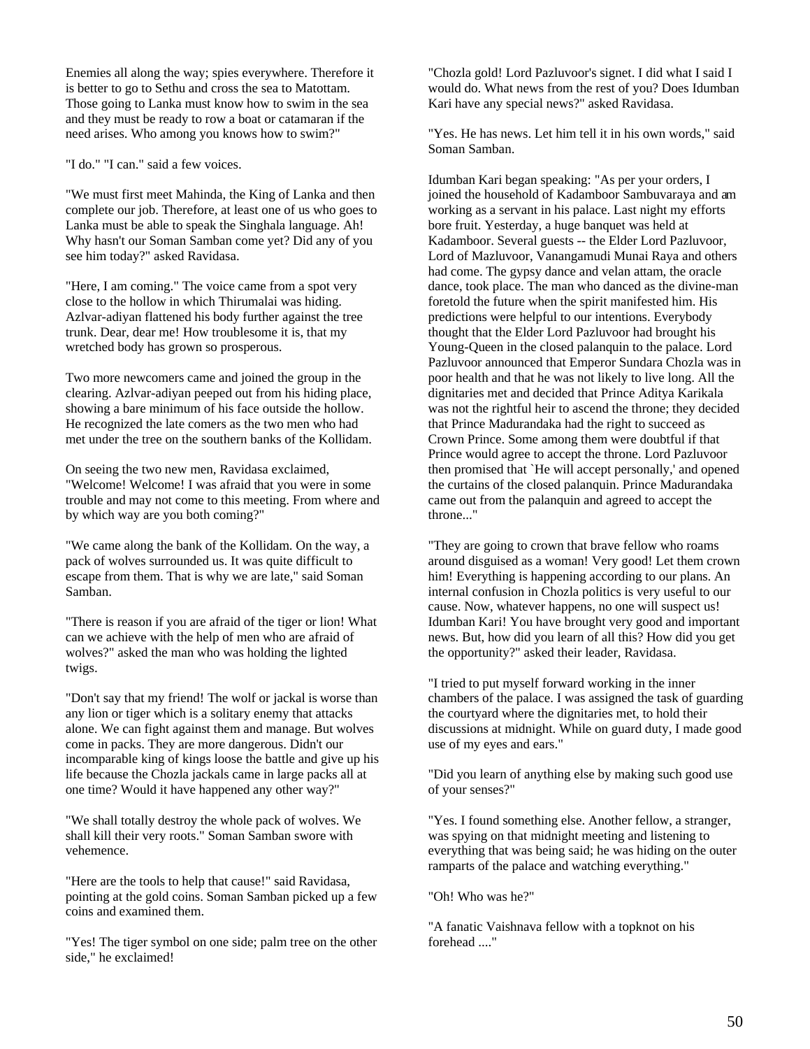Enemies all along the way; spies everywhere. Therefore it is better to go to Sethu and cross the sea to Matottam. Those going to Lanka must know how to swim in the sea and they must be ready to row a boat or catamaran if the need arises. Who among you knows how to swim?"

"I do." "I can." said a few voices.

"We must first meet Mahinda, the King of Lanka and then complete our job. Therefore, at least one of us who goes to Lanka must be able to speak the Singhala language. Ah! Why hasn't our Soman Samban come yet? Did any of you see him today?" asked Ravidasa.

"Here, I am coming." The voice came from a spot very close to the hollow in which Thirumalai was hiding. Azlvar-adiyan flattened his body further against the tree trunk. Dear, dear me! How troublesome it is, that my wretched body has grown so prosperous.

Two more newcomers came and joined the group in the clearing. Azlvar-adiyan peeped out from his hiding place, showing a bare minimum of his face outside the hollow. He recognized the late comers as the two men who had met under the tree on the southern banks of the Kollidam.

On seeing the two new men, Ravidasa exclaimed, "Welcome! Welcome! I was afraid that you were in some trouble and may not come to this meeting. From where and by which way are you both coming?"

"We came along the bank of the Kollidam. On the way, a pack of wolves surrounded us. It was quite difficult to escape from them. That is why we are late," said Soman Samban.

"There is reason if you are afraid of the tiger or lion! What can we achieve with the help of men who are afraid of wolves?" asked the man who was holding the lighted twigs.

"Don't say that my friend! The wolf or jackal is worse than any lion or tiger which is a solitary enemy that attacks alone. We can fight against them and manage. But wolves come in packs. They are more dangerous. Didn't our incomparable king of kings loose the battle and give up his life because the Chozla jackals came in large packs all at one time? Would it have happened any other way?"

"We shall totally destroy the whole pack of wolves. We shall kill their very roots." Soman Samban swore with vehemence.

"Here are the tools to help that cause!" said Ravidasa, pointing at the gold coins. Soman Samban picked up a few coins and examined them.

"Yes! The tiger symbol on one side; palm tree on the other side," he exclaimed!

"Chozla gold! Lord Pazluvoor's signet. I did what I said I would do. What news from the rest of you? Does Idumban Kari have any special news?" asked Ravidasa.

"Yes. He has news. Let him tell it in his own words," said Soman Samban.

Idumban Kari began speaking: "As per your orders, I joined the household of Kadamboor Sambuvaraya and am working as a servant in his palace. Last night my efforts bore fruit. Yesterday, a huge banquet was held at Kadamboor. Several guests -- the Elder Lord Pazluvoor, Lord of Mazluvoor, Vanangamudi Munai Raya and others had come. The gypsy dance and velan attam, the oracle dance, took place. The man who danced as the divine-man foretold the future when the spirit manifested him. His predictions were helpful to our intentions. Everybody thought that the Elder Lord Pazluvoor had brought his Young-Queen in the closed palanquin to the palace. Lord Pazluvoor announced that Emperor Sundara Chozla was in poor health and that he was not likely to live long. All the dignitaries met and decided that Prince Aditya Karikala was not the rightful heir to ascend the throne; they decided that Prince Madurandaka had the right to succeed as Crown Prince. Some among them were doubtful if that Prince would agree to accept the throne. Lord Pazluvoor then promised that `He will accept personally,' and opened the curtains of the closed palanquin. Prince Madurandaka came out from the palanquin and agreed to accept the throne..."

"They are going to crown that brave fellow who roams around disguised as a woman! Very good! Let them crown him! Everything is happening according to our plans. An internal confusion in Chozla politics is very useful to our cause. Now, whatever happens, no one will suspect us! Idumban Kari! You have brought very good and important news. But, how did you learn of all this? How did you get the opportunity?" asked their leader, Ravidasa.

"I tried to put myself forward working in the inner chambers of the palace. I was assigned the task of guarding the courtyard where the dignitaries met, to hold their discussions at midnight. While on guard duty, I made good use of my eyes and ears."

"Did you learn of anything else by making such good use of your senses?"

"Yes. I found something else. Another fellow, a stranger, was spying on that midnight meeting and listening to everything that was being said; he was hiding on the outer ramparts of the palace and watching everything."

"Oh! Who was he?"

"A fanatic Vaishnava fellow with a topknot on his forehead ...."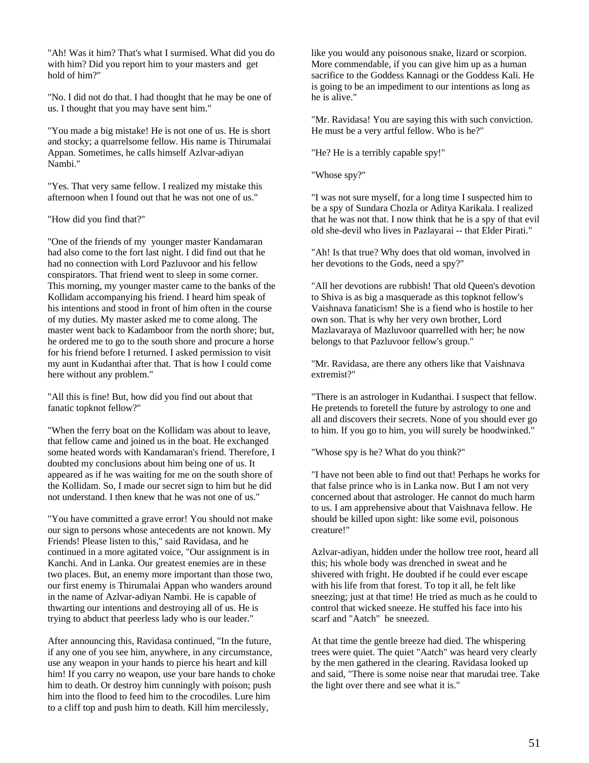"Ah! Was it him? That's what I surmised. What did you do with him? Did you report him to your masters and get hold of him?"

"No. I did not do that. I had thought that he may be one of us. I thought that you may have sent him."

"You made a big mistake! He is not one of us. He is short and stocky; a quarrelsome fellow. His name is Thirumalai Appan. Sometimes, he calls himself Azlvar-adiyan Nambi."

"Yes. That very same fellow. I realized my mistake this afternoon when I found out that he was not one of us."

"How did you find that?"

"One of the friends of my younger master Kandamaran had also come to the fort last night. I did find out that he had no connection with Lord Pazluvoor and his fellow conspirators. That friend went to sleep in some corner. This morning, my younger master came to the banks of the Kollidam accompanying his friend. I heard him speak of his intentions and stood in front of him often in the course of my duties. My master asked me to come along. The master went back to Kadamboor from the north shore; but, he ordered me to go to the south shore and procure a horse for his friend before I returned. I asked permission to visit my aunt in Kudanthai after that. That is how I could come here without any problem."

"All this is fine! But, how did you find out about that fanatic topknot fellow?"

"When the ferry boat on the Kollidam was about to leave, that fellow came and joined us in the boat. He exchanged some heated words with Kandamaran's friend. Therefore, I doubted my conclusions about him being one of us. It appeared as if he was waiting for me on the south shore of the Kollidam. So, I made our secret sign to him but he did not understand. I then knew that he was not one of us."

"You have committed a grave error! You should not make our sign to persons whose antecedents are not known. My Friends! Please listen to this," said Ravidasa, and he continued in a more agitated voice, "Our assignment is in Kanchi. And in Lanka. Our greatest enemies are in these two places. But, an enemy more important than those two, our first enemy is Thirumalai Appan who wanders around in the name of Azlvar-adiyan Nambi. He is capable of thwarting our intentions and destroying all of us. He is trying to abduct that peerless lady who is our leader."

After announcing this, Ravidasa continued, "In the future, if any one of you see him, anywhere, in any circumstance, use any weapon in your hands to pierce his heart and kill him! If you carry no weapon, use your bare hands to choke him to death. Or destroy him cunningly with poison; push him into the flood to feed him to the crocodiles. Lure him to a cliff top and push him to death. Kill him mercilessly, like you would any poisonous snake, lizard or scorpion. More commendable, if you can give him up as a human sacrifice to the Goddess Kannagi or the Goddess Kali. He is going to be an impediment to our intentions as long as he is alive."

"Mr. Ravidasa! You are saying this with such conviction. He must be a very artful fellow. Who is he?"

"He? He is a terribly capable spy!"

"Whose spy?"

"I was not sure myself, for a long time I suspected him to be a spy of Sundara Chozla or Aditya Karikala. I realized that he was not that. I now think that he is a spy of that evil old she-devil who lives in Pazlayarai -- that Elder Pirati."

"Ah! Is that true? Why does that old woman, involved in her devotions to the Gods, need a spy?"

"All her devotions are rubbish! That old Queen's devotion to Shiva is as big a masquerade as this topknot fellow's Vaishnava fanaticism! She is a fiend who is hostile to her own son. That is why her very own brother, Lord Mazlavaraya of Mazluvoor quarrelled with her; he now belongs to that Pazluvoor fellow's group."

"Mr. Ravidasa, are there any others like that Vaishnava extremist?"

"There is an astrologer in Kudanthai. I suspect that fellow. He pretends to foretell the future by astrology to one and all and discovers their secrets. None of you should ever go to him. If you go to him, you will surely be hoodwinked."

"Whose spy is he? What do you think?"

"I have not been able to find out that! Perhaps he works for that false prince who is in Lanka now. But I am not very concerned about that astrologer. He cannot do much harm to us. I am apprehensive about that Vaishnava fellow. He should be killed upon sight: like some evil, poisonous creature!"

Azlvar-adiyan, hidden under the hollow tree root, heard all this; his whole body was drenched in sweat and he shivered with fright. He doubted if he could ever escape with his life from that forest. To top it all, he felt like sneezing; just at that time! He tried as much as he could to control that wicked sneeze. He stuffed his face into his scarf and "Aatch" he sneezed.

At that time the gentle breeze had died. The whispering trees were quiet. The quiet "Aatch" was heard very clearly by the men gathered in the clearing. Ravidasa looked up and said, "There is some noise near that marudai tree. Take the light over there and see what it is."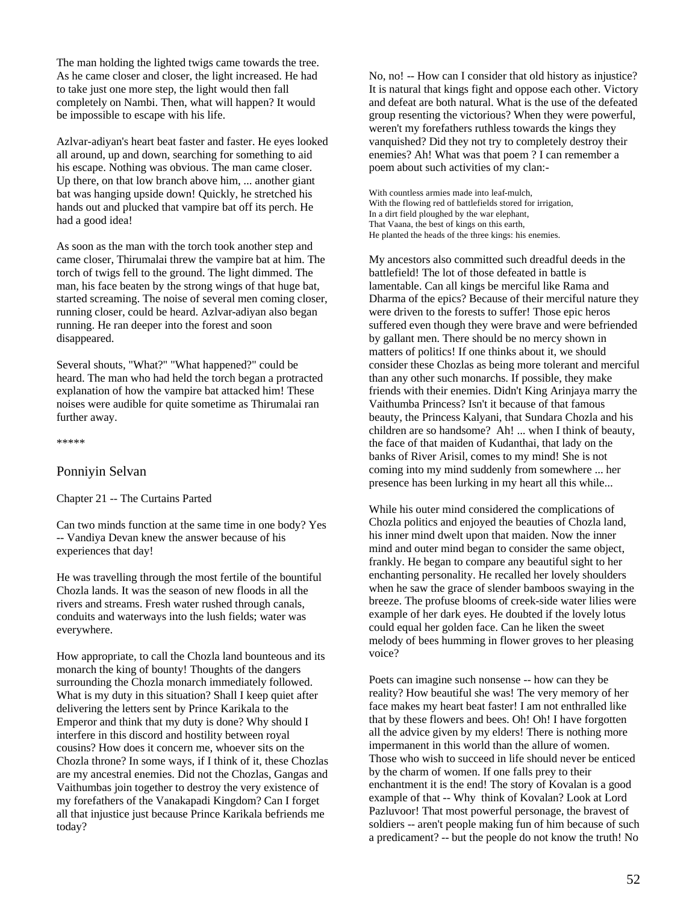The man holding the lighted twigs came towards the tree. As he came closer and closer, the light increased. He had to take just one more step, the light would then fall completely on Nambi. Then, what will happen? It would be impossible to escape with his life.

Azlvar-adiyan's heart beat faster and faster. He eyes looked all around, up and down, searching for something to aid his escape. Nothing was obvious. The man came closer. Up there, on that low branch above him, ... another giant bat was hanging upside down! Quickly, he stretched his hands out and plucked that vampire bat off its perch. He had a good idea!

As soon as the man with the torch took another step and came closer, Thirumalai threw the vampire bat at him. The torch of twigs fell to the ground. The light dimmed. The man, his face beaten by the strong wings of that huge bat, started screaming. The noise of several men coming closer, running closer, could be heard. Azlvar-adiyan also began running. He ran deeper into the forest and soon disappeared.

Several shouts, "What?" "What happened?" could be heard. The man who had held the torch began a protracted explanation of how the vampire bat attacked him! These noises were audible for quite sometime as Thirumalai ran further away.

*****

## Ponniyin Selvan

### Chapter 21 -- The Curtains Parted

Can two minds function at the same time in one body? Yes -- Vandiya Devan knew the answer because of his experiences that day!

He was travelling through the most fertile of the bountiful Chozla lands. It was the season of new floods in all the rivers and streams. Fresh water rushed through canals, conduits and waterways into the lush fields; water was everywhere.

How appropriate, to call the Chozla land bounteous and its monarch the king of bounty! Thoughts of the dangers surrounding the Chozla monarch immediately followed. What is my duty in this situation? Shall I keep quiet after delivering the letters sent by Prince Karikala to the Emperor and think that my duty is done? Why should I interfere in this discord and hostility between royal cousins? How does it concern me, whoever sits on the Chozla throne? In some ways, if I think of it, these Chozlas are my ancestral enemies. Did not the Chozlas, Gangas and Vaithumbas join together to destroy the very existence of my forefathers of the Vanakapadi Kingdom? Can I forget all that injustice just because Prince Karikala befriends me today?

No, no! -- How can I consider that old history as injustice? It is natural that kings fight and oppose each other. Victory and defeat are both natural. What is the use of the defeated group resenting the victorious? When they were powerful, weren't my forefathers ruthless towards the kings they vanquished? Did they not try to completely destroy their enemies? Ah! What was that poem ? I can remember a poem about such activities of my clan:-

With countless armies made into leaf-mulch,  
With the flowing red of battlefields stored for irrigation,  
In a dirt field ploughed by the war elephant,  
That Vaana, the best of kings on this earth,  
He planted the heads of the three kings: his enemies.

My ancestors also committed such dreadful deeds in the battlefield! The lot of those defeated in battle is lamentable. Can all kings be merciful like Rama and Dharma of the epics? Because of their merciful nature they were driven to the forests to suffer! Those epic heros suffered even though they were brave and were befriended by gallant men. There should be no mercy shown in matters of politics! If one thinks about it, we should consider these Chozlas as being more tolerant and merciful than any other such monarchs. If possible, they make friends with their enemies. Didn't King Arinjaya marry the Vaithumba Princess? Isn't it because of that famous beauty, the Princess Kalyani, that Sundara Chozla and his children are so handsome? Ah! ... when I think of beauty, the face of that maiden of Kudanthai, that lady on the banks of River Arisil, comes to my mind! She is not coming into my mind suddenly from somewhere ... her presence has been lurking in my heart all this while...

While his outer mind considered the complications of Chozla politics and enjoyed the beauties of Chozla land, his inner mind dwelt upon that maiden. Now the inner mind and outer mind began to consider the same object, frankly. He began to compare any beautiful sight to her enchanting personality. He recalled her lovely shoulders when he saw the grace of slender bamboos swaying in the breeze. The profuse blooms of creek-side water lilies were example of her dark eyes. He doubted if the lovely lotus could equal her golden face. Can he liken the sweet melody of bees humming in flower groves to her pleasing voice?

Poets can imagine such nonsense -- how can they be reality? How beautiful she was! The very memory of her face makes my heart beat faster! I am not enthralled like that by these flowers and bees. Oh! Oh! I have forgotten all the advice given by my elders! There is nothing more impermanent in this world than the allure of women. Those who wish to succeed in life should never be enticed by the charm of women. If one falls prey to their enchantment it is the end! The story of Kovalan is a good example of that -- Why think of Kovalan? Look at Lord Pazluvoor! That most powerful personage, the bravest of soldiers -- aren't people making fun of him because of such a predicament? -- but the people do not know the truth! No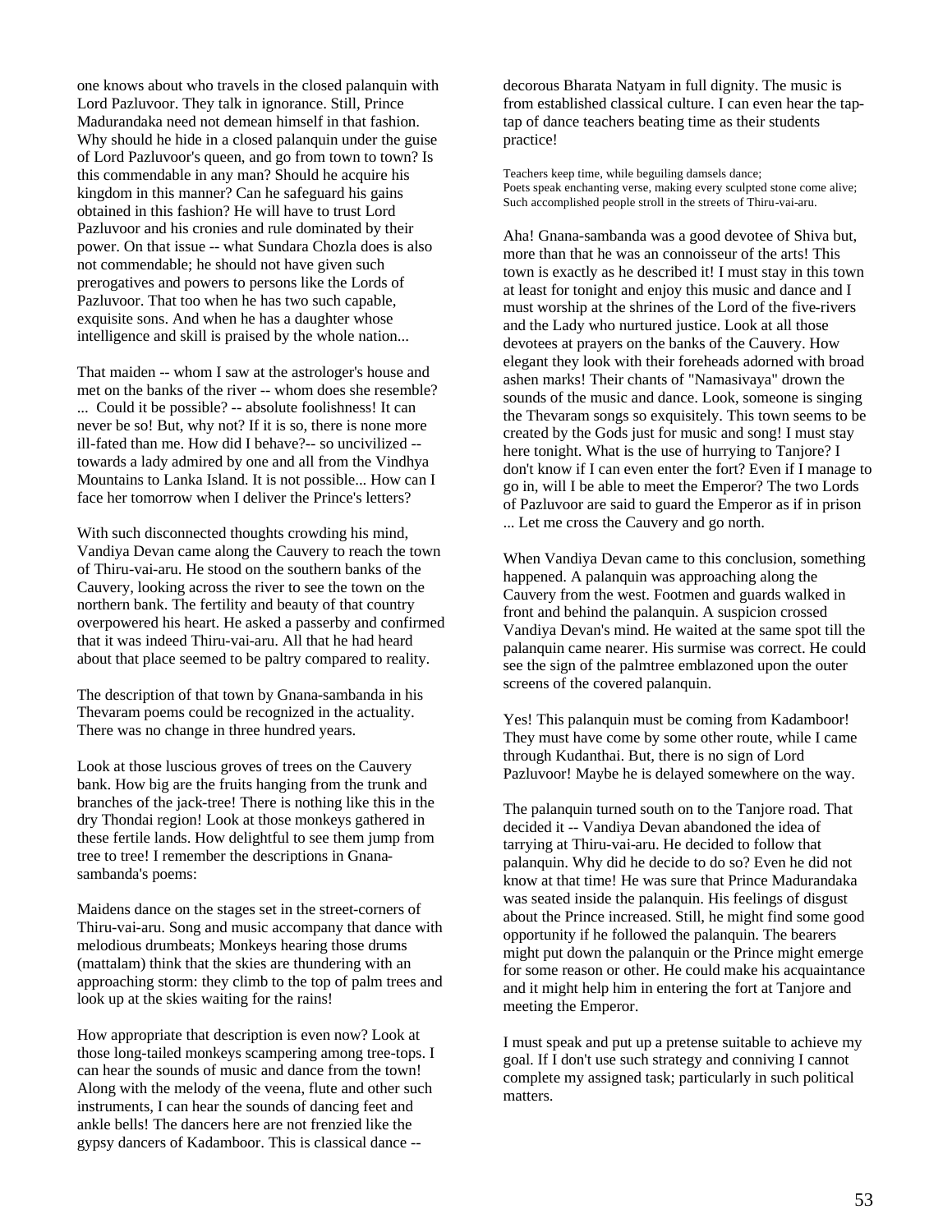one knows about who travels in the closed palanquin with Lord Pazluvoor. They talk in ignorance. Still, Prince Madurandaka need not demean himself in that fashion. Why should he hide in a closed palanquin under the guise of Lord Pazluvoor's queen, and go from town to town? Is this commendable in any man? Should he acquire his kingdom in this manner? Can he safeguard his gains obtained in this fashion? He will have to trust Lord Pazluvoor and his cronies and rule dominated by their power. On that issue -- what Sundara Chozla does is also not commendable; he should not have given such prerogatives and powers to persons like the Lords of Pazluvoor. That too when he has two such capable, exquisite sons. And when he has a daughter whose intelligence and skill is praised by the whole nation...

That maiden -- whom I saw at the astrologer's house and met on the banks of the river -- whom does she resemble? ... Could it be possible? -- absolute foolishness! It can never be so! But, why not? If it is so, there is none more ill-fated than me. How did I behave?-- so uncivilized -- towards a lady admired by one and all from the Vindhya Mountains to Lanka Island. It is not possible... How can I face her tomorrow when I deliver the Prince's letters?

With such disconnected thoughts crowding his mind, Vandiya Devan came along the Cauvery to reach the town of Thiru-vai-aru. He stood on the southern banks of the Cauvery, looking across the river to see the town on the northern bank. The fertility and beauty of that country overpowered his heart. He asked a passerby and confirmed that it was indeed Thiru-vai-aru. All that he had heard about that place seemed to be paltry compared to reality.

The description of that town by Gnana-sambanda in his Thevaram poems could be recognized in the actuality. There was no change in three hundred years.

Look at those luscious groves of trees on the Cauvery bank. How big are the fruits hanging from the trunk and branches of the jack-tree! There is nothing like this in the dry Thondai region! Look at those monkeys gathered in these fertile lands. How delightful to see them jump from tree to tree! I remember the descriptions in Gnana-sambanda's poems:

Maidens dance on the stages set in the street-corners of Thiru-vai-aru. Song and music accompany that dance with melodious drumbeats; Monkeys hearing those drums (mattalam) think that the skies are thundering with an approaching storm: they climb to the top of palm trees and look up at the skies waiting for the rains!

How appropriate that description is even now? Look at those long-tailed monkeys scampering among tree-tops. I can hear the sounds of music and dance from the town! Along with the melody of the veena, flute and other such instruments, I can hear the sounds of dancing feet and ankle bells! The dancers here are not frenzied like the gypsy dancers of Kadamboor. This is classical dance -- decorous Bharata Natyam in full dignity. The music is from established classical culture. I can even hear the tap-tap of dance teachers beating time as their students practice!

Teachers keep time, while beguiling damsels dance;
Poets speak enchanting verse, making every sculpted stone come alive;
Such accomplished people stroll in the streets of Thiru-vai-aru.

Aha! Gnana-sambanda was a good devotee of Shiva but, more than that he was an connoisseur of the arts! This town is exactly as he described it! I must stay in this town at least for tonight and enjoy this music and dance and I must worship at the shrines of the Lord of the five-rivers and the Lady who nurtured justice. Look at all those devotees at prayers on the banks of the Cauvery. How elegant they look with their foreheads adorned with broad ashen marks! Their chants of "Namasivaya" drown the sounds of the music and dance. Look, someone is singing the Thevaram songs so exquisitely. This town seems to be created by the Gods just for music and song! I must stay here tonight. What is the use of hurrying to Tanjore? I don't know if I can even enter the fort? Even if I manage to go in, will I be able to meet the Emperor? The two Lords of Pazluvoor are said to guard the Emperor as if in prison ... Let me cross the Cauvery and go north.

When Vandiya Devan came to this conclusion, something happened. A palanquin was approaching along the Cauvery from the west. Footmen and guards walked in front and behind the palanquin. A suspicion crossed Vandiya Devan's mind. He waited at the same spot till the palanquin came nearer. His surmise was correct. He could see the sign of the palmtree emblazoned upon the outer screens of the covered palanquin.

Yes! This palanquin must be coming from Kadamboor! They must have come by some other route, while I came through Kudanthai. But, there is no sign of Lord Pazluvoor! Maybe he is delayed somewhere on the way.

The palanquin turned south on to the Tanjore road. That decided it -- Vandiya Devan abandoned the idea of tarrying at Thiru-vai-aru. He decided to follow that palanquin. Why did he decide to do so? Even he did not know at that time! He was sure that Prince Madurandaka was seated inside the palanquin. His feelings of disgust about the Prince increased. Still, he might find some good opportunity if he followed the palanquin. The bearers might put down the palanquin or the Prince might emerge for some reason or other. He could make his acquaintance and it might help him in entering the fort at Tanjore and meeting the Emperor.

I must speak and put up a pretense suitable to achieve my goal. If I don't use such strategy and conniving I cannot complete my assigned task; particularly in such political matters.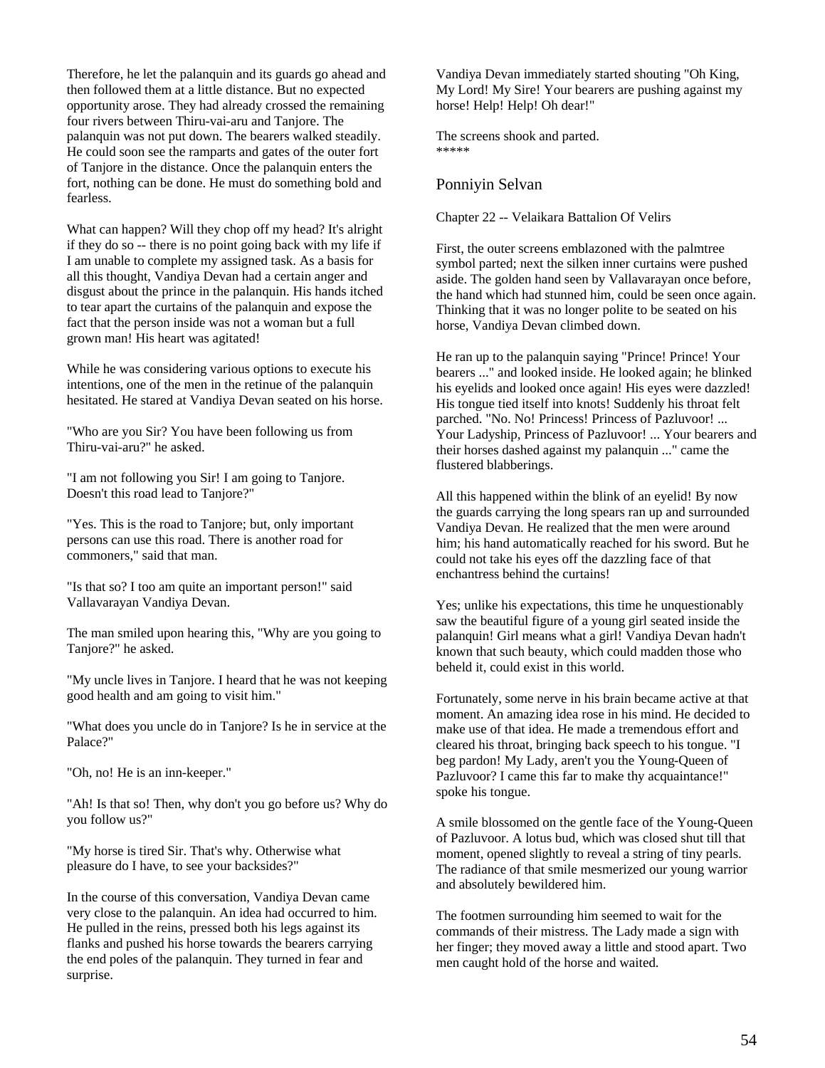Therefore, he let the palanquin and its guards go ahead and then followed them at a little distance. But no expected opportunity arose. They had already crossed the remaining four rivers between Thiru-vai-aru and Tanjore. The palanquin was not put down. The bearers walked steadily. He could soon see the ramparts and gates of the outer fort of Tanjore in the distance. Once the palanquin enters the fort, nothing can be done. He must do something bold and fearless.

What can happen? Will they chop off my head? It's alright if they do so -- there is no point going back with my life if I am unable to complete my assigned task. As a basis for all this thought, Vandiya Devan had a certain anger and disgust about the prince in the palanquin. His hands itched to tear apart the curtains of the palanquin and expose the fact that the person inside was not a woman but a full grown man! His heart was agitated!

While he was considering various options to execute his intentions, one of the men in the retinue of the palanquin hesitated. He stared at Vandiya Devan seated on his horse.

"Who are you Sir? You have been following us from Thiru-vai-aru?" he asked.

"I am not following you Sir! I am going to Tanjore. Doesn't this road lead to Tanjore?"

"Yes. This is the road to Tanjore; but, only important persons can use this road. There is another road for commoners," said that man.

"Is that so? I too am quite an important person!" said Vallavarayan Vandiya Devan.

The man smiled upon hearing this, "Why are you going to Tanjore?" he asked.

"My uncle lives in Tanjore. I heard that he was not keeping good health and am going to visit him."

"What does you uncle do in Tanjore? Is he in service at the Palace?"

"Oh, no! He is an inn-keeper."

"Ah! Is that so! Then, why don't you go before us? Why do you follow us?"

"My horse is tired Sir. That's why. Otherwise what pleasure do I have, to see your backsides?"

In the course of this conversation, Vandiya Devan came very close to the palanquin. An idea had occurred to him. He pulled in the reins, pressed both his legs against its flanks and pushed his horse towards the bearers carrying the end poles of the palanquin. They turned in fear and surprise.

Vandiya Devan immediately started shouting "Oh King, My Lord! My Sire! Your bearers are pushing against my horse! Help! Help! Oh dear!"

The screens shook and parted.
*****

## Ponniyin Selvan

### Chapter 22 -- Velaikara Battalion Of Velirs

First, the outer screens emblazoned with the palmtree symbol parted; next the silken inner curtains were pushed aside. The golden hand seen by Vallavarayan once before, the hand which had stunned him, could be seen once again. Thinking that it was no longer polite to be seated on his horse, Vandiya Devan climbed down.

He ran up to the palanquin saying "Prince! Prince! Your bearers ..." and looked inside. He looked again; he blinked his eyelids and looked once again! His eyes were dazzled! His tongue tied itself into knots! Suddenly his throat felt parched. "No. No! Princess! Princess of Pazluvoor! ... Your Ladyship, Princess of Pazluvoor! ... Your bearers and their horses dashed against my palanquin ..." came the flustered blabberings.

All this happened within the blink of an eyelid! By now the guards carrying the long spears ran up and surrounded Vandiya Devan. He realized that the men were around him; his hand automatically reached for his sword. But he could not take his eyes off the dazzling face of that enchantress behind the curtains!

Yes; unlike his expectations, this time he unquestionably saw the beautiful figure of a young girl seated inside the palanquin! Girl means what a girl! Vandiya Devan hadn't known that such beauty, which could madden those who beheld it, could exist in this world.

Fortunately, some nerve in his brain became active at that moment. An amazing idea rose in his mind. He decided to make use of that idea. He made a tremendous effort and cleared his throat, bringing back speech to his tongue. "I beg pardon! My Lady, aren't you the Young-Queen of Pazluvoor? I came this far to make thy acquaintance!" spoke his tongue.

A smile blossomed on the gentle face of the Young-Queen of Pazluvoor. A lotus bud, which was closed shut till that moment, opened slightly to reveal a string of tiny pearls. The radiance of that smile mesmerized our young warrior and absolutely bewildered him.

The footmen surrounding him seemed to wait for the commands of their mistress. The Lady made a sign with her finger; they moved away a little and stood apart. Two men caught hold of the horse and waited.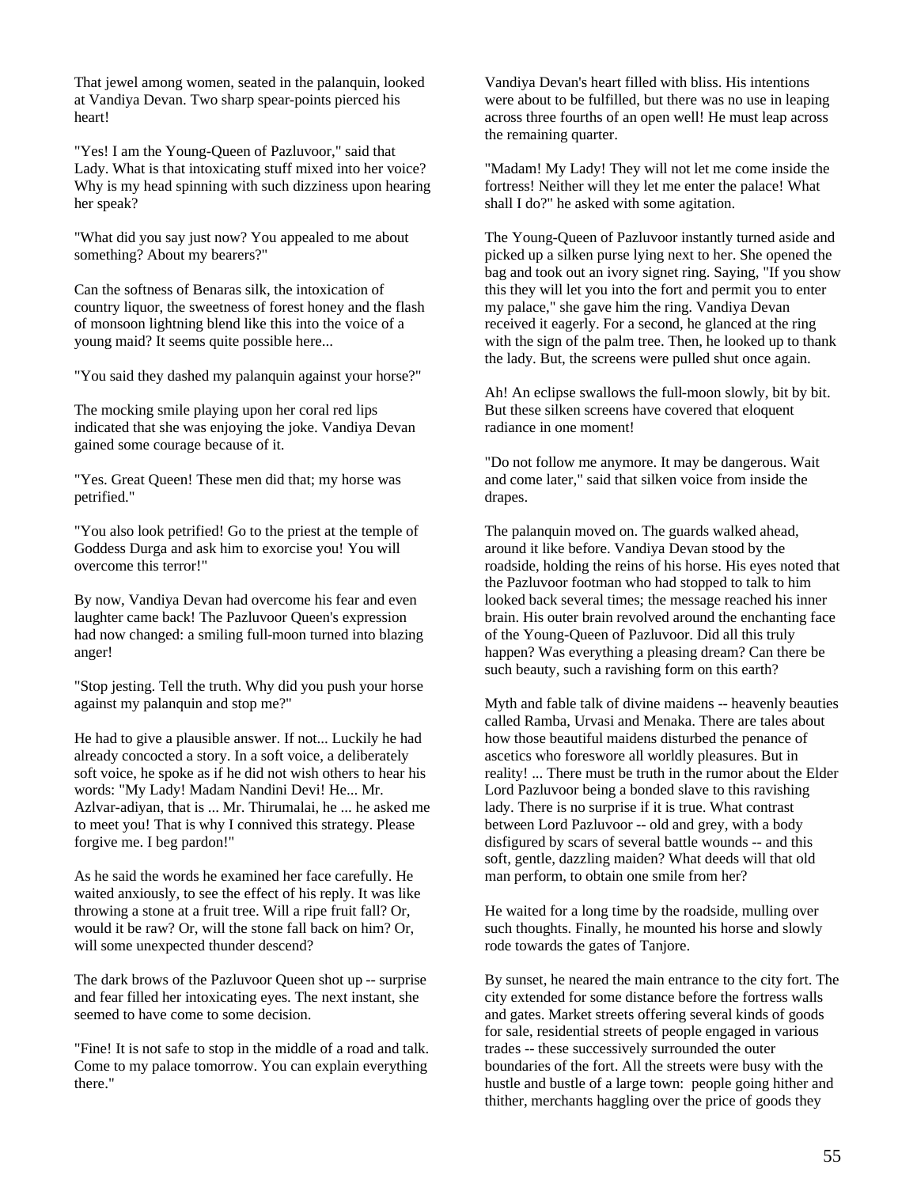That jewel among women, seated in the palanquin, looked at Vandiya Devan. Two sharp spear-points pierced his heart!

"Yes! I am the Young-Queen of Pazluvoor," said that Lady. What is that intoxicating stuff mixed into her voice? Why is my head spinning with such dizziness upon hearing her speak?

"What did you say just now? You appealed to me about something? About my bearers?"

Can the softness of Benaras silk, the intoxication of country liquor, the sweetness of forest honey and the flash of monsoon lightning blend like this into the voice of a young maid? It seems quite possible here...

"You said they dashed my palanquin against your horse?"

The mocking smile playing upon her coral red lips indicated that she was enjoying the joke. Vandiya Devan gained some courage because of it.

"Yes. Great Queen! These men did that; my horse was petrified."

"You also look petrified! Go to the priest at the temple of Goddess Durga and ask him to exorcise you! You will overcome this terror!"

By now, Vandiya Devan had overcome his fear and even laughter came back! The Pazluvoor Queen's expression had now changed: a smiling full-moon turned into blazing anger!

"Stop jesting. Tell the truth. Why did you push your horse against my palanquin and stop me?"

He had to give a plausible answer. If not... Luckily he had already concocted a story. In a soft voice, a deliberately soft voice, he spoke as if he did not wish others to hear his words: "My Lady! Madam Nandini Devi! He... Mr. Azlvar-adiyan, that is ... Mr. Thirumalai, he ... he asked me to meet you! That is why I connived this strategy. Please forgive me. I beg pardon!"

As he said the words he examined her face carefully. He waited anxiously, to see the effect of his reply. It was like throwing a stone at a fruit tree. Will a ripe fruit fall? Or, would it be raw? Or, will the stone fall back on him? Or, will some unexpected thunder descend?

The dark brows of the Pazluvoor Queen shot up -- surprise and fear filled her intoxicating eyes. The next instant, she seemed to have come to some decision.

"Fine! It is not safe to stop in the middle of a road and talk. Come to my palace tomorrow. You can explain everything there."

Vandiya Devan's heart filled with bliss. His intentions were about to be fulfilled, but there was no use in leaping across three fourths of an open well! He must leap across the remaining quarter.

"Madam! My Lady! They will not let me come inside the fortress! Neither will they let me enter the palace! What shall I do?" he asked with some agitation.

The Young-Queen of Pazluvoor instantly turned aside and picked up a silken purse lying next to her. She opened the bag and took out an ivory signet ring. Saying, "If you show this they will let you into the fort and permit you to enter my palace," she gave him the ring. Vandiya Devan received it eagerly. For a second, he glanced at the ring with the sign of the palm tree. Then, he looked up to thank the lady. But, the screens were pulled shut once again.

Ah! An eclipse swallows the full-moon slowly, bit by bit. But these silken screens have covered that eloquent radiance in one moment!

"Do not follow me anymore. It may be dangerous. Wait and come later," said that silken voice from inside the drapes.

The palanquin moved on. The guards walked ahead, around it like before. Vandiya Devan stood by the roadside, holding the reins of his horse. His eyes noted that the Pazluvoor footman who had stopped to talk to him looked back several times; the message reached his inner brain. His outer brain revolved around the enchanting face of the Young-Queen of Pazluvoor. Did all this truly happen? Was everything a pleasing dream? Can there be such beauty, such a ravishing form on this earth?

Myth and fable talk of divine maidens -- heavenly beauties called Ramba, Urvasi and Menaka. There are tales about how those beautiful maidens disturbed the penance of ascetics who foreswore all worldly pleasures. But in reality! ... There must be truth in the rumor about the Elder Lord Pazluvoor being a bonded slave to this ravishing lady. There is no surprise if it is true. What contrast between Lord Pazluvoor -- old and grey, with a body disfigured by scars of several battle wounds -- and this soft, gentle, dazzling maiden? What deeds will that old man perform, to obtain one smile from her?

He waited for a long time by the roadside, mulling over such thoughts. Finally, he mounted his horse and slowly rode towards the gates of Tanjore.

By sunset, he neared the main entrance to the city fort. The city extended for some distance before the fortress walls and gates. Market streets offering several kinds of goods for sale, residential streets of people engaged in various trades -- these successively surrounded the outer boundaries of the fort. All the streets were busy with the hustle and bustle of a large town: people going hither and thither, merchants haggling over the price of goods they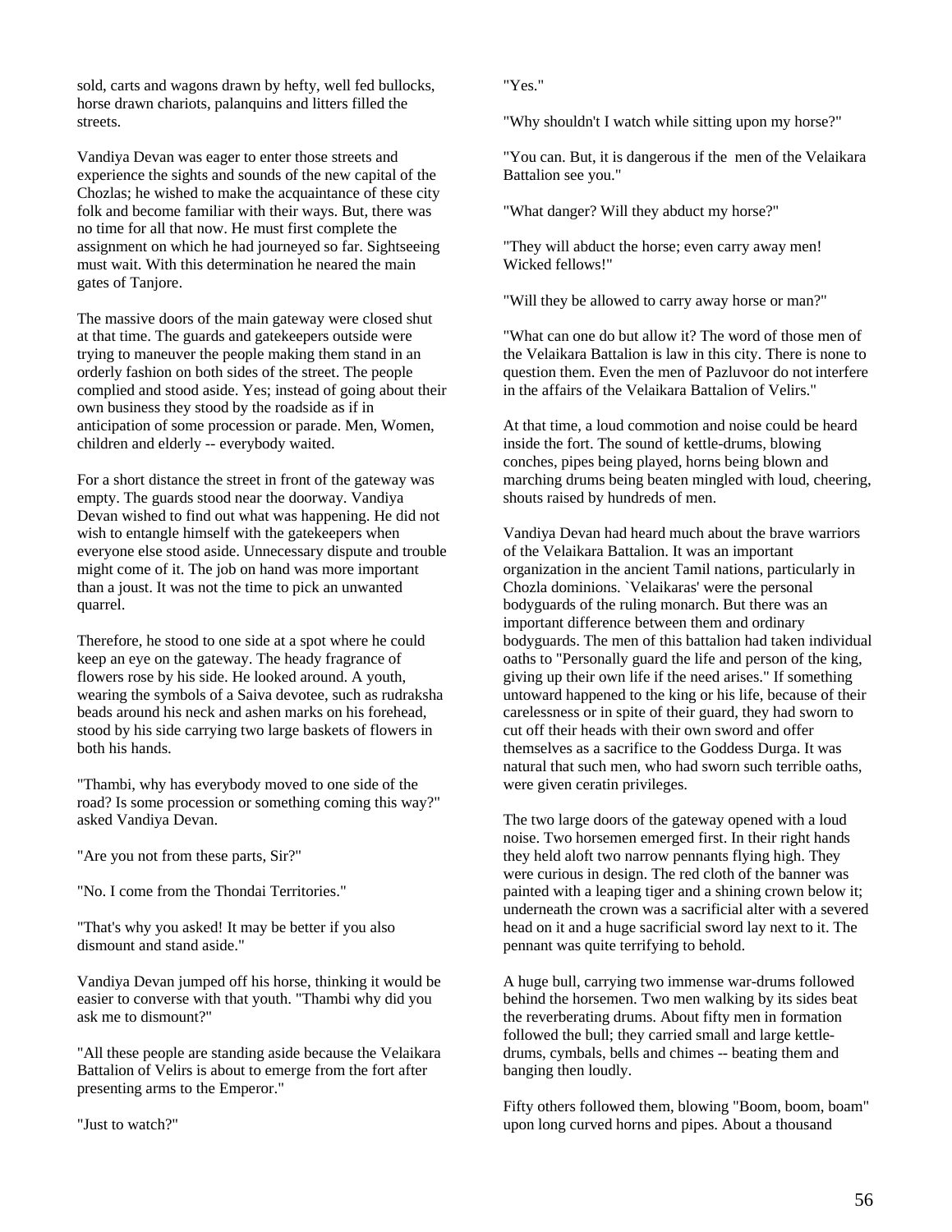sold, carts and wagons drawn by hefty, well fed bullocks, horse drawn chariots, palanquins and litters filled the streets.

Vandiya Devan was eager to enter those streets and experience the sights and sounds of the new capital of the Chozlas; he wished to make the acquaintance of these city folk and become familiar with their ways. But, there was no time for all that now. He must first complete the assignment on which he had journeyed so far. Sightseeing must wait. With this determination he neared the main gates of Tanjore.

The massive doors of the main gateway were closed shut at that time. The guards and gatekeepers outside were trying to maneuver the people making them stand in an orderly fashion on both sides of the street. The people complied and stood aside. Yes; instead of going about their own business they stood by the roadside as if in anticipation of some procession or parade. Men, Women, children and elderly -- everybody waited.

For a short distance the street in front of the gateway was empty. The guards stood near the doorway. Vandiya Devan wished to find out what was happening. He did not wish to entangle himself with the gatekeepers when everyone else stood aside. Unnecessary dispute and trouble might come of it. The job on hand was more important than a joust. It was not the time to pick an unwanted quarrel.

Therefore, he stood to one side at a spot where he could keep an eye on the gateway. The heady fragrance of flowers rose by his side. He looked around. A youth, wearing the symbols of a Saiva devotee, such as rudraksha beads around his neck and ashen marks on his forehead, stood by his side carrying two large baskets of flowers in both his hands.

"Thambi, why has everybody moved to one side of the road? Is some procession or something coming this way?" asked Vandiya Devan.

"Are you not from these parts, Sir?"

"No. I come from the Thondai Territories."

"That's why you asked! It may be better if you also dismount and stand aside."

Vandiya Devan jumped off his horse, thinking it would be easier to converse with that youth. "Thambi why did you ask me to dismount?"

"All these people are standing aside because the Velaikara Battalion of Velirs is about to emerge from the fort after presenting arms to the Emperor."

"Just to watch?"

"Yes."

"Why shouldn't I watch while sitting upon my horse?"

"You can. But, it is dangerous if the men of the Velaikara Battalion see you."

"What danger? Will they abduct my horse?"

"They will abduct the horse; even carry away men! Wicked fellows!"

"Will they be allowed to carry away horse or man?"

"What can one do but allow it? The word of those men of the Velaikara Battalion is law in this city. There is none to question them. Even the men of Pazluvoor do not interfere in the affairs of the Velaikara Battalion of Velirs."

At that time, a loud commotion and noise could be heard inside the fort. The sound of kettle-drums, blowing conches, pipes being played, horns being blown and marching drums being beaten mingled with loud, cheering, shouts raised by hundreds of men.

Vandiya Devan had heard much about the brave warriors of the Velaikara Battalion. It was an important organization in the ancient Tamil nations, particularly in Chozla dominions. `Velaikaras' were the personal bodyguards of the ruling monarch. But there was an important difference between them and ordinary bodyguards. The men of this battalion had taken individual oaths to "Personally guard the life and person of the king, giving up their own life if the need arises." If something untoward happened to the king or his life, because of their carelessness or in spite of their guard, they had sworn to cut off their heads with their own sword and offer themselves as a sacrifice to the Goddess Durga. It was natural that such men, who had sworn such terrible oaths, were given ceratin privileges.

The two large doors of the gateway opened with a loud noise. Two horsemen emerged first. In their right hands they held aloft two narrow pennants flying high. They were curious in design. The red cloth of the banner was painted with a leaping tiger and a shining crown below it; underneath the crown was a sacrificial alter with a severed head on it and a huge sacrificial sword lay next to it. The pennant was quite terrifying to behold.

A huge bull, carrying two immense war-drums followed behind the horsemen. Two men walking by its sides beat the reverberating drums. About fifty men in formation followed the bull; they carried small and large kettle-drums, cymbals, bells and chimes -- beating them and banging then loudly.

Fifty others followed them, blowing "Boom, boom, boam" upon long curved horns and pipes. About a thousand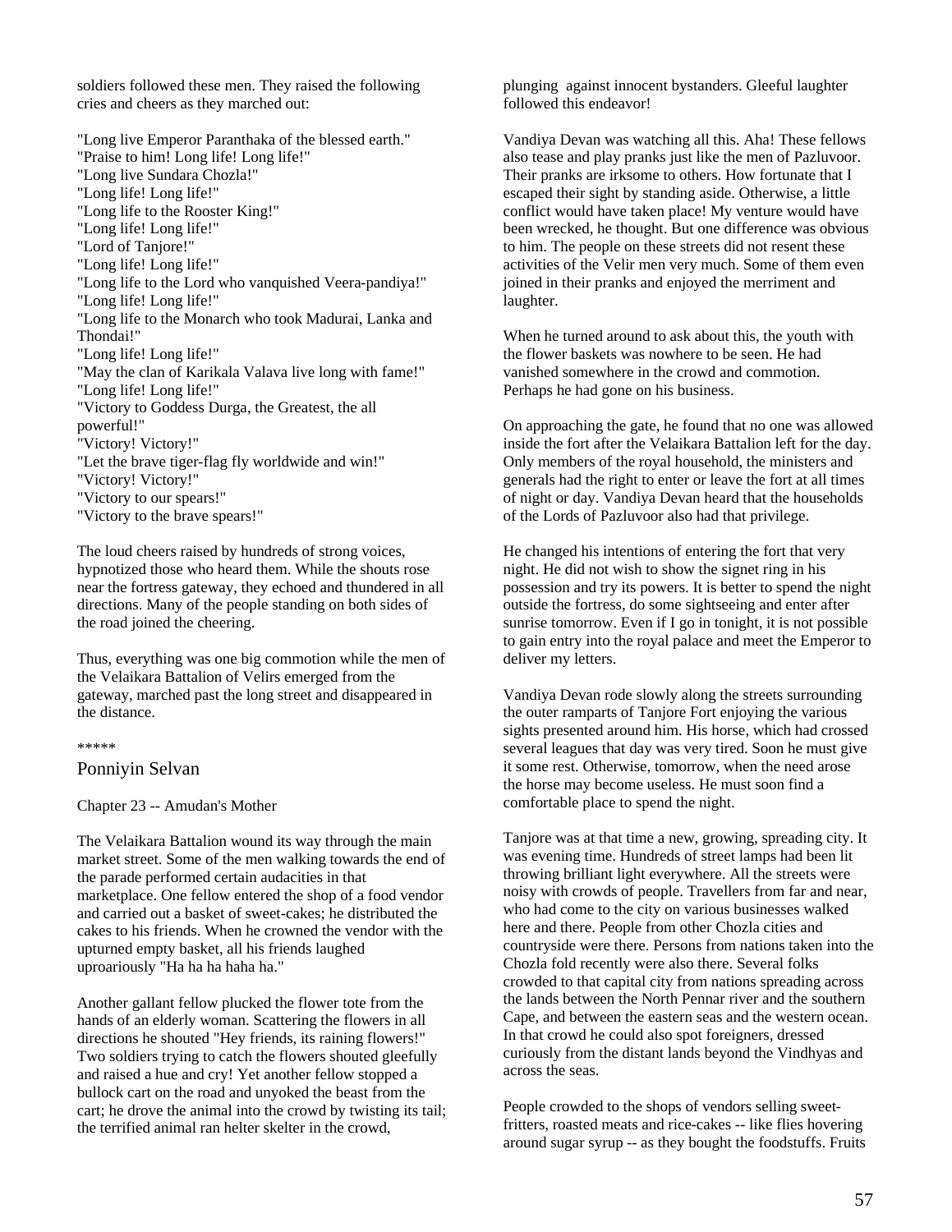soldiers followed these men. They raised the following cries and cheers as they marched out:

"Long live Emperor Paranthaka of the blessed earth."
"Praise to him! Long life! Long life!"
"Long live Sundara Chozla!"
"Long life! Long life!"
"Long life to the Rooster King!"
"Long life! Long life!"
"Lord of Tanjore!"
"Long life! Long life!"
"Long life to the Lord who vanquished Veera-pandiya!"
"Long life! Long life!"
"Long life to the Monarch who took Madurai, Lanka and Thondai!"
"Long life! Long life!"
"May the clan of Karikala Valava live long with fame!"
"Long life! Long life!"
"Victory to Goddess Durga, the Greatest, the all powerful!"
"Victory! Victory!"
"Let the brave tiger-flag fly worldwide and win!"
"Victory! Victory!"
"Victory to our spears!"
"Victory to the brave spears!"

The loud cheers raised by hundreds of strong voices, hypnotized those who heard them. While the shouts rose near the fortress gateway, they echoed and thundered in all directions. Many of the people standing on both sides of the road joined the cheering.

Thus, everything was one big commotion while the men of the Velaikara Battalion of Velirs emerged from the gateway, marched past the long street and disappeared in the distance.

*****

## Ponniyin Selvan

### Chapter 23 -- Amudan's Mother

The Velaikara Battalion wound its way through the main market street. Some of the men walking towards the end of the parade performed certain audacities in that marketplace. One fellow entered the shop of a food vendor and carried out a basket of sweet-cakes; he distributed the cakes to his friends. When he crowned the vendor with the upturned empty basket, all his friends laughed uproariously "Ha ha ha haha ha."

Another gallant fellow plucked the flower tote from the hands of an elderly woman. Scattering the flowers in all directions he shouted "Hey friends, its raining flowers!" Two soldiers trying to catch the flowers shouted gleefully and raised a hue and cry! Yet another fellow stopped a bullock cart on the road and unyoked the beast from the cart; he drove the animal into the crowd by twisting its tail; the terrified animal ran helter skelter in the crowd, plunging against innocent bystanders. Gleeful laughter followed this endeavor!

Vandiya Devan was watching all this. Aha! These fellows also tease and play pranks just like the men of Pazluvoor. Their pranks are irksome to others. How fortunate that I escaped their sight by standing aside. Otherwise, a little conflict would have taken place! My venture would have been wrecked, he thought. But one difference was obvious to him. The people on these streets did not resent these activities of the Velir men very much. Some of them even joined in their pranks and enjoyed the merriment and laughter.

When he turned around to ask about this, the youth with the flower baskets was nowhere to be seen. He had vanished somewhere in the crowd and commotion. Perhaps he had gone on his business.

On approaching the gate, he found that no one was allowed inside the fort after the Velaikara Battalion left for the day. Only members of the royal household, the ministers and generals had the right to enter or leave the fort at all times of night or day. Vandiya Devan heard that the households of the Lords of Pazluvoor also had that privilege.

He changed his intentions of entering the fort that very night. He did not wish to show the signet ring in his possession and try its powers. It is better to spend the night outside the fortress, do some sightseeing and enter after sunrise tomorrow. Even if I go in tonight, it is not possible to gain entry into the royal palace and meet the Emperor to deliver my letters.

Vandiya Devan rode slowly along the streets surrounding the outer ramparts of Tanjore Fort enjoying the various sights presented around him. His horse, which had crossed several leagues that day was very tired. Soon he must give it some rest. Otherwise, tomorrow, when the need arose the horse may become useless. He must soon find a comfortable place to spend the night.

Tanjore was at that time a new, growing, spreading city. It was evening time. Hundreds of street lamps had been lit throwing brilliant light everywhere. All the streets were noisy with crowds of people. Travellers from far and near, who had come to the city on various businesses walked here and there. People from other Chozla cities and countryside were there. Persons from nations taken into the Chozla fold recently were also there. Several folks crowded to that capital city from nations spreading across the lands between the North Pennar river and the southern Cape, and between the eastern seas and the western ocean. In that crowd he could also spot foreigners, dressed curiously from the distant lands beyond the Vindhyas and across the seas.

People crowded to the shops of vendors selling sweet-fritters, roasted meats and rice-cakes -- like flies hovering around sugar syrup -- as they bought the foodstuffs. Fruits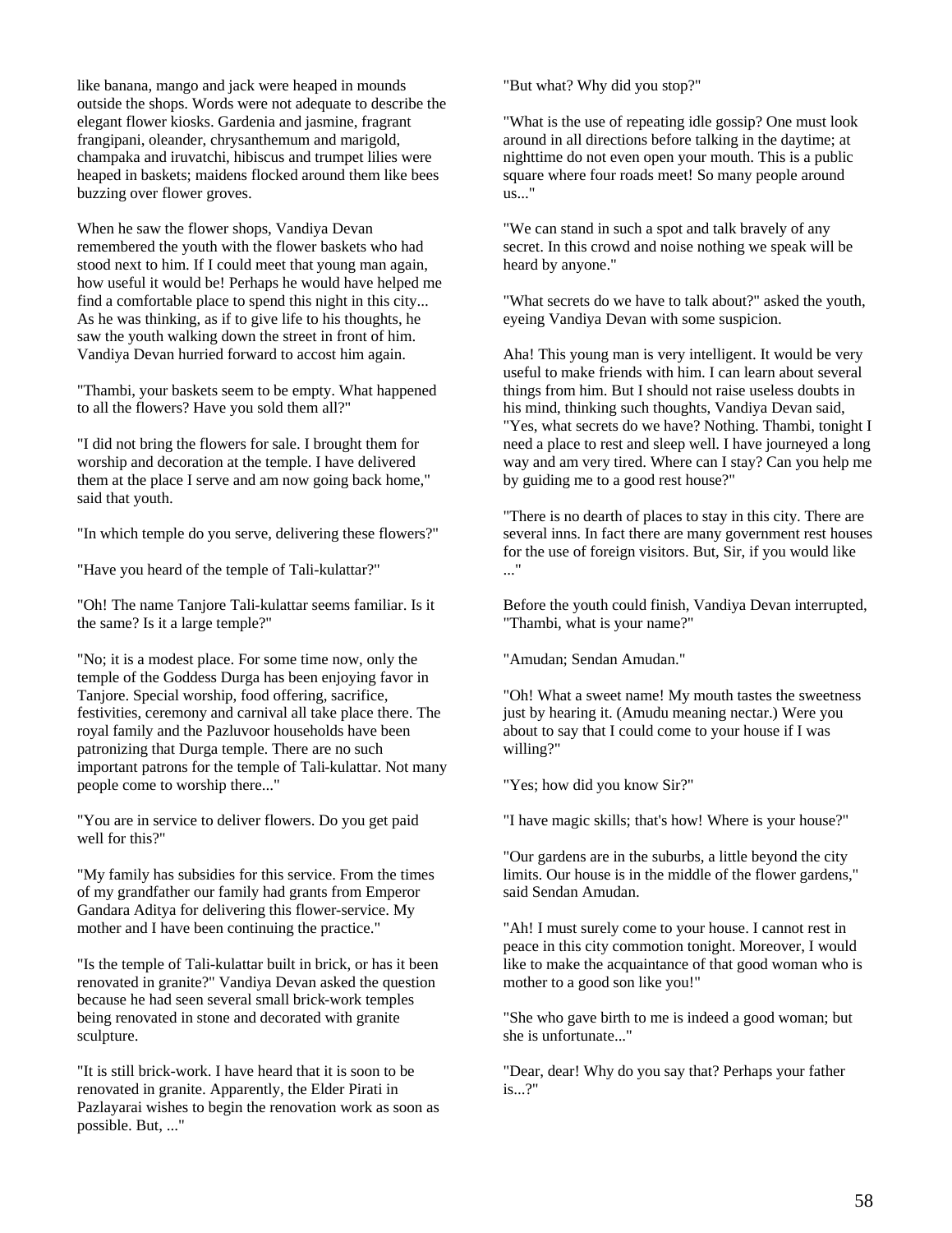like banana, mango and jack were heaped in mounds outside the shops. Words were not adequate to describe the elegant flower kiosks. Gardenia and jasmine, fragrant frangipani, oleander, chrysanthemum and marigold, champaka and iruvatchi, hibiscus and trumpet lilies were heaped in baskets; maidens flocked around them like bees buzzing over flower groves.

When he saw the flower shops, Vandiya Devan remembered the youth with the flower baskets who had stood next to him. If I could meet that young man again, how useful it would be! Perhaps he would have helped me find a comfortable place to spend this night in this city... As he was thinking, as if to give life to his thoughts, he saw the youth walking down the street in front of him. Vandiya Devan hurried forward to accost him again.

"Thambi, your baskets seem to be empty. What happened to all the flowers? Have you sold them all?"

"I did not bring the flowers for sale. I brought them for worship and decoration at the temple. I have delivered them at the place I serve and am now going back home," said that youth.

"In which temple do you serve, delivering these flowers?"

"Have you heard of the temple of Tali-kulattar?"

"Oh! The name Tanjore Tali-kulattar seems familiar. Is it the same? Is it a large temple?"

"No; it is a modest place. For some time now, only the temple of the Goddess Durga has been enjoying favor in Tanjore. Special worship, food offering, sacrifice, festivities, ceremony and carnival all take place there. The royal family and the Pazluvoor households have been patronizing that Durga temple. There are no such important patrons for the temple of Tali-kulattar. Not many people come to worship there..."

"You are in service to deliver flowers. Do you get paid well for this?"

"My family has subsidies for this service. From the times of my grandfather our family had grants from Emperor Gandara Aditya for delivering this flower-service. My mother and I have been continuing the practice."

"Is the temple of Tali-kulattar built in brick, or has it been renovated in granite?" Vandiya Devan asked the question because he had seen several small brick-work temples being renovated in stone and decorated with granite sculpture.

"It is still brick-work. I have heard that it is soon to be renovated in granite. Apparently, the Elder Pirati in Pazlayarai wishes to begin the renovation work as soon as possible. But, ..."

"But what? Why did you stop?"

"What is the use of repeating idle gossip? One must look around in all directions before talking in the daytime; at nighttime do not even open your mouth. This is a public square where four roads meet! So many people around us..."

"We can stand in such a spot and talk bravely of any secret. In this crowd and noise nothing we speak will be heard by anyone."

"What secrets do we have to talk about?" asked the youth, eyeing Vandiya Devan with some suspicion.

Aha! This young man is very intelligent. It would be very useful to make friends with him. I can learn about several things from him. But I should not raise useless doubts in his mind, thinking such thoughts, Vandiya Devan said, "Yes, what secrets do we have? Nothing. Thambi, tonight I need a place to rest and sleep well. I have journeyed a long way and am very tired. Where can I stay? Can you help me by guiding me to a good rest house?"

"There is no dearth of places to stay in this city. There are several inns. In fact there are many government rest houses for the use of foreign visitors. But, Sir, if you would like ..."

Before the youth could finish, Vandiya Devan interrupted, "Thambi, what is your name?"

"Amudan; Sendan Amudan."

"Oh! What a sweet name! My mouth tastes the sweetness just by hearing it. (Amudu meaning nectar.) Were you about to say that I could come to your house if I was willing?"

"Yes; how did you know Sir?"

"I have magic skills; that's how! Where is your house?"

"Our gardens are in the suburbs, a little beyond the city limits. Our house is in the middle of the flower gardens," said Sendan Amudan.

"Ah! I must surely come to your house. I cannot rest in peace in this city commotion tonight. Moreover, I would like to make the acquaintance of that good woman who is mother to a good son like you!"

"She who gave birth to me is indeed a good woman; but she is unfortunate..."

"Dear, dear! Why do you say that? Perhaps your father is...?"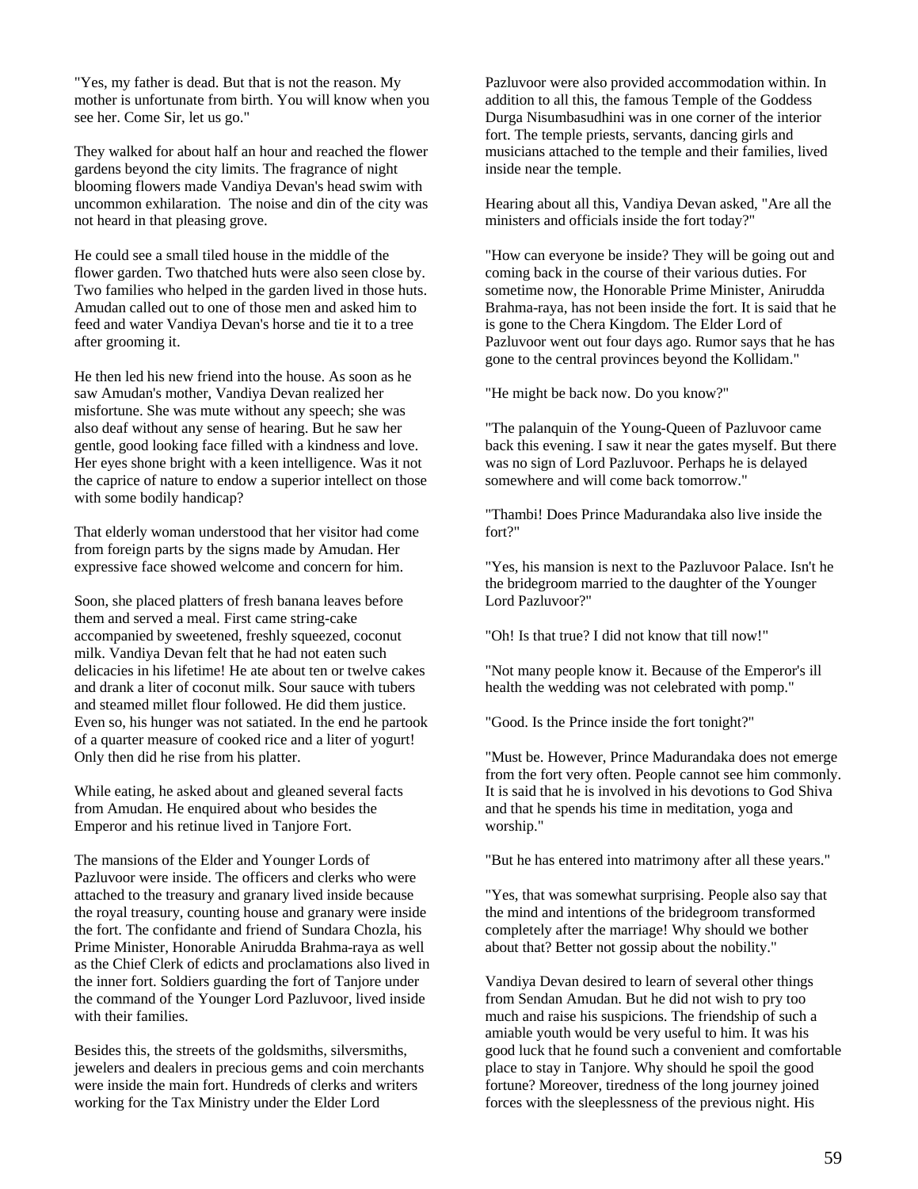"Yes, my father is dead. But that is not the reason. My mother is unfortunate from birth. You will know when you see her. Come Sir, let us go."

They walked for about half an hour and reached the flower gardens beyond the city limits. The fragrance of night blooming flowers made Vandiya Devan's head swim with uncommon exhilaration. The noise and din of the city was not heard in that pleasing grove.

He could see a small tiled house in the middle of the flower garden. Two thatched huts were also seen close by. Two families who helped in the garden lived in those huts. Amudan called out to one of those men and asked him to feed and water Vandiya Devan's horse and tie it to a tree after grooming it.

He then led his new friend into the house. As soon as he saw Amudan's mother, Vandiya Devan realized her misfortune. She was mute without any speech; she was also deaf without any sense of hearing. But he saw her gentle, good looking face filled with a kindness and love. Her eyes shone bright with a keen intelligence. Was it not the caprice of nature to endow a superior intellect on those with some bodily handicap?

That elderly woman understood that her visitor had come from foreign parts by the signs made by Amudan. Her expressive face showed welcome and concern for him.

Soon, she placed platters of fresh banana leaves before them and served a meal. First came string-cake accompanied by sweetened, freshly squeezed, coconut milk. Vandiya Devan felt that he had not eaten such delicacies in his lifetime! He ate about ten or twelve cakes and drank a liter of coconut milk. Sour sauce with tubers and steamed millet flour followed. He did them justice. Even so, his hunger was not satiated. In the end he partook of a quarter measure of cooked rice and a liter of yogurt! Only then did he rise from his platter.

While eating, he asked about and gleaned several facts from Amudan. He enquired about who besides the Emperor and his retinue lived in Tanjore Fort.

The mansions of the Elder and Younger Lords of Pazluvoor were inside. The officers and clerks who were attached to the treasury and granary lived inside because the royal treasury, counting house and granary were inside the fort. The confidante and friend of Sundara Chozla, his Prime Minister, Honorable Anirudda Brahma-raya as well as the Chief Clerk of edicts and proclamations also lived in the inner fort. Soldiers guarding the fort of Tanjore under the command of the Younger Lord Pazluvoor, lived inside with their families.

Besides this, the streets of the goldsmiths, silversmiths, jewelers and dealers in precious gems and coin merchants were inside the main fort. Hundreds of clerks and writers working for the Tax Ministry under the Elder Lord Pazluvoor were also provided accommodation within. In addition to all this, the famous Temple of the Goddess Durga Nisumbasudhini was in one corner of the interior fort. The temple priests, servants, dancing girls and musicians attached to the temple and their families, lived inside near the temple.

Hearing about all this, Vandiya Devan asked, "Are all the ministers and officials inside the fort today?"

"How can everyone be inside? They will be going out and coming back in the course of their various duties. For sometime now, the Honorable Prime Minister, Anirudda Brahma-raya, has not been inside the fort. It is said that he is gone to the Chera Kingdom. The Elder Lord of Pazluvoor went out four days ago. Rumor says that he has gone to the central provinces beyond the Kollidam."

"He might be back now. Do you know?"

"The palanquin of the Young-Queen of Pazluvoor came back this evening. I saw it near the gates myself. But there was no sign of Lord Pazluvoor. Perhaps he is delayed somewhere and will come back tomorrow."

"Thambi! Does Prince Madurandaka also live inside the fort?"

"Yes, his mansion is next to the Pazluvoor Palace. Isn't he the bridegroom married to the daughter of the Younger Lord Pazluvoor?"

"Oh! Is that true? I did not know that till now!"

"Not many people know it. Because of the Emperor's ill health the wedding was not celebrated with pomp."

"Good. Is the Prince inside the fort tonight?"

"Must be. However, Prince Madurandaka does not emerge from the fort very often. People cannot see him commonly. It is said that he is involved in his devotions to God Shiva and that he spends his time in meditation, yoga and worship."

"But he has entered into matrimony after all these years."

"Yes, that was somewhat surprising. People also say that the mind and intentions of the bridegroom transformed completely after the marriage! Why should we bother about that? Better not gossip about the nobility."

Vandiya Devan desired to learn of several other things from Sendan Amudan. But he did not wish to pry too much and raise his suspicions. The friendship of such a amiable youth would be very useful to him. It was his good luck that he found such a convenient and comfortable place to stay in Tanjore. Why should he spoil the good fortune? Moreover, tiredness of the long journey joined forces with the sleeplessness of the previous night. His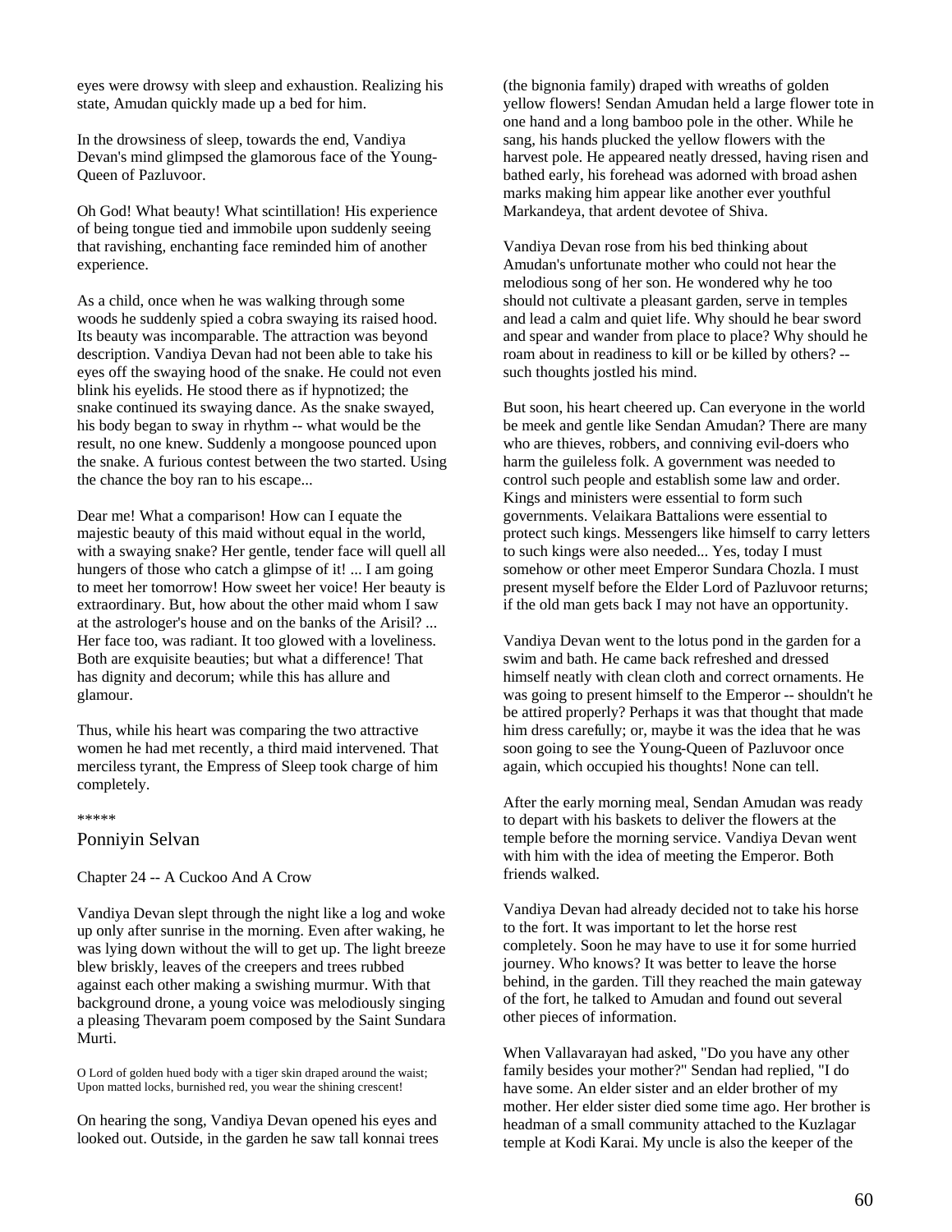eyes were drowsy with sleep and exhaustion. Realizing his state, Amudan quickly made up a bed for him.

In the drowsiness of sleep, towards the end, Vandiya Devan's mind glimpsed the glamorous face of the Young-Queen of Pazluvoor.

Oh God! What beauty! What scintillation! His experience of being tongue tied and immobile upon suddenly seeing that ravishing, enchanting face reminded him of another experience.

As a child, once when he was walking through some woods he suddenly spied a cobra swaying its raised hood. Its beauty was incomparable. The attraction was beyond description. Vandiya Devan had not been able to take his eyes off the swaying hood of the snake. He could not even blink his eyelids. He stood there as if hypnotized; the snake continued its swaying dance. As the snake swayed, his body began to sway in rhythm -- what would be the result, no one knew. Suddenly a mongoose pounced upon the snake. A furious contest between the two started. Using the chance the boy ran to his escape...

Dear me! What a comparison! How can I equate the majestic beauty of this maid without equal in the world, with a swaying snake? Her gentle, tender face will quell all hungers of those who catch a glimpse of it! ... I am going to meet her tomorrow! How sweet her voice! Her beauty is extraordinary. But, how about the other maid whom I saw at the astrologer's house and on the banks of the Arisil? ... Her face too, was radiant. It too glowed with a loveliness. Both are exquisite beauties; but what a difference! That has dignity and decorum; while this has allure and glamour.

Thus, while his heart was comparing the two attractive women he had met recently, a third maid intervened. That merciless tyrant, the Empress of Sleep took charge of him completely.

*****

## Ponniyin Selvan

### Chapter 24 -- A Cuckoo And A Crow

Vandiya Devan slept through the night like a log and woke up only after sunrise in the morning. Even after waking, he was lying down without the will to get up. The light breeze blew briskly, leaves of the creepers and trees rubbed against each other making a swishing murmur. With that background drone, a young voice was melodiously singing a pleasing Thevaram poem composed by the Saint Sundara Murti.

O Lord of golden hued body with a tiger skin draped around the waist;
Upon matted locks, burnished red, you wear the shining crescent!

On hearing the song, Vandiya Devan opened his eyes and looked out. Outside, in the garden he saw tall konnai trees (the bignonia family) draped with wreaths of golden yellow flowers! Sendan Amudan held a large flower tote in one hand and a long bamboo pole in the other. While he sang, his hands plucked the yellow flowers with the harvest pole. He appeared neatly dressed, having risen and bathed early, his forehead was adorned with broad ashen marks making him appear like another ever youthful Markandeya, that ardent devotee of Shiva.

Vandiya Devan rose from his bed thinking about Amudan's unfortunate mother who could not hear the melodious song of her son. He wondered why he too should not cultivate a pleasant garden, serve in temples and lead a calm and quiet life. Why should he bear sword and spear and wander from place to place? Why should he roam about in readiness to kill or be killed by others? -- such thoughts jostled his mind.

But soon, his heart cheered up. Can everyone in the world be meek and gentle like Sendan Amudan? There are many who are thieves, robbers, and conniving evil-doers who harm the guileless folk. A government was needed to control such people and establish some law and order. Kings and ministers were essential to form such governments. Velaikara Battalions were essential to protect such kings. Messengers like himself to carry letters to such kings were also needed... Yes, today I must somehow or other meet Emperor Sundara Chozla. I must present myself before the Elder Lord of Pazluvoor returns; if the old man gets back I may not have an opportunity.

Vandiya Devan went to the lotus pond in the garden for a swim and bath. He came back refreshed and dressed himself neatly with clean cloth and correct ornaments. He was going to present himself to the Emperor -- shouldn't he be attired properly? Perhaps it was that thought that made him dress carefully; or, maybe it was the idea that he was soon going to see the Young-Queen of Pazluvoor once again, which occupied his thoughts! None can tell.

After the early morning meal, Sendan Amudan was ready to depart with his baskets to deliver the flowers at the temple before the morning service. Vandiya Devan went with him with the idea of meeting the Emperor. Both friends walked.

Vandiya Devan had already decided not to take his horse to the fort. It was important to let the horse rest completely. Soon he may have to use it for some hurried journey. Who knows? It was better to leave the horse behind, in the garden. Till they reached the main gateway of the fort, he talked to Amudan and found out several other pieces of information.

When Vallavarayan had asked, "Do you have any other family besides your mother?" Sendan had replied, "I do have some. An elder sister and an elder brother of my mother. Her elder sister died some time ago. Her brother is headman of a small community attached to the Kuzlagar temple at Kodi Karai. My uncle is also the keeper of the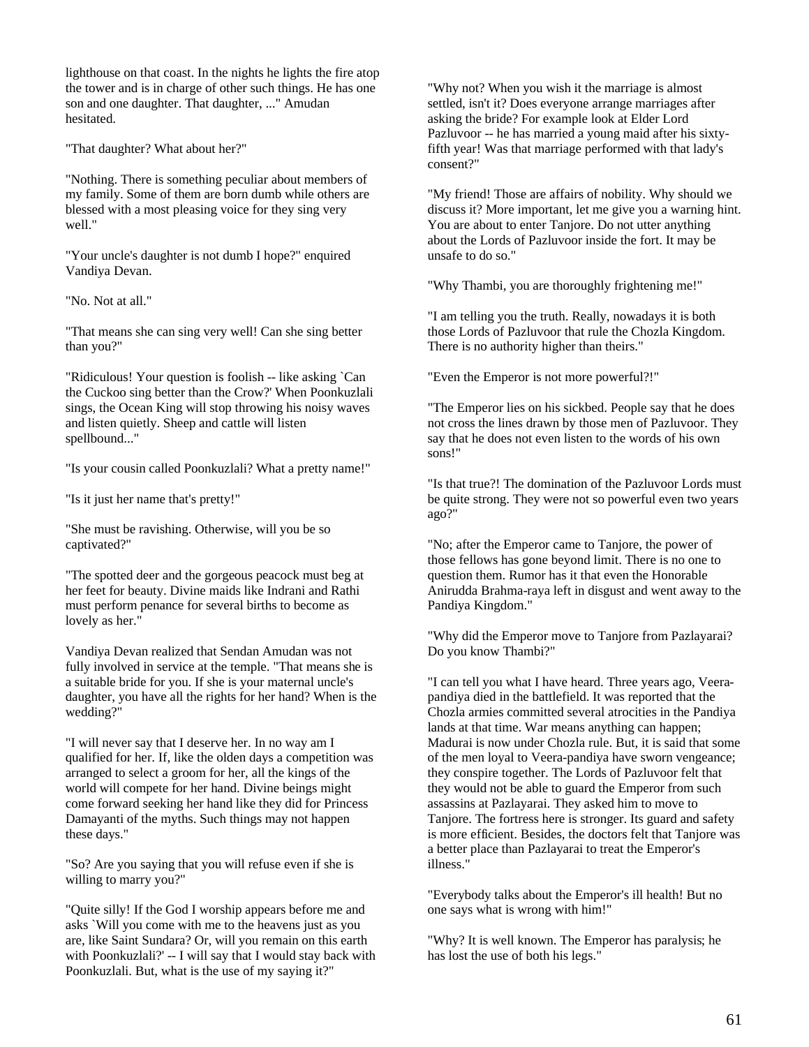lighthouse on that coast. In the nights he lights the fire atop the tower and is in charge of other such things. He has one son and one daughter. That daughter, ..." Amudan hesitated.

"That daughter? What about her?"

"Nothing. There is something peculiar about members of my family. Some of them are born dumb while others are blessed with a most pleasing voice for they sing very well."

"Your uncle's daughter is not dumb I hope?" enquired Vandiya Devan.

"No. Not at all."

"That means she can sing very well! Can she sing better than you?"

"Ridiculous! Your question is foolish -- like asking `Can the Cuckoo sing better than the Crow?' When Poonkuzlali sings, the Ocean King will stop throwing his noisy waves and listen quietly. Sheep and cattle will listen spellbound..."

"Is your cousin called Poonkuzlali? What a pretty name!"

"Is it just her name that's pretty!"

"She must be ravishing. Otherwise, will you be so captivated?"

"The spotted deer and the gorgeous peacock must beg at her feet for beauty. Divine maids like Indrani and Rathi must perform penance for several births to become as lovely as her."

Vandiya Devan realized that Sendan Amudan was not fully involved in service at the temple. "That means she is a suitable bride for you. If she is your maternal uncle's daughter, you have all the rights for her hand? When is the wedding?"

"I will never say that I deserve her. In no way am I qualified for her. If, like the olden days a competition was arranged to select a groom for her, all the kings of the world will compete for her hand. Divine beings might come forward seeking her hand like they did for Princess Damayanti of the myths. Such things may not happen these days."

"So? Are you saying that you will refuse even if she is willing to marry you?"

"Quite silly! If the God I worship appears before me and asks `Will you come with me to the heavens just as you are, like Saint Sundara? Or, will you remain on this earth with Poonkuzlali?' -- I will say that I would stay back with Poonkuzlali. But, what is the use of my saying it?"

"Why not? When you wish it the marriage is almost settled, isn't it? Does everyone arrange marriages after asking the bride? For example look at Elder Lord Pazluvoor -- he has married a young maid after his sixty-fifth year! Was that marriage performed with that lady's consent?"

"My friend! Those are affairs of nobility. Why should we discuss it? More important, let me give you a warning hint. You are about to enter Tanjore. Do not utter anything about the Lords of Pazluvoor inside the fort. It may be unsafe to do so."

"Why Thambi, you are thoroughly frightening me!"

"I am telling you the truth. Really, nowadays it is both those Lords of Pazluvoor that rule the Chozla Kingdom. There is no authority higher than theirs."

"Even the Emperor is not more powerful?!"

"The Emperor lies on his sickbed. People say that he does not cross the lines drawn by those men of Pazluvoor. They say that he does not even listen to the words of his own sons!"

"Is that true?! The domination of the Pazluvoor Lords must be quite strong. They were not so powerful even two years ago?"

"No; after the Emperor came to Tanjore, the power of those fellows has gone beyond limit. There is no one to question them. Rumor has it that even the Honorable Anirudda Brahma-raya left in disgust and went away to the Pandiya Kingdom."

"Why did the Emperor move to Tanjore from Pazlayarai? Do you know Thambi?"

"I can tell you what I have heard. Three years ago, Veera-pandiya died in the battlefield. It was reported that the Chozla armies committed several atrocities in the Pandiya lands at that time. War means anything can happen; Madurai is now under Chozla rule. But, it is said that some of the men loyal to Veera-pandiya have sworn vengeance; they conspire together. The Lords of Pazluvoor felt that they would not be able to guard the Emperor from such assassins at Pazlayarai. They asked him to move to Tanjore. The fortress here is stronger. Its guard and safety is more efficient. Besides, the doctors felt that Tanjore was a better place than Pazlayarai to treat the Emperor's illness."

"Everybody talks about the Emperor's ill health! But no one says what is wrong with him!"

"Why? It is well known. The Emperor has paralysis; he has lost the use of both his legs."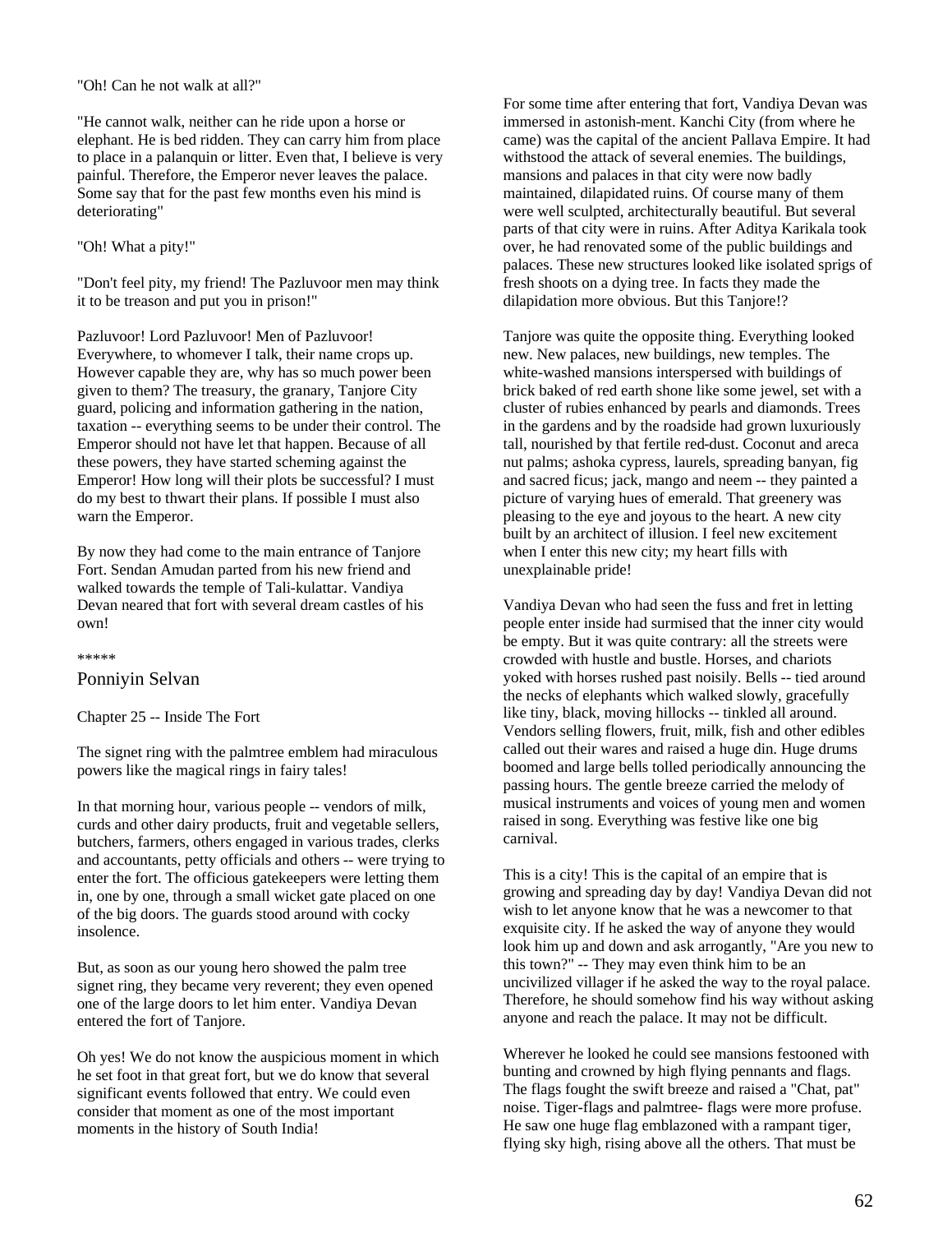"Oh! Can he not walk at all?"

"He cannot walk, neither can he ride upon a horse or elephant. He is bed ridden. They can carry him from place to place in a palanquin or litter. Even that, I believe is very painful. Therefore, the Emperor never leaves the palace. Some say that for the past few months even his mind is deteriorating"

"Oh! What a pity!"

"Don't feel pity, my friend! The Pazluvoor men may think it to be treason and put you in prison!"

Pazluvoor! Lord Pazluvoor! Men of Pazluvoor! Everywhere, to whomever I talk, their name crops up. However capable they are, why has so much power been given to them? The treasury, the granary, Tanjore City guard, policing and information gathering in the nation, taxation -- everything seems to be under their control. The Emperor should not have let that happen. Because of all these powers, they have started scheming against the Emperor! How long will their plots be successful? I must do my best to thwart their plans. If possible I must also warn the Emperor.

By now they had come to the main entrance of Tanjore Fort. Sendan Amudan parted from his new friend and walked towards the temple of Tali-kulattar. Vandiya Devan neared that fort with several dream castles of his own!

*****

## Ponniyin Selvan

### Chapter 25 -- Inside The Fort

The signet ring with the palmtree emblem had miraculous powers like the magical rings in fairy tales!

In that morning hour, various people -- vendors of milk, curds and other dairy products, fruit and vegetable sellers, butchers, farmers, others engaged in various trades, clerks and accountants, petty officials and others -- were trying to enter the fort. The officious gatekeepers were letting them in, one by one, through a small wicket gate placed on one of the big doors. The guards stood around with cocky insolence.

But, as soon as our young hero showed the palm tree signet ring, they became very reverent; they even opened one of the large doors to let him enter. Vandiya Devan entered the fort of Tanjore.

Oh yes! We do not know the auspicious moment in which he set foot in that great fort, but we do know that several significant events followed that entry. We could even consider that moment as one of the most important moments in the history of South India!

For some time after entering that fort, Vandiya Devan was immersed in astonish-ment. Kanchi City (from where he came) was the capital of the ancient Pallava Empire. It had withstood the attack of several enemies. The buildings, mansions and palaces in that city were now badly maintained, dilapidated ruins. Of course many of them were well sculpted, architecturally beautiful. But several parts of that city were in ruins. After Aditya Karikala took over, he had renovated some of the public buildings and palaces. These new structures looked like isolated sprigs of fresh shoots on a dying tree. In facts they made the dilapidation more obvious. But this Tanjore!?

Tanjore was quite the opposite thing. Everything looked new. New palaces, new buildings, new temples. The white-washed mansions interspersed with buildings of brick baked of red earth shone like some jewel, set with a cluster of rubies enhanced by pearls and diamonds. Trees in the gardens and by the roadside had grown luxuriously tall, nourished by that fertile red-dust. Coconut and areca nut palms; ashoka cypress, laurels, spreading banyan, fig and sacred ficus; jack, mango and neem -- they painted a picture of varying hues of emerald. That greenery was pleasing to the eye and joyous to the heart. A new city built by an architect of illusion. I feel new excitement when I enter this new city; my heart fills with unexplainable pride!

Vandiya Devan who had seen the fuss and fret in letting people enter inside had surmised that the inner city would be empty. But it was quite contrary: all the streets were crowded with hustle and bustle. Horses, and chariots yoked with horses rushed past noisily. Bells -- tied around the necks of elephants which walked slowly, gracefully like tiny, black, moving hillocks -- tinkled all around. Vendors selling flowers, fruit, milk, fish and other edibles called out their wares and raised a huge din. Huge drums boomed and large bells tolled periodically announcing the passing hours. The gentle breeze carried the melody of musical instruments and voices of young men and women raised in song. Everything was festive like one big carnival.

This is a city! This is the capital of an empire that is growing and spreading day by day! Vandiya Devan did not wish to let anyone know that he was a newcomer to that exquisite city. If he asked the way of anyone they would look him up and down and ask arrogantly, "Are you new to this town?" -- They may even think him to be an uncivilized villager if he asked the way to the royal palace. Therefore, he should somehow find his way without asking anyone and reach the palace. It may not be difficult.

Wherever he looked he could see mansions festooned with bunting and crowned by high flying pennants and flags. The flags fought the swift breeze and raised a "Chat, pat" noise. Tiger-flags and palmtree- flags were more profuse. He saw one huge flag emblazoned with a rampant tiger, flying sky high, rising above all the others. That must be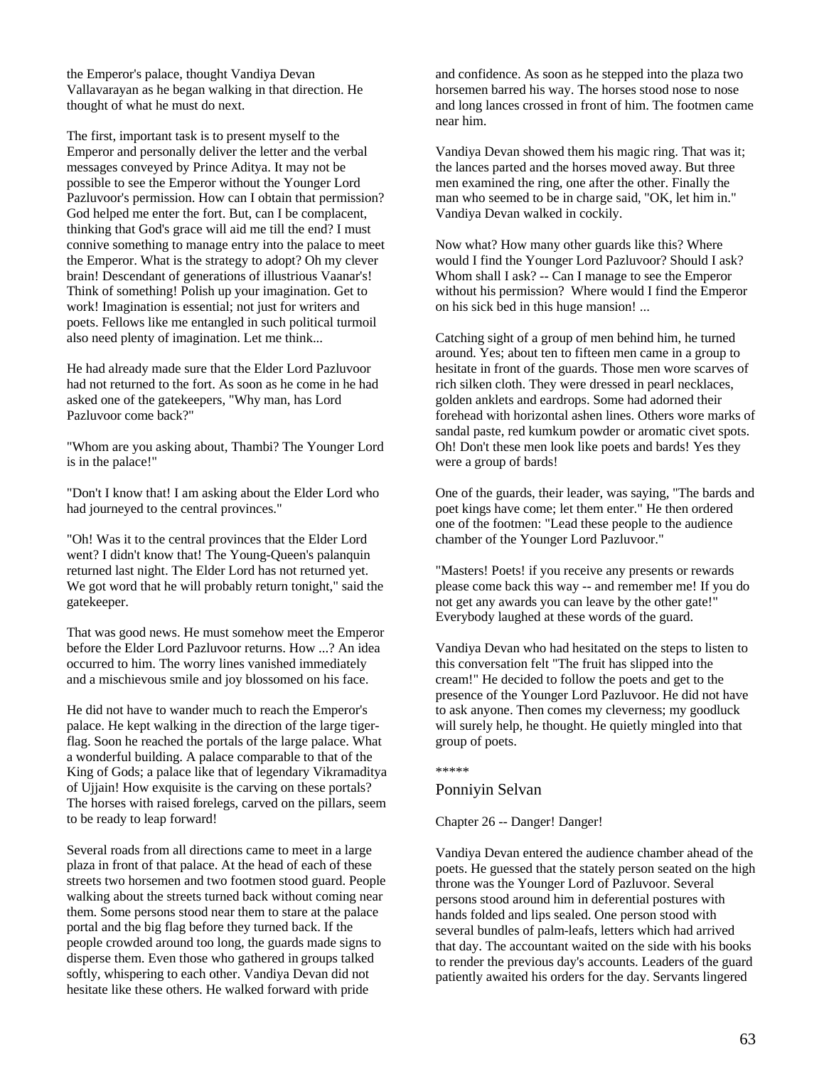the Emperor's palace, thought Vandiya Devan Vallavarayan as he began walking in that direction. He thought of what he must do next.

The first, important task is to present myself to the Emperor and personally deliver the letter and the verbal messages conveyed by Prince Aditya. It may not be possible to see the Emperor without the Younger Lord Pazluvoor's permission. How can I obtain that permission? God helped me enter the fort. But, can I be complacent, thinking that God's grace will aid me till the end? I must connive something to manage entry into the palace to meet the Emperor. What is the strategy to adopt? Oh my clever brain! Descendant of generations of illustrious Vaanar's! Think of something! Polish up your imagination. Get to work! Imagination is essential; not just for writers and poets. Fellows like me entangled in such political turmoil also need plenty of imagination. Let me think...

He had already made sure that the Elder Lord Pazluvoor had not returned to the fort. As soon as he come in he had asked one of the gatekeepers, "Why man, has Lord Pazluvoor come back?"

"Whom are you asking about, Thambi? The Younger Lord is in the palace!"

"Don't I know that! I am asking about the Elder Lord who had journeyed to the central provinces."

"Oh! Was it to the central provinces that the Elder Lord went? I didn't know that! The Young-Queen's palanquin returned last night. The Elder Lord has not returned yet. We got word that he will probably return tonight," said the gatekeeper.

That was good news. He must somehow meet the Emperor before the Elder Lord Pazluvoor returns. How ...? An idea occurred to him. The worry lines vanished immediately and a mischievous smile and joy blossomed on his face.

He did not have to wander much to reach the Emperor's palace. He kept walking in the direction of the large tiger-flag. Soon he reached the portals of the large palace. What a wonderful building. A palace comparable to that of the King of Gods; a palace like that of legendary Vikramaditya of Ujjain! How exquisite is the carving on these portals? The horses with raised forelegs, carved on the pillars, seem to be ready to leap forward!

Several roads from all directions came to meet in a large plaza in front of that palace. At the head of each of these streets two horsemen and two footmen stood guard. People walking about the streets turned back without coming near them. Some persons stood near them to stare at the palace portal and the big flag before they turned back. If the people crowded around too long, the guards made signs to disperse them. Even those who gathered in groups talked softly, whispering to each other. Vandiya Devan did not hesitate like these others. He walked forward with pride and confidence. As soon as he stepped into the plaza two horsemen barred his way. The horses stood nose to nose and long lances crossed in front of him. The footmen came near him.

Vandiya Devan showed them his magic ring. That was it; the lances parted and the horses moved away. But three men examined the ring, one after the other. Finally the man who seemed to be in charge said, "OK, let him in." Vandiya Devan walked in cockily.

Now what? How many other guards like this? Where would I find the Younger Lord Pazluvoor? Should I ask? Whom shall I ask? -- Can I manage to see the Emperor without his permission? Where would I find the Emperor on his sick bed in this huge mansion! ...

Catching sight of a group of men behind him, he turned around. Yes; about ten to fifteen men came in a group to hesitate in front of the guards. Those men wore scarves of rich silken cloth. They were dressed in pearl necklaces, golden anklets and eardrops. Some had adorned their forehead with horizontal ashen lines. Others wore marks of sandal paste, red kumkum powder or aromatic civet spots. Oh! Don't these men look like poets and bards! Yes they were a group of bards!

One of the guards, their leader, was saying, "The bards and poet kings have come; let them enter." He then ordered one of the footmen: "Lead these people to the audience chamber of the Younger Lord Pazluvoor."

"Masters! Poets! if you receive any presents or rewards please come back this way -- and remember me! If you do not get any awards you can leave by the other gate!" Everybody laughed at these words of the guard.

Vandiya Devan who had hesitated on the steps to listen to this conversation felt "The fruit has slipped into the cream!" He decided to follow the poets and get to the presence of the Younger Lord Pazluvoor. He did not have to ask anyone. Then comes my cleverness; my goodluck will surely help, he thought. He quietly mingled into that group of poets.

*****

## Ponniyin Selvan

### Chapter 26 -- Danger! Danger!

Vandiya Devan entered the audience chamber ahead of the poets. He guessed that the stately person seated on the high throne was the Younger Lord of Pazluvoor. Several persons stood around him in deferential postures with hands folded and lips sealed. One person stood with several bundles of palm-leafs, letters which had arrived that day. The accountant waited on the side with his books to render the previous day's accounts. Leaders of the guard patiently awaited his orders for the day. Servants lingered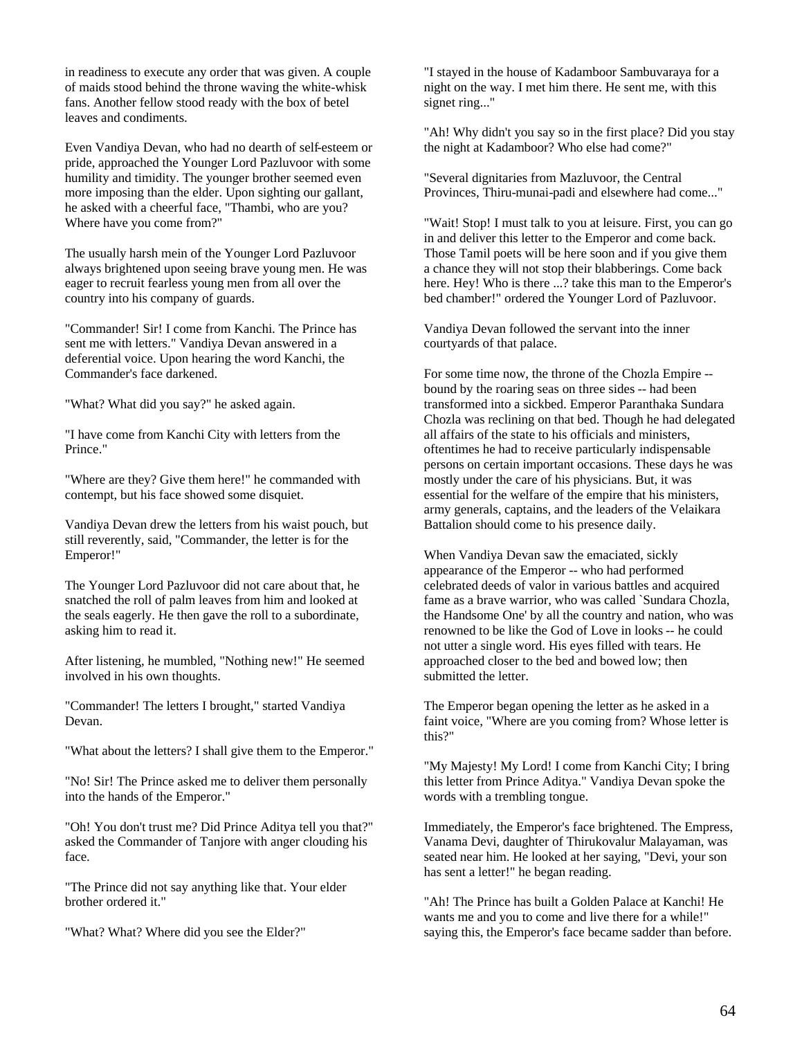in readiness to execute any order that was given. A couple of maids stood behind the throne waving the white-whisk fans. Another fellow stood ready with the box of betel leaves and condiments.

Even Vandiya Devan, who had no dearth of self-esteem or pride, approached the Younger Lord Pazluvoor with some humility and timidity. The younger brother seemed even more imposing than the elder. Upon sighting our gallant, he asked with a cheerful face, "Thambi, who are you? Where have you come from?"

The usually harsh mein of the Younger Lord Pazluvoor always brightened upon seeing brave young men. He was eager to recruit fearless young men from all over the country into his company of guards.

"Commander! Sir! I come from Kanchi. The Prince has sent me with letters." Vandiya Devan answered in a deferential voice. Upon hearing the word Kanchi, the Commander's face darkened.

"What? What did you say?" he asked again.

"I have come from Kanchi City with letters from the Prince."

"Where are they? Give them here!" he commanded with contempt, but his face showed some disquiet.

Vandiya Devan drew the letters from his waist pouch, but still reverently, said, "Commander, the letter is for the Emperor!"

The Younger Lord Pazluvoor did not care about that, he snatched the roll of palm leaves from him and looked at the seals eagerly. He then gave the roll to a subordinate, asking him to read it.

After listening, he mumbled, "Nothing new!" He seemed involved in his own thoughts.

"Commander! The letters I brought," started Vandiya Devan.

"What about the letters? I shall give them to the Emperor."

"No! Sir! The Prince asked me to deliver them personally into the hands of the Emperor."

"Oh! You don't trust me? Did Prince Aditya tell you that?" asked the Commander of Tanjore with anger clouding his face.

"The Prince did not say anything like that. Your elder brother ordered it."

"What? What? Where did you see the Elder?"

"I stayed in the house of Kadamboor Sambuvaraya for a night on the way. I met him there. He sent me, with this signet ring..."

"Ah! Why didn't you say so in the first place? Did you stay the night at Kadamboor? Who else had come?"

"Several dignitaries from Mazluvoor, the Central Provinces, Thiru-munai-padi and elsewhere had come..."

"Wait! Stop! I must talk to you at leisure. First, you can go in and deliver this letter to the Emperor and come back. Those Tamil poets will be here soon and if you give them a chance they will not stop their blabberings. Come back here. Hey! Who is there ...? take this man to the Emperor's bed chamber!" ordered the Younger Lord of Pazluvoor.

Vandiya Devan followed the servant into the inner courtyards of that palace.

For some time now, the throne of the Chozla Empire -- bound by the roaring seas on three sides -- had been transformed into a sickbed. Emperor Paranthaka Sundara Chozla was reclining on that bed. Though he had delegated all affairs of the state to his officials and ministers, oftentimes he had to receive particularly indispensable persons on certain important occasions. These days he was mostly under the care of his physicians. But, it was essential for the welfare of the empire that his ministers, army generals, captains, and the leaders of the Velaikara Battalion should come to his presence daily.

When Vandiya Devan saw the emaciated, sickly appearance of the Emperor -- who had performed celebrated deeds of valor in various battles and acquired fame as a brave warrior, who was called `Sundara Chozla, the Handsome One' by all the country and nation, who was renowned to be like the God of Love in looks -- he could not utter a single word. His eyes filled with tears. He approached closer to the bed and bowed low; then submitted the letter.

The Emperor began opening the letter as he asked in a faint voice, "Where are you coming from? Whose letter is this?"

"My Majesty! My Lord! I come from Kanchi City; I bring this letter from Prince Aditya." Vandiya Devan spoke the words with a trembling tongue.

Immediately, the Emperor's face brightened. The Empress, Vanama Devi, daughter of Thirukovalur Malayaman, was seated near him. He looked at her saying, "Devi, your son has sent a letter!" he began reading.

"Ah! The Prince has built a Golden Palace at Kanchi! He wants me and you to come and live there for a while!" saying this, the Emperor's face became sadder than before.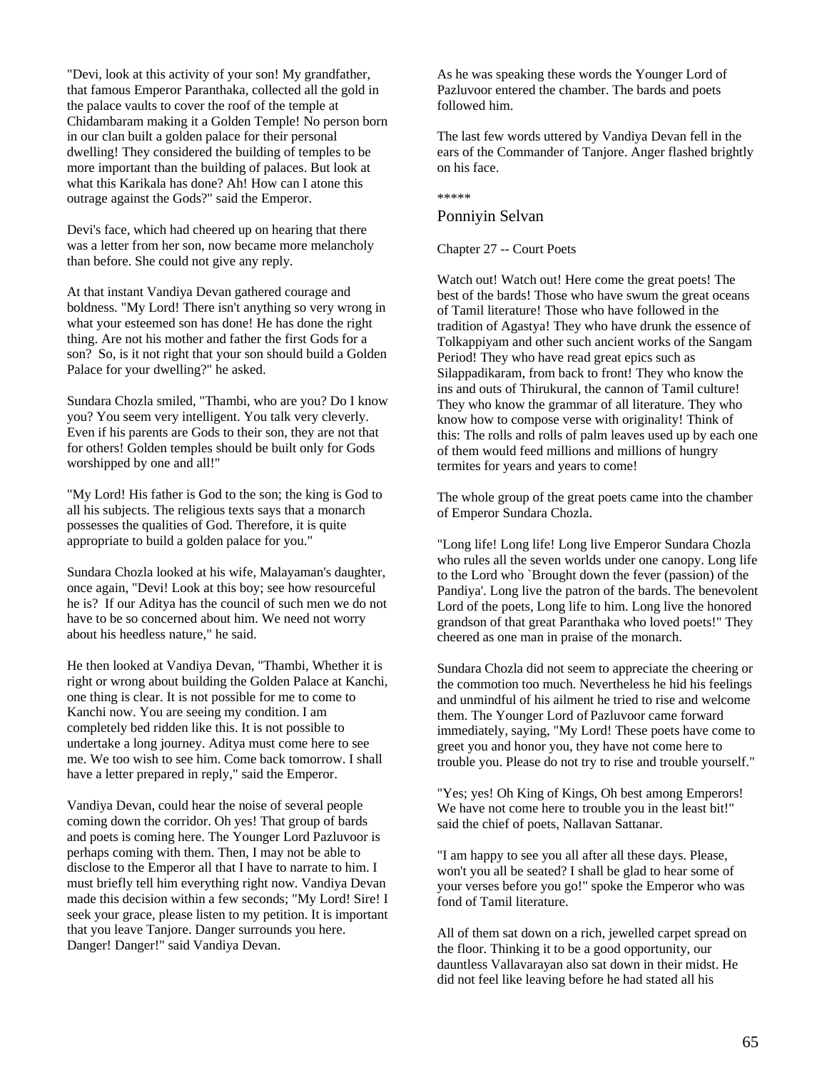"Devi, look at this activity of your son! My grandfather, that famous Emperor Paranthaka, collected all the gold in the palace vaults to cover the roof of the temple at Chidambaram making it a Golden Temple! No person born in our clan built a golden palace for their personal dwelling! They considered the building of temples to be more important than the building of palaces. But look at what this Karikala has done? Ah! How can I atone this outrage against the Gods?" said the Emperor.

Devi's face, which had cheered up on hearing that there was a letter from her son, now became more melancholy than before. She could not give any reply.

At that instant Vandiya Devan gathered courage and boldness. "My Lord! There isn't anything so very wrong in what your esteemed son has done! He has done the right thing. Are not his mother and father the first Gods for a son? So, is it not right that your son should build a Golden Palace for your dwelling?" he asked.

Sundara Chozla smiled, "Thambi, who are you? Do I know you? You seem very intelligent. You talk very cleverly. Even if his parents are Gods to their son, they are not that for others! Golden temples should be built only for Gods worshipped by one and all!"

"My Lord! His father is God to the son; the king is God to all his subjects. The religious texts says that a monarch possesses the qualities of God. Therefore, it is quite appropriate to build a golden palace for you."

Sundara Chozla looked at his wife, Malayaman's daughter, once again, "Devi! Look at this boy; see how resourceful he is? If our Aditya has the council of such men we do not have to be so concerned about him. We need not worry about his heedless nature," he said.

He then looked at Vandiya Devan, "Thambi, Whether it is right or wrong about building the Golden Palace at Kanchi, one thing is clear. It is not possible for me to come to Kanchi now. You are seeing my condition. I am completely bed ridden like this. It is not possible to undertake a long journey. Aditya must come here to see me. We too wish to see him. Come back tomorrow. I shall have a letter prepared in reply," said the Emperor.

Vandiya Devan, could hear the noise of several people coming down the corridor. Oh yes! That group of bards and poets is coming here. The Younger Lord Pazluvoor is perhaps coming with them. Then, I may not be able to disclose to the Emperor all that I have to narrate to him. I must briefly tell him everything right now. Vandiya Devan made this decision within a few seconds; "My Lord! Sire! I seek your grace, please listen to my petition. It is important that you leave Tanjore. Danger surrounds you here. Danger! Danger!" said Vandiya Devan.

As he was speaking these words the Younger Lord of Pazluvoor entered the chamber. The bards and poets followed him.

The last few words uttered by Vandiya Devan fell in the ears of the Commander of Tanjore. Anger flashed brightly on his face.

*****

## Ponniyin Selvan

### Chapter 27 -- Court Poets

Watch out! Watch out! Here come the great poets! The best of the bards! Those who have swum the great oceans of Tamil literature! Those who have followed in the tradition of Agastya! They who have drunk the essence of Tolkappiyam and other such ancient works of the Sangam Period! They who have read great epics such as Silappadikaram, from back to front! They who know the ins and outs of Thirukural, the cannon of Tamil culture! They who know the grammar of all literature. They who know how to compose verse with originality! Think of this: The rolls and rolls of palm leaves used up by each one of them would feed millions and millions of hungry termites for years and years to come!

The whole group of the great poets came into the chamber of Emperor Sundara Chozla.

"Long life! Long life! Long live Emperor Sundara Chozla who rules all the seven worlds under one canopy. Long life to the Lord who `Brought down the fever (passion) of the Pandiya'. Long live the patron of the bards. The benevolent Lord of the poets, Long life to him. Long live the honored grandson of that great Paranthaka who loved poets!" They cheered as one man in praise of the monarch.

Sundara Chozla did not seem to appreciate the cheering or the commotion too much. Nevertheless he hid his feelings and unmindful of his ailment he tried to rise and welcome them. The Younger Lord of Pazluvoor came forward immediately, saying, "My Lord! These poets have come to greet you and honor you, they have not come here to trouble you. Please do not try to rise and trouble yourself."

"Yes; yes! Oh King of Kings, Oh best among Emperors! We have not come here to trouble you in the least bit!" said the chief of poets, Nallavan Sattanar.

"I am happy to see you all after all these days. Please, won't you all be seated? I shall be glad to hear some of your verses before you go!" spoke the Emperor who was fond of Tamil literature.

All of them sat down on a rich, jewelled carpet spread on the floor. Thinking it to be a good opportunity, our dauntless Vallavarayan also sat down in their midst. He did not feel like leaving before he had stated all his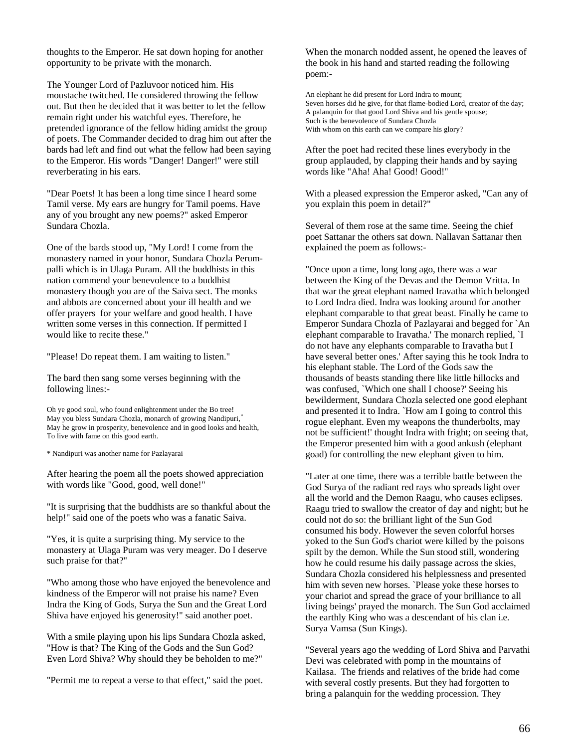thoughts to the Emperor. He sat down hoping for another opportunity to be private with the monarch.

The Younger Lord of Pazluvoor noticed him. His moustache twitched. He considered throwing the fellow out. But then he decided that it was better to let the fellow remain right under his watchful eyes. Therefore, he pretended ignorance of the fellow hiding amidst the group of poets. The Commander decided to drag him out after the bards had left and find out what the fellow had been saying to the Emperor. His words "Danger! Danger!" were still reverberating in his ears.

"Dear Poets! It has been a long time since I heard some Tamil verse. My ears are hungry for Tamil poems. Have any of you brought any new poems?" asked Emperor Sundara Chozla.

One of the bards stood up, "My Lord! I come from the monastery named in your honor, Sundara Chozla Perum-palli which is in Ulaga Puram. All the buddhists in this nation commend your benevolence to a buddhist monastery though you are of the Saiva sect. The monks and abbots are concerned about your ill health and we offer prayers for your welfare and good health. I have written some verses in this connection. If permitted I would like to recite these."

"Please! Do repeat them. I am waiting to listen."

The bard then sang some verses beginning with the following lines:-

Oh ye good soul, who found enlightenment under the Bo tree!  
May you bless Sundara Chozla, monarch of growing Nandipuri,*  
May he grow in prosperity, benevolence and in good looks and health,  
To live with fame on this good earth.

* Nandipuri was another name for Pazlayarai

After hearing the poem all the poets showed appreciation with words like "Good, good, well done!"

"It is surprising that the buddhists are so thankful about the help!" said one of the poets who was a fanatic Saiva.

"Yes, it is quite a surprising thing. My service to the monastery at Ulaga Puram was very meager. Do I deserve such praise for that?"

"Who among those who have enjoyed the benevolence and kindness of the Emperor will not praise his name? Even Indra the King of Gods, Surya the Sun and the Great Lord Shiva have enjoyed his generosity!" said another poet.

With a smile playing upon his lips Sundara Chozla asked, "How is that? The King of the Gods and the Sun God? Even Lord Shiva? Why should they be beholden to me?"

"Permit me to repeat a verse to that effect," said the poet.

When the monarch nodded assent, he opened the leaves of the book in his hand and started reading the following poem:-

An elephant he did present for Lord Indra to mount;  
Seven horses did he give, for that flame-bodied Lord, creator of the day;  
A palanquin for that good Lord Shiva and his gentle spouse;  
Such is the benevolence of Sundara Chozla  
With whom on this earth can we compare his glory?

After the poet had recited these lines everybody in the group applauded, by clapping their hands and by saying words like "Aha! Aha! Good! Good!"

With a pleased expression the Emperor asked, "Can any of you explain this poem in detail?"

Several of them rose at the same time. Seeing the chief poet Sattanar the others sat down. Nallavan Sattanar then explained the poem as follows:-

"Once upon a time, long long ago, there was a war between the King of the Devas and the Demon Vritta. In that war the great elephant named Iravatha which belonged to Lord Indra died. Indra was looking around for another elephant comparable to that great beast. Finally he came to Emperor Sundara Chozla of Pazlayarai and begged for `An elephant comparable to Iravatha.' The monarch replied, `I do not have any elephants comparable to Iravatha but I have several better ones.' After saying this he took Indra to his elephant stable. The Lord of the Gods saw the thousands of beasts standing there like little hillocks and was confused, `Which one shall I choose?' Seeing his bewilderment, Sundara Chozla selected one good elephant and presented it to Indra. `How am I going to control this rogue elephant. Even my weapons the thunderbolts, may not be sufficient!' thought Indra with fright; on seeing that, the Emperor presented him with a good ankush (elephant goad) for controlling the new elephant given to him.

"Later at one time, there was a terrible battle between the God Surya of the radiant red rays who spreads light over all the world and the Demon Raagu, who causes eclipses. Raagu tried to swallow the creator of day and night; but he could not do so: the brilliant light of the Sun God consumed his body. However the seven colorful horses yoked to the Sun God's chariot were killed by the poisons spilt by the demon. While the Sun stood still, wondering how he could resume his daily passage across the skies, Sundara Chozla considered his helplessness and presented him with seven new horses. `Please yoke these horses to your chariot and spread the grace of your brilliance to all living beings' prayed the monarch. The Sun God acclaimed the earthly King who was a descendant of his clan i.e. Surya Vamsa (Sun Kings).

"Several years ago the wedding of Lord Shiva and Parvathi Devi was celebrated with pomp in the mountains of Kailasa. The friends and relatives of the bride had come with several costly presents. But they had forgotten to bring a palanquin for the wedding procession. They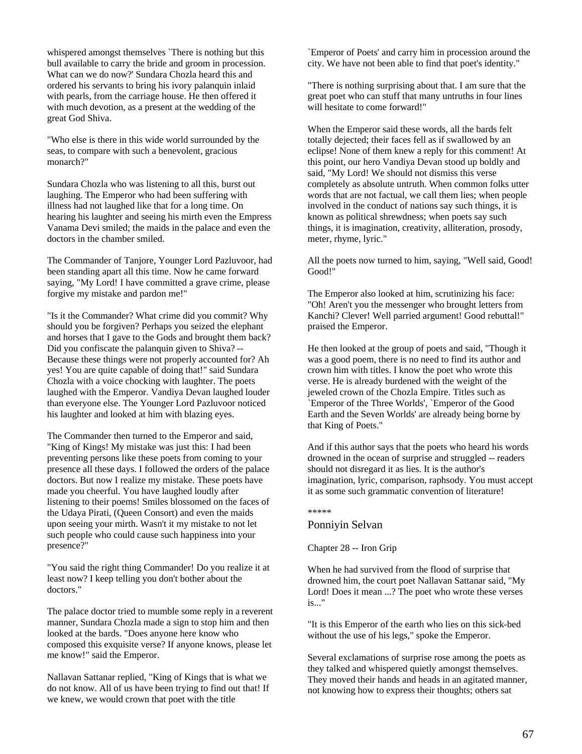whispered amongst themselves `There is nothing but this bull available to carry the bride and groom in procession. What can we do now?' Sundara Chozla heard this and ordered his servants to bring his ivory palanquin inlaid with pearls, from the carriage house. He then offered it with much devotion, as a present at the wedding of the great God Shiva.

"Who else is there in this wide world surrounded by the seas, to compare with such a benevolent, gracious monarch?"

Sundara Chozla who was listening to all this, burst out laughing. The Emperor who had been suffering with illness had not laughed like that for a long time. On hearing his laughter and seeing his mirth even the Empress Vanama Devi smiled; the maids in the palace and even the doctors in the chamber smiled.

The Commander of Tanjore, Younger Lord Pazluvoor, had been standing apart all this time. Now he came forward saying, "My Lord! I have committed a grave crime, please forgive my mistake and pardon me!"

"Is it the Commander? What crime did you commit? Why should you be forgiven? Perhaps you seized the elephant and horses that I gave to the Gods and brought them back? Did you confiscate the palanquin given to Shiva? -- Because these things were not properly accounted for? Ah yes! You are quite capable of doing that!" said Sundara Chozla with a voice chocking with laughter. The poets laughed with the Emperor. Vandiya Devan laughed louder than everyone else. The Younger Lord Pazluvoor noticed his laughter and looked at him with blazing eyes.

The Commander then turned to the Emperor and said, "King of Kings! My mistake was just this: I had been preventing persons like these poets from coming to your presence all these days. I followed the orders of the palace doctors. But now I realize my mistake. These poets have made you cheerful. You have laughed loudly after listening to their poems! Smiles blossomed on the faces of the Udaya Pirati, (Queen Consort) and even the maids upon seeing your mirth. Wasn't it my mistake to not let such people who could cause such happiness into your presence?"

"You said the right thing Commander! Do you realize it at least now? I keep telling you don't bother about the doctors."

The palace doctor tried to mumble some reply in a reverent manner, Sundara Chozla made a sign to stop him and then looked at the bards. "Does anyone here know who composed this exquisite verse? If anyone knows, please let me know!" said the Emperor.

Nallavan Sattanar replied, "King of Kings that is what we do not know. All of us have been trying to find out that! If we knew, we would crown that poet with the title `Emperor of Poets' and carry him in procession around the city. We have not been able to find that poet's identity."

"There is nothing surprising about that. I am sure that the great poet who can stuff that many untruths in four lines will hesitate to come forward!"

When the Emperor said these words, all the bards felt totally dejected; their faces fell as if swallowed by an eclipse! None of them knew a reply for this comment! At this point, our hero Vandiya Devan stood up boldly and said, "My Lord! We should not dismiss this verse completely as absolute untruth. When common folks utter words that are not factual, we call them lies; when people involved in the conduct of nations say such things, it is known as political shrewdness; when poets say such things, it is imagination, creativity, alliteration, prosody, meter, rhyme, lyric."

All the poets now turned to him, saying, "Well said, Good! Good!"

The Emperor also looked at him, scrutinizing his face: "Oh! Aren't you the messenger who brought letters from Kanchi? Clever! Well parried argument! Good rebuttal!" praised the Emperor.

He then looked at the group of poets and said, "Though it was a good poem, there is no need to find its author and crown him with titles. I know the poet who wrote this verse. He is already burdened with the weight of the jeweled crown of the Chozla Empire. Titles such as `Emperor of the Three Worlds', `Emperor of the Good Earth and the Seven Worlds' are already being borne by that King of Poets."

And if this author says that the poets who heard his words drowned in the ocean of surprise and struggled -- readers should not disregard it as lies. It is the author's imagination, lyric, comparison, raphsody. You must accept it as some such grammatic convention of literature!

*****

## Ponniyin Selvan

### Chapter 28 -- Iron Grip

When he had survived from the flood of surprise that drowned him, the court poet Nallavan Sattanar said, "My Lord! Does it mean ...? The poet who wrote these verses is..."

"It is this Emperor of the earth who lies on this sick-bed without the use of his legs," spoke the Emperor.

Several exclamations of surprise rose among the poets as they talked and whispered quietly amongst themselves. They moved their hands and heads in an agitated manner, not knowing how to express their thoughts; others sat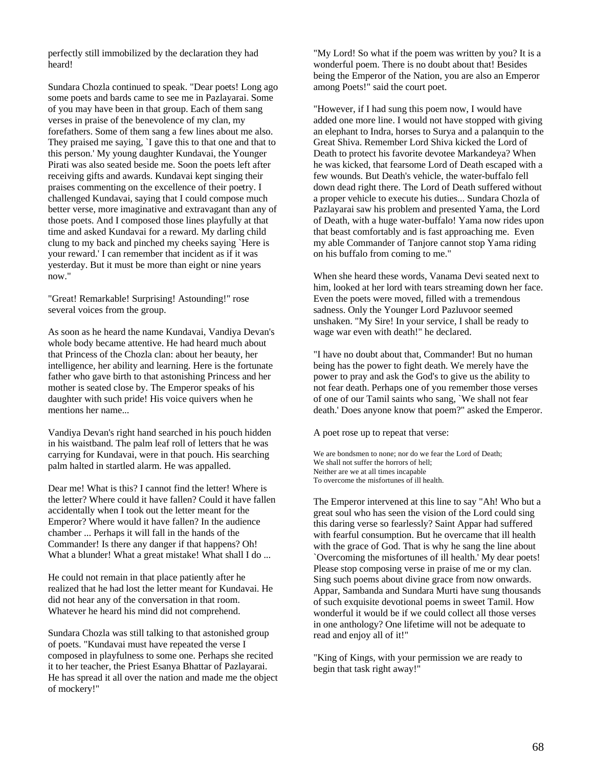perfectly still immobilized by the declaration they had heard!

Sundara Chozla continued to speak. "Dear poets! Long ago some poets and bards came to see me in Pazlayarai. Some of you may have been in that group. Each of them sang verses in praise of the benevolence of my clan, my forefathers. Some of them sang a few lines about me also. They praised me saying, `I gave this to that one and that to this person.' My young daughter Kundavai, the Younger Pirati was also seated beside me. Soon the poets left after receiving gifts and awards. Kundavai kept singing their praises commenting on the excellence of their poetry. I challenged Kundavai, saying that I could compose much better verse, more imaginative and extravagant than any of those poets. And I composed those lines playfully at that time and asked Kundavai for a reward. My darling child clung to my back and pinched my cheeks saying `Here is your reward.' I can remember that incident as if it was yesterday. But it must be more than eight or nine years now."

"Great! Remarkable! Surprising! Astounding!" rose several voices from the group.

As soon as he heard the name Kundavai, Vandiya Devan's whole body became attentive. He had heard much about that Princess of the Chozla clan: about her beauty, her intelligence, her ability and learning. Here is the fortunate father who gave birth to that astonishing Princess and her mother is seated close by. The Emperor speaks of his daughter with such pride! His voice quivers when he mentions her name...

Vandiya Devan's right hand searched in his pouch hidden in his waistband. The palm leaf roll of letters that he was carrying for Kundavai, were in that pouch. His searching palm halted in startled alarm. He was appalled.

Dear me! What is this? I cannot find the letter! Where is the letter? Where could it have fallen? Could it have fallen accidentally when I took out the letter meant for the Emperor? Where would it have fallen? In the audience chamber ... Perhaps it will fall in the hands of the Commander! Is there any danger if that happens? Oh! What a blunder! What a great mistake! What shall I do ...

He could not remain in that place patiently after he realized that he had lost the letter meant for Kundavai. He did not hear any of the conversation in that room. Whatever he heard his mind did not comprehend.

Sundara Chozla was still talking to that astonished group of poets. "Kundavai must have repeated the verse I composed in playfulness to some one. Perhaps she recited it to her teacher, the Priest Esanya Bhattar of Pazlayarai. He has spread it all over the nation and made me the object of mockery!"

"My Lord! So what if the poem was written by you? It is a wonderful poem. There is no doubt about that! Besides being the Emperor of the Nation, you are also an Emperor among Poets!" said the court poet.

"However, if I had sung this poem now, I would have added one more line. I would not have stopped with giving an elephant to Indra, horses to Surya and a palanquin to the Great Shiva. Remember Lord Shiva kicked the Lord of Death to protect his favorite devotee Markandeya? When he was kicked, that fearsome Lord of Death escaped with a few wounds. But Death's vehicle, the water-buffalo fell down dead right there. The Lord of Death suffered without a proper vehicle to execute his duties... Sundara Chozla of Pazlayarai saw his problem and presented Yama, the Lord of Death, with a huge water-buffalo! Yama now rides upon that beast comfortably and is fast approaching me. Even my able Commander of Tanjore cannot stop Yama riding on his buffalo from coming to me."

When she heard these words, Vanama Devi seated next to him, looked at her lord with tears streaming down her face. Even the poets were moved, filled with a tremendous sadness. Only the Younger Lord Pazluvoor seemed unshaken. "My Sire! In your service, I shall be ready to wage war even with death!" he declared.

"I have no doubt about that, Commander! But no human being has the power to fight death. We merely have the power to pray and ask the God's to give us the ability to not fear death. Perhaps one of you remember those verses of one of our Tamil saints who sang, `We shall not fear death.' Does anyone know that poem?" asked the Emperor.

A poet rose up to repeat that verse:

We are bondsmen to none; nor do we fear the Lord of Death;
We shall not suffer the horrors of hell;
Neither are we at all times incapable
To overcome the misfortunes of ill health.

The Emperor intervened at this line to say "Ah! Who but a great soul who has seen the vision of the Lord could sing this daring verse so fearlessly? Saint Appar had suffered with fearful consumption. But he overcame that ill health with the grace of God. That is why he sang the line about `Overcoming the misfortunes of ill health.' My dear poets! Please stop composing verse in praise of me or my clan. Sing such poems about divine grace from now onwards. Appar, Sambanda and Sundara Murti have sung thousands of such exquisite devotional poems in sweet Tamil. How wonderful it would be if we could collect all those verses in one anthology? One lifetime will not be adequate to read and enjoy all of it!"

"King of Kings, with your permission we are ready to begin that task right away!"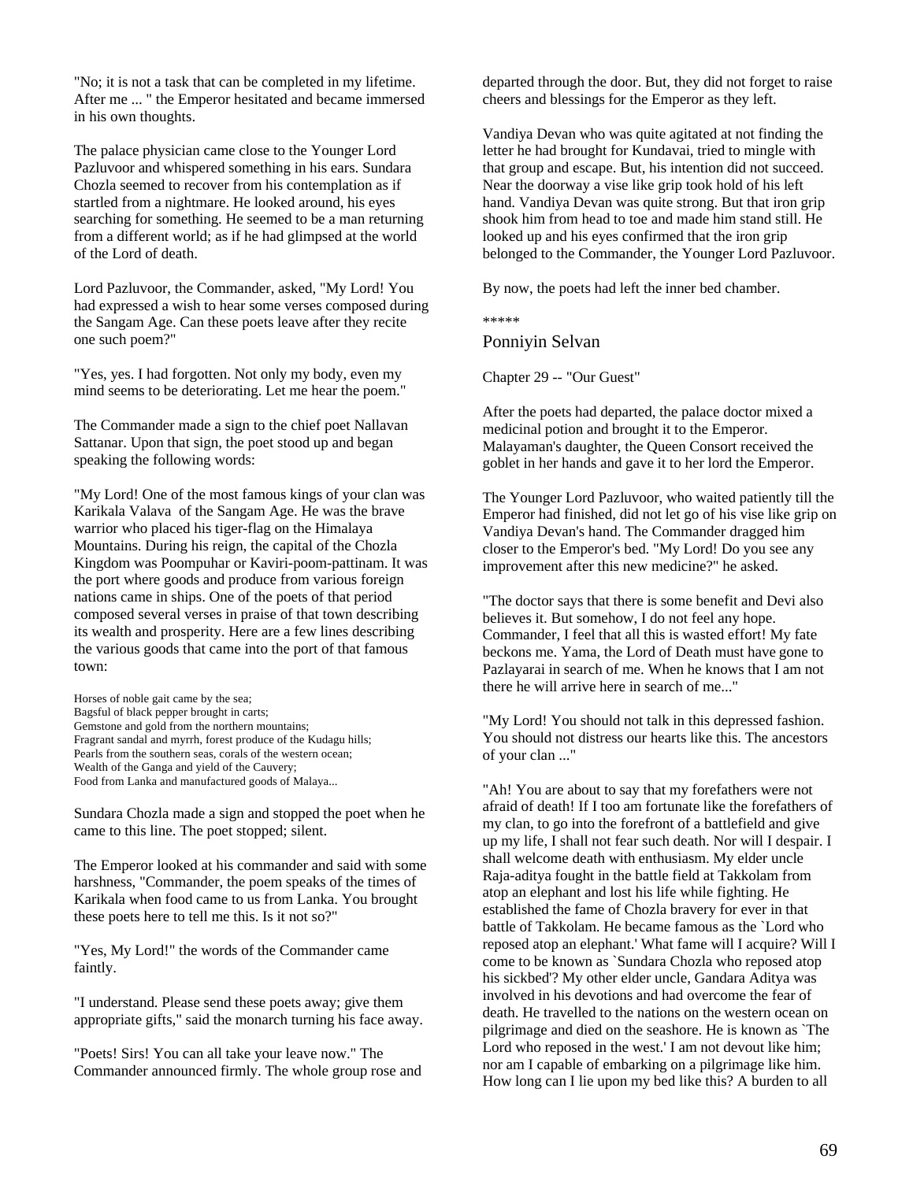"No; it is not a task that can be completed in my lifetime. After me ... " the Emperor hesitated and became immersed in his own thoughts.

The palace physician came close to the Younger Lord Pazluvoor and whispered something in his ears. Sundara Chozla seemed to recover from his contemplation as if startled from a nightmare. He looked around, his eyes searching for something. He seemed to be a man returning from a different world; as if he had glimpsed at the world of the Lord of death.

Lord Pazluvoor, the Commander, asked, "My Lord! You had expressed a wish to hear some verses composed during the Sangam Age. Can these poets leave after they recite one such poem?"

"Yes, yes. I had forgotten. Not only my body, even my mind seems to be deteriorating. Let me hear the poem."

The Commander made a sign to the chief poet Nallavan Sattanar. Upon that sign, the poet stood up and began speaking the following words:

"My Lord! One of the most famous kings of your clan was Karikala Valava of the Sangam Age. He was the brave warrior who placed his tiger-flag on the Himalaya Mountains. During his reign, the capital of the Chozla Kingdom was Poompuhar or Kaviri-poom-pattinam. It was the port where goods and produce from various foreign nations came in ships. One of the poets of that period composed several verses in praise of that town describing its wealth and prosperity. Here are a few lines describing the various goods that came into the port of that famous town:

Horses of noble gait came by the sea;
Bagsful of black pepper brought in carts;
Gemstone and gold from the northern mountains;
Fragrant sandal and myrrh, forest produce of the Kudagu hills;
Pearls from the southern seas, corals of the western ocean;
Wealth of the Ganga and yield of the Cauvery;
Food from Lanka and manufactured goods of Malaya...

Sundara Chozla made a sign and stopped the poet when he came to this line. The poet stopped; silent.

The Emperor looked at his commander and said with some harshness, "Commander, the poem speaks of the times of Karikala when food came to us from Lanka. You brought these poets here to tell me this. Is it not so?"

"Yes, My Lord!" the words of the Commander came faintly.

"I understand. Please send these poets away; give them appropriate gifts," said the monarch turning his face away.

"Poets! Sirs! You can all take your leave now." The Commander announced firmly. The whole group rose and departed through the door. But, they did not forget to raise cheers and blessings for the Emperor as they left.

Vandiya Devan who was quite agitated at not finding the letter he had brought for Kundavai, tried to mingle with that group and escape. But, his intention did not succeed. Near the doorway a vise like grip took hold of his left hand. Vandiya Devan was quite strong. But that iron grip shook him from head to toe and made him stand still. He looked up and his eyes confirmed that the iron grip belonged to the Commander, the Younger Lord Pazluvoor.

By now, the poets had left the inner bed chamber.

*****

## Ponniyin Selvan

### Chapter 29 -- "Our Guest"

After the poets had departed, the palace doctor mixed a medicinal potion and brought it to the Emperor. Malayaman's daughter, the Queen Consort received the goblet in her hands and gave it to her lord the Emperor.

The Younger Lord Pazluvoor, who waited patiently till the Emperor had finished, did not let go of his vise like grip on Vandiya Devan's hand. The Commander dragged him closer to the Emperor's bed. "My Lord! Do you see any improvement after this new medicine?" he asked.

"The doctor says that there is some benefit and Devi also believes it. But somehow, I do not feel any hope. Commander, I feel that all this is wasted effort! My fate beckons me. Yama, the Lord of Death must have gone to Pazlayarai in search of me. When he knows that I am not there he will arrive here in search of me..."

"My Lord! You should not talk in this depressed fashion. You should not distress our hearts like this. The ancestors of your clan ..."

"Ah! You are about to say that my forefathers were not afraid of death! If I too am fortunate like the forefathers of my clan, to go into the forefront of a battlefield and give up my life, I shall not fear such death. Nor will I despair. I shall welcome death with enthusiasm. My elder uncle Raja-aditya fought in the battle field at Takkolam from atop an elephant and lost his life while fighting. He established the fame of Chozla bravery for ever in that battle of Takkolam. He became famous as the `Lord who reposed atop an elephant.' What fame will I acquire? Will I come to be known as `Sundara Chozla who reposed atop his sickbed'? My other elder uncle, Gandara Aditya was involved in his devotions and had overcome the fear of death. He travelled to the nations on the western ocean on pilgrimage and died on the seashore. He is known as `The Lord who reposed in the west.' I am not devout like him; nor am I capable of embarking on a pilgrimage like him. How long can I lie upon my bed like this? A burden to all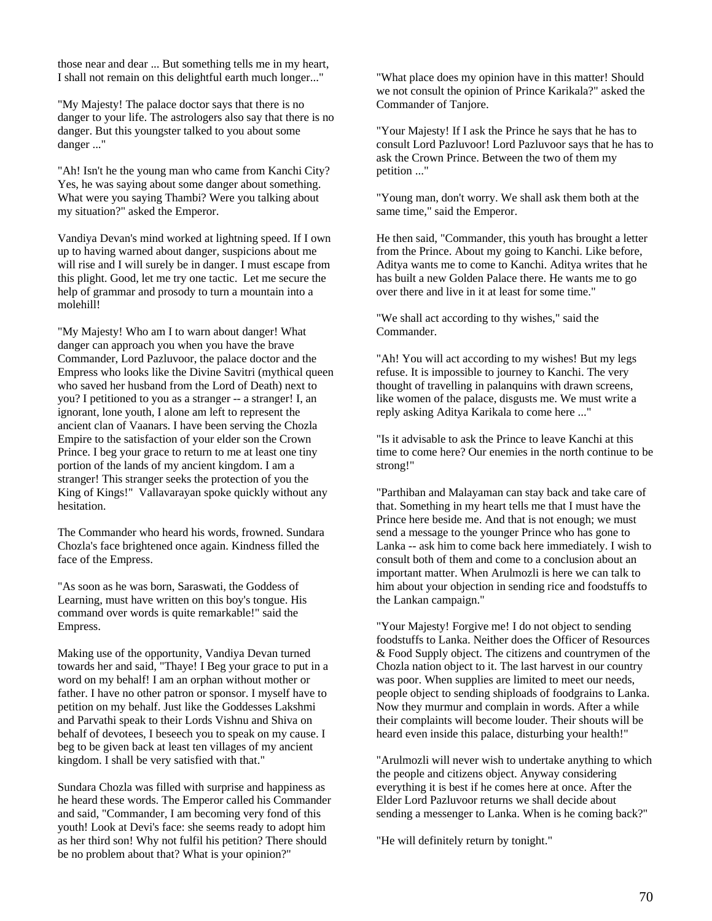those near and dear ... But something tells me in my heart, I shall not remain on this delightful earth much longer..."

"My Majesty! The palace doctor says that there is no danger to your life. The astrologers also say that there is no danger. But this youngster talked to you about some danger ..."

"Ah! Isn't he the young man who came from Kanchi City? Yes, he was saying about some danger about something. What were you saying Thambi? Were you talking about my situation?" asked the Emperor.

Vandiya Devan's mind worked at lightning speed. If I own up to having warned about danger, suspicions about me will rise and I will surely be in danger. I must escape from this plight. Good, let me try one tactic. Let me secure the help of grammar and prosody to turn a mountain into a molehill!

"My Majesty! Who am I to warn about danger! What danger can approach you when you have the brave Commander, Lord Pazluvoor, the palace doctor and the Empress who looks like the Divine Savitri (mythical queen who saved her husband from the Lord of Death) next to you? I petitioned to you as a stranger -- a stranger! I, an ignorant, lone youth, I alone am left to represent the ancient clan of Vaanars. I have been serving the Chozla Empire to the satisfaction of your elder son the Crown Prince. I beg your grace to return to me at least one tiny portion of the lands of my ancient kingdom. I am a stranger! This stranger seeks the protection of you the King of Kings!" Vallavarayan spoke quickly without any hesitation.

The Commander who heard his words, frowned. Sundara Chozla's face brightened once again. Kindness filled the face of the Empress.

"As soon as he was born, Saraswati, the Goddess of Learning, must have written on this boy's tongue. His command over words is quite remarkable!" said the Empress.

Making use of the opportunity, Vandiya Devan turned towards her and said, "Thaye! I Beg your grace to put in a word on my behalf! I am an orphan without mother or father. I have no other patron or sponsor. I myself have to petition on my behalf. Just like the Goddesses Lakshmi and Parvathi speak to their Lords Vishnu and Shiva on behalf of devotees, I beseech you to speak on my cause. I beg to be given back at least ten villages of my ancient kingdom. I shall be very satisfied with that."

Sundara Chozla was filled with surprise and happiness as he heard these words. The Emperor called his Commander and said, "Commander, I am becoming very fond of this youth! Look at Devi's face: she seems ready to adopt him as her third son! Why not fulfil his petition? There should be no problem about that? What is your opinion?"

"What place does my opinion have in this matter! Should we not consult the opinion of Prince Karikala?" asked the Commander of Tanjore.

"Your Majesty! If I ask the Prince he says that he has to consult Lord Pazluvoor! Lord Pazluvoor says that he has to ask the Crown Prince. Between the two of them my petition ..."

"Young man, don't worry. We shall ask them both at the same time," said the Emperor.

He then said, "Commander, this youth has brought a letter from the Prince. About my going to Kanchi. Like before, Aditya wants me to come to Kanchi. Aditya writes that he has built a new Golden Palace there. He wants me to go over there and live in it at least for some time."

"We shall act according to thy wishes," said the Commander.

"Ah! You will act according to my wishes! But my legs refuse. It is impossible to journey to Kanchi. The very thought of travelling in palanquins with drawn screens, like women of the palace, disgusts me. We must write a reply asking Aditya Karikala to come here ..."

"Is it advisable to ask the Prince to leave Kanchi at this time to come here? Our enemies in the north continue to be strong!"

"Parthiban and Malayaman can stay back and take care of that. Something in my heart tells me that I must have the Prince here beside me. And that is not enough; we must send a message to the younger Prince who has gone to Lanka -- ask him to come back here immediately. I wish to consult both of them and come to a conclusion about an important matter. When Arulmozli is here we can talk to him about your objection in sending rice and foodstuffs to the Lankan campaign."

"Your Majesty! Forgive me! I do not object to sending foodstuffs to Lanka. Neither does the Officer of Resources & Food Supply object. The citizens and countrymen of the Chozla nation object to it. The last harvest in our country was poor. When supplies are limited to meet our needs, people object to sending shiploads of foodgrains to Lanka. Now they murmur and complain in words. After a while their complaints will become louder. Their shouts will be heard even inside this palace, disturbing your health!"

"Arulmozli will never wish to undertake anything to which the people and citizens object. Anyway considering everything it is best if he comes here at once. After the Elder Lord Pazluvoor returns we shall decide about sending a messenger to Lanka. When is he coming back?"

"He will definitely return by tonight."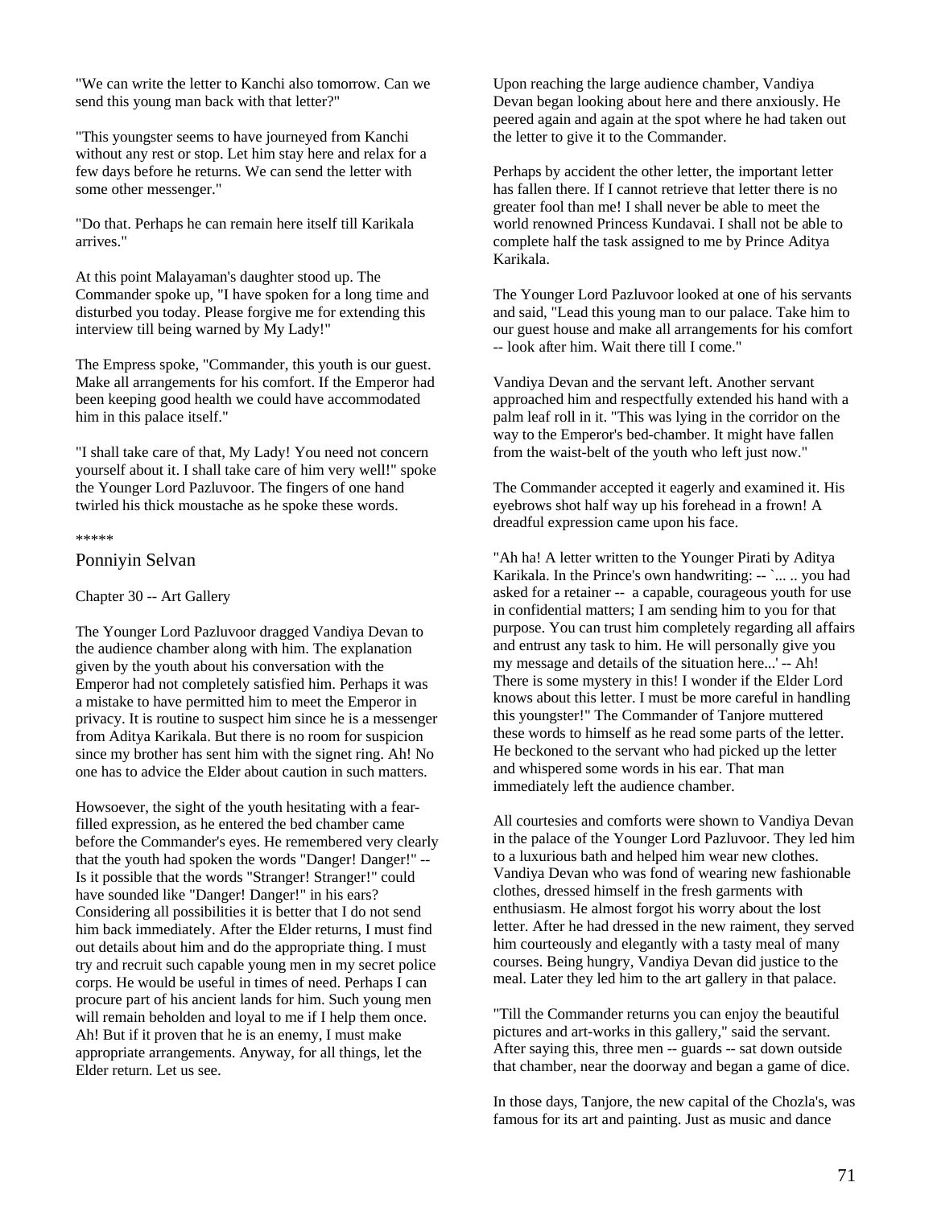"We can write the letter to Kanchi also tomorrow. Can we send this young man back with that letter?"

"This youngster seems to have journeyed from Kanchi without any rest or stop. Let him stay here and relax for a few days before he returns. We can send the letter with some other messenger."

"Do that. Perhaps he can remain here itself till Karikala arrives."

At this point Malayaman's daughter stood up. The Commander spoke up, "I have spoken for a long time and disturbed you today. Please forgive me for extending this interview till being warned by My Lady!"

The Empress spoke, "Commander, this youth is our guest. Make all arrangements for his comfort. If the Emperor had been keeping good health we could have accommodated him in this palace itself."

"I shall take care of that, My Lady! You need not concern yourself about it. I shall take care of him very well!" spoke the Younger Lord Pazluvoor. The fingers of one hand twirled his thick moustache as he spoke these words.

*****

## Ponniyin Selvan

### Chapter 30 -- Art Gallery

The Younger Lord Pazluvoor dragged Vandiya Devan to the audience chamber along with him. The explanation given by the youth about his conversation with the Emperor had not completely satisfied him. Perhaps it was a mistake to have permitted him to meet the Emperor in privacy. It is routine to suspect him since he is a messenger from Aditya Karikala. But there is no room for suspicion since my brother has sent him with the signet ring. Ah! No one has to advice the Elder about caution in such matters.

Howsoever, the sight of the youth hesitating with a fear-filled expression, as he entered the bed chamber came before the Commander's eyes. He remembered very clearly that the youth had spoken the words "Danger! Danger!" -- Is it possible that the words "Stranger! Stranger!" could have sounded like "Danger! Danger!" in his ears? Considering all possibilities it is better that I do not send him back immediately. After the Elder returns, I must find out details about him and do the appropriate thing. I must try and recruit such capable young men in my secret police corps. He would be useful in times of need. Perhaps I can procure part of his ancient lands for him. Such young men will remain beholden and loyal to me if I help them once. Ah! But if it proven that he is an enemy, I must make appropriate arrangements. Anyway, for all things, let the Elder return. Let us see.

Upon reaching the large audience chamber, Vandiya Devan began looking about here and there anxiously. He peered again and again at the spot where he had taken out the letter to give it to the Commander.

Perhaps by accident the other letter, the important letter has fallen there. If I cannot retrieve that letter there is no greater fool than me! I shall never be able to meet the world renowned Princess Kundavai. I shall not be able to complete half the task assigned to me by Prince Aditya Karikala.

The Younger Lord Pazluvoor looked at one of his servants and said, "Lead this young man to our palace. Take him to our guest house and make all arrangements for his comfort -- look after him. Wait there till I come."

Vandiya Devan and the servant left. Another servant approached him and respectfully extended his hand with a palm leaf roll in it. "This was lying in the corridor on the way to the Emperor's bed-chamber. It might have fallen from the waist-belt of the youth who left just now."

The Commander accepted it eagerly and examined it. His eyebrows shot half way up his forehead in a frown! A dreadful expression came upon his face.

"Ah ha! A letter written to the Younger Pirati by Aditya Karikala. In the Prince's own handwriting: -- `... .. you had asked for a retainer -- a capable, courageous youth for use in confidential matters; I am sending him to you for that purpose. You can trust him completely regarding all affairs and entrust any task to him. He will personally give you my message and details of the situation here...' -- Ah! There is some mystery in this! I wonder if the Elder Lord knows about this letter. I must be more careful in handling this youngster!" The Commander of Tanjore muttered these words to himself as he read some parts of the letter. He beckoned to the servant who had picked up the letter and whispered some words in his ear. That man immediately left the audience chamber.

All courtesies and comforts were shown to Vandiya Devan in the palace of the Younger Lord Pazluvoor. They led him to a luxurious bath and helped him wear new clothes. Vandiya Devan who was fond of wearing new fashionable clothes, dressed himself in the fresh garments with enthusiasm. He almost forgot his worry about the lost letter. After he had dressed in the new raiment, they served him courteously and elegantly with a tasty meal of many courses. Being hungry, Vandiya Devan did justice to the meal. Later they led him to the art gallery in that palace.

"Till the Commander returns you can enjoy the beautiful pictures and art-works in this gallery," said the servant. After saying this, three men -- guards -- sat down outside that chamber, near the doorway and began a game of dice.

In those days, Tanjore, the new capital of the Chozla's, was famous for its art and painting. Just as music and dance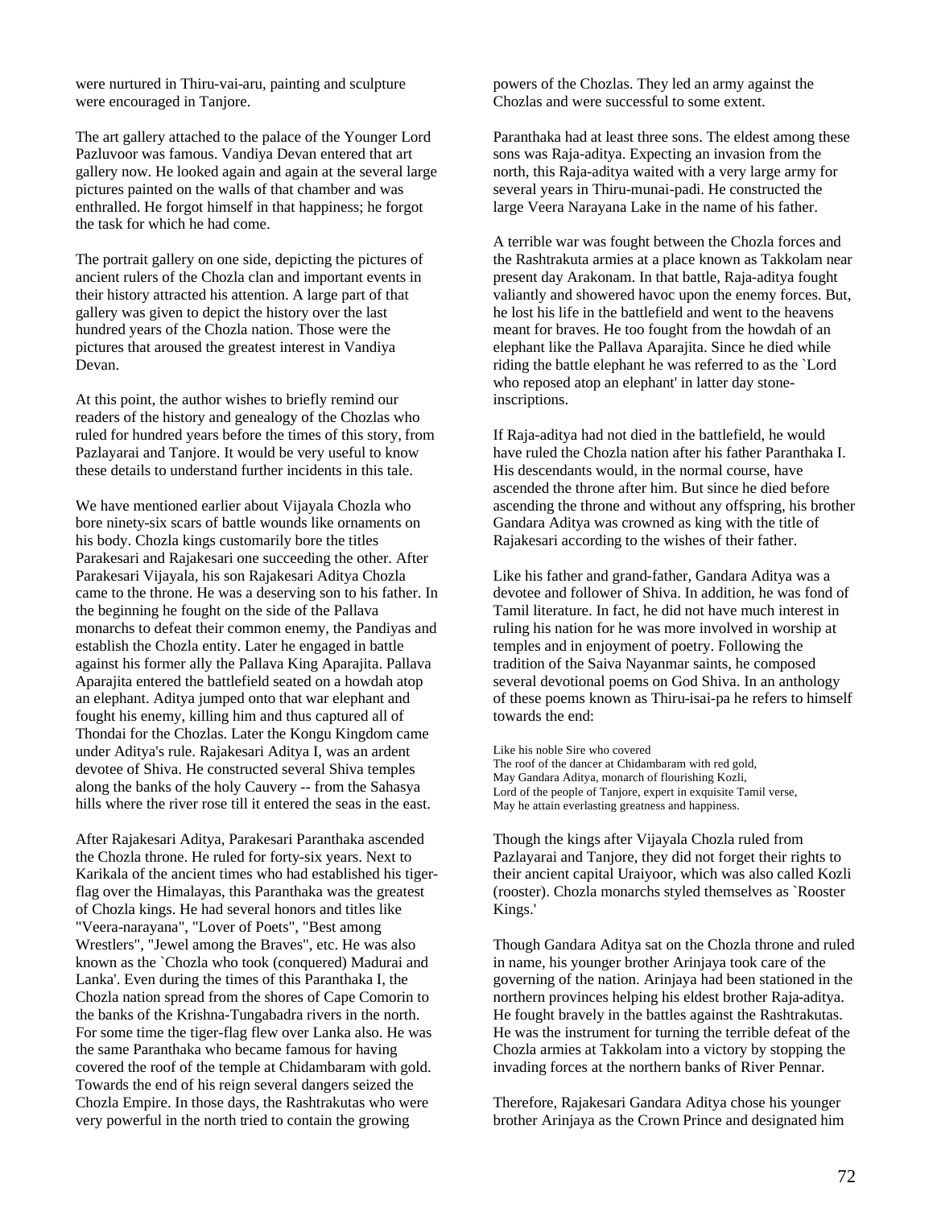were nurtured in Thiru-vai-aru, painting and sculpture were encouraged in Tanjore.

The art gallery attached to the palace of the Younger Lord Pazluvoor was famous. Vandiya Devan entered that art gallery now. He looked again and again at the several large pictures painted on the walls of that chamber and was enthralled. He forgot himself in that happiness; he forgot the task for which he had come.

The portrait gallery on one side, depicting the pictures of ancient rulers of the Chozla clan and important events in their history attracted his attention. A large part of that gallery was given to depict the history over the last hundred years of the Chozla nation. Those were the pictures that aroused the greatest interest in Vandiya Devan.

At this point, the author wishes to briefly remind our readers of the history and genealogy of the Chozlas who ruled for hundred years before the times of this story, from Pazlayarai and Tanjore. It would be very useful to know these details to understand further incidents in this tale.

We have mentioned earlier about Vijayala Chozla who bore ninety-six scars of battle wounds like ornaments on his body. Chozla kings customarily bore the titles Parakesari and Rajakesari one succeeding the other. After Parakesari Vijayala, his son Rajakesari Aditya Chozla came to the throne. He was a deserving son to his father. In the beginning he fought on the side of the Pallava monarchs to defeat their common enemy, the Pandiyas and establish the Chozla entity. Later he engaged in battle against his former ally the Pallava King Aparajita. Pallava Aparajita entered the battlefield seated on a howdah atop an elephant. Aditya jumped onto that war elephant and fought his enemy, killing him and thus captured all of Thondai for the Chozlas. Later the Kongu Kingdom came under Aditya's rule. Rajakesari Aditya I, was an ardent devotee of Shiva. He constructed several Shiva temples along the banks of the holy Cauvery -- from the Sahasya hills where the river rose till it entered the seas in the east.

After Rajakesari Aditya, Parakesari Paranthaka ascended the Chozla throne. He ruled for forty-six years. Next to Karikala of the ancient times who had established his tiger-flag over the Himalayas, this Paranthaka was the greatest of Chozla kings. He had several honors and titles like "Veera-narayana", "Lover of Poets", "Best among Wrestlers", "Jewel among the Braves", etc. He was also known as the `Chozla who took (conquered) Madurai and Lanka'. Even during the times of this Paranthaka I, the Chozla nation spread from the shores of Cape Comorin to the banks of the Krishna-Tungabadra rivers in the north. For some time the tiger-flag flew over Lanka also. He was the same Paranthaka who became famous for having covered the roof of the temple at Chidambaram with gold. Towards the end of his reign several dangers seized the Chozla Empire. In those days, the Rashtrakutas who were very powerful in the north tried to contain the growing powers of the Chozlas. They led an army against the Chozlas and were successful to some extent.

Paranthaka had at least three sons. The eldest among these sons was Raja-aditya. Expecting an invasion from the north, this Raja-aditya waited with a very large army for several years in Thiru-munai-padi. He constructed the large Veera Narayana Lake in the name of his father.

A terrible war was fought between the Chozla forces and the Rashtrakuta armies at a place known as Takkolam near present day Arakonam. In that battle, Raja-aditya fought valiantly and showered havoc upon the enemy forces. But, he lost his life in the battlefield and went to the heavens meant for braves. He too fought from the howdah of an elephant like the Pallava Aparajita. Since he died while riding the battle elephant he was referred to as the `Lord who reposed atop an elephant' in latter day stone-inscriptions.

If Raja-aditya had not died in the battlefield, he would have ruled the Chozla nation after his father Paranthaka I. His descendants would, in the normal course, have ascended the throne after him. But since he died before ascending the throne and without any offspring, his brother Gandara Aditya was crowned as king with the title of Rajakesari according to the wishes of their father.

Like his father and grand-father, Gandara Aditya was a devotee and follower of Shiva. In addition, he was fond of Tamil literature. In fact, he did not have much interest in ruling his nation for he was more involved in worship at temples and in enjoyment of poetry. Following the tradition of the Saiva Nayanmar saints, he composed several devotional poems on God Shiva. In an anthology of these poems known as Thiru-isai-pa he refers to himself towards the end:

> Like his noble Sire who covered
> The roof of the dancer at Chidambaram with red gold,
> May Gandara Aditya, monarch of flourishing Kozli,
> Lord of the people of Tanjore, expert in exquisite Tamil verse,
> May he attain everlasting greatness and happiness.

Though the kings after Vijayala Chozla ruled from Pazlayarai and Tanjore, they did not forget their rights to their ancient capital Uraiyoor, which was also called Kozli (rooster). Chozla monarchs styled themselves as `Rooster Kings.'

Though Gandara Aditya sat on the Chozla throne and ruled in name, his younger brother Arinjaya took care of the governing of the nation. Arinjaya had been stationed in the northern provinces helping his eldest brother Raja-aditya. He fought bravely in the battles against the Rashtrakutas. He was the instrument for turning the terrible defeat of the Chozla armies at Takkolam into a victory by stopping the invading forces at the northern banks of River Pennar.

Therefore, Rajakesari Gandara Aditya chose his younger brother Arinjaya as the Crown Prince and designated him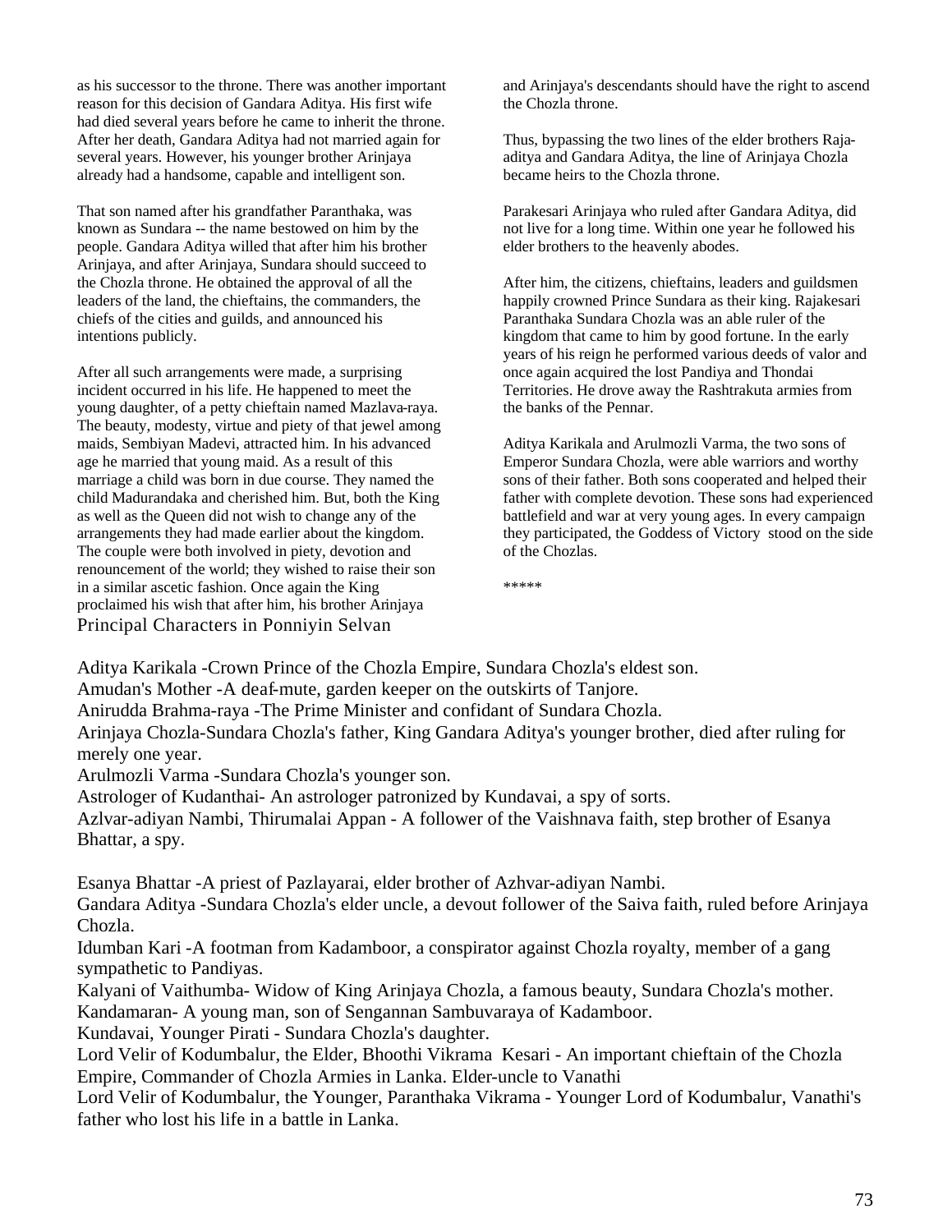as his successor to the throne. There was another important reason for this decision of Gandara Aditya. His first wife had died several years before he came to inherit the throne. After her death, Gandara Aditya had not married again for several years. However, his younger brother Arinjaya already had a handsome, capable and intelligent son.

That son named after his grandfather Paranthaka, was known as Sundara -- the name bestowed on him by the people. Gandara Aditya willed that after him his brother Arinjaya, and after Arinjaya, Sundara should succeed to the Chozla throne. He obtained the approval of all the leaders of the land, the chieftains, the commanders, the chiefs of the cities and guilds, and announced his intentions publicly.

After all such arrangements were made, a surprising incident occurred in his life. He happened to meet the young daughter, of a petty chieftain named Mazlava-raya. The beauty, modesty, virtue and piety of that jewel among maids, Sembiyan Madevi, attracted him. In his advanced age he married that young maid. As a result of this marriage a child was born in due course. They named the child Madurandaka and cherished him. But, both the King as well as the Queen did not wish to change any of the arrangements they had made earlier about the kingdom. The couple were both involved in piety, devotion and renouncement of the world; they wished to raise their son in a similar ascetic fashion. Once again the King proclaimed his wish that after him, his brother Arinjaya and Arinjaya's descendants should have the right to ascend the Chozla throne.

Thus, bypassing the two lines of the elder brothers Raja-aditya and Gandara Aditya, the line of Arinjaya Chozla became heirs to the Chozla throne.

Parakesari Arinjaya who ruled after Gandara Aditya, did not live for a long time. Within one year he followed his elder brothers to the heavenly abodes.

After him, the citizens, chieftains, leaders and guildsmen happily crowned Prince Sundara as their king. Rajakesari Paranthaka Sundara Chozla was an able ruler of the kingdom that came to him by good fortune. In the early years of his reign he performed various deeds of valor and once again acquired the lost Pandiya and Thondai Territories. He drove away the Rashtrakuta armies from the banks of the Pennar.

Aditya Karikala and Arulmozli Varma, the two sons of Emperor Sundara Chozla, were able warriors and worthy sons of their father. Both sons cooperated and helped their father with complete devotion. These sons had experienced battlefield and war at very young ages. In every campaign they participated, the Goddess of Victory stood on the side of the Chozlas.

*****

## Principal Characters in Ponniyin Selvan

Aditya Karikala -Crown Prince of the Chozla Empire, Sundara Chozla's eldest son.
Amudan's Mother -A deaf-mute, garden keeper on the outskirts of Tanjore.
Anirudda Brahma-raya -The Prime Minister and confidant of Sundara Chozla.
Arinjaya Chozla-Sundara Chozla's father, King Gandara Aditya's younger brother, died after ruling for merely one year.
Arulmozli Varma -Sundara Chozla's younger son.
Astrologer of Kudanthai- An astrologer patronized by Kundavai, a spy of sorts.
Azlvar-adiyan Nambi, Thirumalai Appan - A follower of the Vaishnava faith, step brother of Esanya Bhattar, a spy.

Esanya Bhattar -A priest of Pazlayarai, elder brother of Azhvar-adiyan Nambi.
Gandara Aditya -Sundara Chozla's elder uncle, a devout follower of the Saiva faith, ruled before Arinjaya Chozla.
Idumban Kari -A footman from Kadamboor, a conspirator against Chozla royalty, member of a gang sympathetic to Pandiyas.
Kalyani of Vaithumba- Widow of King Arinjaya Chozla, a famous beauty, Sundara Chozla's mother.
Kandamaran- A young man, son of Sengannan Sambuvaraya of Kadamboor.
Kundavai, Younger Pirati - Sundara Chozla's daughter.
Lord Velir of Kodumbalur, the Elder, Bhoothi Vikrama Kesari - An important chieftain of the Chozla Empire, Commander of Chozla Armies in Lanka. Elder-uncle to Vanathi
Lord Velir of Kodumbalur, the Younger, Paranthaka Vikrama - Younger Lord of Kodumbalur, Vanathi's father who lost his life in a battle in Lanka.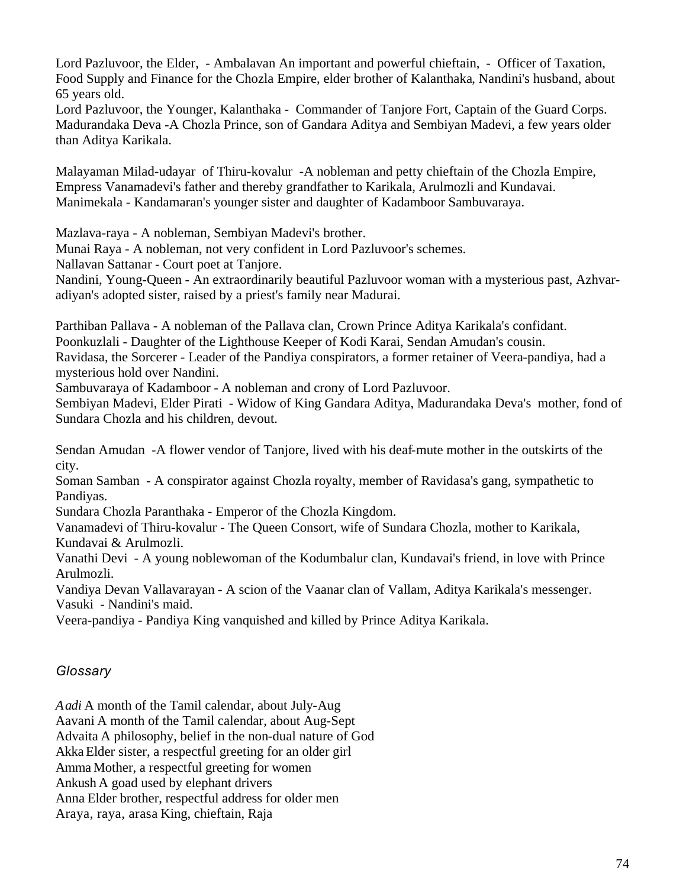Lord Pazluvoor, the Elder, - Ambalavan An important and powerful chieftain, - Officer of Taxation, Food Supply and Finance for the Chozla Empire, elder brother of Kalanthaka, Nandini's husband, about 65 years old.
Lord Pazluvoor, the Younger, Kalanthaka - Commander of Tanjore Fort, Captain of the Guard Corps.
Madurandaka Deva -A Chozla Prince, son of Gandara Aditya and Sembiyan Madevi, a few years older than Aditya Karikala.

Malayaman Milad-udayar of Thiru-kovalur -A nobleman and petty chieftain of the Chozla Empire, Empress Vanamadevi's father and thereby grandfather to Karikala, Arulmozli and Kundavai.
Manimekala - Kandamaran's younger sister and daughter of Kadamboor Sambuvaraya.

Mazlava-raya - A nobleman, Sembiyan Madevi's brother.
Munai Raya - A nobleman, not very confident in Lord Pazluvoor's schemes.
Nallavan Sattanar - Court poet at Tanjore.
Nandini, Young-Queen - An extraordinarily beautiful Pazluvoor woman with a mysterious past, Azhvar-adiyan's adopted sister, raised by a priest's family near Madurai.

Parthiban Pallava - A nobleman of the Pallava clan, Crown Prince Aditya Karikala's confidant.
Poonkuzlali - Daughter of the Lighthouse Keeper of Kodi Karai, Sendan Amudan's cousin.
Ravidasa, the Sorcerer - Leader of the Pandiya conspirators, a former retainer of Veera-pandiya, had a mysterious hold over Nandini.
Sambuvaraya of Kadamboor - A nobleman and crony of Lord Pazluvoor.
Sembiyan Madevi, Elder Pirati - Widow of King Gandara Aditya, Madurandaka Deva's mother, fond of Sundara Chozla and his children, devout.

Sendan Amudan -A flower vendor of Tanjore, lived with his deaf-mute mother in the outskirts of the city.
Soman Samban - A conspirator against Chozla royalty, member of Ravidasa's gang, sympathetic to Pandiyas.
Sundara Chozla Paranthaka - Emperor of the Chozla Kingdom.
Vanamadevi of Thiru-kovalur - The Queen Consort, wife of Sundara Chozla, mother to Karikala, Kundavai & Arulmozli.
Vanathi Devi - A young noblewoman of the Kodumbalur clan, Kundavai's friend, in love with Prince Arulmozli.
Vandiya Devan Vallavarayan - A scion of the Vaanar clan of Vallam, Aditya Karikala's messenger.
Vasuki - Nandini's maid.
Veera-pandiya - Pandiya King vanquished and killed by Prince Aditya Karikala.

## *Glossary*

*Aadi* A month of the Tamil calendar, about July-Aug
Aavani A month of the Tamil calendar, about Aug-Sept
Advaita A philosophy, belief in the non-dual nature of God
Akka Elder sister, a respectful greeting for an older girl
Amma Mother, a respectful greeting for women
Ankush A goad used by elephant drivers
Anna Elder brother, respectful address for older men
Araya, raya, arasa King, chieftain, Raja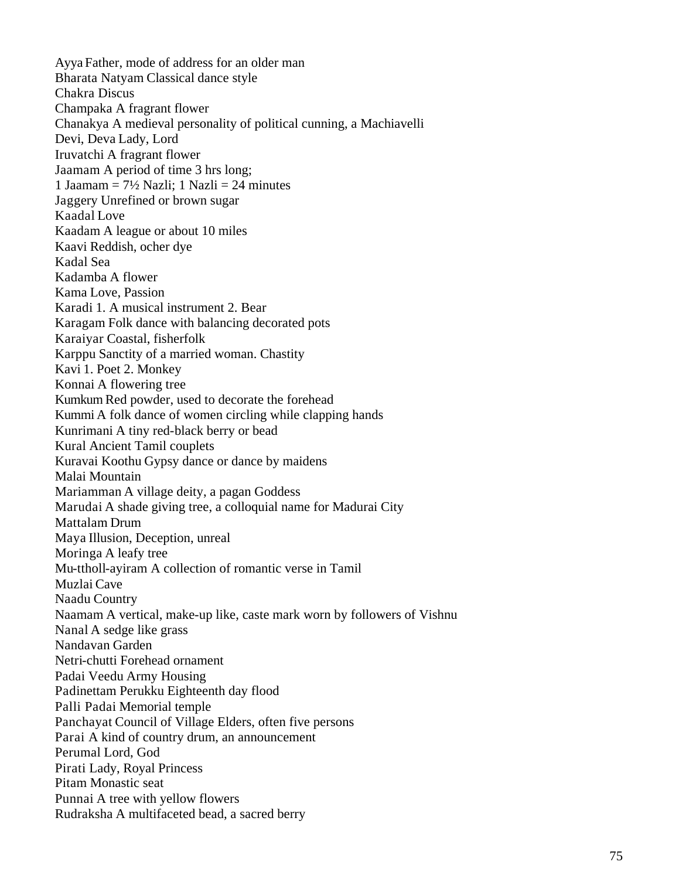Ayya Father, mode of address for an older man
Bharata Natyam Classical dance style
Chakra Discus
Champaka A fragrant flower
Chanakya A medieval personality of political cunning, a Machiavelli
Devi, Deva Lady, Lord
Iruvatchi A fragrant flower
Jaamam A period of time 3 hrs long;
1 Jaamam = 7½ Nazli; 1 Nazli = 24 minutes
Jaggery Unrefined or brown sugar
Kaadal Love
Kaadam A league or about 10 miles
Kaavi Reddish, ocher dye
Kadal Sea
Kadamba A flower
Kama Love, Passion
Karadi 1. A musical instrument 2. Bear
Karagam Folk dance with balancing decorated pots
Karaiyar Coastal, fisherfolk
Karppu Sanctity of a married woman. Chastity
Kavi 1. Poet 2. Monkey
Konnai A flowering tree
Kumkum Red powder, used to decorate the forehead
Kummi A folk dance of women circling while clapping hands
Kunrimani A tiny red-black berry or bead
Kural Ancient Tamil couplets
Kuravai Koothu Gypsy dance or dance by maidens
Malai Mountain
Mariamman A village deity, a pagan Goddess
Marudai A shade giving tree, a colloquial name for Madurai City
Mattalam Drum
Maya Illusion, Deception, unreal
Moringa A leafy tree
Mu-ttholl-ayiram A collection of romantic verse in Tamil
Muzlai Cave
Naadu Country
Naamam A vertical, make-up like, caste mark worn by followers of Vishnu
Nanal A sedge like grass
Nandavan Garden
Netri-chutti Forehead ornament
Padai Veedu Army Housing
Padinettam Perukku Eighteenth day flood
Palli Padai Memorial temple
Panchayat Council of Village Elders, often five persons
Parai A kind of country drum, an announcement
Perumal Lord, God
Pirati Lady, Royal Princess
Pitam Monastic seat
Punnai A tree with yellow flowers
Rudraksha A multifaceted bead, a sacred berry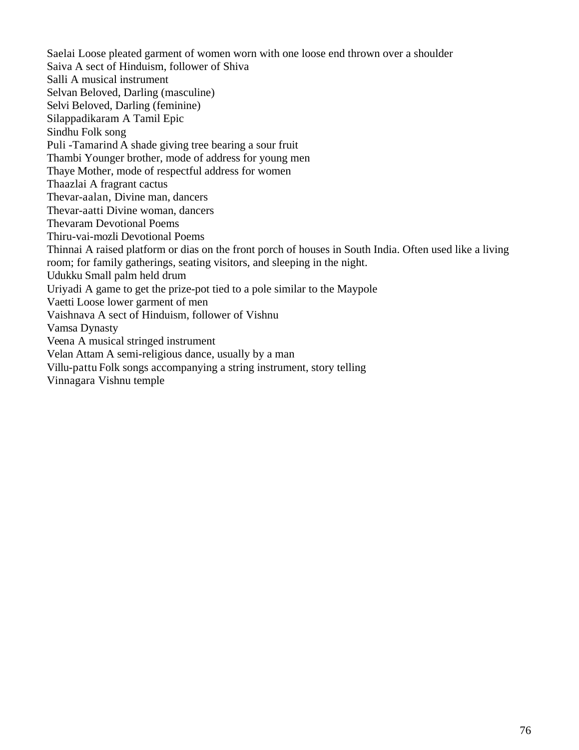Saelai Loose pleated garment of women worn with one loose end thrown over a shoulder
Saiva A sect of Hinduism, follower of Shiva
Salli A musical instrument
Selvan Beloved, Darling (masculine)
Selvi Beloved, Darling (feminine)
Silappadikaram A Tamil Epic
Sindhu Folk song
Puli -Tamarind A shade giving tree bearing a sour fruit
Thambi Younger brother, mode of address for young men
Thaye Mother, mode of respectful address for women
Thaazlai A fragrant cactus
Thevar-aalan, Divine man, dancers
Thevar-aatti Divine woman, dancers
Thevaram Devotional Poems
Thiru-vai-mozli Devotional Poems
Thinnai A raised platform or dias on the front porch of houses in South India. Often used like a living room; for family gatherings, seating visitors, and sleeping in the night.
Udukku Small palm held drum
Uriyadi A game to get the prize-pot tied to a pole similar to the Maypole
Vaetti Loose lower garment of men
Vaishnava A sect of Hinduism, follower of Vishnu
Vamsa Dynasty
Veena A musical stringed instrument
Velan Attam A semi-religious dance, usually by a man
Villu-pattu Folk songs accompanying a string instrument, story telling
Vinnagara Vishnu temple